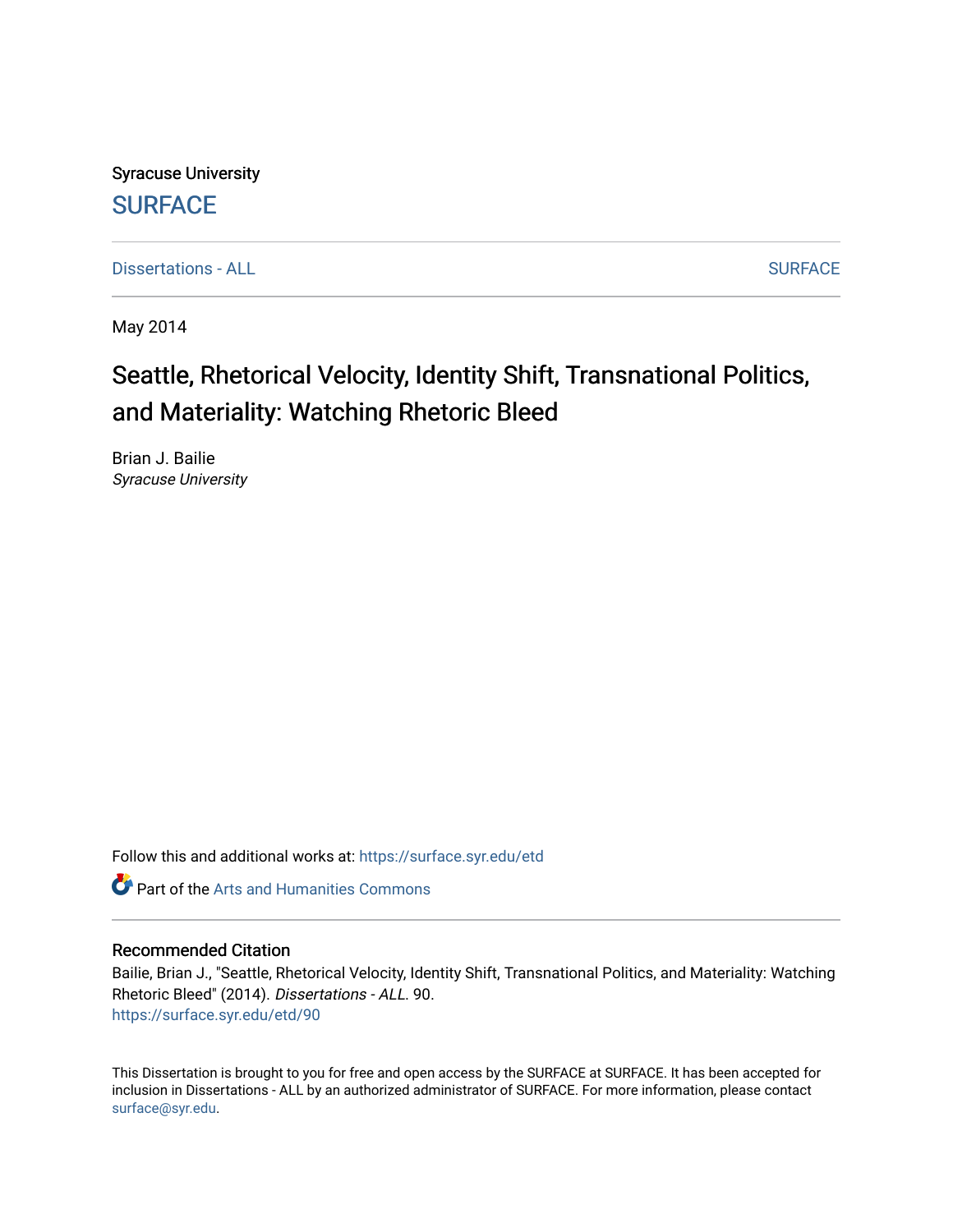Syracuse University

SURFACE

Dissertations - ALL SURFACE

May 2014

# Seattle, Rhetorical Velocity, Identity Shift, Transnational Politics, and Materiality: Watching Rhetoric Bleed

Brian J. Bailie
*Syracuse University*

Follow this and additional works at: https://surface.syr.edu/etd

Part of the Arts and Humanities Commons

## Recommended Citation

Bailie, Brian J., "Seattle, Rhetorical Velocity, Identity Shift, Transnational Politics, and Materiality: Watching Rhetoric Bleed" (2014). *Dissertations - ALL*. 90.
https://surface.syr.edu/etd/90

This Dissertation is brought to you for free and open access by the SURFACE at SURFACE. It has been accepted for inclusion in Dissertations - ALL by an authorized administrator of SURFACE. For more information, please contact surface@syr.edu.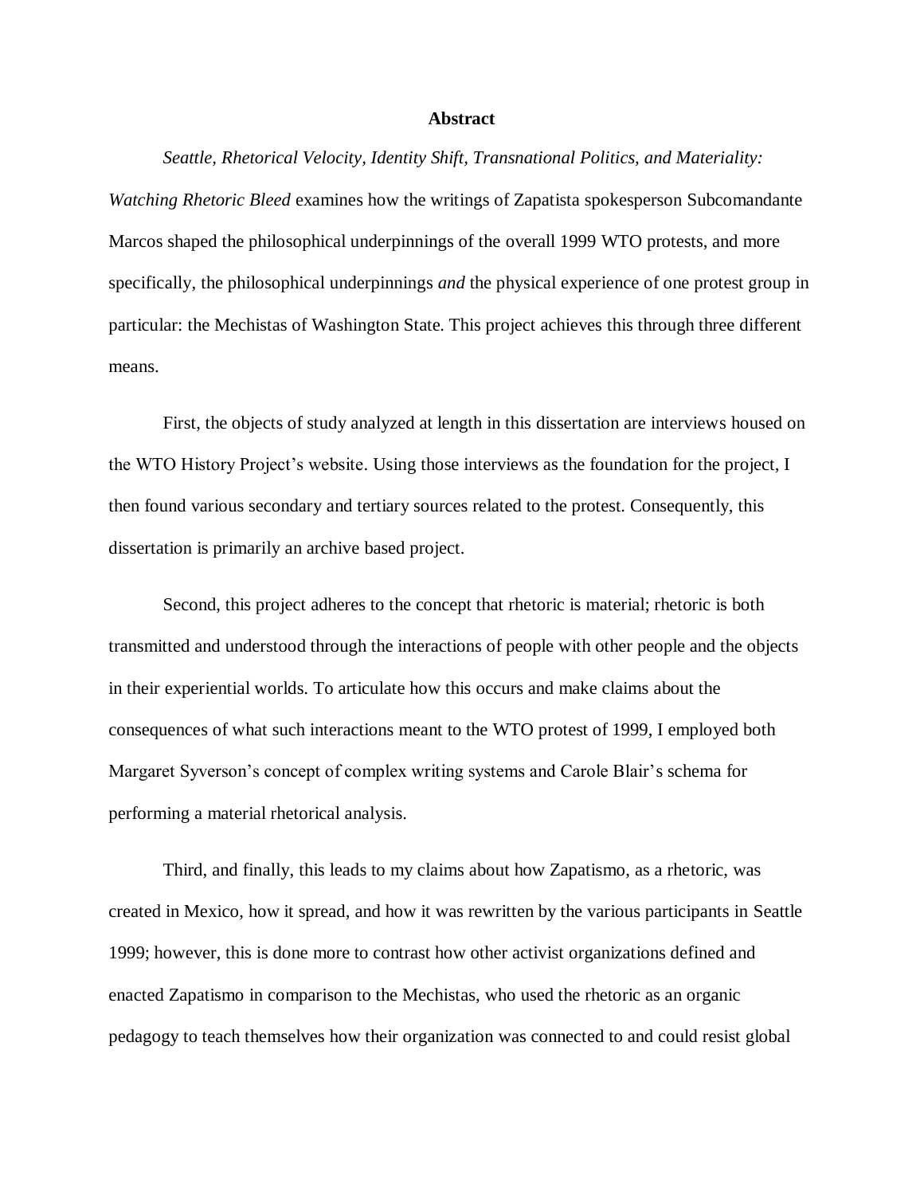**Abstract**

*Seattle, Rhetorical Velocity, Identity Shift, Transnational Politics, and Materiality: Watching Rhetoric Bleed* examines how the writings of Zapatista spokesperson Subcomandante Marcos shaped the philosophical underpinnings of the overall 1999 WTO protests, and more specifically, the philosophical underpinnings *and* the physical experience of one protest group in particular: the Mechistas of Washington State. This project achieves this through three different means.

First, the objects of study analyzed at length in this dissertation are interviews housed on the WTO History Project's website. Using those interviews as the foundation for the project, I then found various secondary and tertiary sources related to the protest. Consequently, this dissertation is primarily an archive based project.

Second, this project adheres to the concept that rhetoric is material; rhetoric is both transmitted and understood through the interactions of people with other people and the objects in their experiential worlds. To articulate how this occurs and make claims about the consequences of what such interactions meant to the WTO protest of 1999, I employed both Margaret Syverson's concept of complex writing systems and Carole Blair's schema for performing a material rhetorical analysis.

Third, and finally, this leads to my claims about how Zapatismo, as a rhetoric, was created in Mexico, how it spread, and how it was rewritten by the various participants in Seattle 1999; however, this is done more to contrast how other activist organizations defined and enacted Zapatismo in comparison to the Mechistas, who used the rhetoric as an organic pedagogy to teach themselves how their organization was connected to and could resist global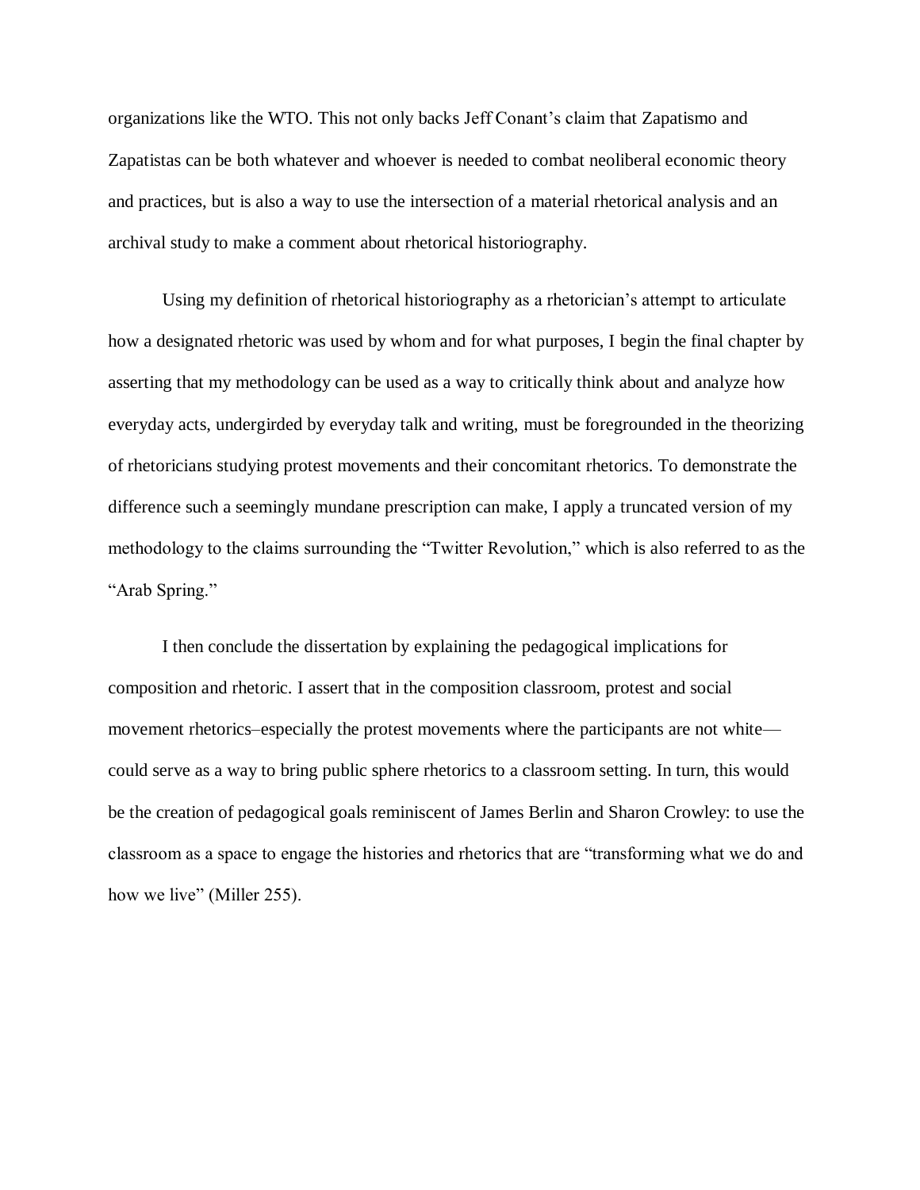organizations like the WTO. This not only backs Jeff Conant's claim that Zapatismo and Zapatistas can be both whatever and whoever is needed to combat neoliberal economic theory and practices, but is also a way to use the intersection of a material rhetorical analysis and an archival study to make a comment about rhetorical historiography.

Using my definition of rhetorical historiography as a rhetorician's attempt to articulate how a designated rhetoric was used by whom and for what purposes, I begin the final chapter by asserting that my methodology can be used as a way to critically think about and analyze how everyday acts, undergirded by everyday talk and writing, must be foregrounded in the theorizing of rhetoricians studying protest movements and their concomitant rhetorics. To demonstrate the difference such a seemingly mundane prescription can make, I apply a truncated version of my methodology to the claims surrounding the "Twitter Revolution," which is also referred to as the "Arab Spring."

I then conclude the dissertation by explaining the pedagogical implications for composition and rhetoric. I assert that in the composition classroom, protest and social movement rhetorics–especially the protest movements where the participants are not white—could serve as a way to bring public sphere rhetorics to a classroom setting. In turn, this would be the creation of pedagogical goals reminiscent of James Berlin and Sharon Crowley: to use the classroom as a space to engage the histories and rhetorics that are "transforming what we do and how we live" (Miller 255).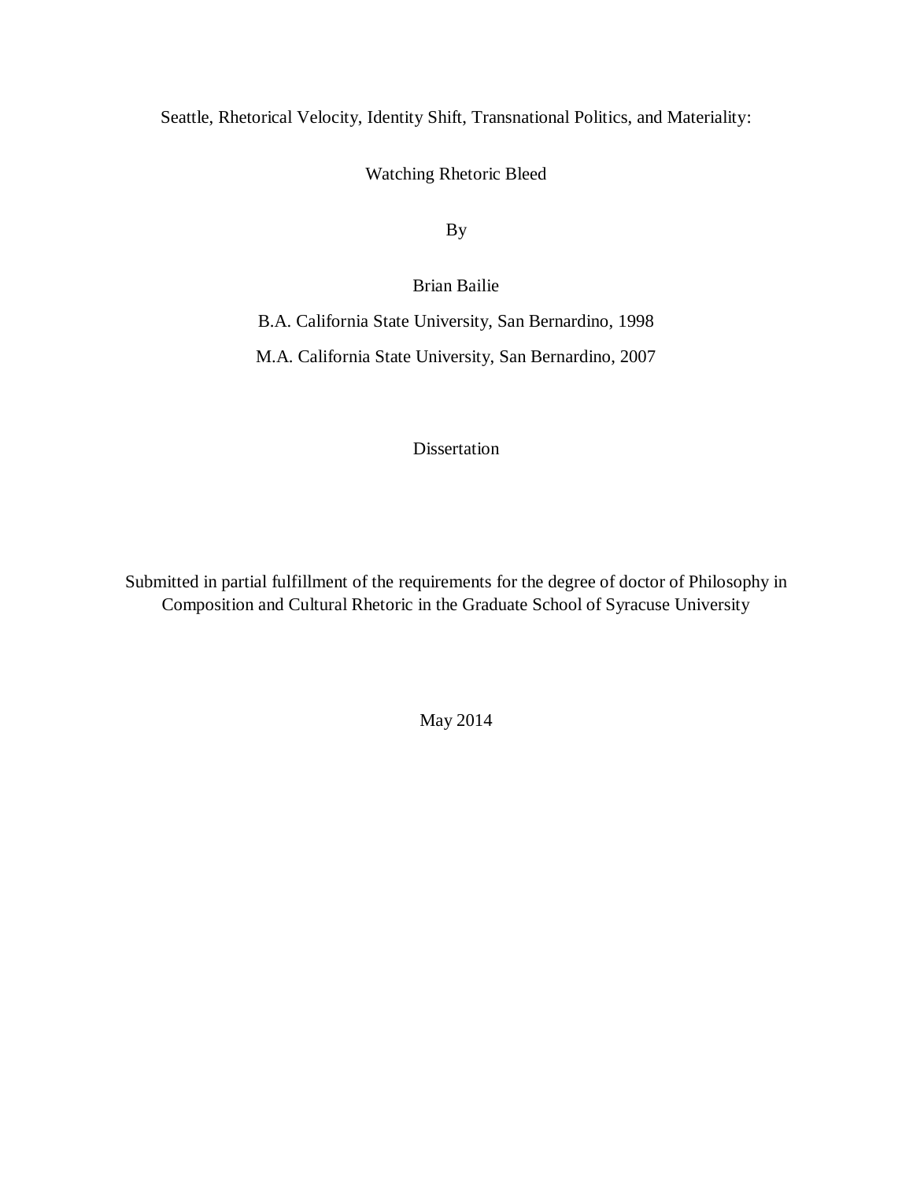Seattle, Rhetorical Velocity, Identity Shift, Transnational Politics, and Materiality:

Watching Rhetoric Bleed

By

Brian Bailie

B.A. California State University, San Bernardino, 1998

M.A. California State University, San Bernardino, 2007

Dissertation

Submitted in partial fulfillment of the requirements for the degree of doctor of Philosophy in Composition and Cultural Rhetoric in the Graduate School of Syracuse University

May 2014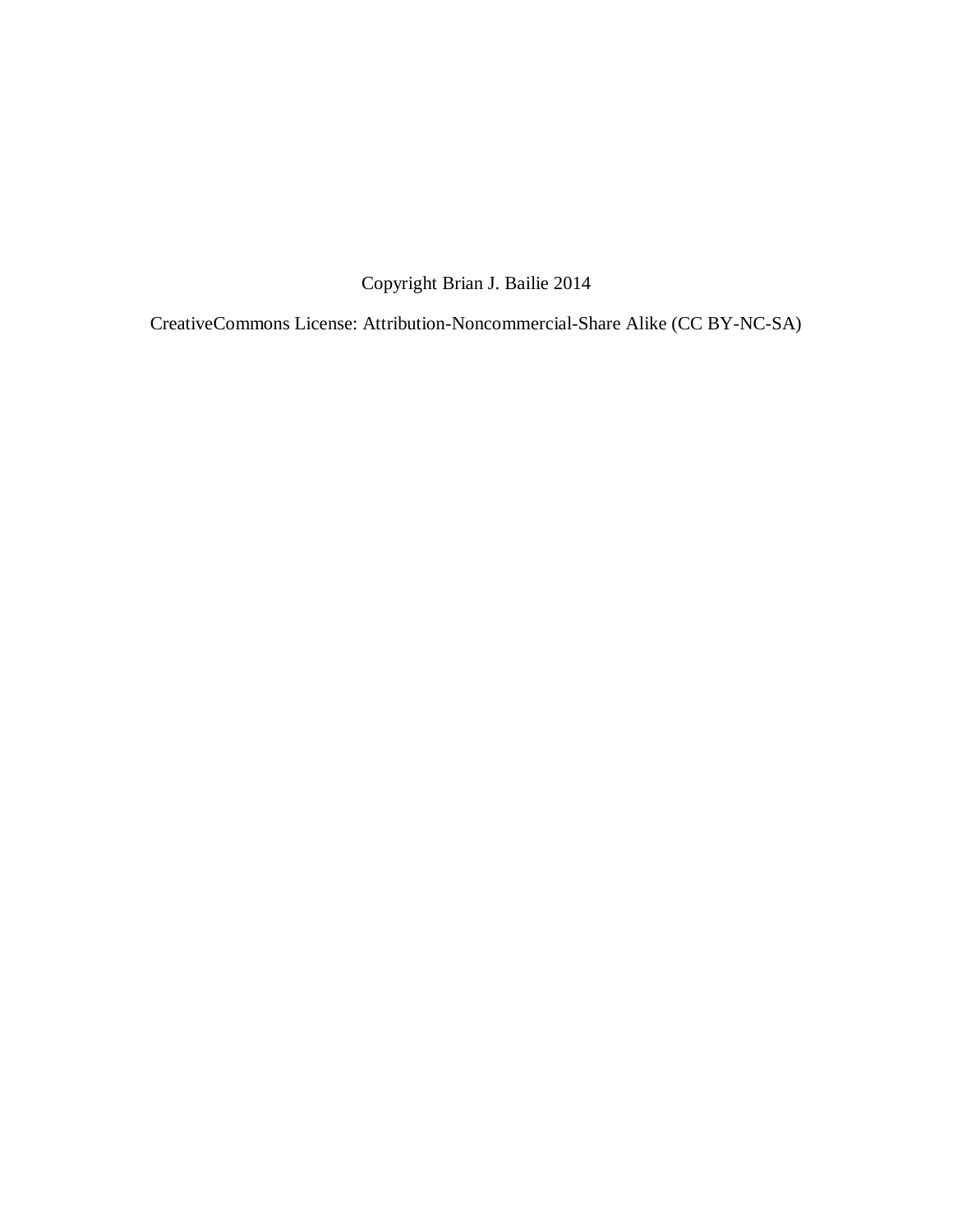Copyright Brian J. Bailie 2014

CreativeCommons License: Attribution-Noncommercial-Share Alike (CC BY-NC-SA)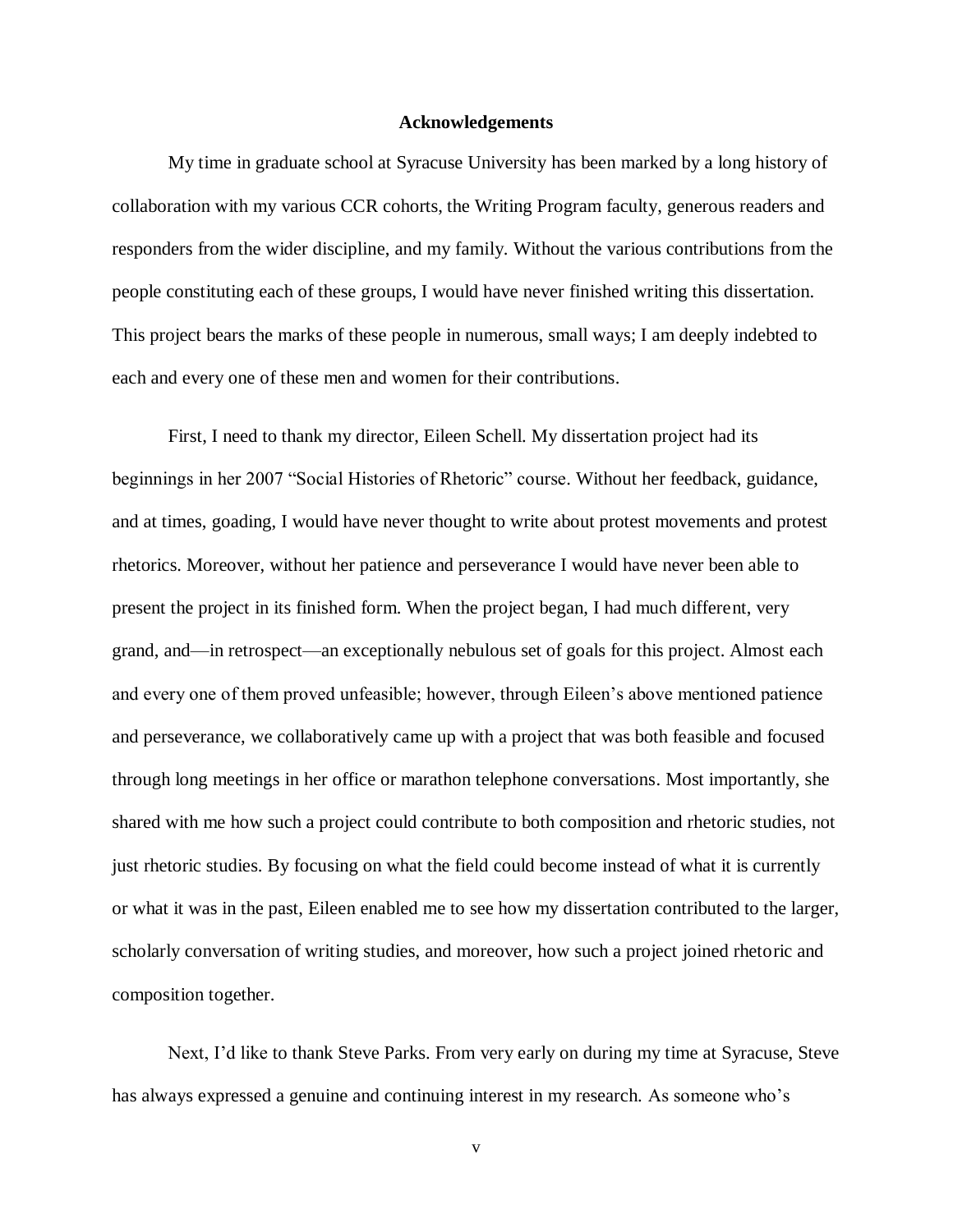## Acknowledgements

My time in graduate school at Syracuse University has been marked by a long history of collaboration with my various CCR cohorts, the Writing Program faculty, generous readers and responders from the wider discipline, and my family. Without the various contributions from the people constituting each of these groups, I would have never finished writing this dissertation. This project bears the marks of these people in numerous, small ways; I am deeply indebted to each and every one of these men and women for their contributions.

First, I need to thank my director, Eileen Schell. My dissertation project had its beginnings in her 2007 "Social Histories of Rhetoric" course. Without her feedback, guidance, and at times, goading, I would have never thought to write about protest movements and protest rhetorics. Moreover, without her patience and perseverance I would have never been able to present the project in its finished form. When the project began, I had much different, very grand, and—in retrospect—an exceptionally nebulous set of goals for this project. Almost each and every one of them proved unfeasible; however, through Eileen's above mentioned patience and perseverance, we collaboratively came up with a project that was both feasible and focused through long meetings in her office or marathon telephone conversations. Most importantly, she shared with me how such a project could contribute to both composition and rhetoric studies, not just rhetoric studies. By focusing on what the field could become instead of what it is currently or what it was in the past, Eileen enabled me to see how my dissertation contributed to the larger, scholarly conversation of writing studies, and moreover, how such a project joined rhetoric and composition together.

Next, I'd like to thank Steve Parks. From very early on during my time at Syracuse, Steve has always expressed a genuine and continuing interest in my research. As someone who's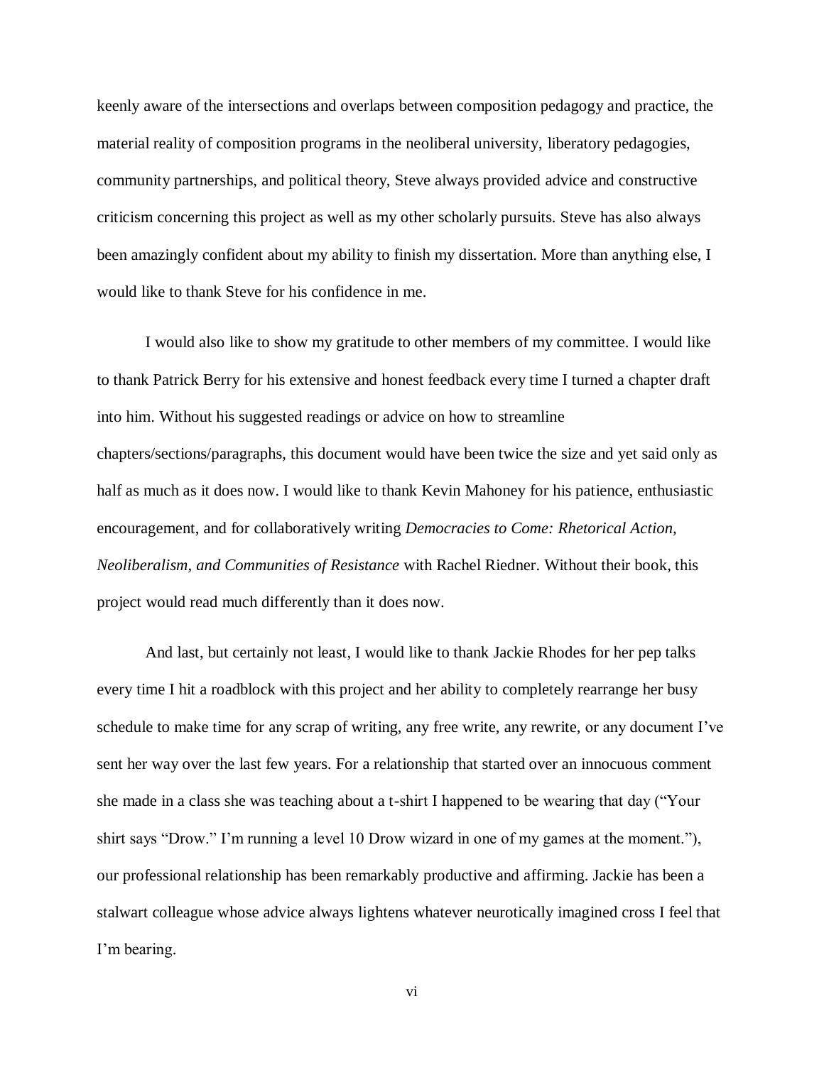keenly aware of the intersections and overlaps between composition pedagogy and practice, the material reality of composition programs in the neoliberal university, liberatory pedagogies, community partnerships, and political theory, Steve always provided advice and constructive criticism concerning this project as well as my other scholarly pursuits. Steve has also always been amazingly confident about my ability to finish my dissertation. More than anything else, I would like to thank Steve for his confidence in me.

I would also like to show my gratitude to other members of my committee. I would like to thank Patrick Berry for his extensive and honest feedback every time I turned a chapter draft into him. Without his suggested readings or advice on how to streamline chapters/sections/paragraphs, this document would have been twice the size and yet said only as half as much as it does now. I would like to thank Kevin Mahoney for his patience, enthusiastic encouragement, and for collaboratively writing *Democracies to Come: Rhetorical Action, Neoliberalism, and Communities of Resistance* with Rachel Riedner. Without their book, this project would read much differently than it does now.

And last, but certainly not least, I would like to thank Jackie Rhodes for her pep talks every time I hit a roadblock with this project and her ability to completely rearrange her busy schedule to make time for any scrap of writing, any free write, any rewrite, or any document I've sent her way over the last few years. For a relationship that started over an innocuous comment she made in a class she was teaching about a t-shirt I happened to be wearing that day ("Your shirt says "Drow." I'm running a level 10 Drow wizard in one of my games at the moment."), our professional relationship has been remarkably productive and affirming. Jackie has been a stalwart colleague whose advice always lightens whatever neurotically imagined cross I feel that I'm bearing.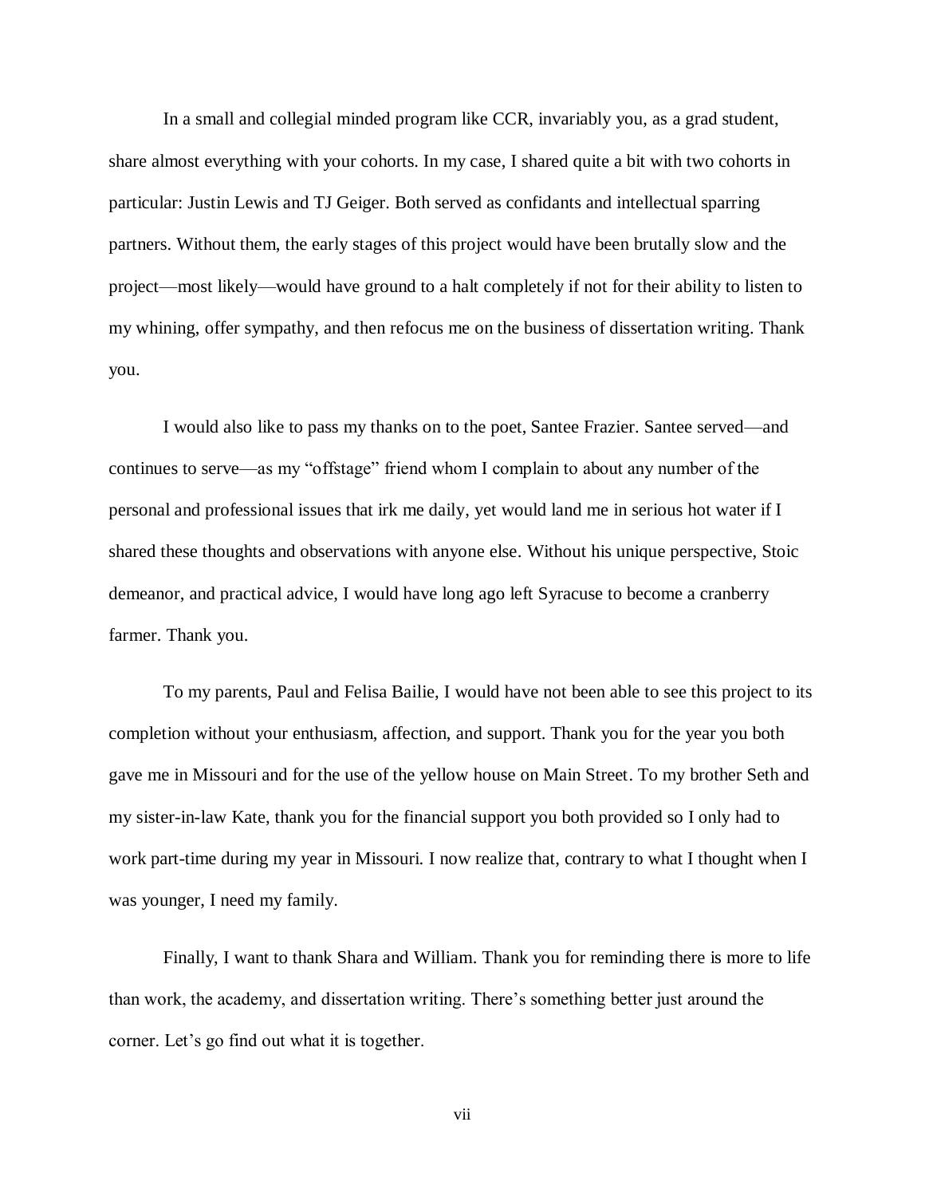In a small and collegial minded program like CCR, invariably you, as a grad student, share almost everything with your cohorts. In my case, I shared quite a bit with two cohorts in particular: Justin Lewis and TJ Geiger. Both served as confidants and intellectual sparring partners. Without them, the early stages of this project would have been brutally slow and the project—most likely—would have ground to a halt completely if not for their ability to listen to my whining, offer sympathy, and then refocus me on the business of dissertation writing. Thank you.

I would also like to pass my thanks on to the poet, Santee Frazier. Santee served—and continues to serve—as my "offstage" friend whom I complain to about any number of the personal and professional issues that irk me daily, yet would land me in serious hot water if I shared these thoughts and observations with anyone else. Without his unique perspective, Stoic demeanor, and practical advice, I would have long ago left Syracuse to become a cranberry farmer. Thank you.

To my parents, Paul and Felisa Bailie, I would have not been able to see this project to its completion without your enthusiasm, affection, and support. Thank you for the year you both gave me in Missouri and for the use of the yellow house on Main Street. To my brother Seth and my sister-in-law Kate, thank you for the financial support you both provided so I only had to work part-time during my year in Missouri. I now realize that, contrary to what I thought when I was younger, I need my family.

Finally, I want to thank Shara and William. Thank you for reminding there is more to life than work, the academy, and dissertation writing. There's something better just around the corner. Let's go find out what it is together.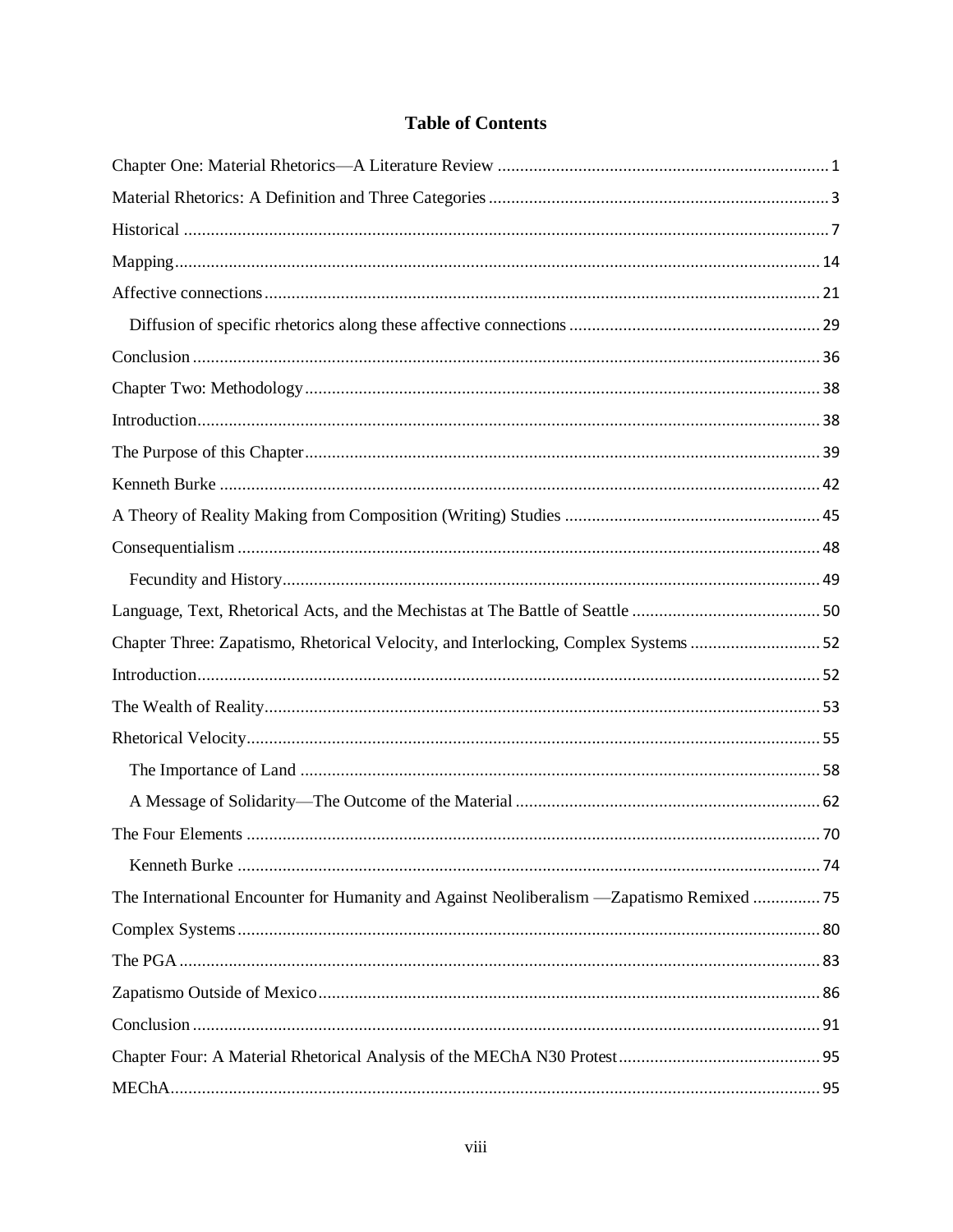# Table of Contents

Chapter One: Material Rhetorics—A Literature Review ........................................................................ 1

Material Rhetorics: A Definition and Three Categories .......................................................................... 3

Historical ............................................................................................................................................. 7

Mapping ............................................................................................................................................. 14

Affective connections ......................................................................................................................... 21

- Diffusion of specific rhetorics along these affective connections ...................................................... 29

Conclusion .......................................................................................................................................... 36

Chapter Two: Methodology ................................................................................................................. 38

Introduction ......................................................................................................................................... 38

The Purpose of this Chapter ................................................................................................................. 39

Kenneth Burke .................................................................................................................................... 42

A Theory of Reality Making from Composition (Writing) Studies ....................................................... 45

Consequentialism ................................................................................................................................ 48

- Fecundity and History ....................................................................................................................... 49

Language, Text, Rhetorical Acts, and the Mechistas at The Battle of Seattle ......................................... 50

Chapter Three: Zapatismo, Rhetorical Velocity, and Interlocking, Complex Systems ............................ 52

Introduction ......................................................................................................................................... 52

The Wealth of Reality .......................................................................................................................... 53

Rhetorical Velocity .............................................................................................................................. 55

- The Importance of Land .................................................................................................................... 58
- A Message of Solidarity—The Outcome of the Material ................................................................... 62

The Four Elements .............................................................................................................................. 70

- Kenneth Burke ................................................................................................................................. 74

The International Encounter for Humanity and Against Neoliberalism —Zapatismo Remixed ............... 75

Complex Systems ................................................................................................................................ 80

The PGA ............................................................................................................................................. 83

Zapatismo Outside of Mexico .............................................................................................................. 86

Conclusion .......................................................................................................................................... 91

Chapter Four: A Material Rhetorical Analysis of the MEChA N30 Protest ............................................ 95

MEChA ............................................................................................................................................... 95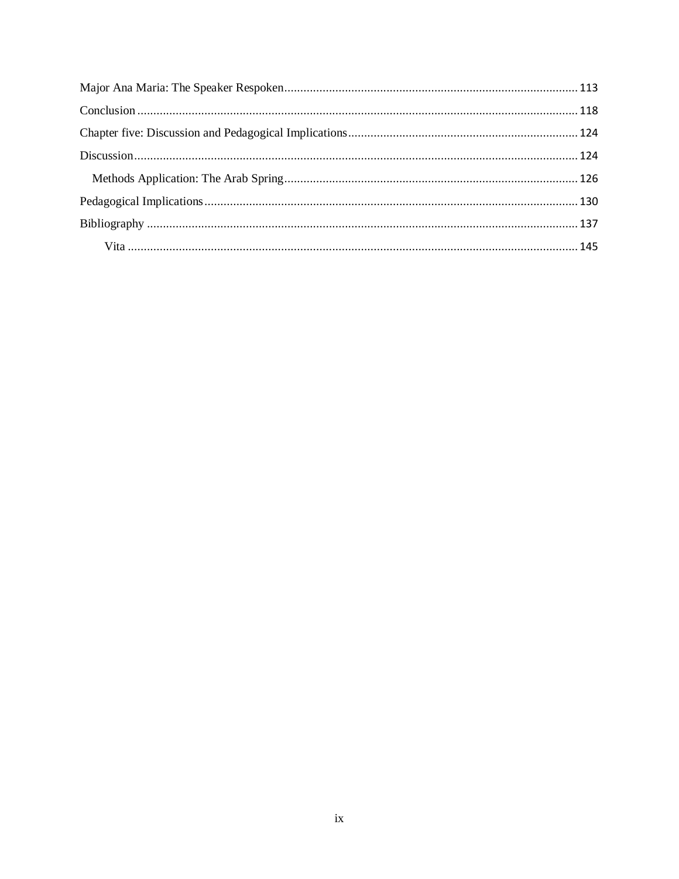Major Ana Maria: The Speaker Respoken ........................................................................................ 113

Conclusion ........................................................................................................................................ 118

Chapter five: Discussion and Pedagogical Implications .................................................................... 124

Discussion .......................................................................................................................................... 124

  Methods Application: The Arab Spring ........................................................................................ 126

Pedagogical Implications .................................................................................................................. 130

Bibliography ...................................................................................................................................... 137

    Vita ............................................................................................................................................... 145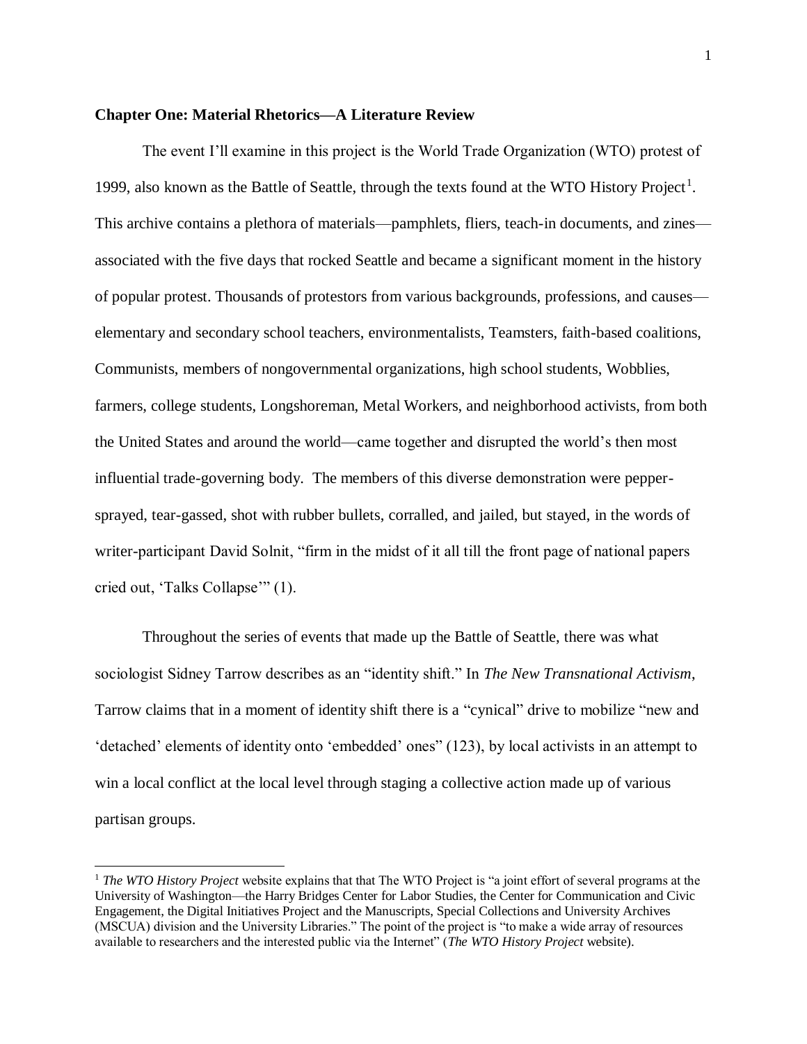**Chapter One: Material Rhetorics—A Literature Review**

The event I'll examine in this project is the World Trade Organization (WTO) protest of 1999, also known as the Battle of Seattle, through the texts found at the WTO History Project[1]. This archive contains a plethora of materials—pamphlets, fliers, teach-in documents, and zines—associated with the five days that rocked Seattle and became a significant moment in the history of popular protest. Thousands of protestors from various backgrounds, professions, and causes—elementary and secondary school teachers, environmentalists, Teamsters, faith-based coalitions, Communists, members of nongovernmental organizations, high school students, Wobblies, farmers, college students, Longshoreman, Metal Workers, and neighborhood activists, from both the United States and around the world—came together and disrupted the world's then most influential trade-governing body. The members of this diverse demonstration were pepper-sprayed, tear-gassed, shot with rubber bullets, corralled, and jailed, but stayed, in the words of writer-participant David Solnit, "firm in the midst of it all till the front page of national papers cried out, 'Talks Collapse'" (1).

Throughout the series of events that made up the Battle of Seattle, there was what sociologist Sidney Tarrow describes as an "identity shift." In *The New Transnational Activism*, Tarrow claims that in a moment of identity shift there is a "cynical" drive to mobilize "new and 'detached' elements of identity onto 'embedded' ones" (123), by local activists in an attempt to win a local conflict at the local level through staging a collective action made up of various partisan groups.

[1] *The WTO History Project* website explains that that The WTO Project is "a joint effort of several programs at the University of Washington—the Harry Bridges Center for Labor Studies, the Center for Communication and Civic Engagement, the Digital Initiatives Project and the Manuscripts, Special Collections and University Archives (MSCUA) division and the University Libraries." The point of the project is "to make a wide array of resources available to researchers and the interested public via the Internet" (*The WTO History Project* website).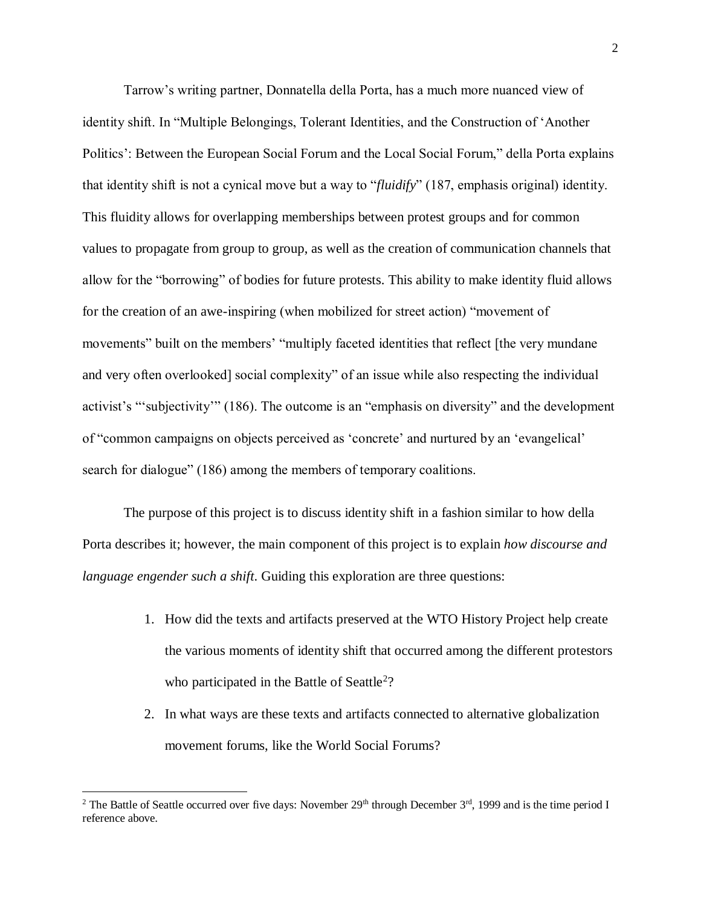Tarrow's writing partner, Donnatella della Porta, has a much more nuanced view of identity shift. In "Multiple Belongings, Tolerant Identities, and the Construction of 'Another Politics': Between the European Social Forum and the Local Social Forum," della Porta explains that identity shift is not a cynical move but a way to "*fluidify*" (187, emphasis original) identity. This fluidity allows for overlapping memberships between protest groups and for common values to propagate from group to group, as well as the creation of communication channels that allow for the "borrowing" of bodies for future protests. This ability to make identity fluid allows for the creation of an awe-inspiring (when mobilized for street action) "movement of movements" built on the members' "multiply faceted identities that reflect [the very mundane and very often overlooked] social complexity" of an issue while also respecting the individual activist's "'subjectivity'" (186). The outcome is an "emphasis on diversity" and the development of "common campaigns on objects perceived as 'concrete' and nurtured by an 'evangelical' search for dialogue" (186) among the members of temporary coalitions.

The purpose of this project is to discuss identity shift in a fashion similar to how della Porta describes it; however, the main component of this project is to explain *how discourse and language engender such a shift*. Guiding this exploration are three questions:

1. How did the texts and artifacts preserved at the WTO History Project help create the various moments of identity shift that occurred among the different protestors who participated in the Battle of Seattle[2]?
2. In what ways are these texts and artifacts connected to alternative globalization movement forums, like the World Social Forums?

---

[2] The Battle of Seattle occurred over five days: November 29th through December 3rd, 1999 and is the time period I reference above.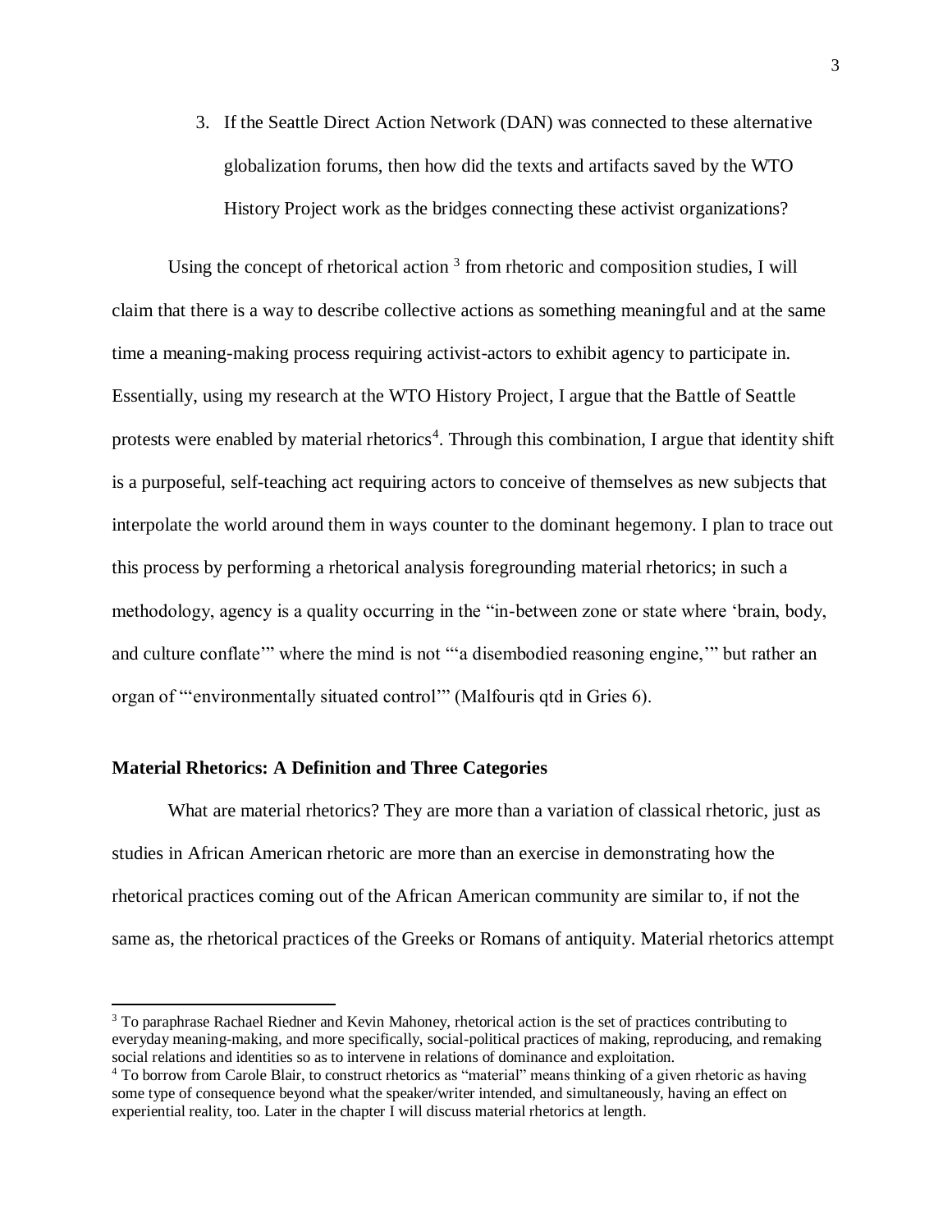3. If the Seattle Direct Action Network (DAN) was connected to these alternative globalization forums, then how did the texts and artifacts saved by the WTO History Project work as the bridges connecting these activist organizations?

Using the concept of rhetorical action [3] from rhetoric and composition studies, I will claim that there is a way to describe collective actions as something meaningful and at the same time a meaning-making process requiring activist-actors to exhibit agency to participate in. Essentially, using my research at the WTO History Project, I argue that the Battle of Seattle protests were enabled by material rhetorics[4]. Through this combination, I argue that identity shift is a purposeful, self-teaching act requiring actors to conceive of themselves as new subjects that interpolate the world around them in ways counter to the dominant hegemony. I plan to trace out this process by performing a rhetorical analysis foregrounding material rhetorics; in such a methodology, agency is a quality occurring in the "in-between zone or state where 'brain, body, and culture conflate'" where the mind is not "'a disembodied reasoning engine,'" but rather an organ of "'environmentally situated control'" (Malfouris qtd in Gries 6).

### Material Rhetorics: A Definition and Three Categories

What are material rhetorics? They are more than a variation of classical rhetoric, just as studies in African American rhetoric are more than an exercise in demonstrating how the rhetorical practices coming out of the African American community are similar to, if not the same as, the rhetorical practices of the Greeks or Romans of antiquity. Material rhetorics attempt

[3] To paraphrase Rachael Riedner and Kevin Mahoney, rhetorical action is the set of practices contributing to everyday meaning-making, and more specifically, social-political practices of making, reproducing, and remaking social relations and identities so as to intervene in relations of dominance and exploitation.

[4] To borrow from Carole Blair, to construct rhetorics as "material" means thinking of a given rhetoric as having some type of consequence beyond what the speaker/writer intended, and simultaneously, having an effect on experiential reality, too. Later in the chapter I will discuss material rhetorics at length.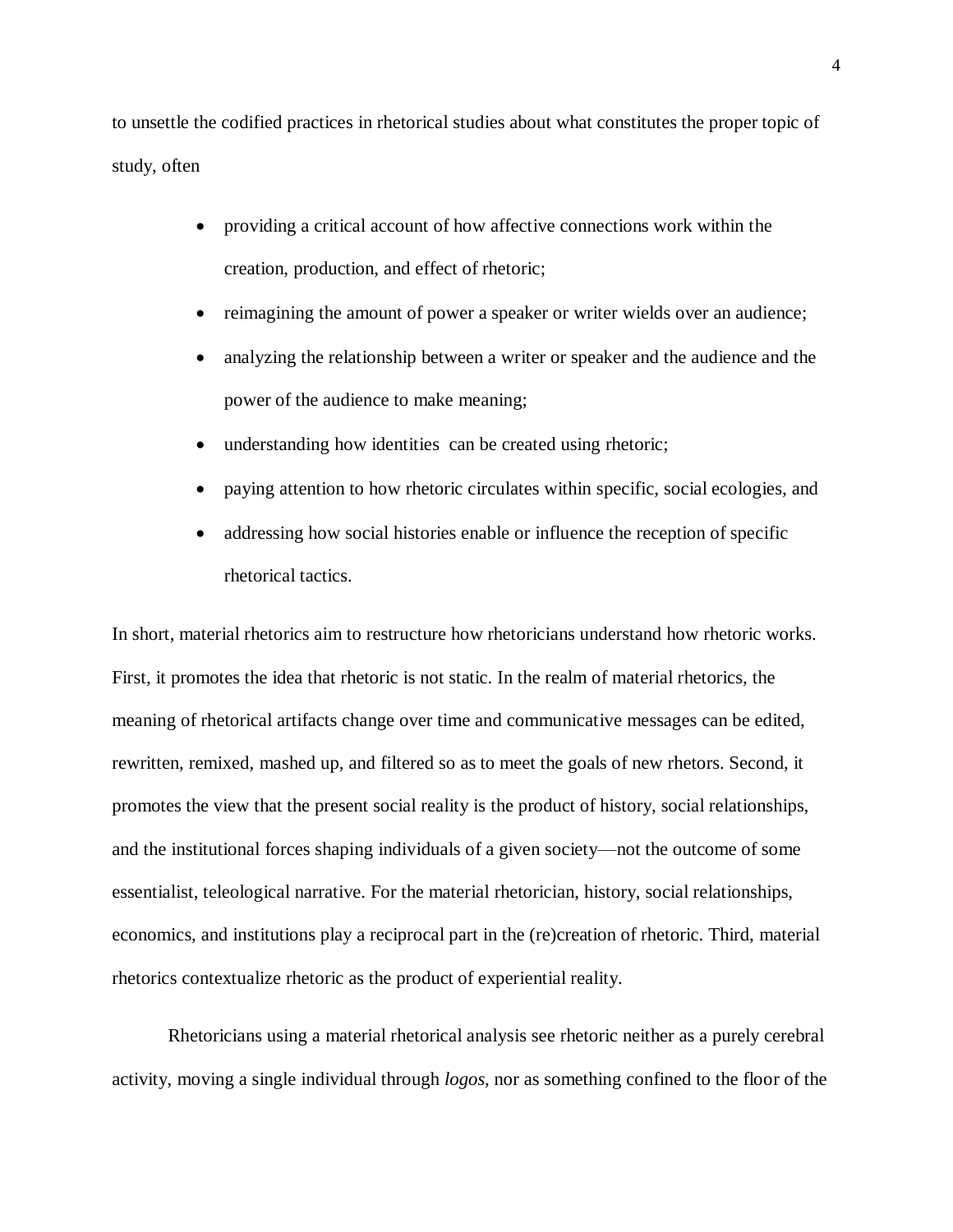to unsettle the codified practices in rhetorical studies about what constitutes the proper topic of study, often

- providing a critical account of how affective connections work within the creation, production, and effect of rhetoric;
- reimagining the amount of power a speaker or writer wields over an audience;
- analyzing the relationship between a writer or speaker and the audience and the power of the audience to make meaning;
- understanding how identities can be created using rhetoric;
- paying attention to how rhetoric circulates within specific, social ecologies, and
- addressing how social histories enable or influence the reception of specific rhetorical tactics.

In short, material rhetorics aim to restructure how rhetoricians understand how rhetoric works. First, it promotes the idea that rhetoric is not static. In the realm of material rhetorics, the meaning of rhetorical artifacts change over time and communicative messages can be edited, rewritten, remixed, mashed up, and filtered so as to meet the goals of new rhetors. Second, it promotes the view that the present social reality is the product of history, social relationships, and the institutional forces shaping individuals of a given society—not the outcome of some essentialist, teleological narrative. For the material rhetorician, history, social relationships, economics, and institutions play a reciprocal part in the (re)creation of rhetoric. Third, material rhetorics contextualize rhetoric as the product of experiential reality.

Rhetoricians using a material rhetorical analysis see rhetoric neither as a purely cerebral activity, moving a single individual through *logos,* nor as something confined to the floor of the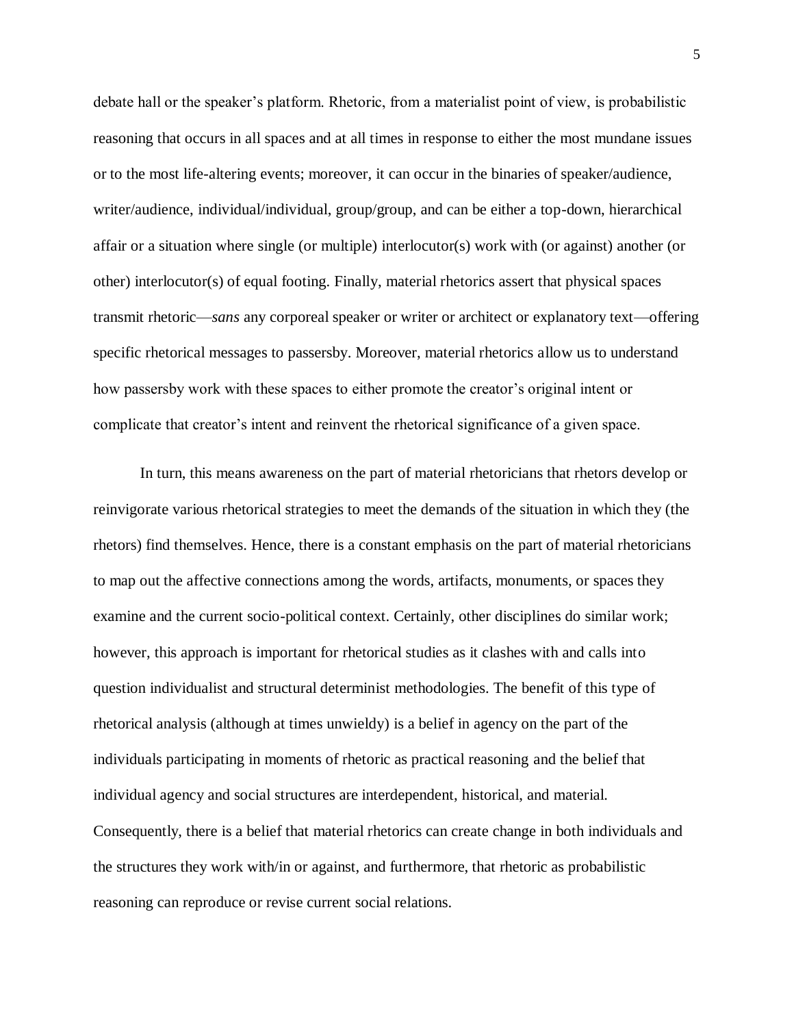debate hall or the speaker's platform. Rhetoric, from a materialist point of view, is probabilistic reasoning that occurs in all spaces and at all times in response to either the most mundane issues or to the most life-altering events; moreover, it can occur in the binaries of speaker/audience, writer/audience, individual/individual, group/group, and can be either a top-down, hierarchical affair or a situation where single (or multiple) interlocutor(s) work with (or against) another (or other) interlocutor(s) of equal footing. Finally, material rhetorics assert that physical spaces transmit rhetoric—*sans* any corporeal speaker or writer or architect or explanatory text—offering specific rhetorical messages to passersby. Moreover, material rhetorics allow us to understand how passersby work with these spaces to either promote the creator's original intent or complicate that creator's intent and reinvent the rhetorical significance of a given space.

In turn, this means awareness on the part of material rhetoricians that rhetors develop or reinvigorate various rhetorical strategies to meet the demands of the situation in which they (the rhetors) find themselves. Hence, there is a constant emphasis on the part of material rhetoricians to map out the affective connections among the words, artifacts, monuments, or spaces they examine and the current socio-political context. Certainly, other disciplines do similar work; however, this approach is important for rhetorical studies as it clashes with and calls into question individualist and structural determinist methodologies. The benefit of this type of rhetorical analysis (although at times unwieldy) is a belief in agency on the part of the individuals participating in moments of rhetoric as practical reasoning and the belief that individual agency and social structures are interdependent, historical, and material. Consequently, there is a belief that material rhetorics can create change in both individuals and the structures they work with/in or against, and furthermore, that rhetoric as probabilistic reasoning can reproduce or revise current social relations.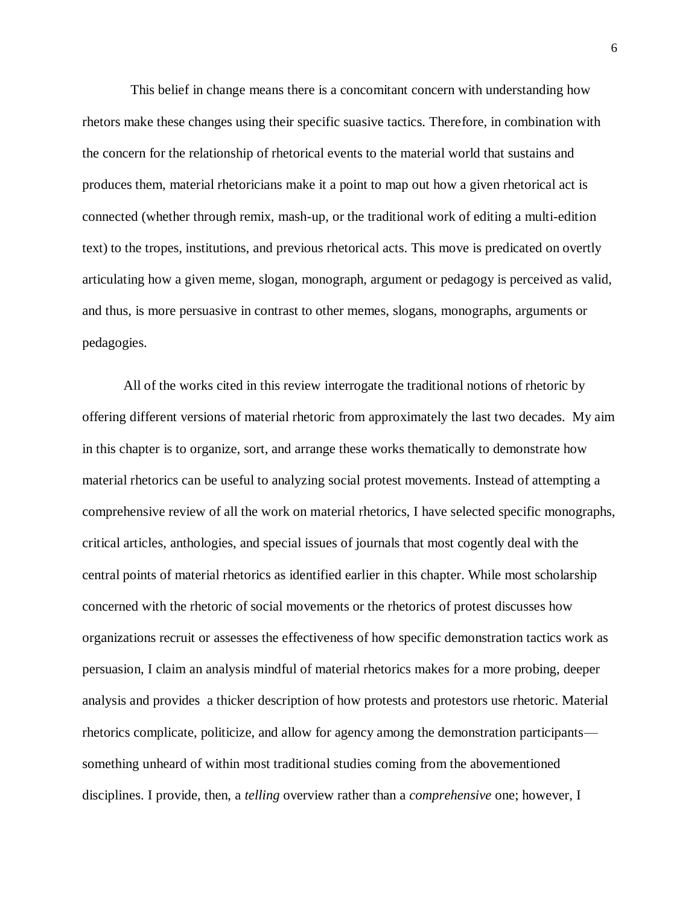This belief in change means there is a concomitant concern with understanding how rhetors make these changes using their specific suasive tactics. Therefore, in combination with the concern for the relationship of rhetorical events to the material world that sustains and produces them, material rhetoricians make it a point to map out how a given rhetorical act is connected (whether through remix, mash-up, or the traditional work of editing a multi-edition text) to the tropes, institutions, and previous rhetorical acts. This move is predicated on overtly articulating how a given meme, slogan, monograph, argument or pedagogy is perceived as valid, and thus, is more persuasive in contrast to other memes, slogans, monographs, arguments or pedagogies.

All of the works cited in this review interrogate the traditional notions of rhetoric by offering different versions of material rhetoric from approximately the last two decades. My aim in this chapter is to organize, sort, and arrange these works thematically to demonstrate how material rhetorics can be useful to analyzing social protest movements. Instead of attempting a comprehensive review of all the work on material rhetorics, I have selected specific monographs, critical articles, anthologies, and special issues of journals that most cogently deal with the central points of material rhetorics as identified earlier in this chapter. While most scholarship concerned with the rhetoric of social movements or the rhetorics of protest discusses how organizations recruit or assesses the effectiveness of how specific demonstration tactics work as persuasion, I claim an analysis mindful of material rhetorics makes for a more probing, deeper analysis and provides a thicker description of how protests and protestors use rhetoric. Material rhetorics complicate, politicize, and allow for agency among the demonstration participants—something unheard of within most traditional studies coming from the abovementioned disciplines. I provide, then, a *telling* overview rather than a *comprehensive* one; however, I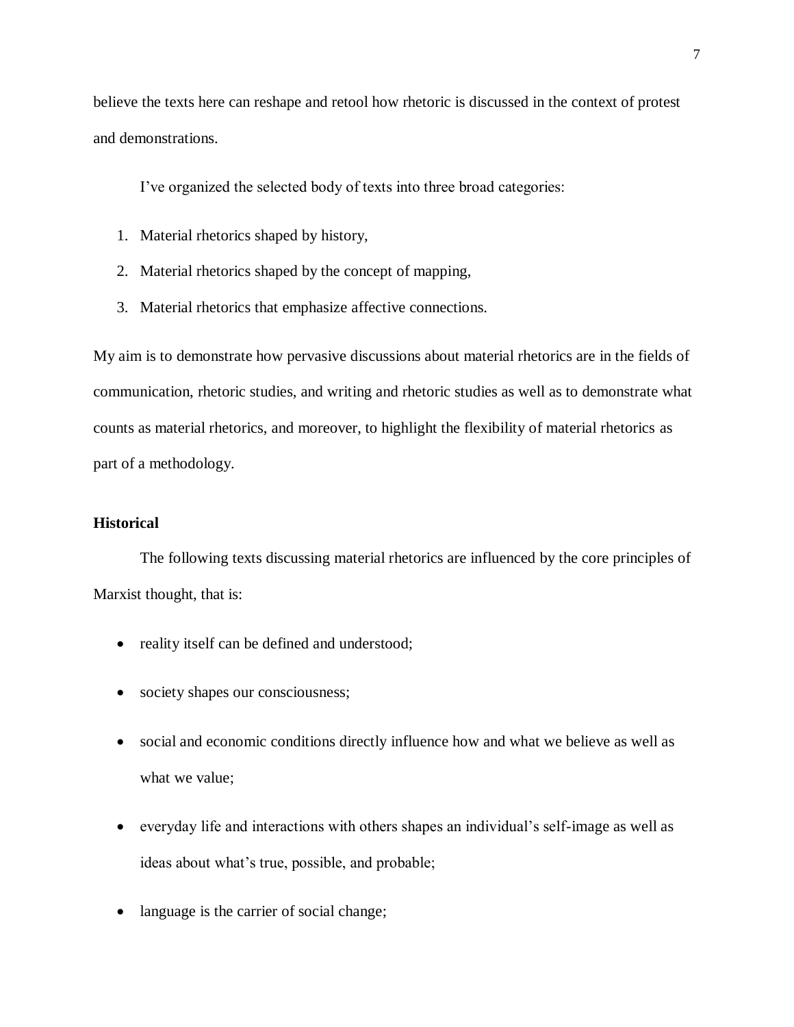believe the texts here can reshape and retool how rhetoric is discussed in the context of protest and demonstrations.

I've organized the selected body of texts into three broad categories:

1. Material rhetorics shaped by history,
2. Material rhetorics shaped by the concept of mapping,
3. Material rhetorics that emphasize affective connections.

My aim is to demonstrate how pervasive discussions about material rhetorics are in the fields of communication, rhetoric studies, and writing and rhetoric studies as well as to demonstrate what counts as material rhetorics, and moreover, to highlight the flexibility of material rhetorics as part of a methodology.

**Historical**

The following texts discussing material rhetorics are influenced by the core principles of Marxist thought, that is:

- reality itself can be defined and understood;
- society shapes our consciousness;
- social and economic conditions directly influence how and what we believe as well as what we value;
- everyday life and interactions with others shapes an individual's self-image as well as ideas about what's true, possible, and probable;
- language is the carrier of social change;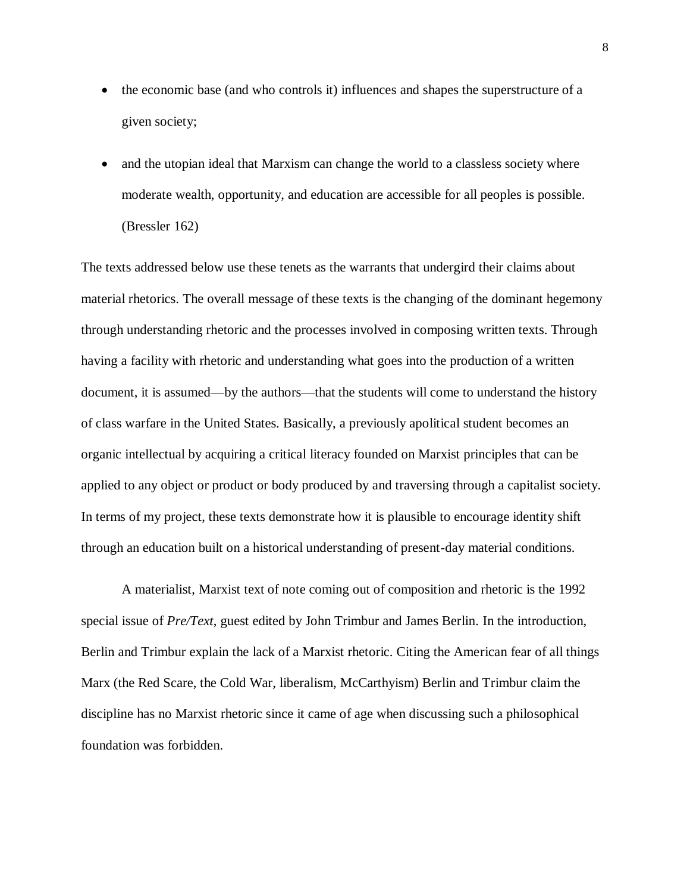- the economic base (and who controls it) influences and shapes the superstructure of a given society;
- and the utopian ideal that Marxism can change the world to a classless society where moderate wealth, opportunity, and education are accessible for all peoples is possible. (Bressler 162)

The texts addressed below use these tenets as the warrants that undergird their claims about material rhetorics. The overall message of these texts is the changing of the dominant hegemony through understanding rhetoric and the processes involved in composing written texts. Through having a facility with rhetoric and understanding what goes into the production of a written document, it is assumed—by the authors—that the students will come to understand the history of class warfare in the United States. Basically, a previously apolitical student becomes an organic intellectual by acquiring a critical literacy founded on Marxist principles that can be applied to any object or product or body produced by and traversing through a capitalist society. In terms of my project, these texts demonstrate how it is plausible to encourage identity shift through an education built on a historical understanding of present-day material conditions.

A materialist, Marxist text of note coming out of composition and rhetoric is the 1992 special issue of *Pre/Text*, guest edited by John Trimbur and James Berlin. In the introduction, Berlin and Trimbur explain the lack of a Marxist rhetoric. Citing the American fear of all things Marx (the Red Scare, the Cold War, liberalism, McCarthyism) Berlin and Trimbur claim the discipline has no Marxist rhetoric since it came of age when discussing such a philosophical foundation was forbidden.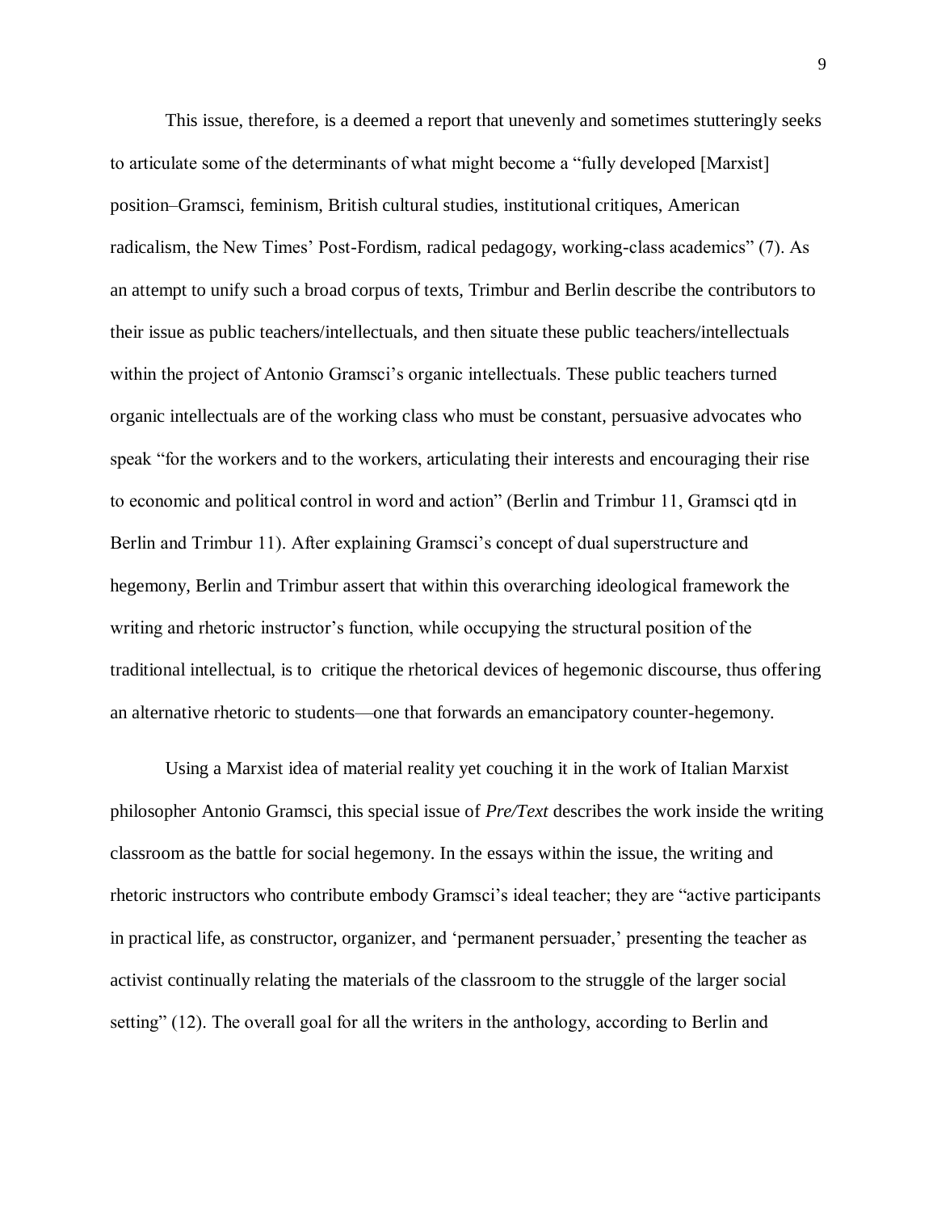This issue, therefore, is a deemed a report that unevenly and sometimes stutteringly seeks to articulate some of the determinants of what might become a "fully developed [Marxist] position–Gramsci, feminism, British cultural studies, institutional critiques, American radicalism, the New Times' Post-Fordism, radical pedagogy, working-class academics" (7). As an attempt to unify such a broad corpus of texts, Trimbur and Berlin describe the contributors to their issue as public teachers/intellectuals, and then situate these public teachers/intellectuals within the project of Antonio Gramsci's organic intellectuals. These public teachers turned organic intellectuals are of the working class who must be constant, persuasive advocates who speak "for the workers and to the workers, articulating their interests and encouraging their rise to economic and political control in word and action" (Berlin and Trimbur 11, Gramsci qtd in Berlin and Trimbur 11). After explaining Gramsci's concept of dual superstructure and hegemony, Berlin and Trimbur assert that within this overarching ideological framework the writing and rhetoric instructor's function, while occupying the structural position of the traditional intellectual, is to critique the rhetorical devices of hegemonic discourse, thus offering an alternative rhetoric to students—one that forwards an emancipatory counter-hegemony.

Using a Marxist idea of material reality yet couching it in the work of Italian Marxist philosopher Antonio Gramsci, this special issue of *Pre/Text* describes the work inside the writing classroom as the battle for social hegemony. In the essays within the issue, the writing and rhetoric instructors who contribute embody Gramsci's ideal teacher; they are "active participants in practical life, as constructor, organizer, and 'permanent persuader,' presenting the teacher as activist continually relating the materials of the classroom to the struggle of the larger social setting" (12). The overall goal for all the writers in the anthology, according to Berlin and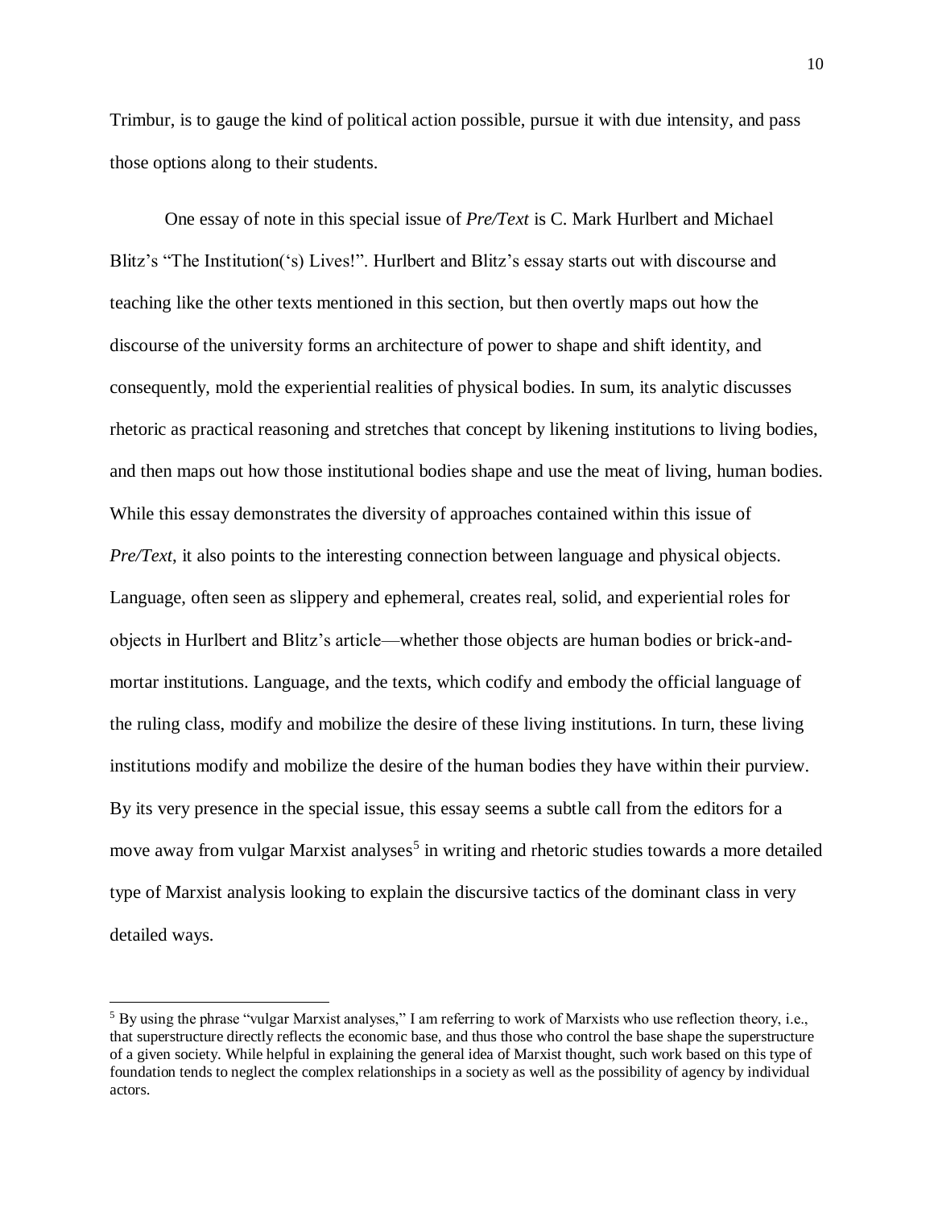Trimbur, is to gauge the kind of political action possible, pursue it with due intensity, and pass those options along to their students.

One essay of note in this special issue of *Pre/Text* is C. Mark Hurlbert and Michael Blitz's "The Institution('s) Lives!". Hurlbert and Blitz's essay starts out with discourse and teaching like the other texts mentioned in this section, but then overtly maps out how the discourse of the university forms an architecture of power to shape and shift identity, and consequently, mold the experiential realities of physical bodies. In sum, its analytic discusses rhetoric as practical reasoning and stretches that concept by likening institutions to living bodies, and then maps out how those institutional bodies shape and use the meat of living, human bodies. While this essay demonstrates the diversity of approaches contained within this issue of *Pre/Text*, it also points to the interesting connection between language and physical objects. Language, often seen as slippery and ephemeral, creates real, solid, and experiential roles for objects in Hurlbert and Blitz's article—whether those objects are human bodies or brick-and-mortar institutions. Language, and the texts, which codify and embody the official language of the ruling class, modify and mobilize the desire of these living institutions. In turn, these living institutions modify and mobilize the desire of the human bodies they have within their purview. By its very presence in the special issue, this essay seems a subtle call from the editors for a move away from vulgar Marxist analyses[5] in writing and rhetoric studies towards a more detailed type of Marxist analysis looking to explain the discursive tactics of the dominant class in very detailed ways.

[5] By using the phrase "vulgar Marxist analyses," I am referring to work of Marxists who use reflection theory, i.e., that superstructure directly reflects the economic base, and thus those who control the base shape the superstructure of a given society. While helpful in explaining the general idea of Marxist thought, such work based on this type of foundation tends to neglect the complex relationships in a society as well as the possibility of agency by individual actors.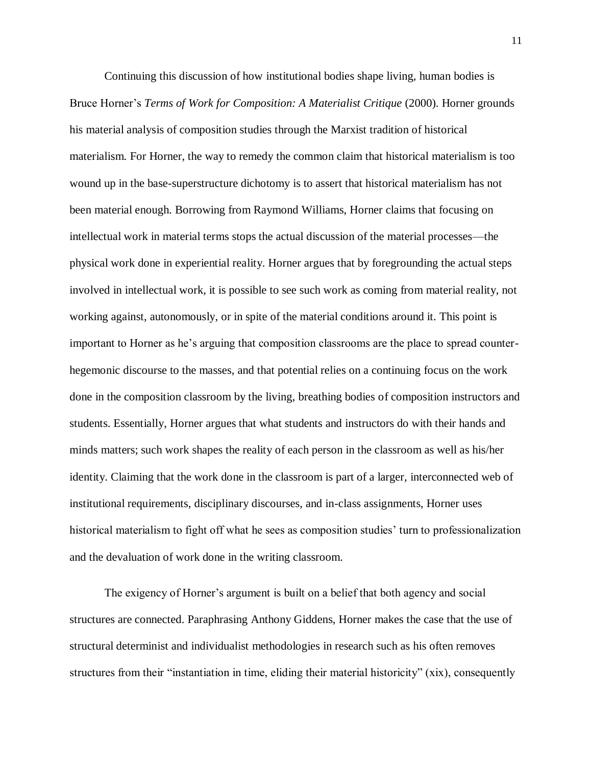Continuing this discussion of how institutional bodies shape living, human bodies is Bruce Horner's *Terms of Work for Composition: A Materialist Critique* (2000). Horner grounds his material analysis of composition studies through the Marxist tradition of historical materialism. For Horner, the way to remedy the common claim that historical materialism is too wound up in the base-superstructure dichotomy is to assert that historical materialism has not been material enough. Borrowing from Raymond Williams, Horner claims that focusing on intellectual work in material terms stops the actual discussion of the material processes—the physical work done in experiential reality. Horner argues that by foregrounding the actual steps involved in intellectual work, it is possible to see such work as coming from material reality, not working against, autonomously, or in spite of the material conditions around it. This point is important to Horner as he's arguing that composition classrooms are the place to spread counter-hegemonic discourse to the masses, and that potential relies on a continuing focus on the work done in the composition classroom by the living, breathing bodies of composition instructors and students. Essentially, Horner argues that what students and instructors do with their hands and minds matters; such work shapes the reality of each person in the classroom as well as his/her identity. Claiming that the work done in the classroom is part of a larger, interconnected web of institutional requirements, disciplinary discourses, and in-class assignments, Horner uses historical materialism to fight off what he sees as composition studies' turn to professionalization and the devaluation of work done in the writing classroom.

The exigency of Horner's argument is built on a belief that both agency and social structures are connected. Paraphrasing Anthony Giddens, Horner makes the case that the use of structural determinist and individualist methodologies in research such as his often removes structures from their "instantiation in time, eliding their material historicity" (xix), consequently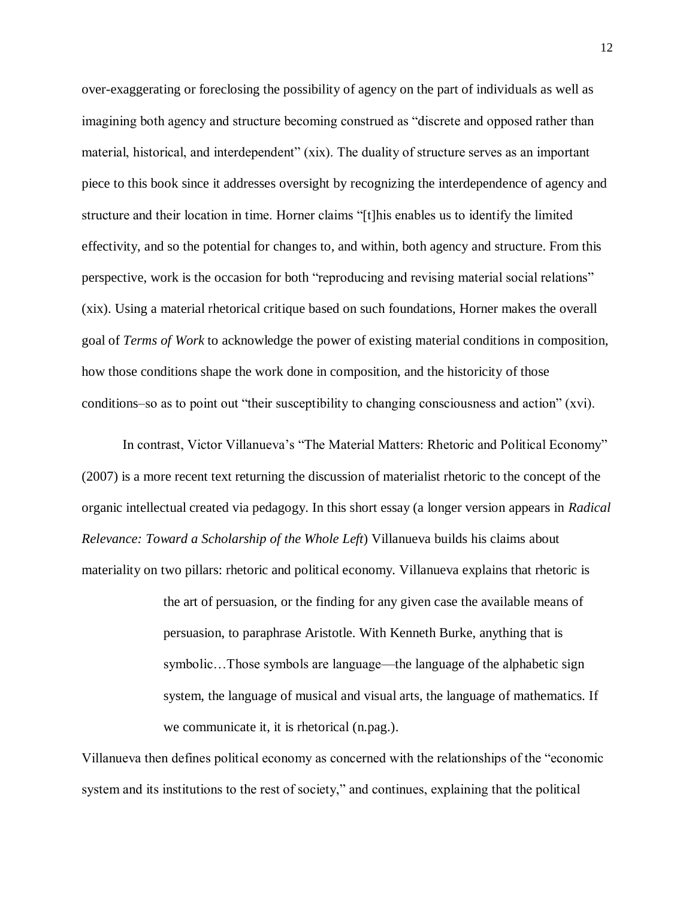over-exaggerating or foreclosing the possibility of agency on the part of individuals as well as imagining both agency and structure becoming construed as "discrete and opposed rather than material, historical, and interdependent" (xix). The duality of structure serves as an important piece to this book since it addresses oversight by recognizing the interdependence of agency and structure and their location in time. Horner claims "[t]his enables us to identify the limited effectivity, and so the potential for changes to, and within, both agency and structure. From this perspective, work is the occasion for both "reproducing and revising material social relations" (xix). Using a material rhetorical critique based on such foundations, Horner makes the overall goal of *Terms of Work* to acknowledge the power of existing material conditions in composition, how those conditions shape the work done in composition, and the historicity of those conditions–so as to point out "their susceptibility to changing consciousness and action" (xvi).

In contrast, Victor Villanueva's "The Material Matters: Rhetoric and Political Economy" (2007) is a more recent text returning the discussion of materialist rhetoric to the concept of the organic intellectual created via pedagogy. In this short essay (a longer version appears in *Radical Relevance: Toward a Scholarship of the Whole Left*) Villanueva builds his claims about materiality on two pillars: rhetoric and political economy. Villanueva explains that rhetoric is

> the art of persuasion, or the finding for any given case the available means of persuasion, to paraphrase Aristotle. With Kenneth Burke, anything that is symbolic…Those symbols are language—the language of the alphabetic sign system, the language of musical and visual arts, the language of mathematics. If we communicate it, it is rhetorical (n.pag.).

Villanueva then defines political economy as concerned with the relationships of the "economic system and its institutions to the rest of society," and continues, explaining that the political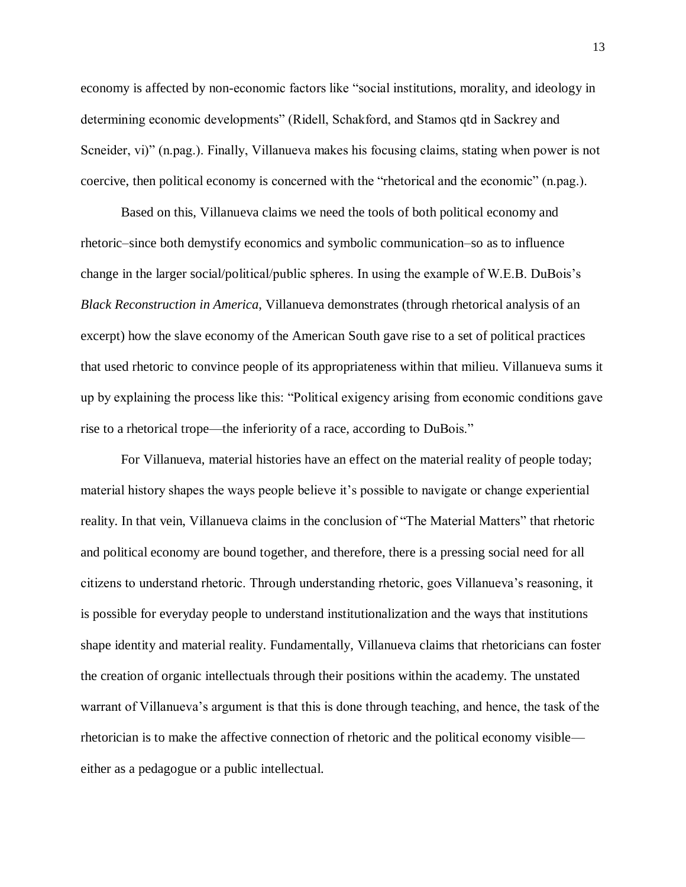economy is affected by non-economic factors like "social institutions, morality, and ideology in determining economic developments" (Ridell, Schakford, and Stamos qtd in Sackrey and Scneider, vi)" (n.pag.). Finally, Villanueva makes his focusing claims, stating when power is not coercive, then political economy is concerned with the "rhetorical and the economic" (n.pag.).

Based on this, Villanueva claims we need the tools of both political economy and rhetoric–since both demystify economics and symbolic communication–so as to influence change in the larger social/political/public spheres. In using the example of W.E.B. DuBois's *Black Reconstruction in America*, Villanueva demonstrates (through rhetorical analysis of an excerpt) how the slave economy of the American South gave rise to a set of political practices that used rhetoric to convince people of its appropriateness within that milieu. Villanueva sums it up by explaining the process like this: "Political exigency arising from economic conditions gave rise to a rhetorical trope—the inferiority of a race, according to DuBois."

For Villanueva, material histories have an effect on the material reality of people today; material history shapes the ways people believe it's possible to navigate or change experiential reality. In that vein, Villanueva claims in the conclusion of "The Material Matters" that rhetoric and political economy are bound together, and therefore, there is a pressing social need for all citizens to understand rhetoric. Through understanding rhetoric, goes Villanueva's reasoning, it is possible for everyday people to understand institutionalization and the ways that institutions shape identity and material reality. Fundamentally, Villanueva claims that rhetoricians can foster the creation of organic intellectuals through their positions within the academy. The unstated warrant of Villanueva's argument is that this is done through teaching, and hence, the task of the rhetorician is to make the affective connection of rhetoric and the political economy visible—either as a pedagogue or a public intellectual.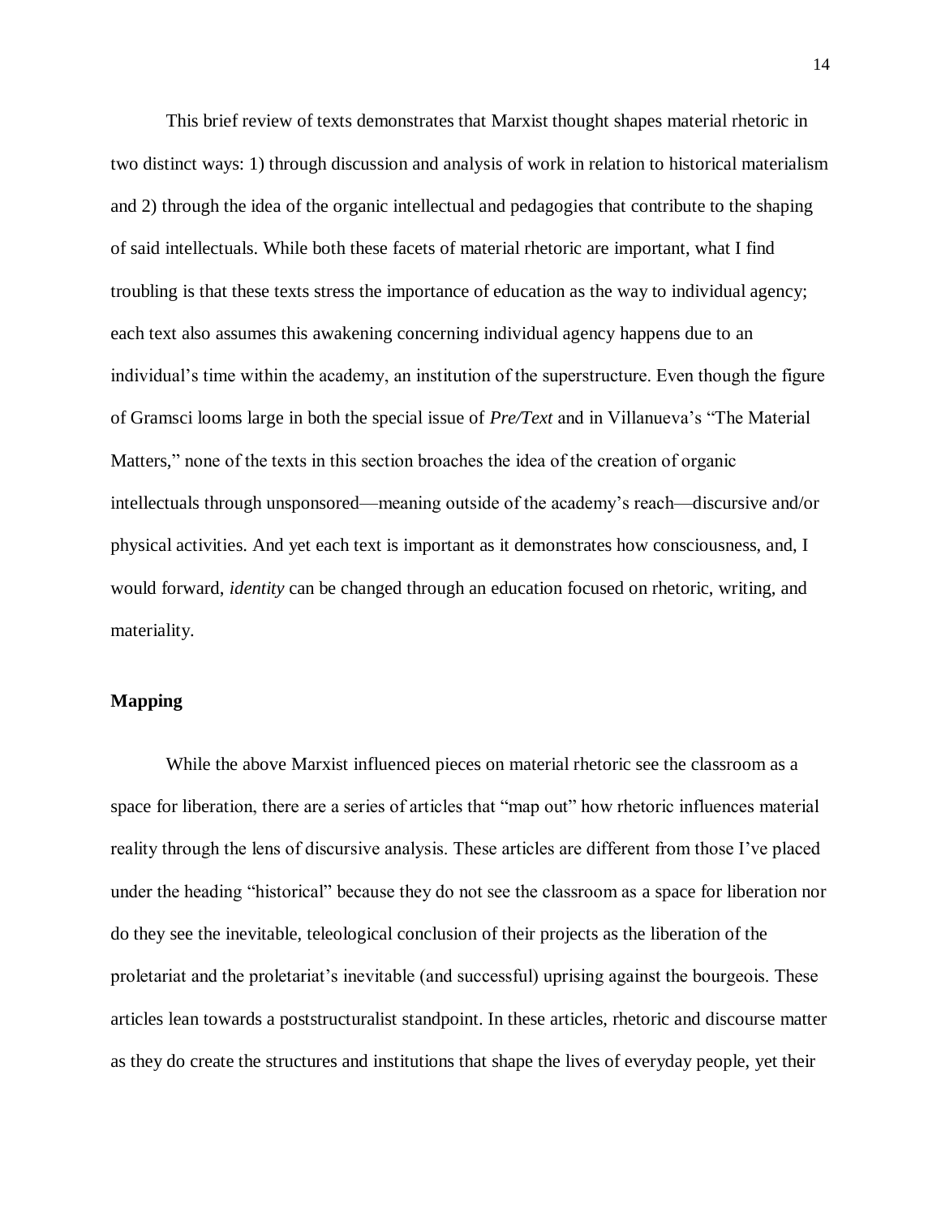This brief review of texts demonstrates that Marxist thought shapes material rhetoric in two distinct ways: 1) through discussion and analysis of work in relation to historical materialism and 2) through the idea of the organic intellectual and pedagogies that contribute to the shaping of said intellectuals. While both these facets of material rhetoric are important, what I find troubling is that these texts stress the importance of education as the way to individual agency; each text also assumes this awakening concerning individual agency happens due to an individual's time within the academy, an institution of the superstructure. Even though the figure of Gramsci looms large in both the special issue of *Pre/Text* and in Villanueva's "The Material Matters," none of the texts in this section broaches the idea of the creation of organic intellectuals through unsponsored—meaning outside of the academy's reach—discursive and/or physical activities. And yet each text is important as it demonstrates how consciousness, and, I would forward, *identity* can be changed through an education focused on rhetoric, writing, and materiality.

**Mapping**

While the above Marxist influenced pieces on material rhetoric see the classroom as a space for liberation, there are a series of articles that "map out" how rhetoric influences material reality through the lens of discursive analysis. These articles are different from those I've placed under the heading "historical" because they do not see the classroom as a space for liberation nor do they see the inevitable, teleological conclusion of their projects as the liberation of the proletariat and the proletariat's inevitable (and successful) uprising against the bourgeois. These articles lean towards a poststructuralist standpoint. In these articles, rhetoric and discourse matter as they do create the structures and institutions that shape the lives of everyday people, yet their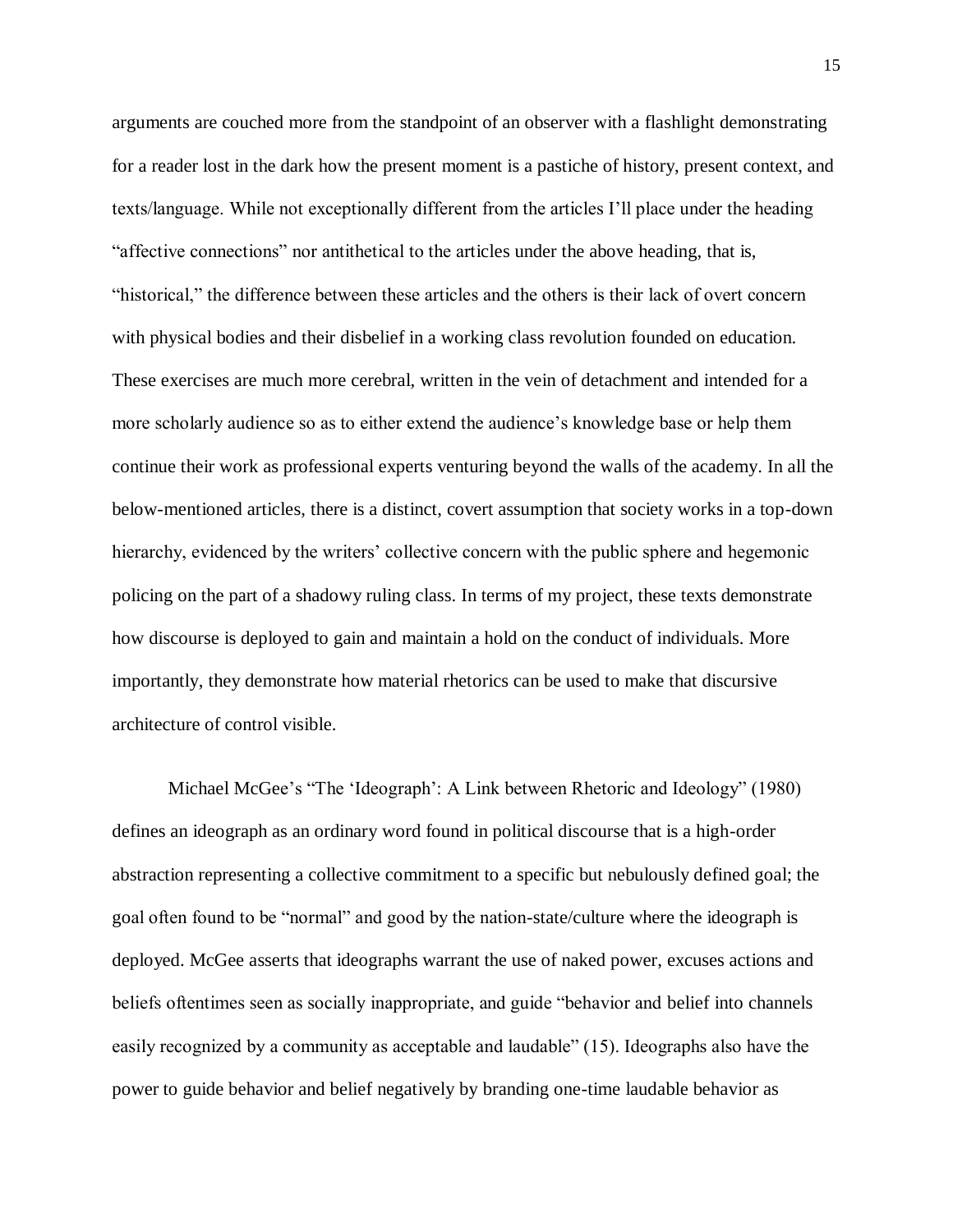arguments are couched more from the standpoint of an observer with a flashlight demonstrating for a reader lost in the dark how the present moment is a pastiche of history, present context, and texts/language. While not exceptionally different from the articles I'll place under the heading "affective connections" nor antithetical to the articles under the above heading, that is, "historical," the difference between these articles and the others is their lack of overt concern with physical bodies and their disbelief in a working class revolution founded on education. These exercises are much more cerebral, written in the vein of detachment and intended for a more scholarly audience so as to either extend the audience's knowledge base or help them continue their work as professional experts venturing beyond the walls of the academy. In all the below-mentioned articles, there is a distinct, covert assumption that society works in a top-down hierarchy, evidenced by the writers' collective concern with the public sphere and hegemonic policing on the part of a shadowy ruling class. In terms of my project, these texts demonstrate how discourse is deployed to gain and maintain a hold on the conduct of individuals. More importantly, they demonstrate how material rhetorics can be used to make that discursive architecture of control visible.

Michael McGee's "The 'Ideograph': A Link between Rhetoric and Ideology" (1980) defines an ideograph as an ordinary word found in political discourse that is a high-order abstraction representing a collective commitment to a specific but nebulously defined goal; the goal often found to be "normal" and good by the nation-state/culture where the ideograph is deployed. McGee asserts that ideographs warrant the use of naked power, excuses actions and beliefs oftentimes seen as socially inappropriate, and guide "behavior and belief into channels easily recognized by a community as acceptable and laudable" (15). Ideographs also have the power to guide behavior and belief negatively by branding one-time laudable behavior as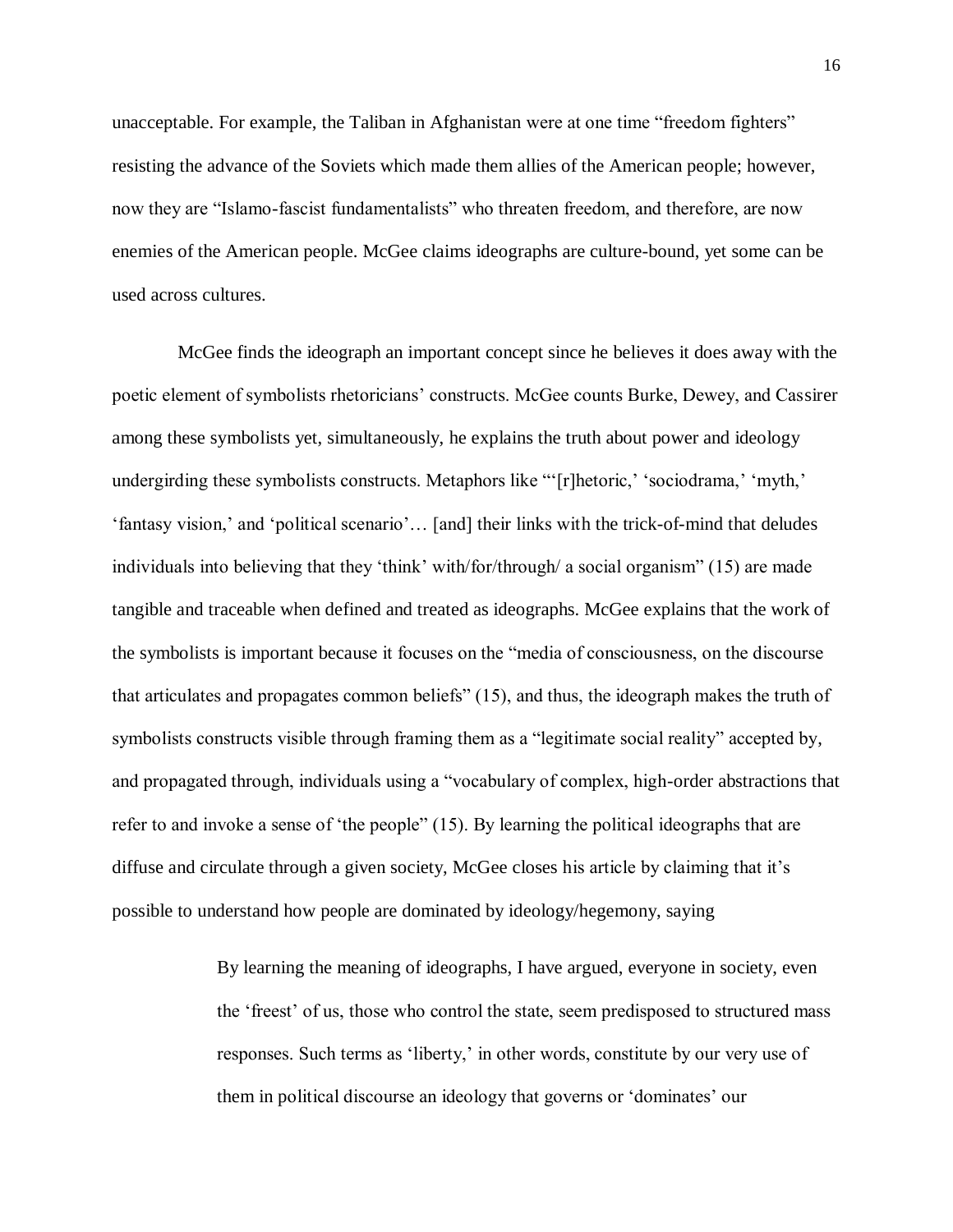unacceptable. For example, the Taliban in Afghanistan were at one time "freedom fighters" resisting the advance of the Soviets which made them allies of the American people; however, now they are "Islamo-fascist fundamentalists" who threaten freedom, and therefore, are now enemies of the American people. McGee claims ideographs are culture-bound, yet some can be used across cultures.

McGee finds the ideograph an important concept since he believes it does away with the poetic element of symbolists rhetoricians' constructs. McGee counts Burke, Dewey, and Cassirer among these symbolists yet, simultaneously, he explains the truth about power and ideology undergirding these symbolists constructs. Metaphors like "'[r]hetoric,' 'sociodrama,' 'myth,' 'fantasy vision,' and 'political scenario'… [and] their links with the trick-of-mind that deludes individuals into believing that they 'think' with/for/through/ a social organism" (15) are made tangible and traceable when defined and treated as ideographs. McGee explains that the work of the symbolists is important because it focuses on the "media of consciousness, on the discourse that articulates and propagates common beliefs" (15), and thus, the ideograph makes the truth of symbolists constructs visible through framing them as a "legitimate social reality" accepted by, and propagated through, individuals using a "vocabulary of complex, high-order abstractions that refer to and invoke a sense of 'the people" (15). By learning the political ideographs that are diffuse and circulate through a given society, McGee closes his article by claiming that it's possible to understand how people are dominated by ideology/hegemony, saying

> By learning the meaning of ideographs, I have argued, everyone in society, even the 'freest' of us, those who control the state, seem predisposed to structured mass responses. Such terms as 'liberty,' in other words, constitute by our very use of them in political discourse an ideology that governs or 'dominates' our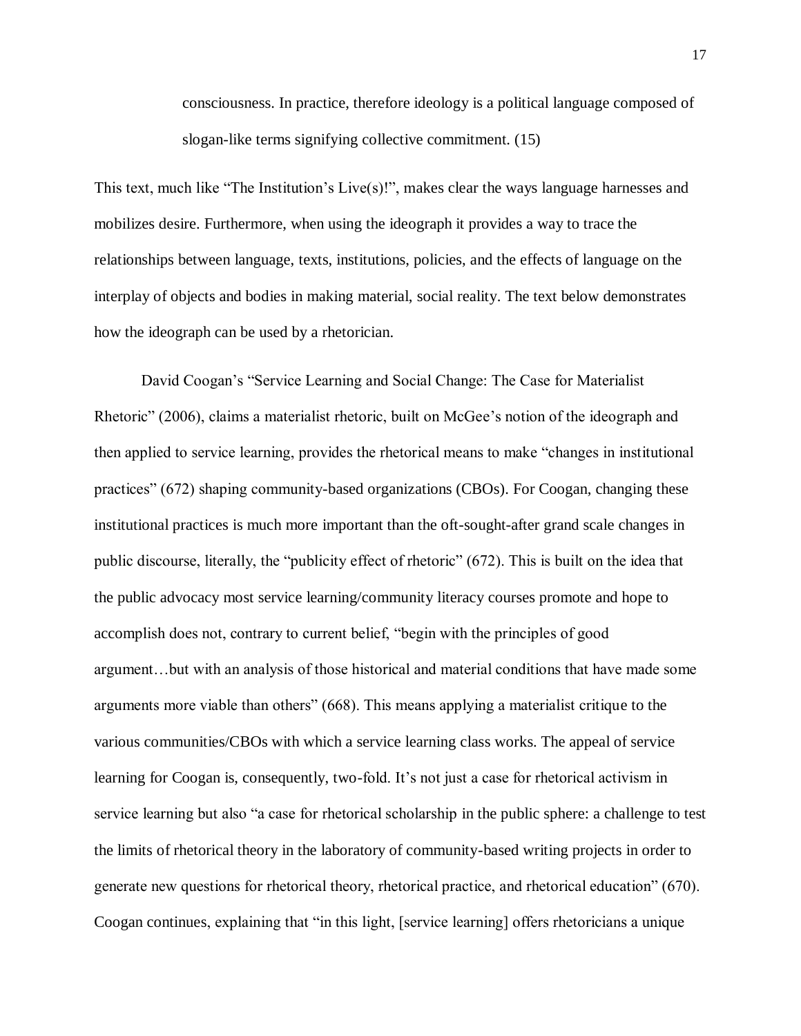> consciousness. In practice, therefore ideology is a political language composed of slogan-like terms signifying collective commitment. (15)

This text, much like "The Institution's Live(s)!", makes clear the ways language harnesses and mobilizes desire. Furthermore, when using the ideograph it provides a way to trace the relationships between language, texts, institutions, policies, and the effects of language on the interplay of objects and bodies in making material, social reality. The text below demonstrates how the ideograph can be used by a rhetorician.

David Coogan's "Service Learning and Social Change: The Case for Materialist Rhetoric" (2006), claims a materialist rhetoric, built on McGee's notion of the ideograph and then applied to service learning, provides the rhetorical means to make "changes in institutional practices" (672) shaping community-based organizations (CBOs). For Coogan, changing these institutional practices is much more important than the oft-sought-after grand scale changes in public discourse, literally, the "publicity effect of rhetoric" (672). This is built on the idea that the public advocacy most service learning/community literacy courses promote and hope to accomplish does not, contrary to current belief, "begin with the principles of good argument…but with an analysis of those historical and material conditions that have made some arguments more viable than others" (668). This means applying a materialist critique to the various communities/CBOs with which a service learning class works. The appeal of service learning for Coogan is, consequently, two-fold. It's not just a case for rhetorical activism in service learning but also "a case for rhetorical scholarship in the public sphere: a challenge to test the limits of rhetorical theory in the laboratory of community-based writing projects in order to generate new questions for rhetorical theory, rhetorical practice, and rhetorical education" (670). Coogan continues, explaining that "in this light, [service learning] offers rhetoricians a unique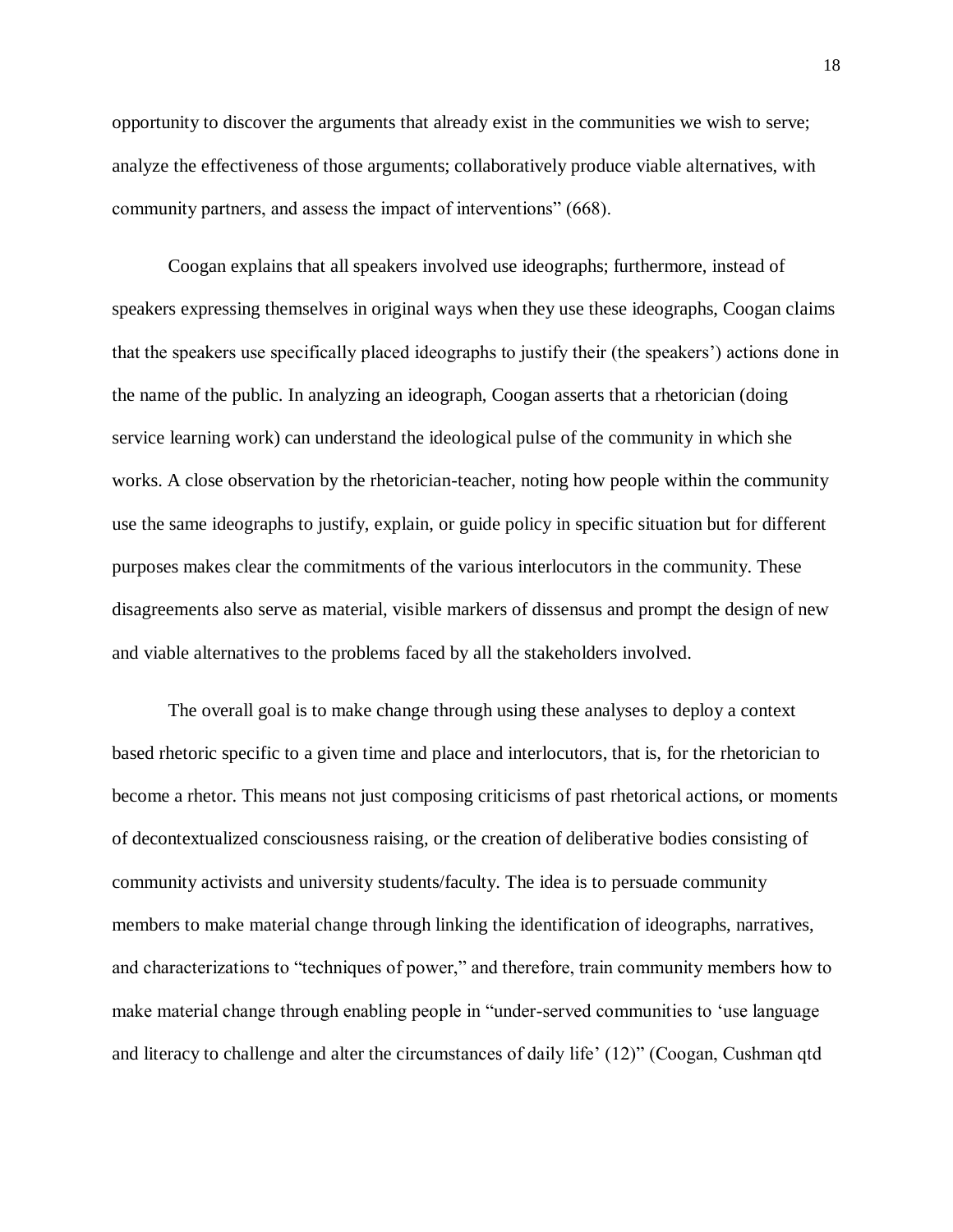opportunity to discover the arguments that already exist in the communities we wish to serve; analyze the effectiveness of those arguments; collaboratively produce viable alternatives, with community partners, and assess the impact of interventions" (668).

Coogan explains that all speakers involved use ideographs; furthermore, instead of speakers expressing themselves in original ways when they use these ideographs, Coogan claims that the speakers use specifically placed ideographs to justify their (the speakers') actions done in the name of the public. In analyzing an ideograph, Coogan asserts that a rhetorician (doing service learning work) can understand the ideological pulse of the community in which she works. A close observation by the rhetorician-teacher, noting how people within the community use the same ideographs to justify, explain, or guide policy in specific situation but for different purposes makes clear the commitments of the various interlocutors in the community. These disagreements also serve as material, visible markers of dissensus and prompt the design of new and viable alternatives to the problems faced by all the stakeholders involved.

The overall goal is to make change through using these analyses to deploy a context based rhetoric specific to a given time and place and interlocutors, that is, for the rhetorician to become a rhetor. This means not just composing criticisms of past rhetorical actions, or moments of decontextualized consciousness raising, or the creation of deliberative bodies consisting of community activists and university students/faculty. The idea is to persuade community members to make material change through linking the identification of ideographs, narratives, and characterizations to "techniques of power," and therefore, train community members how to make material change through enabling people in "under-served communities to 'use language and literacy to challenge and alter the circumstances of daily life' (12)" (Coogan, Cushman qtd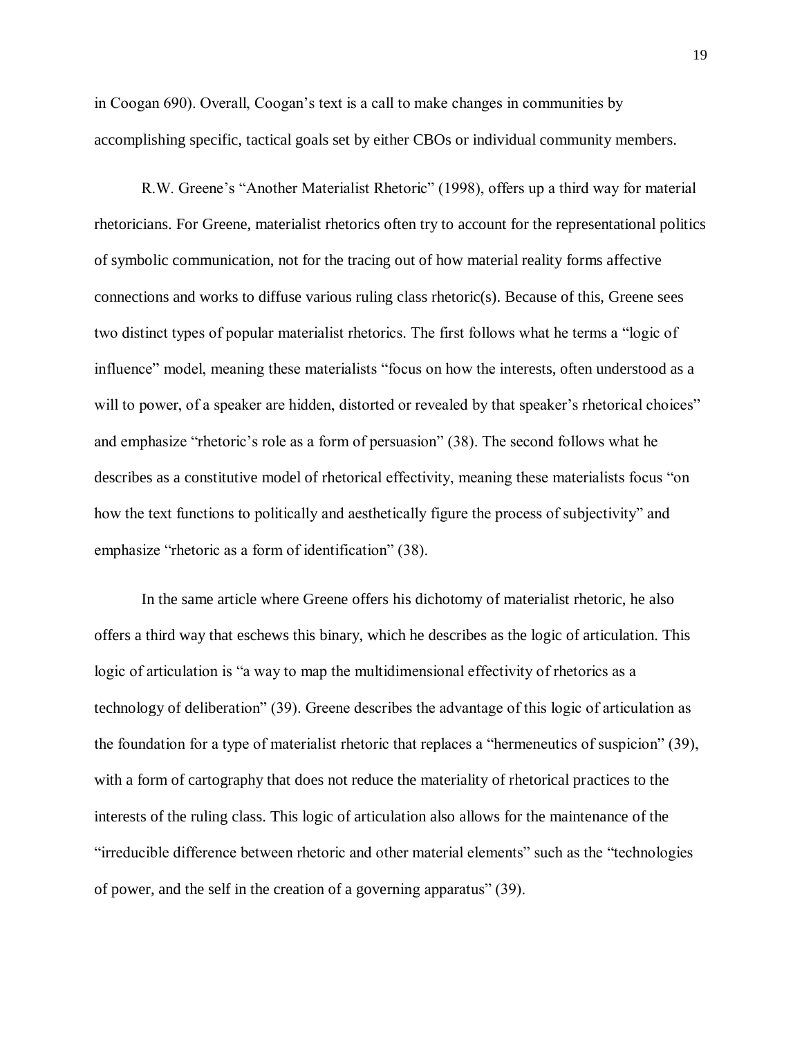in Coogan 690). Overall, Coogan's text is a call to make changes in communities by accomplishing specific, tactical goals set by either CBOs or individual community members.

R.W. Greene's "Another Materialist Rhetoric" (1998), offers up a third way for material rhetoricians. For Greene, materialist rhetorics often try to account for the representational politics of symbolic communication, not for the tracing out of how material reality forms affective connections and works to diffuse various ruling class rhetoric(s). Because of this, Greene sees two distinct types of popular materialist rhetorics. The first follows what he terms a "logic of influence" model, meaning these materialists "focus on how the interests, often understood as a will to power, of a speaker are hidden, distorted or revealed by that speaker's rhetorical choices" and emphasize "rhetoric's role as a form of persuasion" (38). The second follows what he describes as a constitutive model of rhetorical effectivity, meaning these materialists focus "on how the text functions to politically and aesthetically figure the process of subjectivity" and emphasize "rhetoric as a form of identification" (38).

In the same article where Greene offers his dichotomy of materialist rhetoric, he also offers a third way that eschews this binary, which he describes as the logic of articulation. This logic of articulation is "a way to map the multidimensional effectivity of rhetorics as a technology of deliberation" (39). Greene describes the advantage of this logic of articulation as the foundation for a type of materialist rhetoric that replaces a "hermeneutics of suspicion" (39), with a form of cartography that does not reduce the materiality of rhetorical practices to the interests of the ruling class. This logic of articulation also allows for the maintenance of the "irreducible difference between rhetoric and other material elements" such as the "technologies of power, and the self in the creation of a governing apparatus" (39).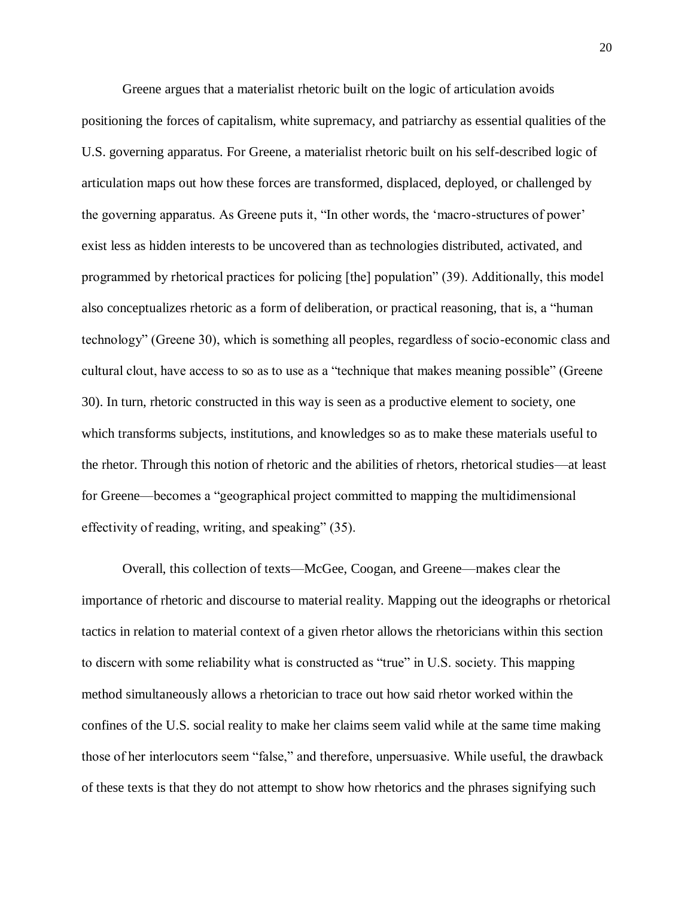Greene argues that a materialist rhetoric built on the logic of articulation avoids positioning the forces of capitalism, white supremacy, and patriarchy as essential qualities of the U.S. governing apparatus. For Greene, a materialist rhetoric built on his self-described logic of articulation maps out how these forces are transformed, displaced, deployed, or challenged by the governing apparatus. As Greene puts it, "In other words, the 'macro-structures of power' exist less as hidden interests to be uncovered than as technologies distributed, activated, and programmed by rhetorical practices for policing [the] population" (39). Additionally, this model also conceptualizes rhetoric as a form of deliberation, or practical reasoning, that is, a "human technology" (Greene 30), which is something all peoples, regardless of socio-economic class and cultural clout, have access to so as to use as a "technique that makes meaning possible" (Greene 30). In turn, rhetoric constructed in this way is seen as a productive element to society, one which transforms subjects, institutions, and knowledges so as to make these materials useful to the rhetor. Through this notion of rhetoric and the abilities of rhetors, rhetorical studies—at least for Greene—becomes a "geographical project committed to mapping the multidimensional effectivity of reading, writing, and speaking" (35).

Overall, this collection of texts—McGee, Coogan, and Greene—makes clear the importance of rhetoric and discourse to material reality. Mapping out the ideographs or rhetorical tactics in relation to material context of a given rhetor allows the rhetoricians within this section to discern with some reliability what is constructed as "true" in U.S. society. This mapping method simultaneously allows a rhetorician to trace out how said rhetor worked within the confines of the U.S. social reality to make her claims seem valid while at the same time making those of her interlocutors seem "false," and therefore, unpersuasive. While useful, the drawback of these texts is that they do not attempt to show how rhetorics and the phrases signifying such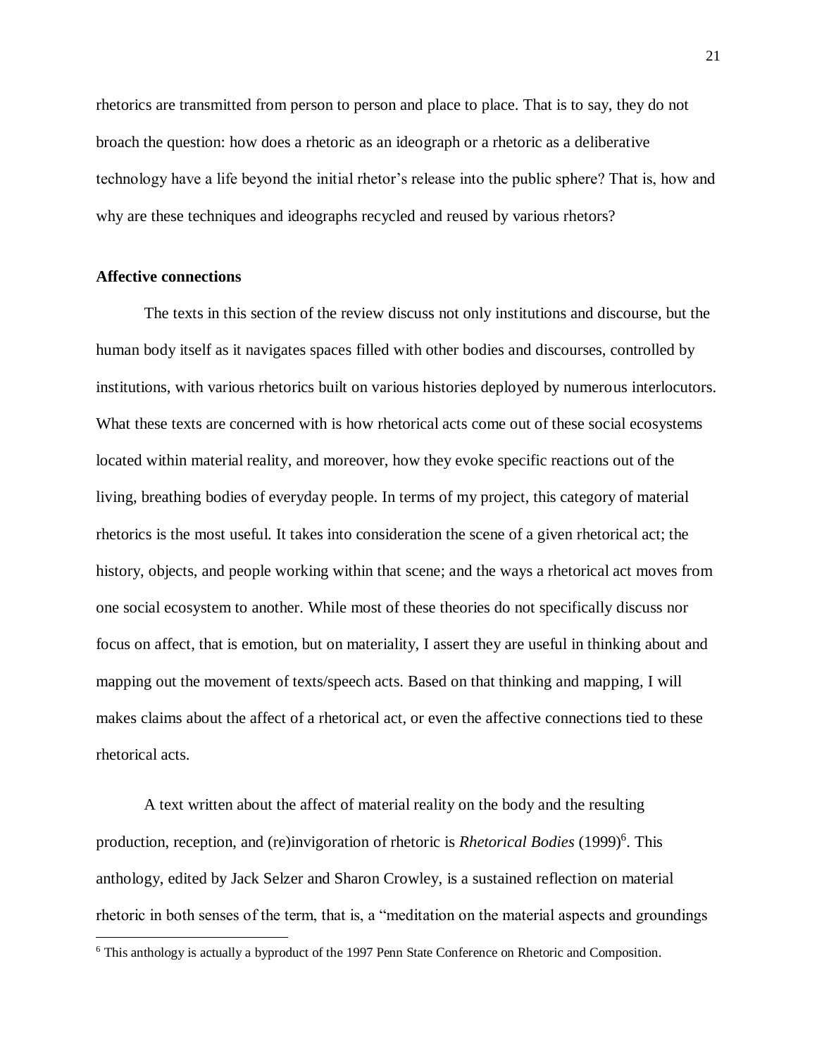rhetorics are transmitted from person to person and place to place. That is to say, they do not broach the question: how does a rhetoric as an ideograph or a rhetoric as a deliberative technology have a life beyond the initial rhetor's release into the public sphere? That is, how and why are these techniques and ideographs recycled and reused by various rhetors?

**Affective connections**

The texts in this section of the review discuss not only institutions and discourse, but the human body itself as it navigates spaces filled with other bodies and discourses, controlled by institutions, with various rhetorics built on various histories deployed by numerous interlocutors. What these texts are concerned with is how rhetorical acts come out of these social ecosystems located within material reality, and moreover, how they evoke specific reactions out of the living, breathing bodies of everyday people. In terms of my project, this category of material rhetorics is the most useful. It takes into consideration the scene of a given rhetorical act; the history, objects, and people working within that scene; and the ways a rhetorical act moves from one social ecosystem to another. While most of these theories do not specifically discuss nor focus on affect, that is emotion, but on materiality, I assert they are useful in thinking about and mapping out the movement of texts/speech acts. Based on that thinking and mapping, I will makes claims about the affect of a rhetorical act, or even the affective connections tied to these rhetorical acts.

A text written about the affect of material reality on the body and the resulting production, reception, and (re)invigoration of rhetoric is *Rhetorical Bodies* (1999)[6]. This anthology, edited by Jack Selzer and Sharon Crowley, is a sustained reflection on material rhetoric in both senses of the term, that is, a "meditation on the material aspects and groundings

[6] This anthology is actually a byproduct of the 1997 Penn State Conference on Rhetoric and Composition.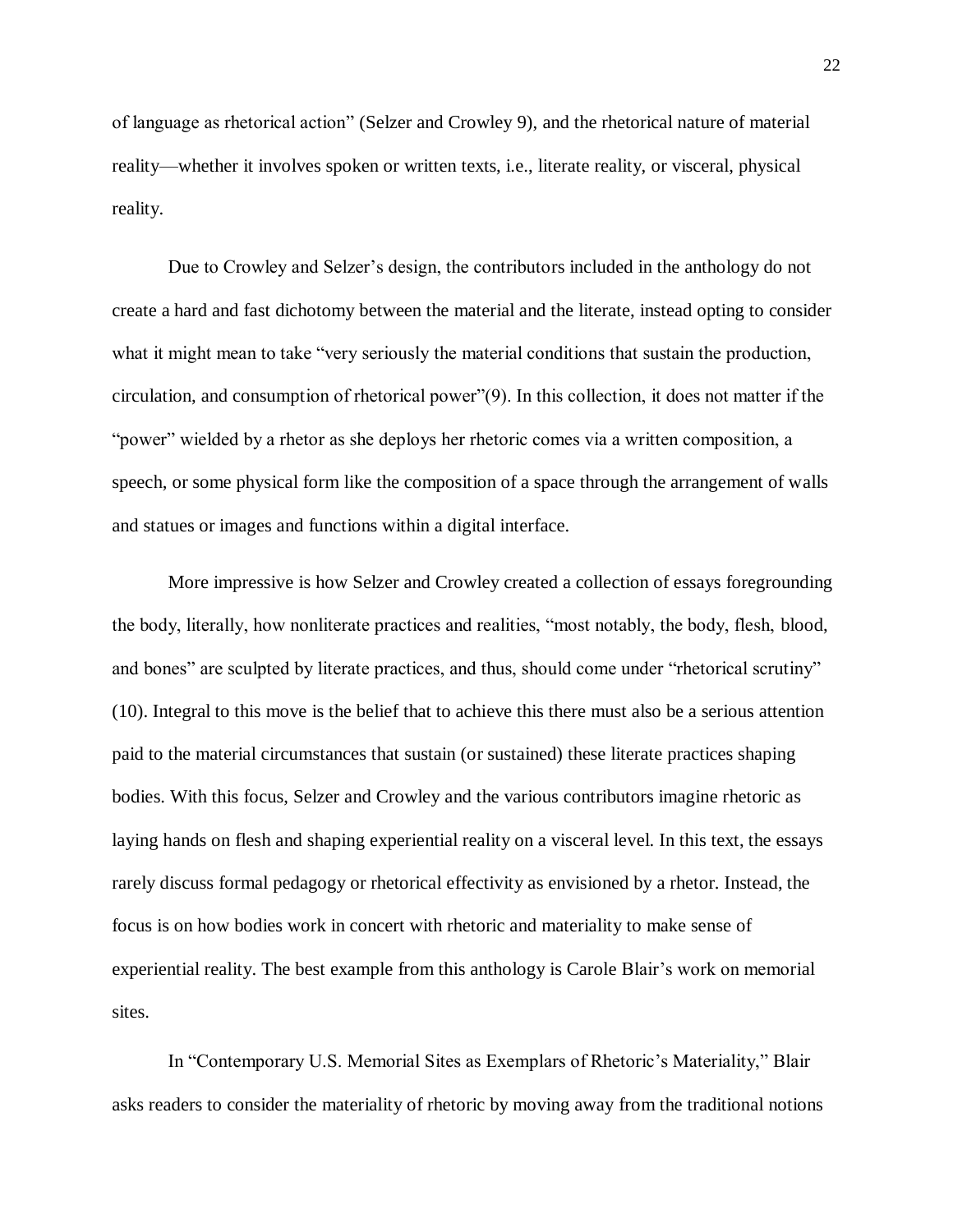of language as rhetorical action" (Selzer and Crowley 9), and the rhetorical nature of material reality—whether it involves spoken or written texts, i.e., literate reality, or visceral, physical reality.

Due to Crowley and Selzer's design, the contributors included in the anthology do not create a hard and fast dichotomy between the material and the literate, instead opting to consider what it might mean to take "very seriously the material conditions that sustain the production, circulation, and consumption of rhetorical power"(9). In this collection, it does not matter if the "power" wielded by a rhetor as she deploys her rhetoric comes via a written composition, a speech, or some physical form like the composition of a space through the arrangement of walls and statues or images and functions within a digital interface.

More impressive is how Selzer and Crowley created a collection of essays foregrounding the body, literally, how nonliterate practices and realities, "most notably, the body, flesh, blood, and bones" are sculpted by literate practices, and thus, should come under "rhetorical scrutiny" (10). Integral to this move is the belief that to achieve this there must also be a serious attention paid to the material circumstances that sustain (or sustained) these literate practices shaping bodies. With this focus, Selzer and Crowley and the various contributors imagine rhetoric as laying hands on flesh and shaping experiential reality on a visceral level. In this text, the essays rarely discuss formal pedagogy or rhetorical effectivity as envisioned by a rhetor. Instead, the focus is on how bodies work in concert with rhetoric and materiality to make sense of experiential reality. The best example from this anthology is Carole Blair's work on memorial sites.

In "Contemporary U.S. Memorial Sites as Exemplars of Rhetoric's Materiality," Blair asks readers to consider the materiality of rhetoric by moving away from the traditional notions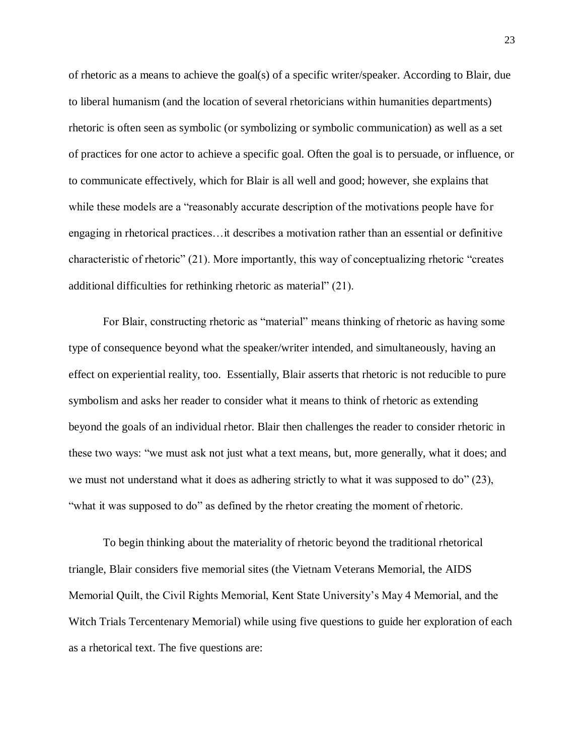of rhetoric as a means to achieve the goal(s) of a specific writer/speaker. According to Blair, due to liberal humanism (and the location of several rhetoricians within humanities departments) rhetoric is often seen as symbolic (or symbolizing or symbolic communication) as well as a set of practices for one actor to achieve a specific goal. Often the goal is to persuade, or influence, or to communicate effectively, which for Blair is all well and good; however, she explains that while these models are a "reasonably accurate description of the motivations people have for engaging in rhetorical practices…it describes a motivation rather than an essential or definitive characteristic of rhetoric" (21). More importantly, this way of conceptualizing rhetoric "creates additional difficulties for rethinking rhetoric as material" (21).

For Blair, constructing rhetoric as "material" means thinking of rhetoric as having some type of consequence beyond what the speaker/writer intended, and simultaneously, having an effect on experiential reality, too. Essentially, Blair asserts that rhetoric is not reducible to pure symbolism and asks her reader to consider what it means to think of rhetoric as extending beyond the goals of an individual rhetor. Blair then challenges the reader to consider rhetoric in these two ways: "we must ask not just what a text means, but, more generally, what it does; and we must not understand what it does as adhering strictly to what it was supposed to do" (23), "what it was supposed to do" as defined by the rhetor creating the moment of rhetoric.

To begin thinking about the materiality of rhetoric beyond the traditional rhetorical triangle, Blair considers five memorial sites (the Vietnam Veterans Memorial, the AIDS Memorial Quilt, the Civil Rights Memorial, Kent State University's May 4 Memorial, and the Witch Trials Tercentenary Memorial) while using five questions to guide her exploration of each as a rhetorical text. The five questions are: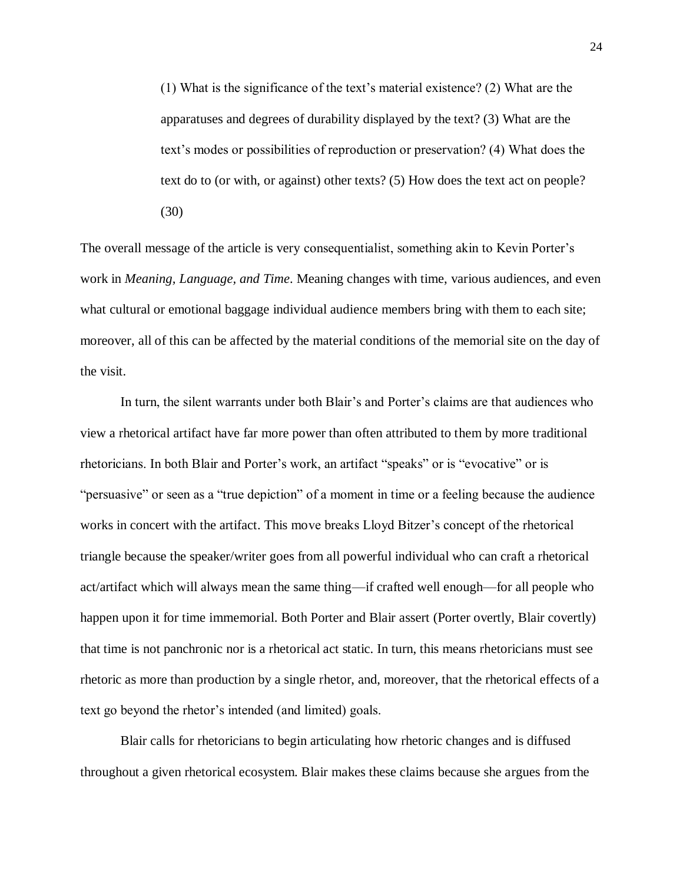> (1) What is the significance of the text's material existence? (2) What are the apparatuses and degrees of durability displayed by the text? (3) What are the text's modes or possibilities of reproduction or preservation? (4) What does the text do to (or with, or against) other texts? (5) How does the text act on people? (30)

The overall message of the article is very consequentialist, something akin to Kevin Porter's work in *Meaning, Language, and Time*. Meaning changes with time, various audiences, and even what cultural or emotional baggage individual audience members bring with them to each site; moreover, all of this can be affected by the material conditions of the memorial site on the day of the visit.

In turn, the silent warrants under both Blair's and Porter's claims are that audiences who view a rhetorical artifact have far more power than often attributed to them by more traditional rhetoricians. In both Blair and Porter's work, an artifact "speaks" or is "evocative" or is "persuasive" or seen as a "true depiction" of a moment in time or a feeling because the audience works in concert with the artifact. This move breaks Lloyd Bitzer's concept of the rhetorical triangle because the speaker/writer goes from all powerful individual who can craft a rhetorical act/artifact which will always mean the same thing—if crafted well enough—for all people who happen upon it for time immemorial. Both Porter and Blair assert (Porter overtly, Blair covertly) that time is not panchronic nor is a rhetorical act static. In turn, this means rhetoricians must see rhetoric as more than production by a single rhetor, and, moreover, that the rhetorical effects of a text go beyond the rhetor's intended (and limited) goals.

Blair calls for rhetoricians to begin articulating how rhetoric changes and is diffused throughout a given rhetorical ecosystem. Blair makes these claims because she argues from the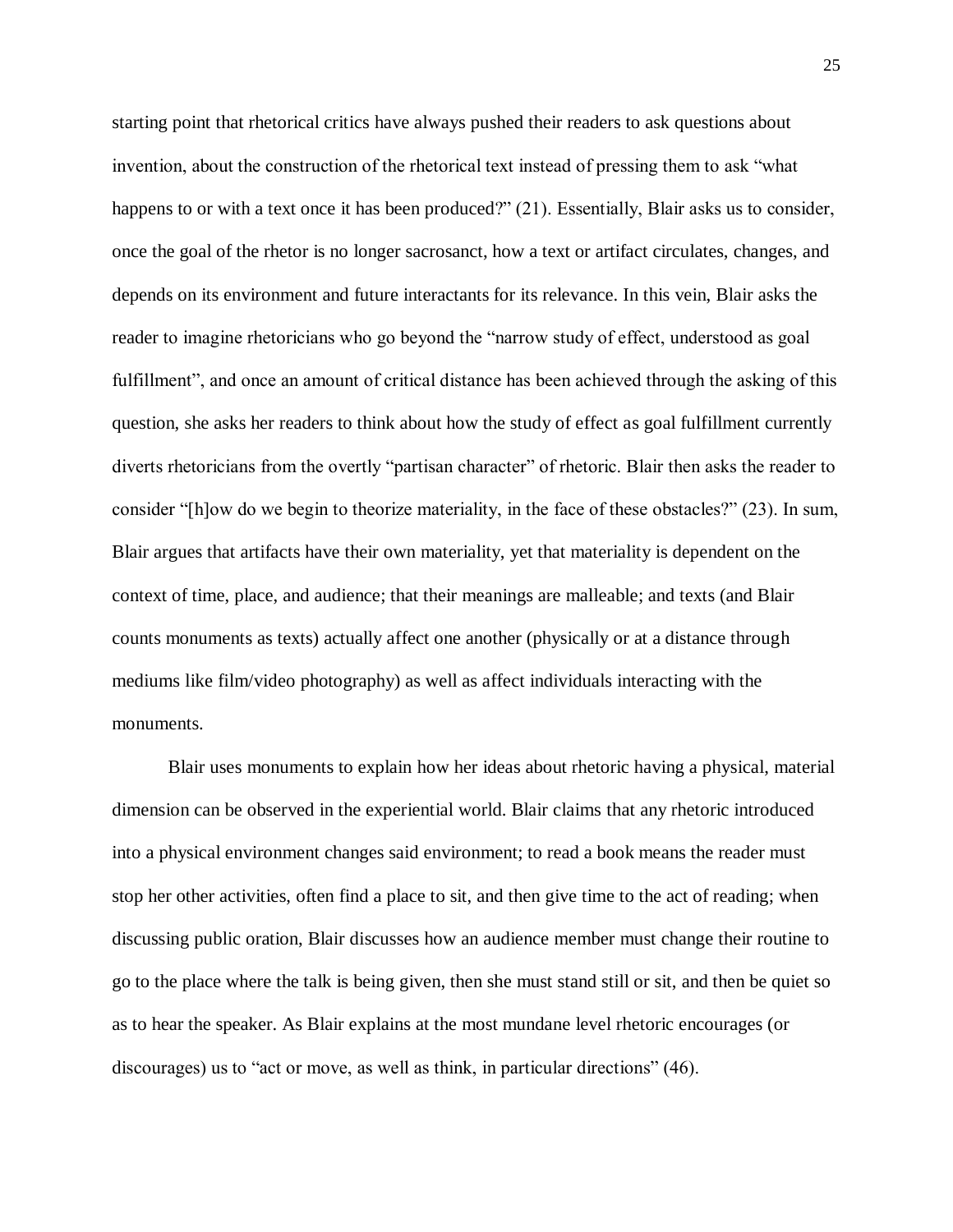starting point that rhetorical critics have always pushed their readers to ask questions about invention, about the construction of the rhetorical text instead of pressing them to ask "what happens to or with a text once it has been produced?" (21). Essentially, Blair asks us to consider, once the goal of the rhetor is no longer sacrosanct, how a text or artifact circulates, changes, and depends on its environment and future interactants for its relevance. In this vein, Blair asks the reader to imagine rhetoricians who go beyond the "narrow study of effect, understood as goal fulfillment", and once an amount of critical distance has been achieved through the asking of this question, she asks her readers to think about how the study of effect as goal fulfillment currently diverts rhetoricians from the overtly "partisan character" of rhetoric. Blair then asks the reader to consider "[h]ow do we begin to theorize materiality, in the face of these obstacles?" (23). In sum, Blair argues that artifacts have their own materiality, yet that materiality is dependent on the context of time, place, and audience; that their meanings are malleable; and texts (and Blair counts monuments as texts) actually affect one another (physically or at a distance through mediums like film/video photography) as well as affect individuals interacting with the monuments.

Blair uses monuments to explain how her ideas about rhetoric having a physical, material dimension can be observed in the experiential world. Blair claims that any rhetoric introduced into a physical environment changes said environment; to read a book means the reader must stop her other activities, often find a place to sit, and then give time to the act of reading; when discussing public oration, Blair discusses how an audience member must change their routine to go to the place where the talk is being given, then she must stand still or sit, and then be quiet so as to hear the speaker. As Blair explains at the most mundane level rhetoric encourages (or discourages) us to "act or move, as well as think, in particular directions" (46).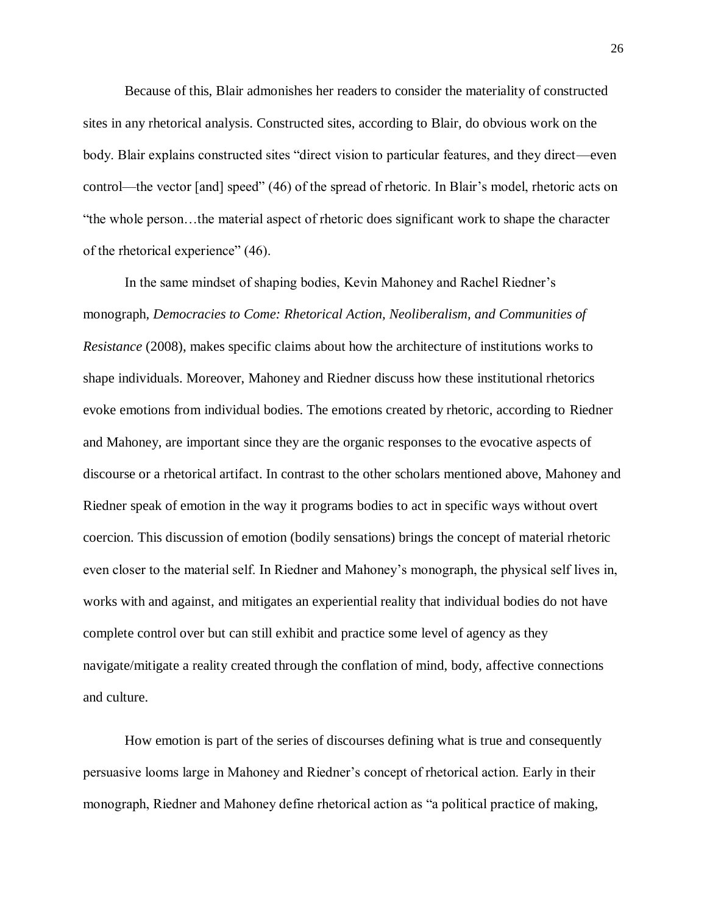Because of this, Blair admonishes her readers to consider the materiality of constructed sites in any rhetorical analysis. Constructed sites, according to Blair, do obvious work on the body. Blair explains constructed sites "direct vision to particular features, and they direct—even control—the vector [and] speed" (46) of the spread of rhetoric. In Blair's model, rhetoric acts on "the whole person…the material aspect of rhetoric does significant work to shape the character of the rhetorical experience" (46).

In the same mindset of shaping bodies, Kevin Mahoney and Rachel Riedner's monograph, *Democracies to Come: Rhetorical Action, Neoliberalism, and Communities of Resistance* (2008), makes specific claims about how the architecture of institutions works to shape individuals. Moreover, Mahoney and Riedner discuss how these institutional rhetorics evoke emotions from individual bodies. The emotions created by rhetoric, according to Riedner and Mahoney, are important since they are the organic responses to the evocative aspects of discourse or a rhetorical artifact. In contrast to the other scholars mentioned above, Mahoney and Riedner speak of emotion in the way it programs bodies to act in specific ways without overt coercion. This discussion of emotion (bodily sensations) brings the concept of material rhetoric even closer to the material self. In Riedner and Mahoney's monograph, the physical self lives in, works with and against, and mitigates an experiential reality that individual bodies do not have complete control over but can still exhibit and practice some level of agency as they navigate/mitigate a reality created through the conflation of mind, body, affective connections and culture.

How emotion is part of the series of discourses defining what is true and consequently persuasive looms large in Mahoney and Riedner's concept of rhetorical action. Early in their monograph, Riedner and Mahoney define rhetorical action as "a political practice of making,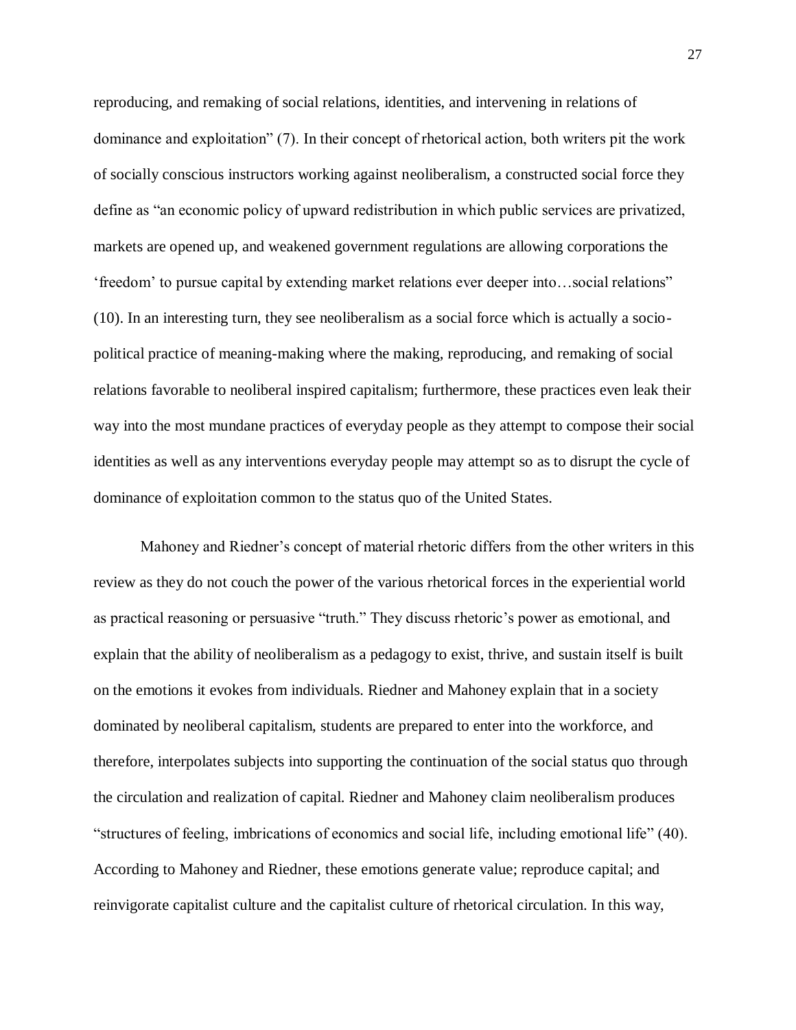reproducing, and remaking of social relations, identities, and intervening in relations of dominance and exploitation" (7). In their concept of rhetorical action, both writers pit the work of socially conscious instructors working against neoliberalism, a constructed social force they define as "an economic policy of upward redistribution in which public services are privatized, markets are opened up, and weakened government regulations are allowing corporations the 'freedom' to pursue capital by extending market relations ever deeper into…social relations" (10). In an interesting turn, they see neoliberalism as a social force which is actually a socio-political practice of meaning-making where the making, reproducing, and remaking of social relations favorable to neoliberal inspired capitalism; furthermore, these practices even leak their way into the most mundane practices of everyday people as they attempt to compose their social identities as well as any interventions everyday people may attempt so as to disrupt the cycle of dominance of exploitation common to the status quo of the United States.

Mahoney and Riedner's concept of material rhetoric differs from the other writers in this review as they do not couch the power of the various rhetorical forces in the experiential world as practical reasoning or persuasive "truth." They discuss rhetoric's power as emotional, and explain that the ability of neoliberalism as a pedagogy to exist, thrive, and sustain itself is built on the emotions it evokes from individuals. Riedner and Mahoney explain that in a society dominated by neoliberal capitalism, students are prepared to enter into the workforce, and therefore, interpolates subjects into supporting the continuation of the social status quo through the circulation and realization of capital. Riedner and Mahoney claim neoliberalism produces "structures of feeling, imbrications of economics and social life, including emotional life" (40). According to Mahoney and Riedner, these emotions generate value; reproduce capital; and reinvigorate capitalist culture and the capitalist culture of rhetorical circulation. In this way,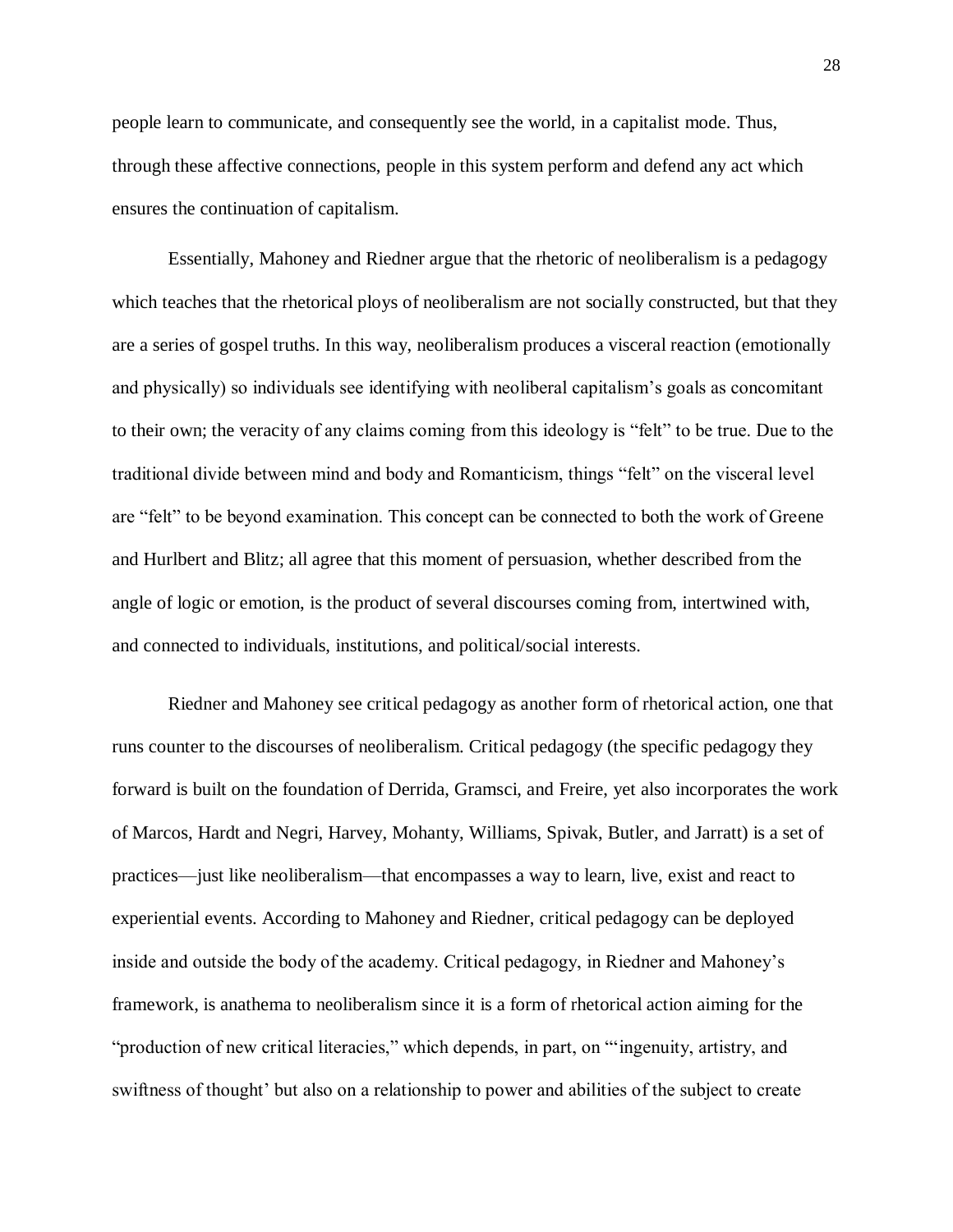people learn to communicate, and consequently see the world, in a capitalist mode. Thus, through these affective connections, people in this system perform and defend any act which ensures the continuation of capitalism.

Essentially, Mahoney and Riedner argue that the rhetoric of neoliberalism is a pedagogy which teaches that the rhetorical ploys of neoliberalism are not socially constructed, but that they are a series of gospel truths. In this way, neoliberalism produces a visceral reaction (emotionally and physically) so individuals see identifying with neoliberal capitalism's goals as concomitant to their own; the veracity of any claims coming from this ideology is "felt" to be true. Due to the traditional divide between mind and body and Romanticism, things "felt" on the visceral level are "felt" to be beyond examination. This concept can be connected to both the work of Greene and Hurlbert and Blitz; all agree that this moment of persuasion, whether described from the angle of logic or emotion, is the product of several discourses coming from, intertwined with, and connected to individuals, institutions, and political/social interests.

Riedner and Mahoney see critical pedagogy as another form of rhetorical action, one that runs counter to the discourses of neoliberalism. Critical pedagogy (the specific pedagogy they forward is built on the foundation of Derrida, Gramsci, and Freire, yet also incorporates the work of Marcos, Hardt and Negri, Harvey, Mohanty, Williams, Spivak, Butler, and Jarratt) is a set of practices—just like neoliberalism—that encompasses a way to learn, live, exist and react to experiential events. According to Mahoney and Riedner, critical pedagogy can be deployed inside and outside the body of the academy. Critical pedagogy, in Riedner and Mahoney's framework, is anathema to neoliberalism since it is a form of rhetorical action aiming for the "production of new critical literacies," which depends, in part, on "'ingenuity, artistry, and swiftness of thought' but also on a relationship to power and abilities of the subject to create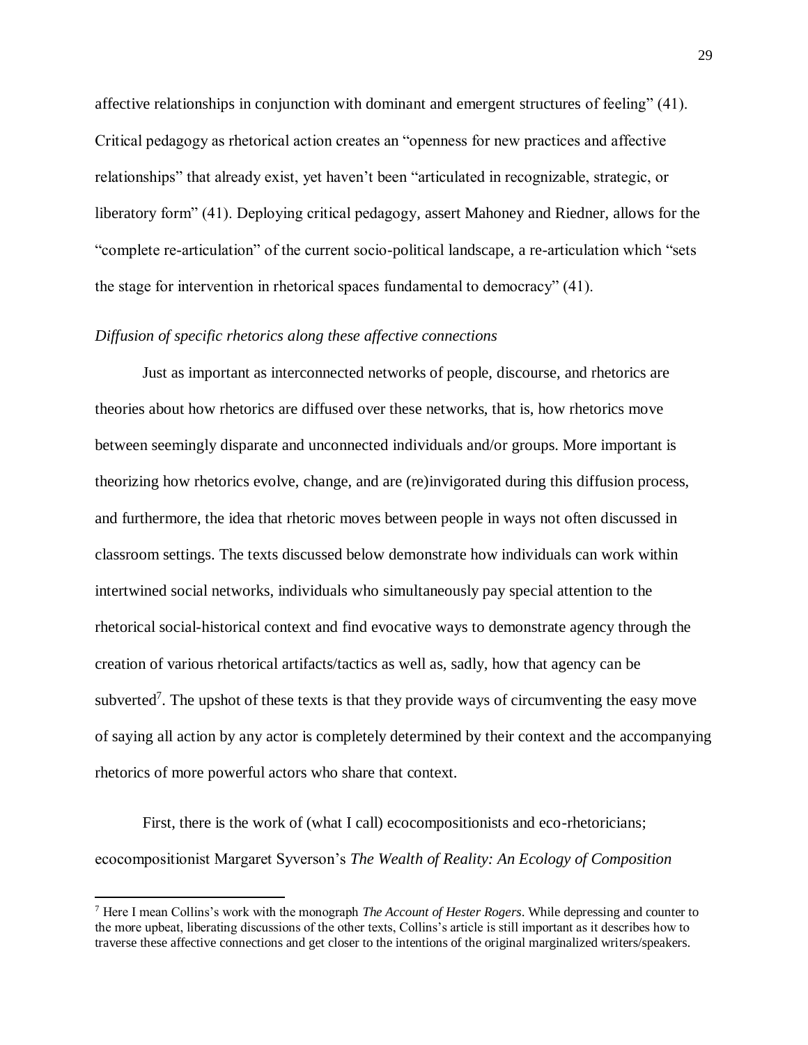affective relationships in conjunction with dominant and emergent structures of feeling" (41). Critical pedagogy as rhetorical action creates an "openness for new practices and affective relationships" that already exist, yet haven't been "articulated in recognizable, strategic, or liberatory form" (41). Deploying critical pedagogy, assert Mahoney and Riedner, allows for the "complete re-articulation" of the current socio-political landscape, a re-articulation which "sets the stage for intervention in rhetorical spaces fundamental to democracy" (41).

*Diffusion of specific rhetorics along these affective connections*

Just as important as interconnected networks of people, discourse, and rhetorics are theories about how rhetorics are diffused over these networks, that is, how rhetorics move between seemingly disparate and unconnected individuals and/or groups. More important is theorizing how rhetorics evolve, change, and are (re)invigorated during this diffusion process, and furthermore, the idea that rhetoric moves between people in ways not often discussed in classroom settings. The texts discussed below demonstrate how individuals can work within intertwined social networks, individuals who simultaneously pay special attention to the rhetorical social-historical context and find evocative ways to demonstrate agency through the creation of various rhetorical artifacts/tactics as well as, sadly, how that agency can be subverted[7]. The upshot of these texts is that they provide ways of circumventing the easy move of saying all action by any actor is completely determined by their context and the accompanying rhetorics of more powerful actors who share that context.

First, there is the work of (what I call) ecocompositionists and eco-rhetoricians; ecocompositionist Margaret Syverson's *The Wealth of Reality: An Ecology of Composition*

[7] Here I mean Collins's work with the monograph *The Account of Hester Rogers*. While depressing and counter to the more upbeat, liberating discussions of the other texts, Collins's article is still important as it describes how to traverse these affective connections and get closer to the intentions of the original marginalized writers/speakers.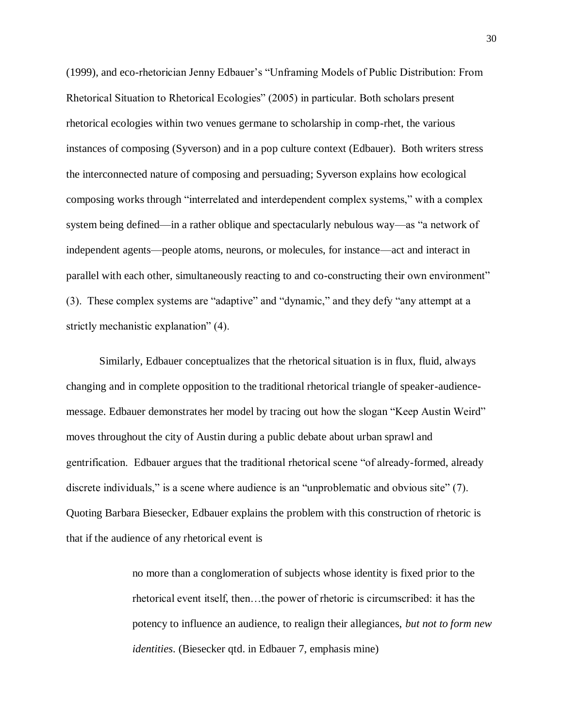(1999), and eco-rhetorician Jenny Edbauer's "Unframing Models of Public Distribution: From Rhetorical Situation to Rhetorical Ecologies" (2005) in particular. Both scholars present rhetorical ecologies within two venues germane to scholarship in comp-rhet, the various instances of composing (Syverson) and in a pop culture context (Edbauer). Both writers stress the interconnected nature of composing and persuading; Syverson explains how ecological composing works through "interrelated and interdependent complex systems," with a complex system being defined—in a rather oblique and spectacularly nebulous way—as "a network of independent agents—people atoms, neurons, or molecules, for instance—act and interact in parallel with each other, simultaneously reacting to and co-constructing their own environment" (3). These complex systems are "adaptive" and "dynamic," and they defy "any attempt at a strictly mechanistic explanation" (4).

Similarly, Edbauer conceptualizes that the rhetorical situation is in flux, fluid, always changing and in complete opposition to the traditional rhetorical triangle of speaker-audience-message. Edbauer demonstrates her model by tracing out how the slogan "Keep Austin Weird" moves throughout the city of Austin during a public debate about urban sprawl and gentrification. Edbauer argues that the traditional rhetorical scene "of already-formed, already discrete individuals," is a scene where audience is an "unproblematic and obvious site" (7). Quoting Barbara Biesecker, Edbauer explains the problem with this construction of rhetoric is that if the audience of any rhetorical event is

> no more than a conglomeration of subjects whose identity is fixed prior to the rhetorical event itself, then…the power of rhetoric is circumscribed: it has the potency to influence an audience, to realign their allegiances, *but not to form new identities*. (Biesecker qtd. in Edbauer 7, emphasis mine)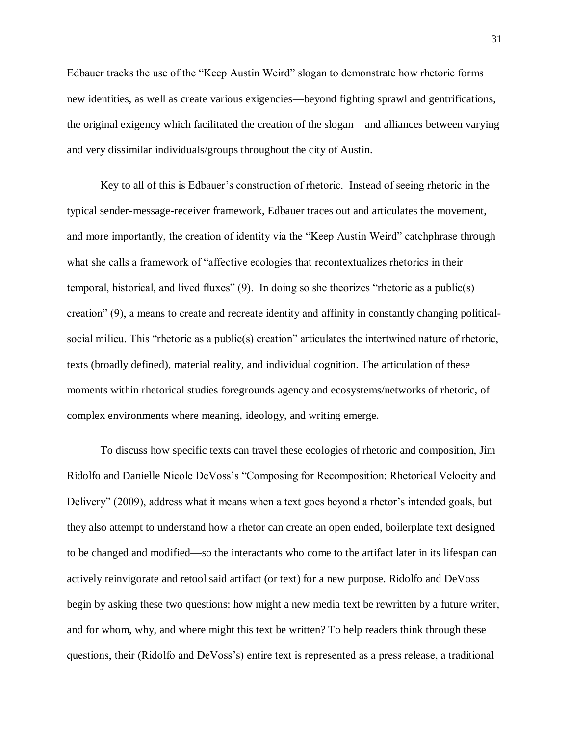Edbauer tracks the use of the "Keep Austin Weird" slogan to demonstrate how rhetoric forms new identities, as well as create various exigencies—beyond fighting sprawl and gentrifications, the original exigency which facilitated the creation of the slogan—and alliances between varying and very dissimilar individuals/groups throughout the city of Austin.

Key to all of this is Edbauer's construction of rhetoric. Instead of seeing rhetoric in the typical sender-message-receiver framework, Edbauer traces out and articulates the movement, and more importantly, the creation of identity via the "Keep Austin Weird" catchphrase through what she calls a framework of "affective ecologies that recontextualizes rhetorics in their temporal, historical, and lived fluxes" (9). In doing so she theorizes "rhetoric as a public(s) creation" (9), a means to create and recreate identity and affinity in constantly changing political-social milieu. This "rhetoric as a public(s) creation" articulates the intertwined nature of rhetoric, texts (broadly defined), material reality, and individual cognition. The articulation of these moments within rhetorical studies foregrounds agency and ecosystems/networks of rhetoric, of complex environments where meaning, ideology, and writing emerge.

To discuss how specific texts can travel these ecologies of rhetoric and composition, Jim Ridolfo and Danielle Nicole DeVoss's "Composing for Recomposition: Rhetorical Velocity and Delivery" (2009), address what it means when a text goes beyond a rhetor's intended goals, but they also attempt to understand how a rhetor can create an open ended, boilerplate text designed to be changed and modified—so the interactants who come to the artifact later in its lifespan can actively reinvigorate and retool said artifact (or text) for a new purpose. Ridolfo and DeVoss begin by asking these two questions: how might a new media text be rewritten by a future writer, and for whom, why, and where might this text be written? To help readers think through these questions, their (Ridolfo and DeVoss's) entire text is represented as a press release, a traditional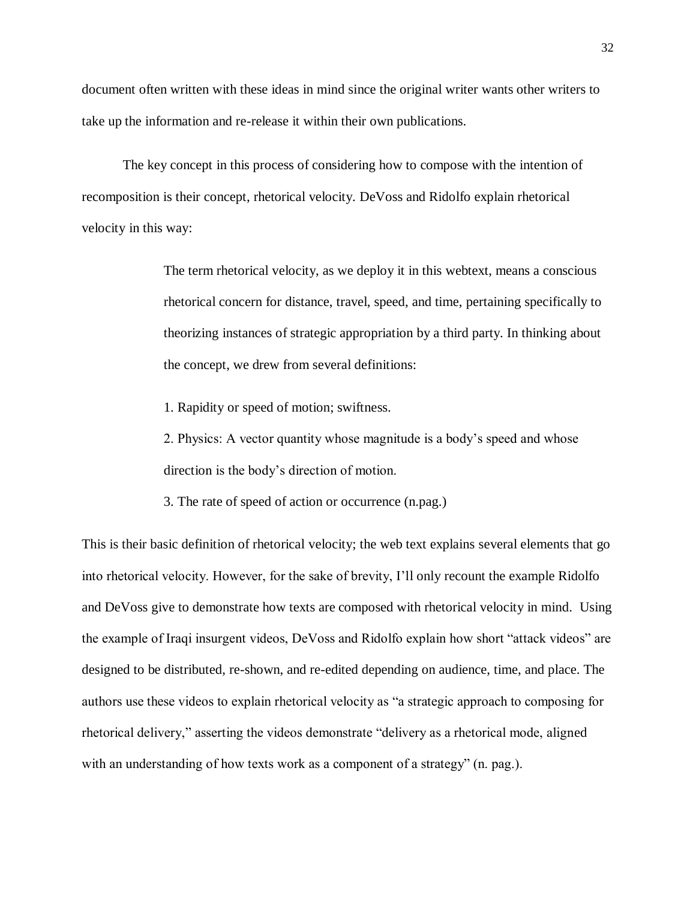document often written with these ideas in mind since the original writer wants other writers to take up the information and re-release it within their own publications.

The key concept in this process of considering how to compose with the intention of recomposition is their concept, rhetorical velocity. DeVoss and Ridolfo explain rhetorical velocity in this way:

> The term rhetorical velocity, as we deploy it in this webtext, means a conscious rhetorical concern for distance, travel, speed, and time, pertaining specifically to theorizing instances of strategic appropriation by a third party. In thinking about the concept, we drew from several definitions:
>
> 1. Rapidity or speed of motion; swiftness.
> 2. Physics: A vector quantity whose magnitude is a body's speed and whose direction is the body's direction of motion.
> 3. The rate of speed of action or occurrence (n.pag.)

This is their basic definition of rhetorical velocity; the web text explains several elements that go into rhetorical velocity. However, for the sake of brevity, I'll only recount the example Ridolfo and DeVoss give to demonstrate how texts are composed with rhetorical velocity in mind. Using the example of Iraqi insurgent videos, DeVoss and Ridolfo explain how short "attack videos" are designed to be distributed, re-shown, and re-edited depending on audience, time, and place. The authors use these videos to explain rhetorical velocity as "a strategic approach to composing for rhetorical delivery," asserting the videos demonstrate "delivery as a rhetorical mode, aligned with an understanding of how texts work as a component of a strategy" (n. pag.).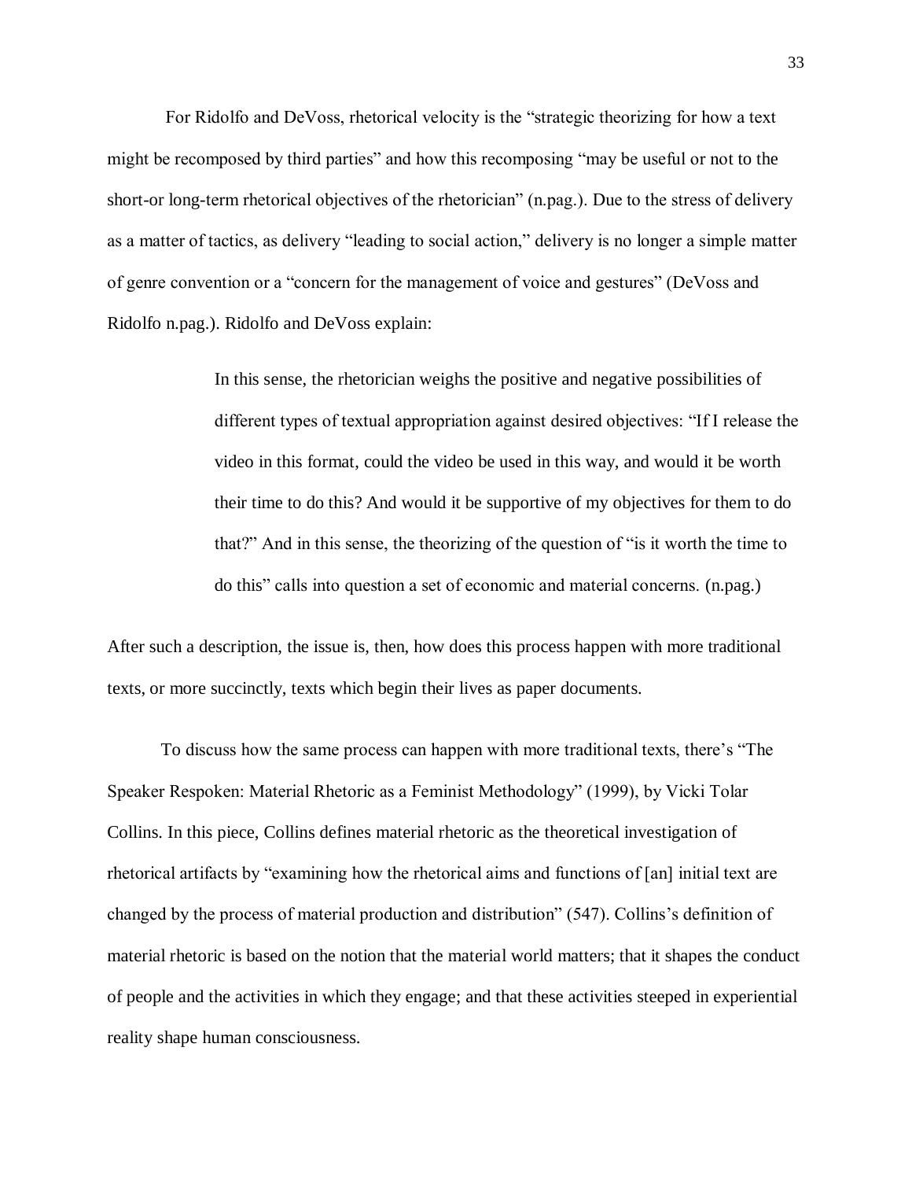For Ridolfo and DeVoss, rhetorical velocity is the "strategic theorizing for how a text might be recomposed by third parties" and how this recomposing "may be useful or not to the short-or long-term rhetorical objectives of the rhetorician" (n.pag.). Due to the stress of delivery as a matter of tactics, as delivery "leading to social action," delivery is no longer a simple matter of genre convention or a "concern for the management of voice and gestures" (DeVoss and Ridolfo n.pag.). Ridolfo and DeVoss explain:

> In this sense, the rhetorician weighs the positive and negative possibilities of different types of textual appropriation against desired objectives: "If I release the video in this format, could the video be used in this way, and would it be worth their time to do this? And would it be supportive of my objectives for them to do that?" And in this sense, the theorizing of the question of "is it worth the time to do this" calls into question a set of economic and material concerns. (n.pag.)

After such a description, the issue is, then, how does this process happen with more traditional texts, or more succinctly, texts which begin their lives as paper documents.

To discuss how the same process can happen with more traditional texts, there's "The Speaker Respoken: Material Rhetoric as a Feminist Methodology" (1999), by Vicki Tolar Collins. In this piece, Collins defines material rhetoric as the theoretical investigation of rhetorical artifacts by "examining how the rhetorical aims and functions of [an] initial text are changed by the process of material production and distribution" (547). Collins's definition of material rhetoric is based on the notion that the material world matters; that it shapes the conduct of people and the activities in which they engage; and that these activities steeped in experiential reality shape human consciousness.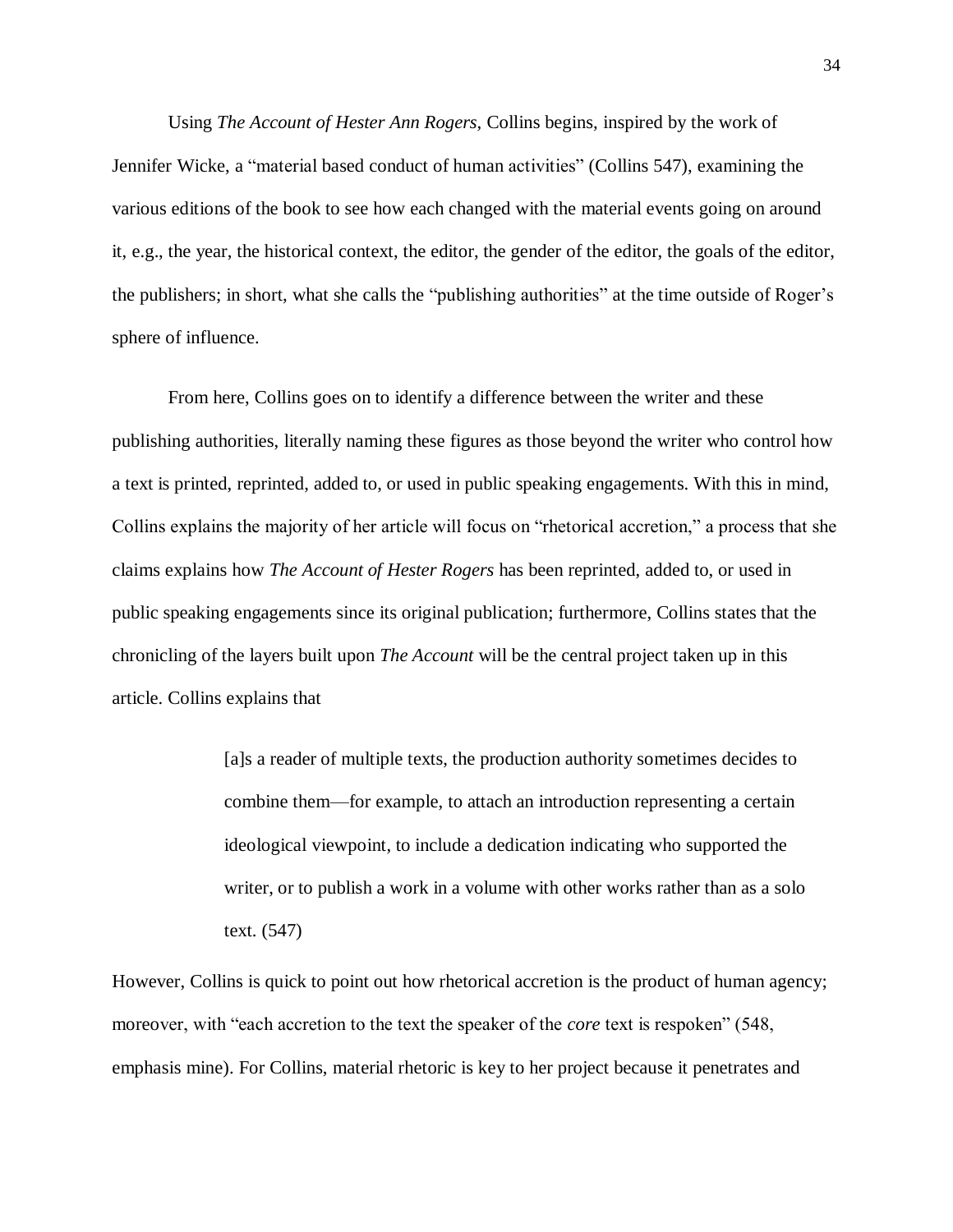Using *The Account of Hester Ann Rogers,* Collins begins, inspired by the work of Jennifer Wicke, a "material based conduct of human activities" (Collins 547), examining the various editions of the book to see how each changed with the material events going on around it, e.g., the year, the historical context, the editor, the gender of the editor, the goals of the editor, the publishers; in short, what she calls the "publishing authorities" at the time outside of Roger's sphere of influence.

From here, Collins goes on to identify a difference between the writer and these publishing authorities, literally naming these figures as those beyond the writer who control how a text is printed, reprinted, added to, or used in public speaking engagements. With this in mind, Collins explains the majority of her article will focus on "rhetorical accretion," a process that she claims explains how *The Account of Hester Rogers* has been reprinted, added to, or used in public speaking engagements since its original publication; furthermore, Collins states that the chronicling of the layers built upon *The Account* will be the central project taken up in this article. Collins explains that

> [a]s a reader of multiple texts, the production authority sometimes decides to combine them—for example, to attach an introduction representing a certain ideological viewpoint, to include a dedication indicating who supported the writer, or to publish a work in a volume with other works rather than as a solo text. (547)

However, Collins is quick to point out how rhetorical accretion is the product of human agency; moreover, with "each accretion to the text the speaker of the *core* text is respoken" (548, emphasis mine). For Collins, material rhetoric is key to her project because it penetrates and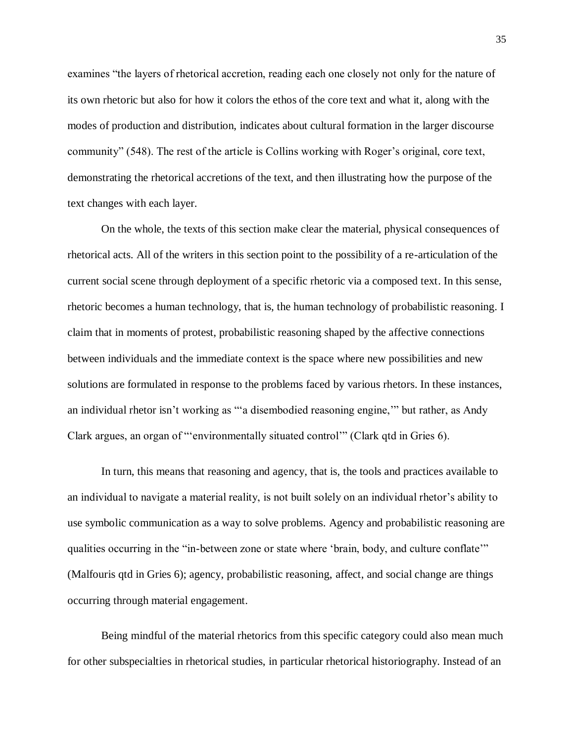examines "the layers of rhetorical accretion, reading each one closely not only for the nature of its own rhetoric but also for how it colors the ethos of the core text and what it, along with the modes of production and distribution, indicates about cultural formation in the larger discourse community" (548). The rest of the article is Collins working with Roger's original, core text, demonstrating the rhetorical accretions of the text, and then illustrating how the purpose of the text changes with each layer.

On the whole, the texts of this section make clear the material, physical consequences of rhetorical acts. All of the writers in this section point to the possibility of a re-articulation of the current social scene through deployment of a specific rhetoric via a composed text. In this sense, rhetoric becomes a human technology, that is, the human technology of probabilistic reasoning. I claim that in moments of protest, probabilistic reasoning shaped by the affective connections between individuals and the immediate context is the space where new possibilities and new solutions are formulated in response to the problems faced by various rhetors. In these instances, an individual rhetor isn't working as "'a disembodied reasoning engine,'" but rather, as Andy Clark argues, an organ of "'environmentally situated control'" (Clark qtd in Gries 6).

In turn, this means that reasoning and agency, that is, the tools and practices available to an individual to navigate a material reality, is not built solely on an individual rhetor's ability to use symbolic communication as a way to solve problems. Agency and probabilistic reasoning are qualities occurring in the "in-between zone or state where 'brain, body, and culture conflate'" (Malfouris qtd in Gries 6); agency, probabilistic reasoning, affect, and social change are things occurring through material engagement.

Being mindful of the material rhetorics from this specific category could also mean much for other subspecialties in rhetorical studies, in particular rhetorical historiography. Instead of an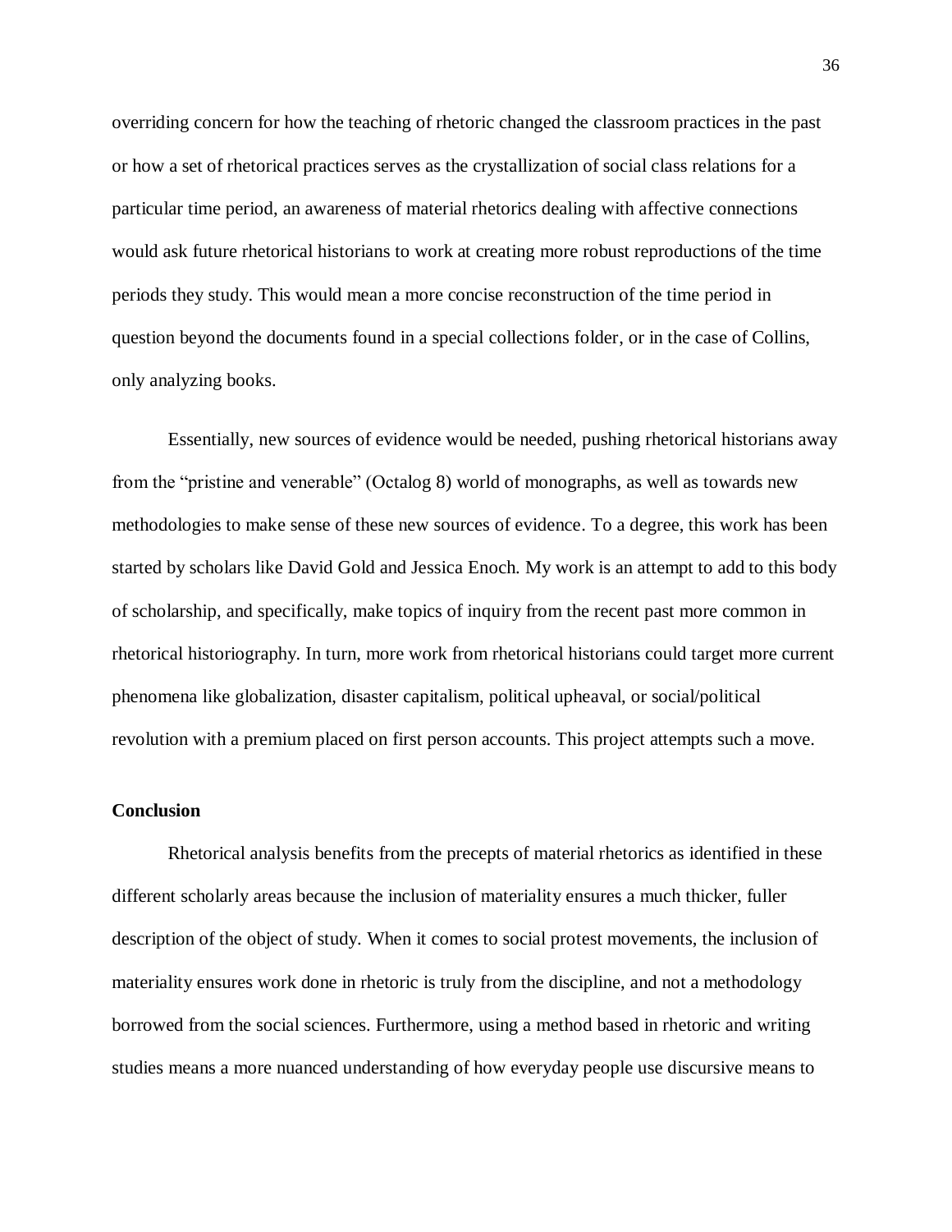overriding concern for how the teaching of rhetoric changed the classroom practices in the past or how a set of rhetorical practices serves as the crystallization of social class relations for a particular time period, an awareness of material rhetorics dealing with affective connections would ask future rhetorical historians to work at creating more robust reproductions of the time periods they study. This would mean a more concise reconstruction of the time period in question beyond the documents found in a special collections folder, or in the case of Collins, only analyzing books.

Essentially, new sources of evidence would be needed, pushing rhetorical historians away from the "pristine and venerable" (Octalog 8) world of monographs, as well as towards new methodologies to make sense of these new sources of evidence. To a degree, this work has been started by scholars like David Gold and Jessica Enoch. My work is an attempt to add to this body of scholarship, and specifically, make topics of inquiry from the recent past more common in rhetorical historiography. In turn, more work from rhetorical historians could target more current phenomena like globalization, disaster capitalism, political upheaval, or social/political revolution with a premium placed on first person accounts. This project attempts such a move.

**Conclusion**

Rhetorical analysis benefits from the precepts of material rhetorics as identified in these different scholarly areas because the inclusion of materiality ensures a much thicker, fuller description of the object of study. When it comes to social protest movements, the inclusion of materiality ensures work done in rhetoric is truly from the discipline, and not a methodology borrowed from the social sciences. Furthermore, using a method based in rhetoric and writing studies means a more nuanced understanding of how everyday people use discursive means to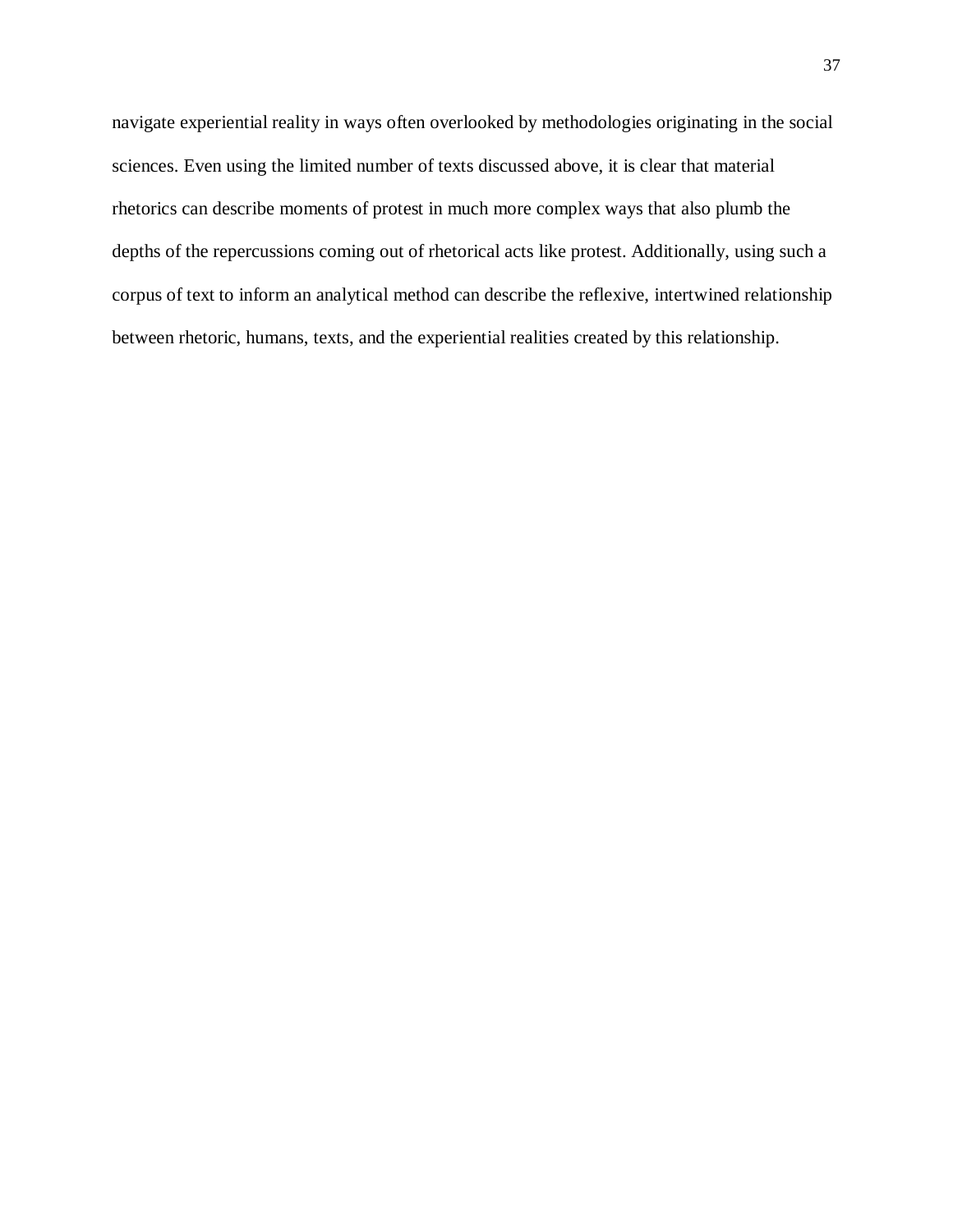navigate experiential reality in ways often overlooked by methodologies originating in the social sciences. Even using the limited number of texts discussed above, it is clear that material rhetorics can describe moments of protest in much more complex ways that also plumb the depths of the repercussions coming out of rhetorical acts like protest. Additionally, using such a corpus of text to inform an analytical method can describe the reflexive, intertwined relationship between rhetoric, humans, texts, and the experiential realities created by this relationship.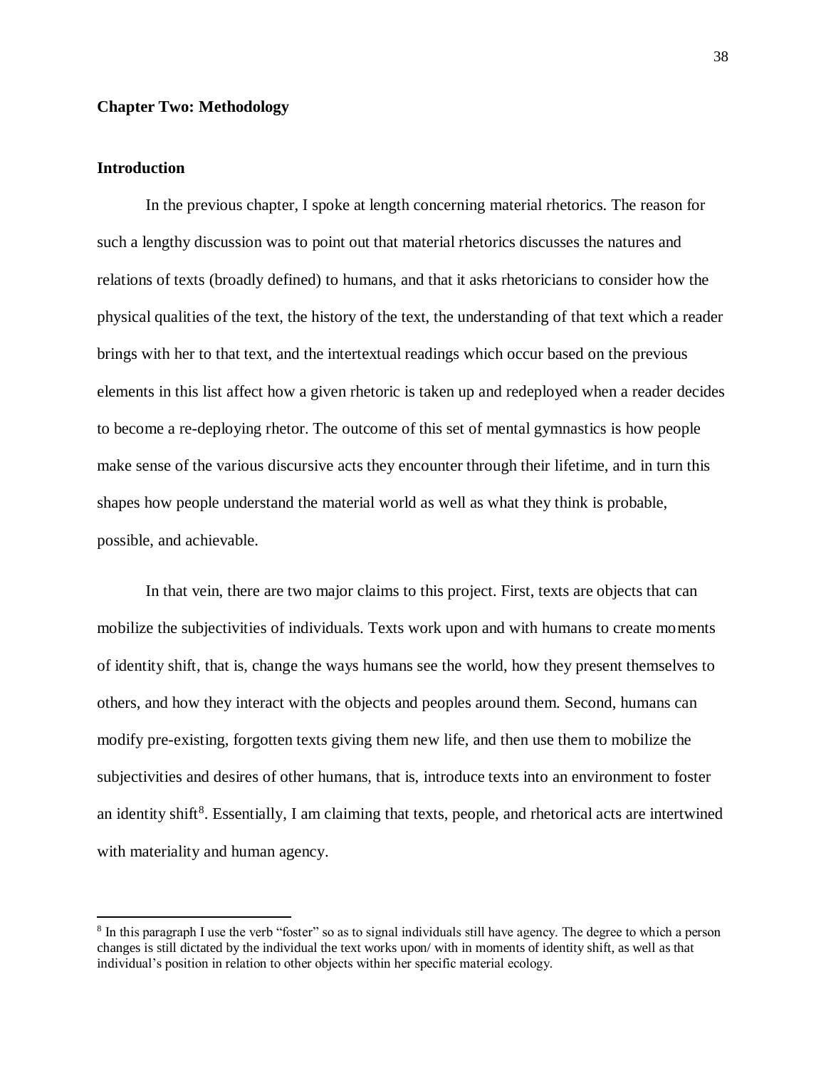## Chapter Two: Methodology

### Introduction

In the previous chapter, I spoke at length concerning material rhetorics. The reason for such a lengthy discussion was to point out that material rhetorics discusses the natures and relations of texts (broadly defined) to humans, and that it asks rhetoricians to consider how the physical qualities of the text, the history of the text, the understanding of that text which a reader brings with her to that text, and the intertextual readings which occur based on the previous elements in this list affect how a given rhetoric is taken up and redeployed when a reader decides to become a re-deploying rhetor. The outcome of this set of mental gymnastics is how people make sense of the various discursive acts they encounter through their lifetime, and in turn this shapes how people understand the material world as well as what they think is probable, possible, and achievable.

In that vein, there are two major claims to this project. First, texts are objects that can mobilize the subjectivities of individuals. Texts work upon and with humans to create moments of identity shift, that is, change the ways humans see the world, how they present themselves to others, and how they interact with the objects and peoples around them. Second, humans can modify pre-existing, forgotten texts giving them new life, and then use them to mobilize the subjectivities and desires of other humans, that is, introduce texts into an environment to foster an identity shift[8]. Essentially, I am claiming that texts, people, and rhetorical acts are intertwined with materiality and human agency.

---

[8] In this paragraph I use the verb "foster" so as to signal individuals still have agency. The degree to which a person changes is still dictated by the individual the text works upon/ with in moments of identity shift, as well as that individual's position in relation to other objects within her specific material ecology.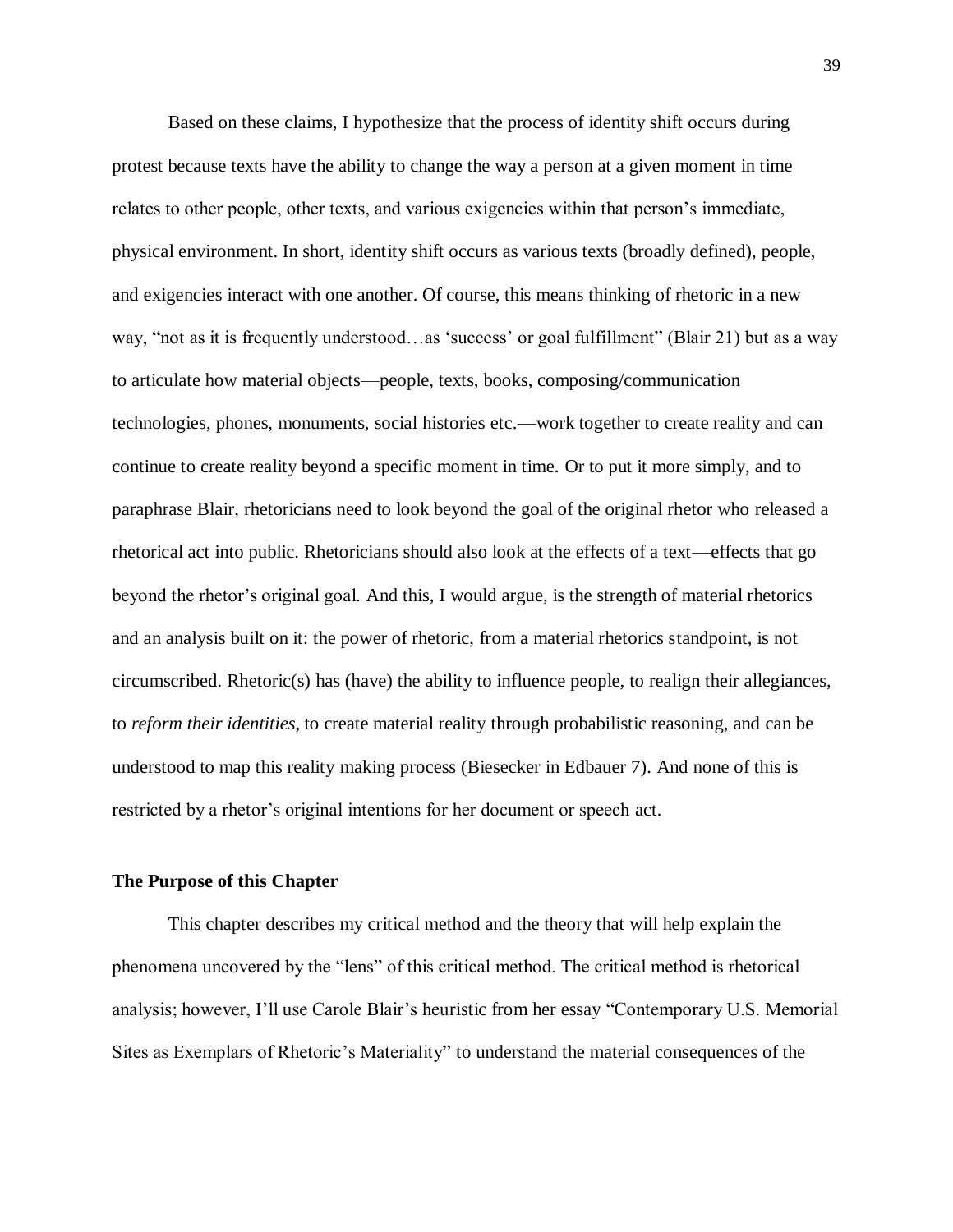Based on these claims, I hypothesize that the process of identity shift occurs during protest because texts have the ability to change the way a person at a given moment in time relates to other people, other texts, and various exigencies within that person's immediate, physical environment. In short, identity shift occurs as various texts (broadly defined), people, and exigencies interact with one another. Of course, this means thinking of rhetoric in a new way, "not as it is frequently understood…as 'success' or goal fulfillment" (Blair 21) but as a way to articulate how material objects—people, texts, books, composing/communication technologies, phones, monuments, social histories etc.—work together to create reality and can continue to create reality beyond a specific moment in time. Or to put it more simply, and to paraphrase Blair, rhetoricians need to look beyond the goal of the original rhetor who released a rhetorical act into public. Rhetoricians should also look at the effects of a text—effects that go beyond the rhetor's original goal. And this, I would argue, is the strength of material rhetorics and an analysis built on it: the power of rhetoric, from a material rhetorics standpoint, is not circumscribed. Rhetoric(s) has (have) the ability to influence people, to realign their allegiances, to *reform their identities*, to create material reality through probabilistic reasoning, and can be understood to map this reality making process (Biesecker in Edbauer 7). And none of this is restricted by a rhetor's original intentions for her document or speech act.

### The Purpose of this Chapter

This chapter describes my critical method and the theory that will help explain the phenomena uncovered by the "lens" of this critical method. The critical method is rhetorical analysis; however, I'll use Carole Blair's heuristic from her essay "Contemporary U.S. Memorial Sites as Exemplars of Rhetoric's Materiality" to understand the material consequences of the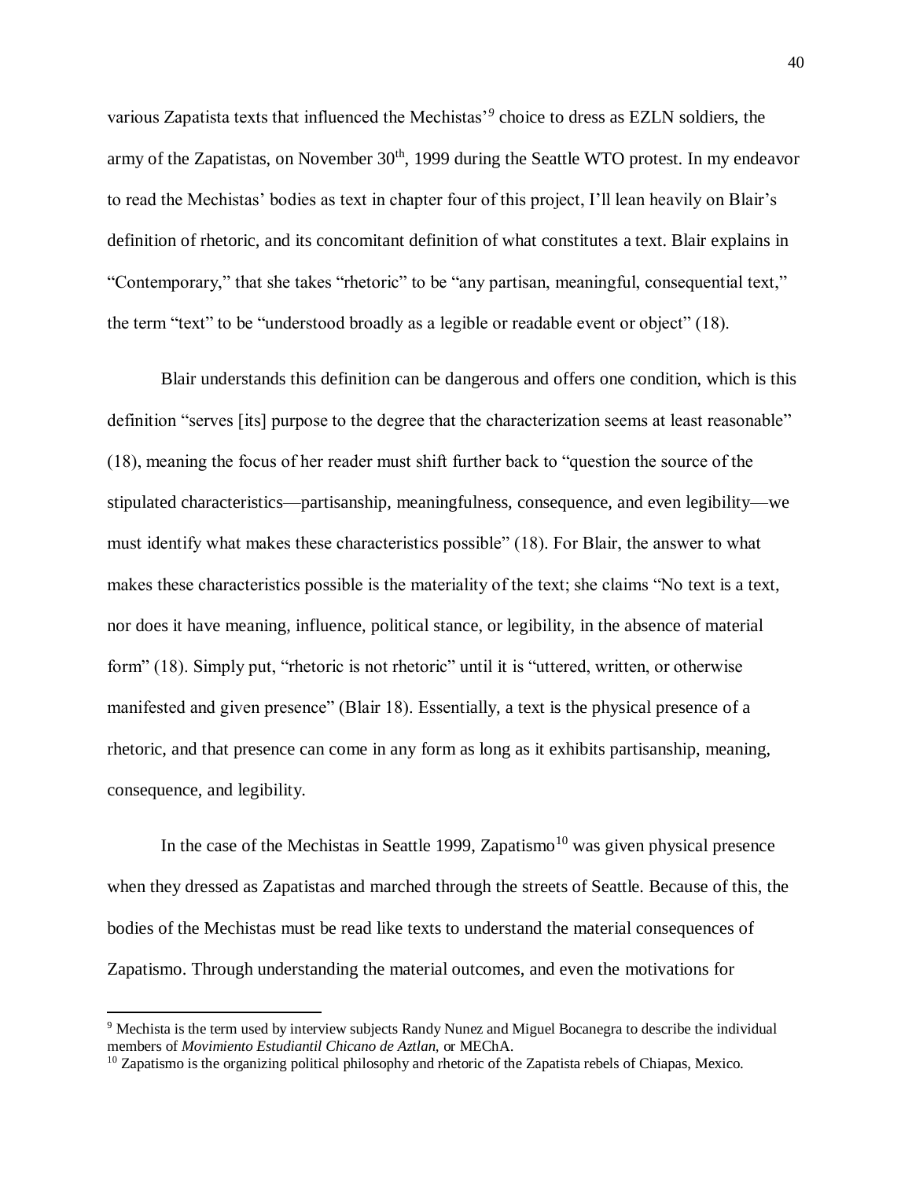various Zapatista texts that influenced the Mechistas'[9] choice to dress as EZLN soldiers, the army of the Zapatistas, on November 30th, 1999 during the Seattle WTO protest. In my endeavor to read the Mechistas' bodies as text in chapter four of this project, I'll lean heavily on Blair's definition of rhetoric, and its concomitant definition of what constitutes a text. Blair explains in "Contemporary," that she takes "rhetoric" to be "any partisan, meaningful, consequential text," the term "text" to be "understood broadly as a legible or readable event or object" (18).

Blair understands this definition can be dangerous and offers one condition, which is this definition "serves [its] purpose to the degree that the characterization seems at least reasonable" (18), meaning the focus of her reader must shift further back to "question the source of the stipulated characteristics—partisanship, meaningfulness, consequence, and even legibility—we must identify what makes these characteristics possible" (18). For Blair, the answer to what makes these characteristics possible is the materiality of the text; she claims "No text is a text, nor does it have meaning, influence, political stance, or legibility, in the absence of material form" (18). Simply put, "rhetoric is not rhetoric" until it is "uttered, written, or otherwise manifested and given presence" (Blair 18). Essentially, a text is the physical presence of a rhetoric, and that presence can come in any form as long as it exhibits partisanship, meaning, consequence, and legibility.

In the case of the Mechistas in Seattle 1999, Zapatismo[10] was given physical presence when they dressed as Zapatistas and marched through the streets of Seattle. Because of this, the bodies of the Mechistas must be read like texts to understand the material consequences of Zapatismo. Through understanding the material outcomes, and even the motivations for

---

[9] Mechista is the term used by interview subjects Randy Nunez and Miguel Bocanegra to describe the individual members of *Movimiento Estudiantil Chicano de Aztlan,* or MEChA.

[10] Zapatismo is the organizing political philosophy and rhetoric of the Zapatista rebels of Chiapas, Mexico.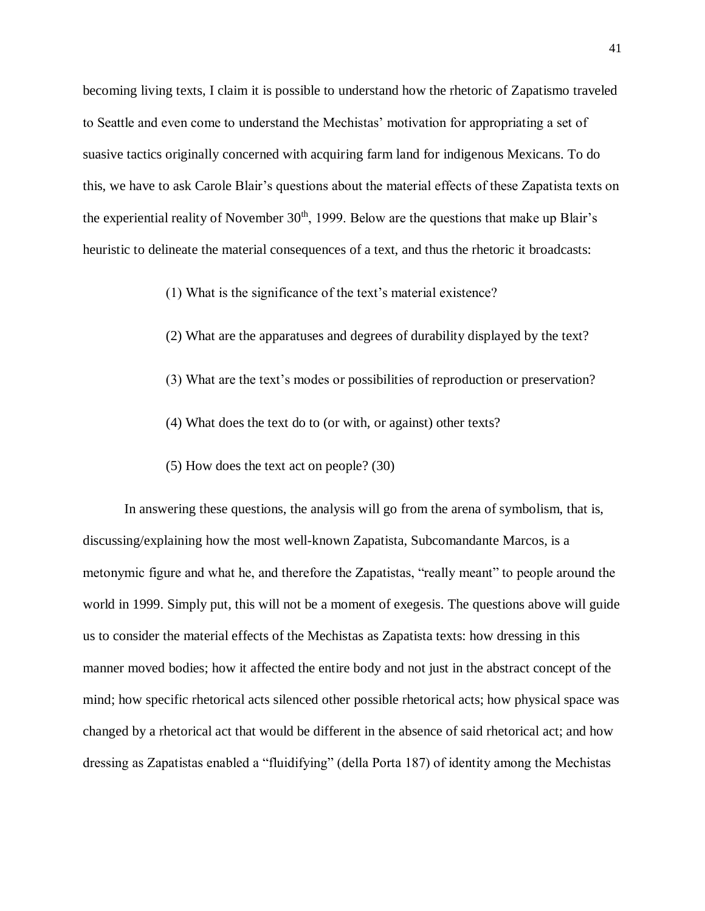becoming living texts, I claim it is possible to understand how the rhetoric of Zapatismo traveled to Seattle and even come to understand the Mechistas' motivation for appropriating a set of suasive tactics originally concerned with acquiring farm land for indigenous Mexicans. To do this, we have to ask Carole Blair's questions about the material effects of these Zapatista texts on the experiential reality of November 30th, 1999. Below are the questions that make up Blair's heuristic to delineate the material consequences of a text, and thus the rhetoric it broadcasts:

> (1) What is the significance of the text's material existence?
>
> (2) What are the apparatuses and degrees of durability displayed by the text?
>
> (3) What are the text's modes or possibilities of reproduction or preservation?
>
> (4) What does the text do to (or with, or against) other texts?
>
> (5) How does the text act on people? (30)

In answering these questions, the analysis will go from the arena of symbolism, that is, discussing/explaining how the most well-known Zapatista, Subcomandante Marcos, is a metonymic figure and what he, and therefore the Zapatistas, "really meant" to people around the world in 1999. Simply put, this will not be a moment of exegesis. The questions above will guide us to consider the material effects of the Mechistas as Zapatista texts: how dressing in this manner moved bodies; how it affected the entire body and not just in the abstract concept of the mind; how specific rhetorical acts silenced other possible rhetorical acts; how physical space was changed by a rhetorical act that would be different in the absence of said rhetorical act; and how dressing as Zapatistas enabled a "fluidifying" (della Porta 187) of identity among the Mechistas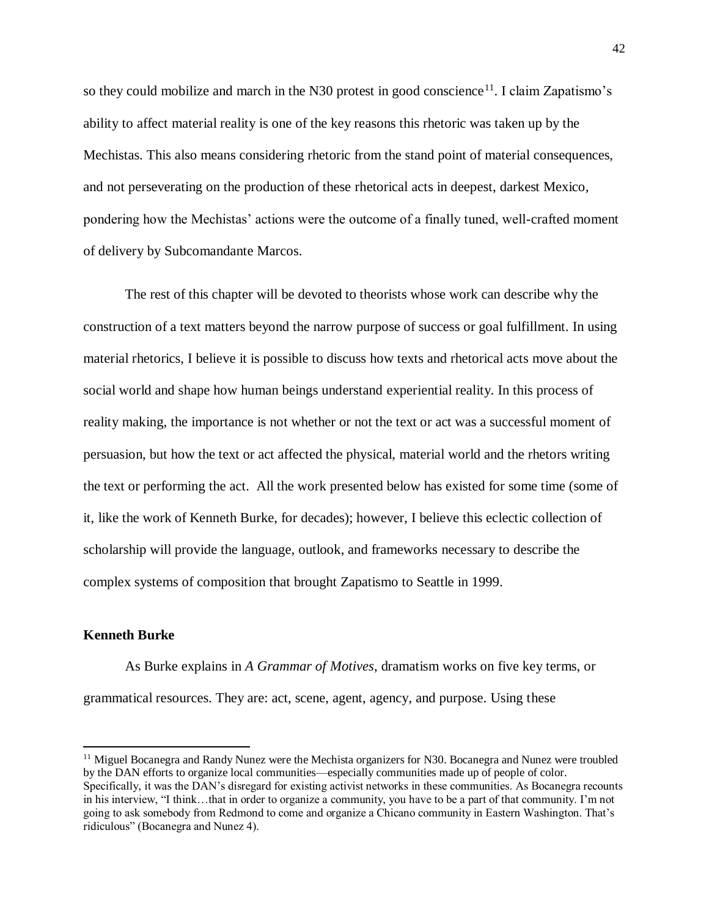so they could mobilize and march in the N30 protest in good conscience[11]. I claim Zapatismo's ability to affect material reality is one of the key reasons this rhetoric was taken up by the Mechistas. This also means considering rhetoric from the stand point of material consequences, and not perseverating on the production of these rhetorical acts in deepest, darkest Mexico, pondering how the Mechistas' actions were the outcome of a finally tuned, well-crafted moment of delivery by Subcomandante Marcos.

The rest of this chapter will be devoted to theorists whose work can describe why the construction of a text matters beyond the narrow purpose of success or goal fulfillment. In using material rhetorics, I believe it is possible to discuss how texts and rhetorical acts move about the social world and shape how human beings understand experiential reality. In this process of reality making, the importance is not whether or not the text or act was a successful moment of persuasion, but how the text or act affected the physical, material world and the rhetors writing the text or performing the act. All the work presented below has existed for some time (some of it, like the work of Kenneth Burke, for decades); however, I believe this eclectic collection of scholarship will provide the language, outlook, and frameworks necessary to describe the complex systems of composition that brought Zapatismo to Seattle in 1999.

**Kenneth Burke**

As Burke explains in *A Grammar of Motives*, dramatism works on five key terms, or grammatical resources. They are: act, scene, agent, agency, and purpose. Using these

---

[11] Miguel Bocanegra and Randy Nunez were the Mechista organizers for N30. Bocanegra and Nunez were troubled by the DAN efforts to organize local communities—especially communities made up of people of color. Specifically, it was the DAN's disregard for existing activist networks in these communities. As Bocanegra recounts in his interview, "I think…that in order to organize a community, you have to be a part of that community. I'm not going to ask somebody from Redmond to come and organize a Chicano community in Eastern Washington. That's ridiculous" (Bocanegra and Nunez 4).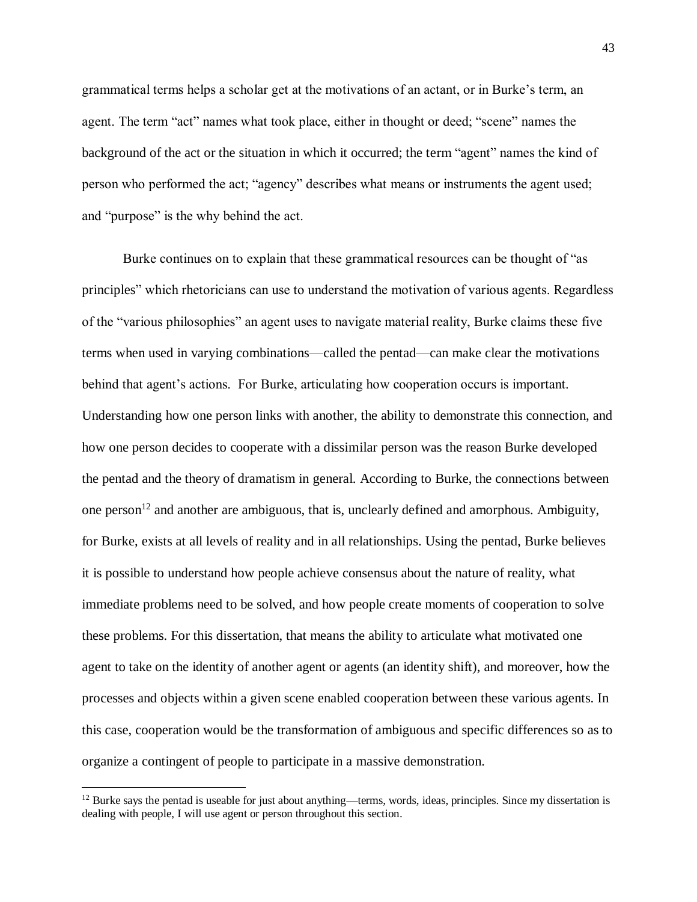grammatical terms helps a scholar get at the motivations of an actant, or in Burke's term, an agent. The term "act" names what took place, either in thought or deed; "scene" names the background of the act or the situation in which it occurred; the term "agent" names the kind of person who performed the act; "agency" describes what means or instruments the agent used; and "purpose" is the why behind the act.

Burke continues on to explain that these grammatical resources can be thought of "as principles" which rhetoricians can use to understand the motivation of various agents. Regardless of the "various philosophies" an agent uses to navigate material reality, Burke claims these five terms when used in varying combinations—called the pentad—can make clear the motivations behind that agent's actions. For Burke, articulating how cooperation occurs is important. Understanding how one person links with another, the ability to demonstrate this connection, and how one person decides to cooperate with a dissimilar person was the reason Burke developed the pentad and the theory of dramatism in general. According to Burke, the connections between one person[12] and another are ambiguous, that is, unclearly defined and amorphous. Ambiguity, for Burke, exists at all levels of reality and in all relationships. Using the pentad, Burke believes it is possible to understand how people achieve consensus about the nature of reality, what immediate problems need to be solved, and how people create moments of cooperation to solve these problems. For this dissertation, that means the ability to articulate what motivated one agent to take on the identity of another agent or agents (an identity shift), and moreover, how the processes and objects within a given scene enabled cooperation between these various agents. In this case, cooperation would be the transformation of ambiguous and specific differences so as to organize a contingent of people to participate in a massive demonstration.

[12] Burke says the pentad is useable for just about anything—terms, words, ideas, principles. Since my dissertation is dealing with people, I will use agent or person throughout this section.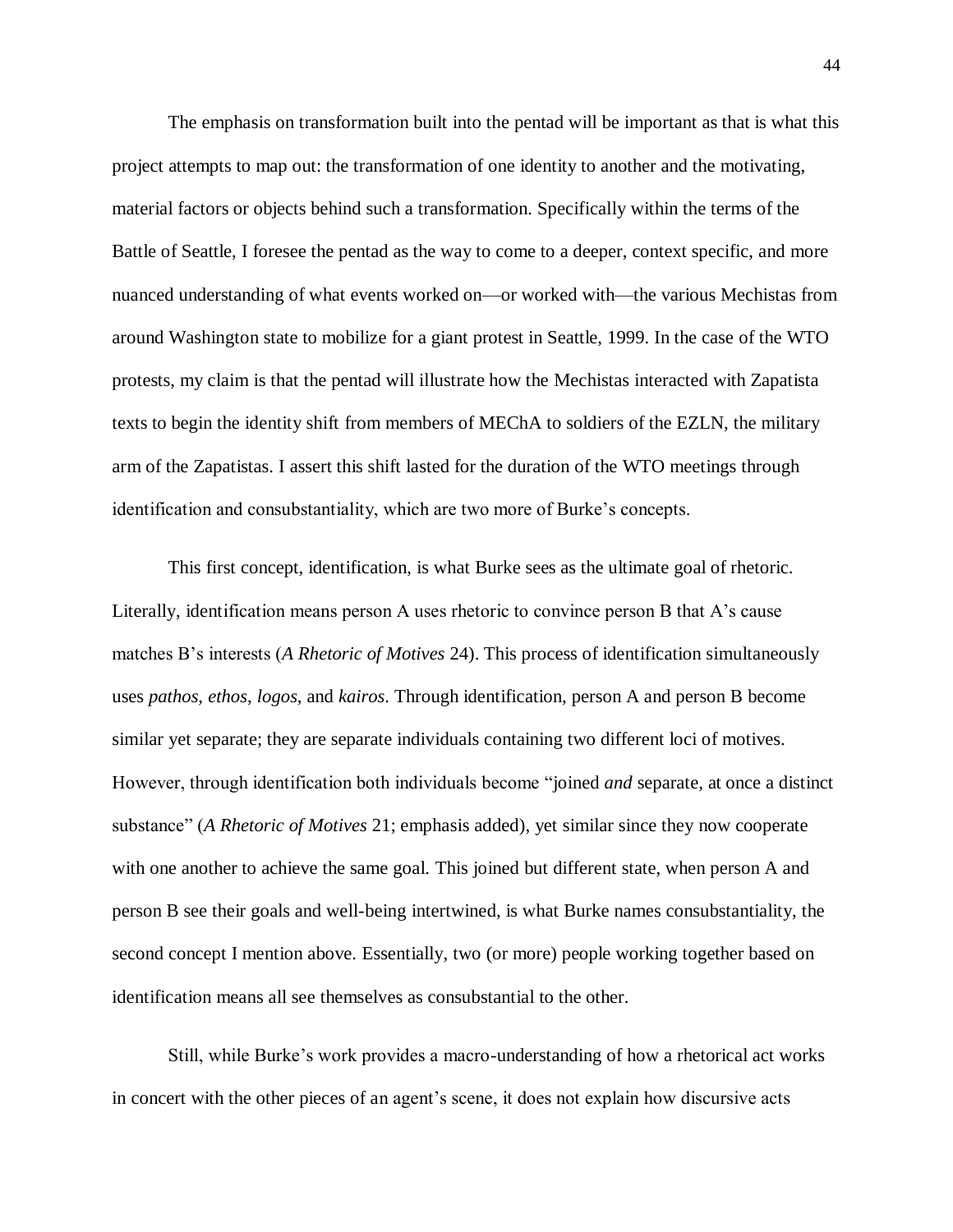The emphasis on transformation built into the pentad will be important as that is what this project attempts to map out: the transformation of one identity to another and the motivating, material factors or objects behind such a transformation. Specifically within the terms of the Battle of Seattle, I foresee the pentad as the way to come to a deeper, context specific, and more nuanced understanding of what events worked on—or worked with—the various Mechistas from around Washington state to mobilize for a giant protest in Seattle, 1999. In the case of the WTO protests, my claim is that the pentad will illustrate how the Mechistas interacted with Zapatista texts to begin the identity shift from members of MEChA to soldiers of the EZLN, the military arm of the Zapatistas. I assert this shift lasted for the duration of the WTO meetings through identification and consubstantiality, which are two more of Burke's concepts.

This first concept, identification, is what Burke sees as the ultimate goal of rhetoric. Literally, identification means person A uses rhetoric to convince person B that A's cause matches B's interests (*A Rhetoric of Motives* 24). This process of identification simultaneously uses *pathos*, *ethos*, *logos*, and *kairos*. Through identification, person A and person B become similar yet separate; they are separate individuals containing two different loci of motives. However, through identification both individuals become "joined *and* separate, at once a distinct substance" (*A Rhetoric of Motives* 21; emphasis added), yet similar since they now cooperate with one another to achieve the same goal. This joined but different state, when person A and person B see their goals and well-being intertwined, is what Burke names consubstantiality, the second concept I mention above. Essentially, two (or more) people working together based on identification means all see themselves as consubstantial to the other.

Still, while Burke's work provides a macro-understanding of how a rhetorical act works in concert with the other pieces of an agent's scene, it does not explain how discursive acts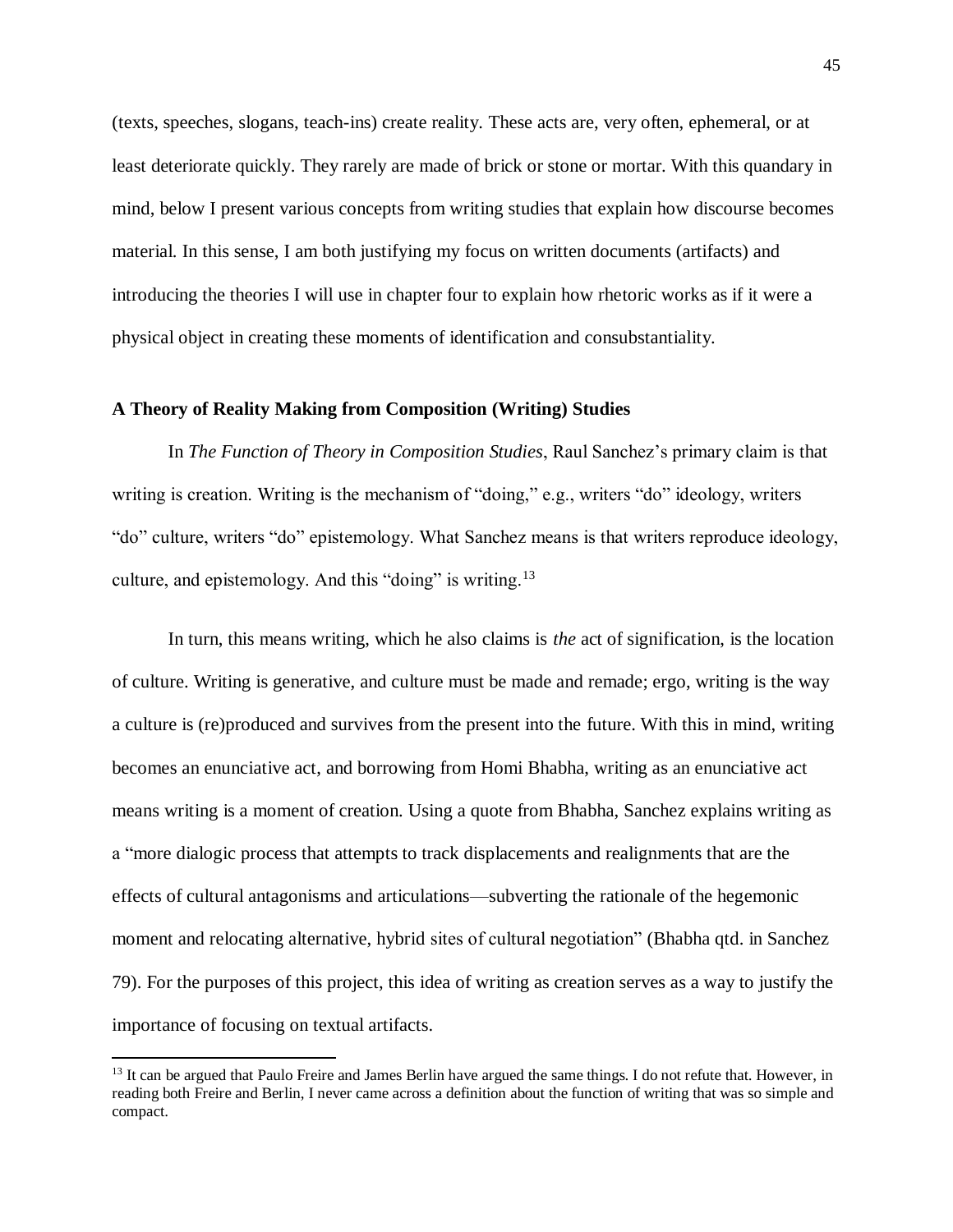(texts, speeches, slogans, teach-ins) create reality. These acts are, very often, ephemeral, or at least deteriorate quickly. They rarely are made of brick or stone or mortar. With this quandary in mind, below I present various concepts from writing studies that explain how discourse becomes material. In this sense, I am both justifying my focus on written documents (artifacts) and introducing the theories I will use in chapter four to explain how rhetoric works as if it were a physical object in creating these moments of identification and consubstantiality.

### A Theory of Reality Making from Composition (Writing) Studies

In *The Function of Theory in Composition Studies*, Raul Sanchez's primary claim is that writing is creation. Writing is the mechanism of "doing," e.g., writers "do" ideology, writers "do" culture, writers "do" epistemology. What Sanchez means is that writers reproduce ideology, culture, and epistemology. And this "doing" is writing.[13]

In turn, this means writing, which he also claims is *the* act of signification, is the location of culture. Writing is generative, and culture must be made and remade; ergo, writing is the way a culture is (re)produced and survives from the present into the future. With this in mind, writing becomes an enunciative act, and borrowing from Homi Bhabha, writing as an enunciative act means writing is a moment of creation. Using a quote from Bhabha, Sanchez explains writing as a "more dialogic process that attempts to track displacements and realignments that are the effects of cultural antagonisms and articulations—subverting the rationale of the hegemonic moment and relocating alternative, hybrid sites of cultural negotiation" (Bhabha qtd. in Sanchez 79). For the purposes of this project, this idea of writing as creation serves as a way to justify the importance of focusing on textual artifacts.

[13] It can be argued that Paulo Freire and James Berlin have argued the same things. I do not refute that. However, in reading both Freire and Berlin, I never came across a definition about the function of writing that was so simple and compact.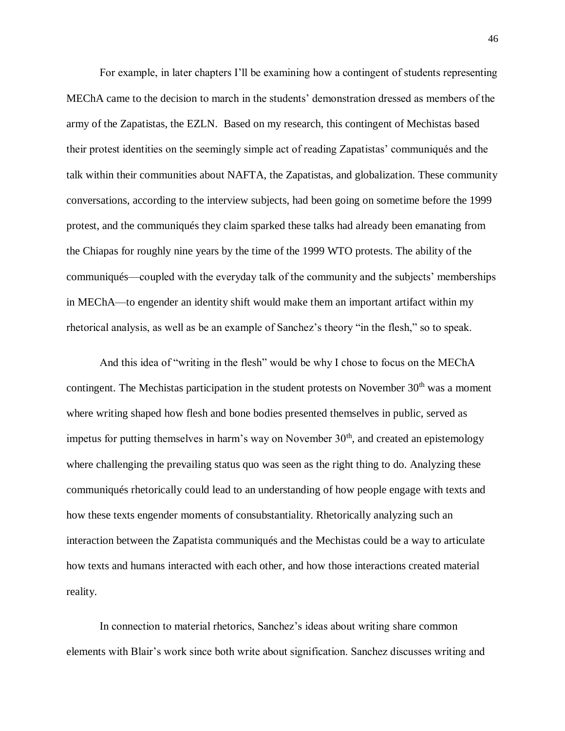For example, in later chapters I'll be examining how a contingent of students representing MEChA came to the decision to march in the students' demonstration dressed as members of the army of the Zapatistas, the EZLN. Based on my research, this contingent of Mechistas based their protest identities on the seemingly simple act of reading Zapatistas' communiqués and the talk within their communities about NAFTA, the Zapatistas, and globalization. These community conversations, according to the interview subjects, had been going on sometime before the 1999 protest, and the communiqués they claim sparked these talks had already been emanating from the Chiapas for roughly nine years by the time of the 1999 WTO protests. The ability of the communiqués—coupled with the everyday talk of the community and the subjects' memberships in MEChA—to engender an identity shift would make them an important artifact within my rhetorical analysis, as well as be an example of Sanchez's theory "in the flesh," so to speak.

And this idea of "writing in the flesh" would be why I chose to focus on the MEChA contingent. The Mechistas participation in the student protests on November 30th was a moment where writing shaped how flesh and bone bodies presented themselves in public, served as impetus for putting themselves in harm's way on November 30th, and created an epistemology where challenging the prevailing status quo was seen as the right thing to do. Analyzing these communiqués rhetorically could lead to an understanding of how people engage with texts and how these texts engender moments of consubstantiality. Rhetorically analyzing such an interaction between the Zapatista communiqués and the Mechistas could be a way to articulate how texts and humans interacted with each other, and how those interactions created material reality.

In connection to material rhetorics, Sanchez's ideas about writing share common elements with Blair's work since both write about signification. Sanchez discusses writing and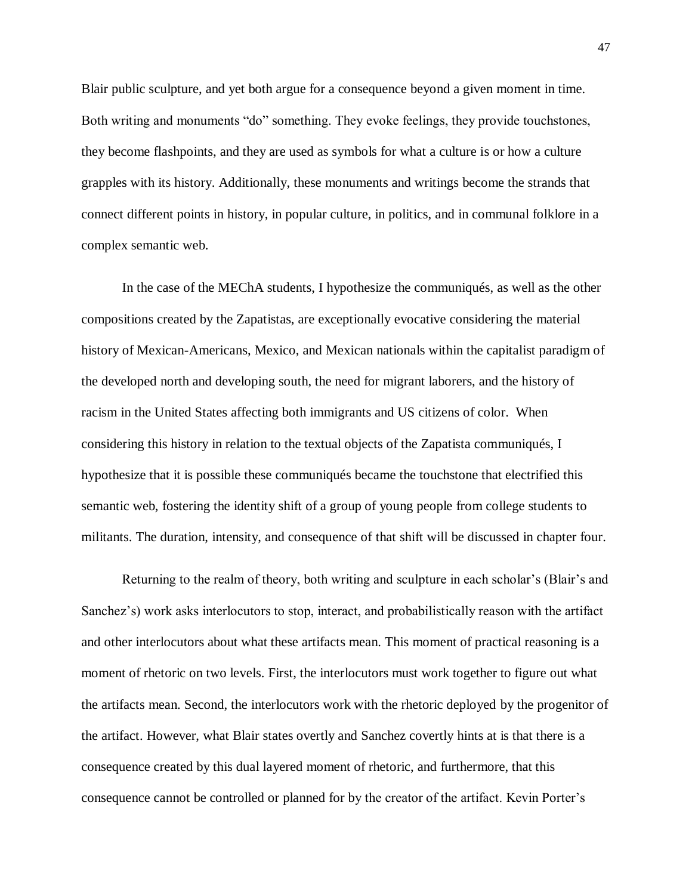Blair public sculpture, and yet both argue for a consequence beyond a given moment in time. Both writing and monuments “do” something. They evoke feelings, they provide touchstones, they become flashpoints, and they are used as symbols for what a culture is or how a culture grapples with its history. Additionally, these monuments and writings become the strands that connect different points in history, in popular culture, in politics, and in communal folklore in a complex semantic web.

In the case of the MEChA students, I hypothesize the communiqués, as well as the other compositions created by the Zapatistas, are exceptionally evocative considering the material history of Mexican-Americans, Mexico, and Mexican nationals within the capitalist paradigm of the developed north and developing south, the need for migrant laborers, and the history of racism in the United States affecting both immigrants and US citizens of color. When considering this history in relation to the textual objects of the Zapatista communiqués, I hypothesize that it is possible these communiqués became the touchstone that electrified this semantic web, fostering the identity shift of a group of young people from college students to militants. The duration, intensity, and consequence of that shift will be discussed in chapter four.

Returning to the realm of theory, both writing and sculpture in each scholar’s (Blair’s and Sanchez’s) work asks interlocutors to stop, interact, and probabilistically reason with the artifact and other interlocutors about what these artifacts mean. This moment of practical reasoning is a moment of rhetoric on two levels. First, the interlocutors must work together to figure out what the artifacts mean. Second, the interlocutors work with the rhetoric deployed by the progenitor of the artifact. However, what Blair states overtly and Sanchez covertly hints at is that there is a consequence created by this dual layered moment of rhetoric, and furthermore, that this consequence cannot be controlled or planned for by the creator of the artifact. Kevin Porter’s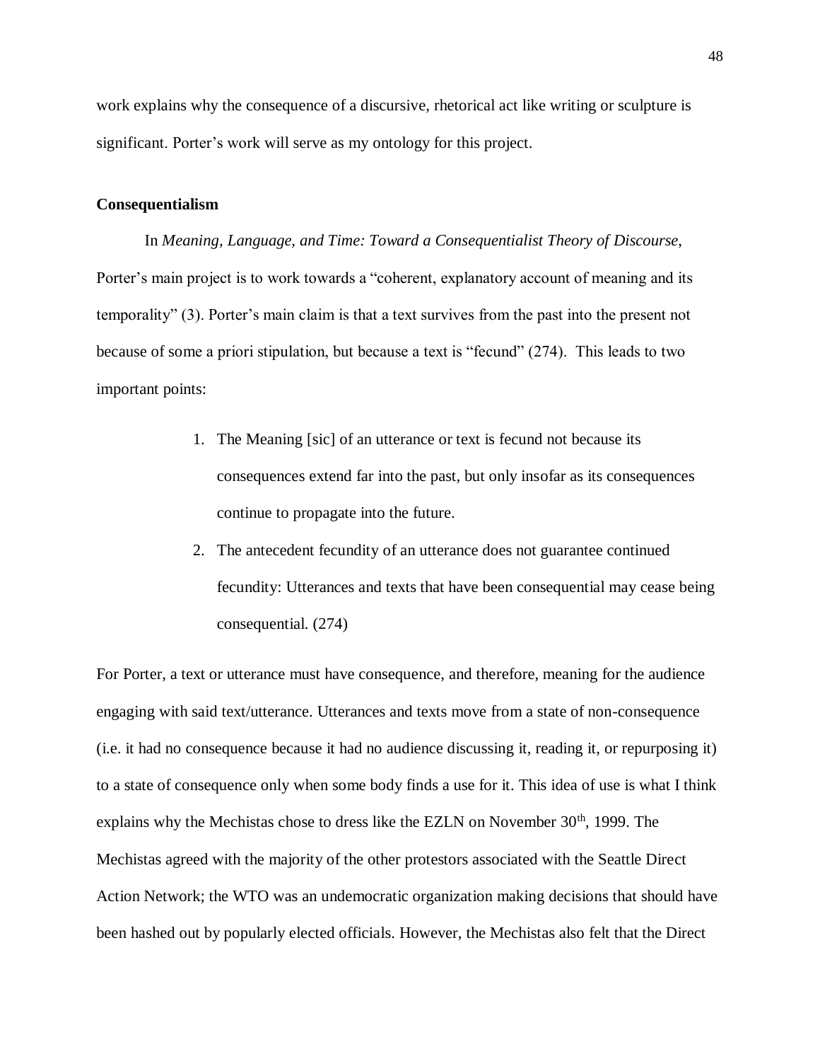work explains why the consequence of a discursive, rhetorical act like writing or sculpture is significant. Porter's work will serve as my ontology for this project.

### Consequentialism

In *Meaning, Language, and Time: Toward a Consequentialist Theory of Discourse*, Porter's main project is to work towards a "coherent, explanatory account of meaning and its temporality" (3). Porter's main claim is that a text survives from the past into the present not because of some a priori stipulation, but because a text is "fecund" (274). This leads to two important points:

> 1. The Meaning [sic] of an utterance or text is fecund not because its consequences extend far into the past, but only insofar as its consequences continue to propagate into the future.
> 2. The antecedent fecundity of an utterance does not guarantee continued fecundity: Utterances and texts that have been consequential may cease being consequential. (274)

For Porter, a text or utterance must have consequence, and therefore, meaning for the audience engaging with said text/utterance. Utterances and texts move from a state of non-consequence (i.e. it had no consequence because it had no audience discussing it, reading it, or repurposing it) to a state of consequence only when some body finds a use for it. This idea of use is what I think explains why the Mechistas chose to dress like the EZLN on November 30th, 1999. The Mechistas agreed with the majority of the other protestors associated with the Seattle Direct Action Network; the WTO was an undemocratic organization making decisions that should have been hashed out by popularly elected officials. However, the Mechistas also felt that the Direct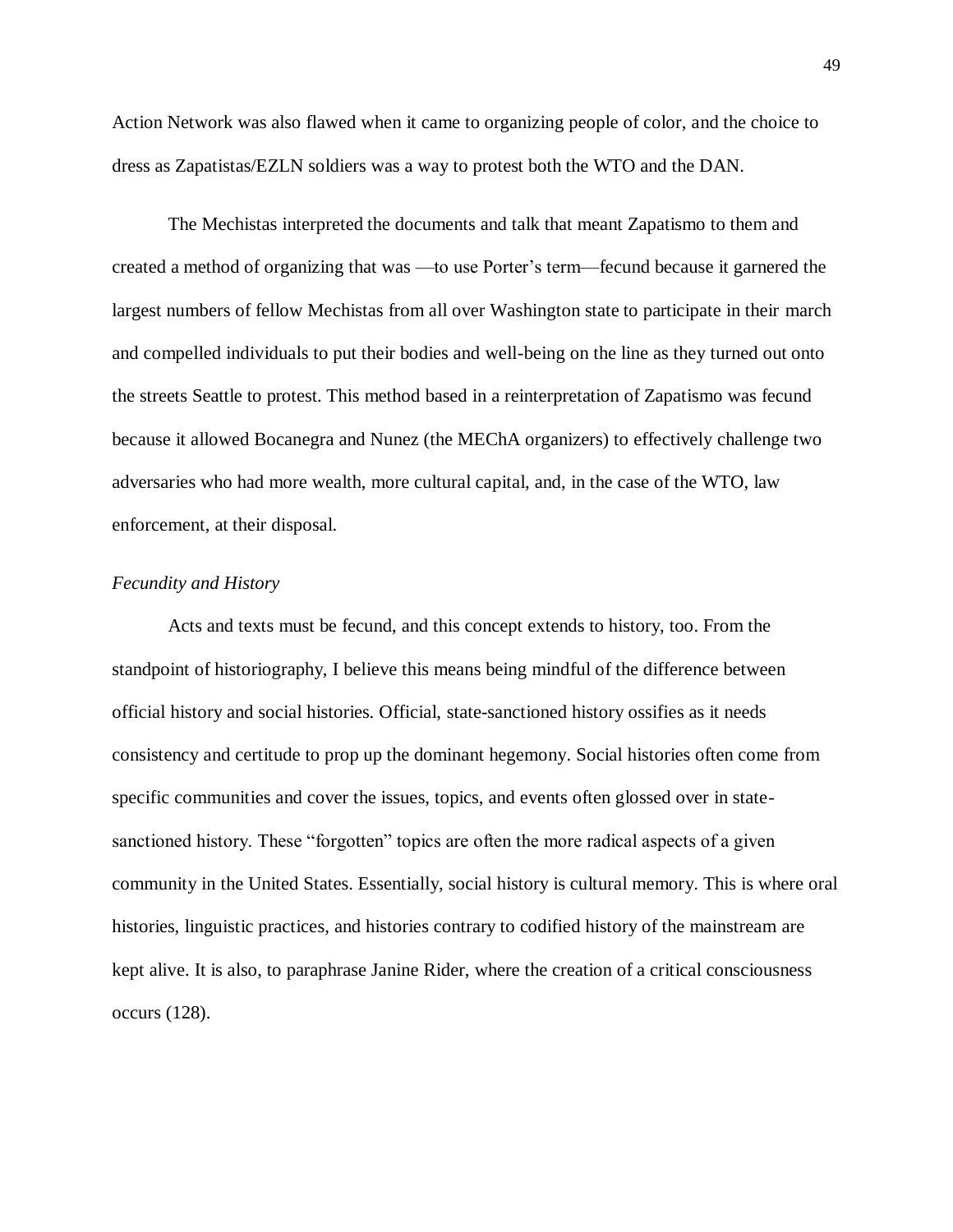Action Network was also flawed when it came to organizing people of color, and the choice to dress as Zapatistas/EZLN soldiers was a way to protest both the WTO and the DAN.

The Mechistas interpreted the documents and talk that meant Zapatismo to them and created a method of organizing that was —to use Porter's term—fecund because it garnered the largest numbers of fellow Mechistas from all over Washington state to participate in their march and compelled individuals to put their bodies and well-being on the line as they turned out onto the streets Seattle to protest. This method based in a reinterpretation of Zapatismo was fecund because it allowed Bocanegra and Nunez (the MEChA organizers) to effectively challenge two adversaries who had more wealth, more cultural capital, and, in the case of the WTO, law enforcement, at their disposal.

*Fecundity and History*

Acts and texts must be fecund, and this concept extends to history, too. From the standpoint of historiography, I believe this means being mindful of the difference between official history and social histories. Official, state-sanctioned history ossifies as it needs consistency and certitude to prop up the dominant hegemony. Social histories often come from specific communities and cover the issues, topics, and events often glossed over in state-sanctioned history. These "forgotten" topics are often the more radical aspects of a given community in the United States. Essentially, social history is cultural memory. This is where oral histories, linguistic practices, and histories contrary to codified history of the mainstream are kept alive. It is also, to paraphrase Janine Rider, where the creation of a critical consciousness occurs (128).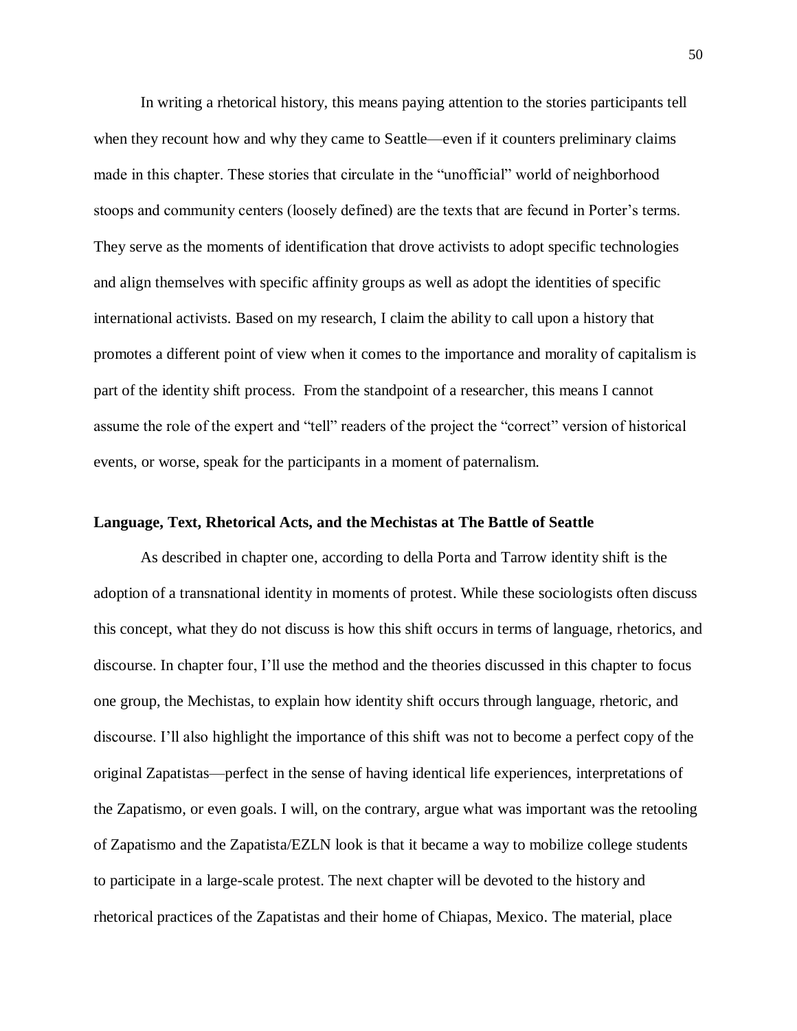In writing a rhetorical history, this means paying attention to the stories participants tell when they recount how and why they came to Seattle—even if it counters preliminary claims made in this chapter. These stories that circulate in the "unofficial" world of neighborhood stoops and community centers (loosely defined) are the texts that are fecund in Porter's terms. They serve as the moments of identification that drove activists to adopt specific technologies and align themselves with specific affinity groups as well as adopt the identities of specific international activists. Based on my research, I claim the ability to call upon a history that promotes a different point of view when it comes to the importance and morality of capitalism is part of the identity shift process. From the standpoint of a researcher, this means I cannot assume the role of the expert and "tell" readers of the project the "correct" version of historical events, or worse, speak for the participants in a moment of paternalism.

### Language, Text, Rhetorical Acts, and the Mechistas at The Battle of Seattle

As described in chapter one, according to della Porta and Tarrow identity shift is the adoption of a transnational identity in moments of protest. While these sociologists often discuss this concept, what they do not discuss is how this shift occurs in terms of language, rhetorics, and discourse. In chapter four, I'll use the method and the theories discussed in this chapter to focus one group, the Mechistas, to explain how identity shift occurs through language, rhetoric, and discourse. I'll also highlight the importance of this shift was not to become a perfect copy of the original Zapatistas—perfect in the sense of having identical life experiences, interpretations of the Zapatismo, or even goals. I will, on the contrary, argue what was important was the retooling of Zapatismo and the Zapatista/EZLN look is that it became a way to mobilize college students to participate in a large-scale protest. The next chapter will be devoted to the history and rhetorical practices of the Zapatistas and their home of Chiapas, Mexico. The material, place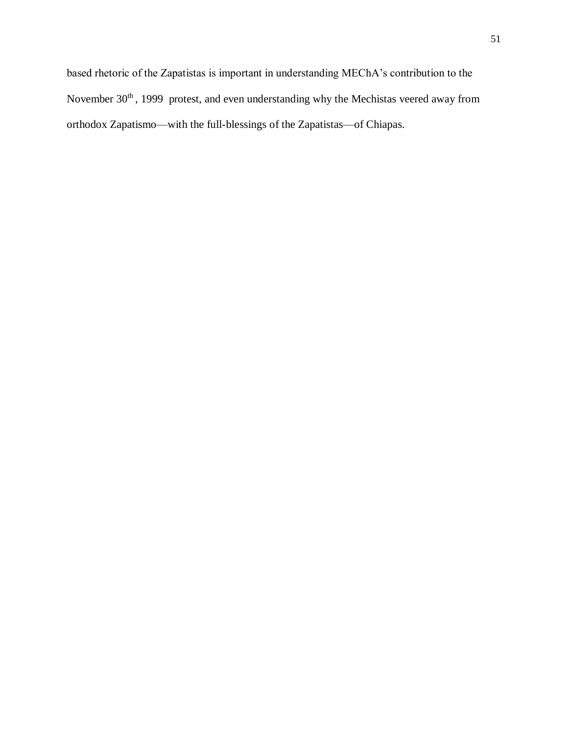based rhetoric of the Zapatistas is important in understanding MEChA's contribution to the November 30th, 1999 protest, and even understanding why the Mechistas veered away from orthodox Zapatismo—with the full-blessings of the Zapatistas—of Chiapas.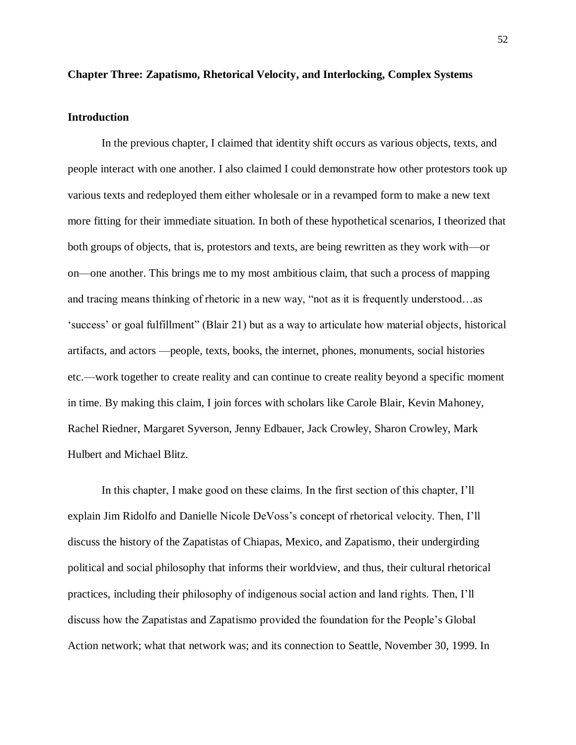## Chapter Three: Zapatismo, Rhetorical Velocity, and Interlocking, Complex Systems

### Introduction

In the previous chapter, I claimed that identity shift occurs as various objects, texts, and people interact with one another. I also claimed I could demonstrate how other protestors took up various texts and redeployed them either wholesale or in a revamped form to make a new text more fitting for their immediate situation. In both of these hypothetical scenarios, I theorized that both groups of objects, that is, protestors and texts, are being rewritten as they work with—or on—one another. This brings me to my most ambitious claim, that such a process of mapping and tracing means thinking of rhetoric in a new way, "not as it is frequently understood…as 'success' or goal fulfillment" (Blair 21) but as a way to articulate how material objects, historical artifacts, and actors —people, texts, books, the internet, phones, monuments, social histories etc.—work together to create reality and can continue to create reality beyond a specific moment in time. By making this claim, I join forces with scholars like Carole Blair, Kevin Mahoney, Rachel Riedner, Margaret Syverson, Jenny Edbauer, Jack Crowley, Sharon Crowley, Mark Hulbert and Michael Blitz.

In this chapter, I make good on these claims. In the first section of this chapter, I'll explain Jim Ridolfo and Danielle Nicole DeVoss's concept of rhetorical velocity. Then, I'll discuss the history of the Zapatistas of Chiapas, Mexico, and Zapatismo, their undergirding political and social philosophy that informs their worldview, and thus, their cultural rhetorical practices, including their philosophy of indigenous social action and land rights. Then, I'll discuss how the Zapatistas and Zapatismo provided the foundation for the People's Global Action network; what that network was; and its connection to Seattle, November 30, 1999. In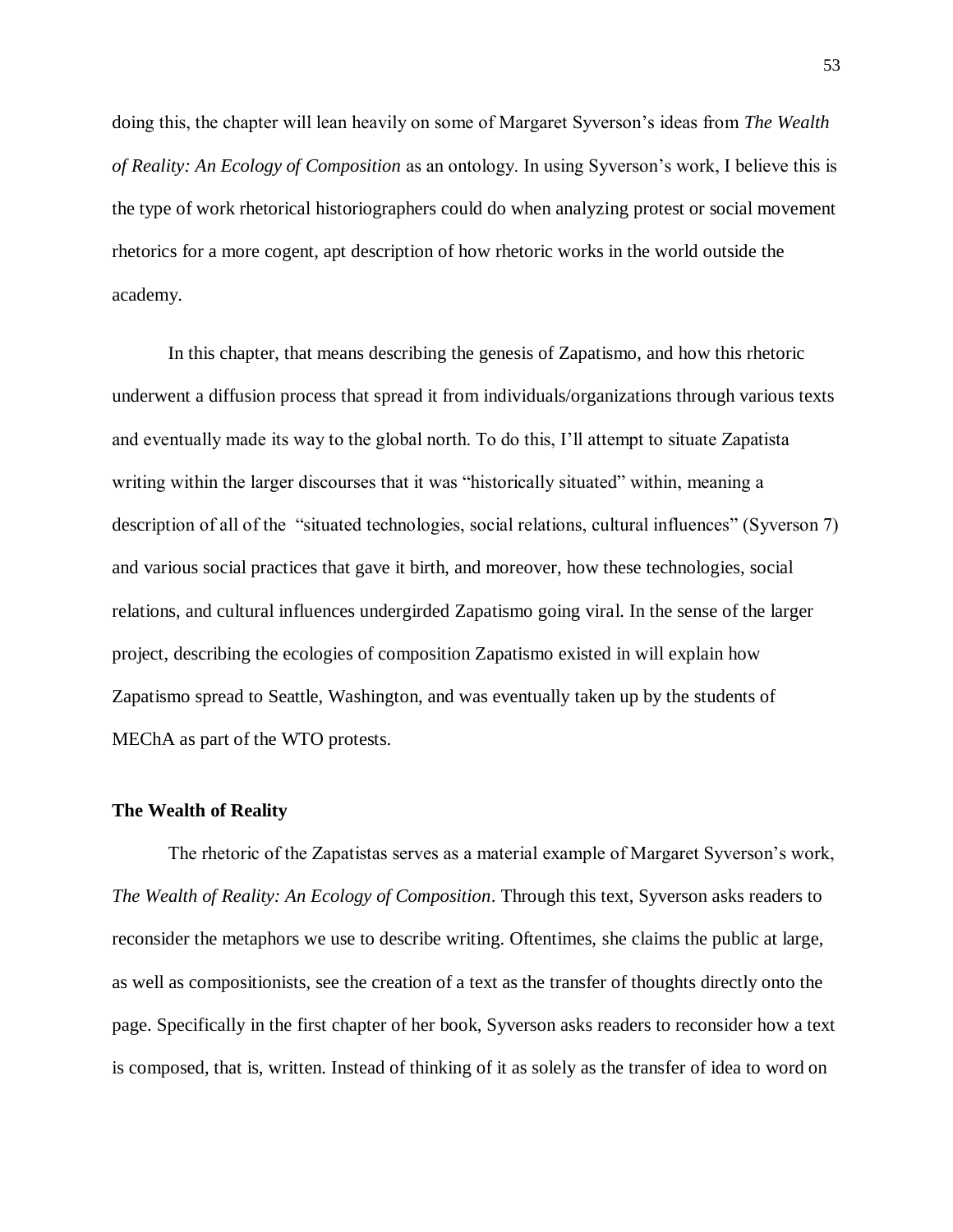doing this, the chapter will lean heavily on some of Margaret Syverson's ideas from *The Wealth of Reality: An Ecology of Composition* as an ontology. In using Syverson's work, I believe this is the type of work rhetorical historiographers could do when analyzing protest or social movement rhetorics for a more cogent, apt description of how rhetoric works in the world outside the academy.

In this chapter, that means describing the genesis of Zapatismo, and how this rhetoric underwent a diffusion process that spread it from individuals/organizations through various texts and eventually made its way to the global north. To do this, I'll attempt to situate Zapatista writing within the larger discourses that it was "historically situated" within, meaning a description of all of the "situated technologies, social relations, cultural influences" (Syverson 7) and various social practices that gave it birth, and moreover, how these technologies, social relations, and cultural influences undergirded Zapatismo going viral. In the sense of the larger project, describing the ecologies of composition Zapatismo existed in will explain how Zapatismo spread to Seattle, Washington, and was eventually taken up by the students of MEChA as part of the WTO protests.

### The Wealth of Reality

The rhetoric of the Zapatistas serves as a material example of Margaret Syverson's work, *The Wealth of Reality: An Ecology of Composition*. Through this text, Syverson asks readers to reconsider the metaphors we use to describe writing. Oftentimes, she claims the public at large, as well as compositionists, see the creation of a text as the transfer of thoughts directly onto the page. Specifically in the first chapter of her book, Syverson asks readers to reconsider how a text is composed, that is, written. Instead of thinking of it as solely as the transfer of idea to word on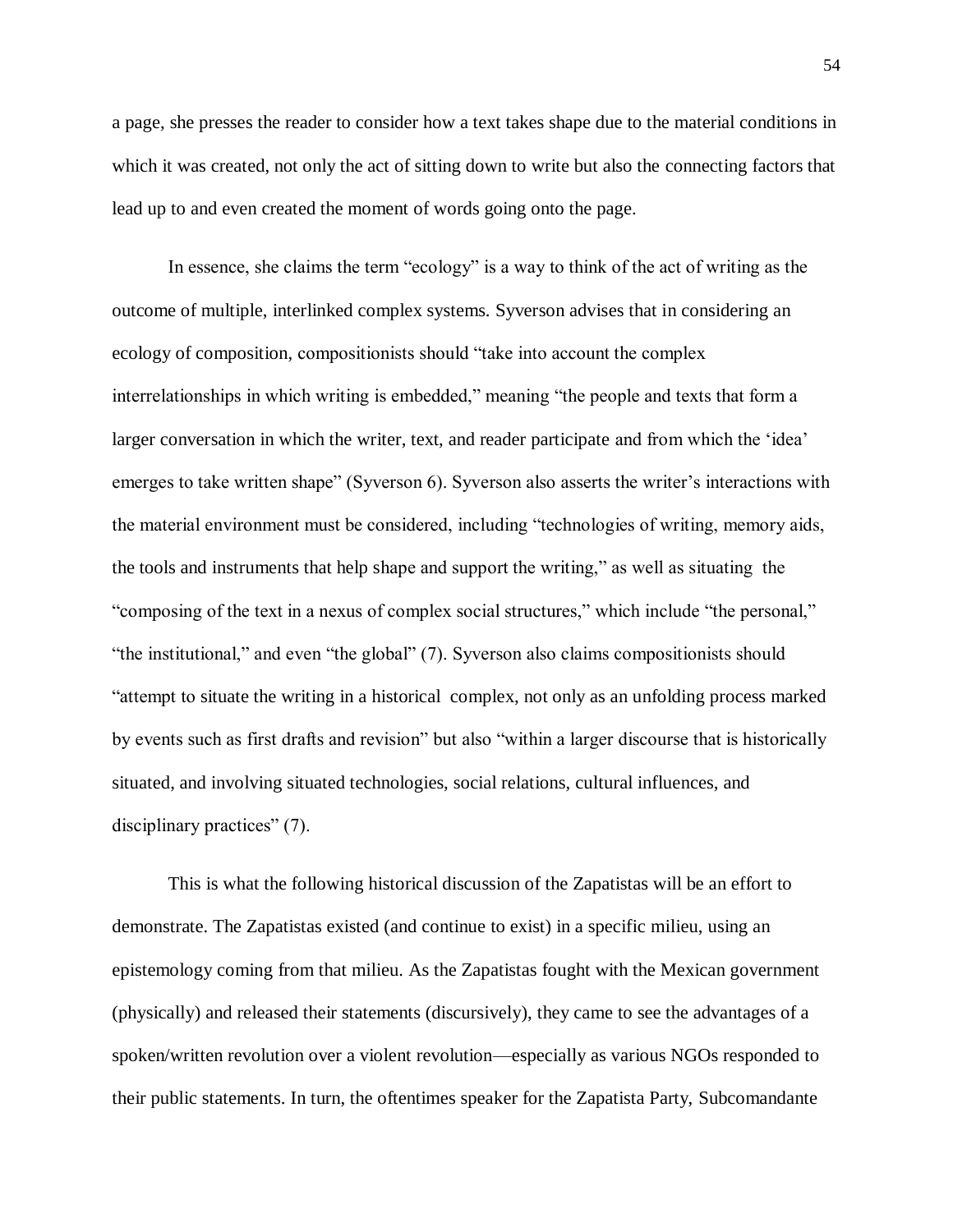a page, she presses the reader to consider how a text takes shape due to the material conditions in which it was created, not only the act of sitting down to write but also the connecting factors that lead up to and even created the moment of words going onto the page.

In essence, she claims the term "ecology" is a way to think of the act of writing as the outcome of multiple, interlinked complex systems. Syverson advises that in considering an ecology of composition, compositionists should "take into account the complex interrelationships in which writing is embedded," meaning "the people and texts that form a larger conversation in which the writer, text, and reader participate and from which the 'idea' emerges to take written shape" (Syverson 6). Syverson also asserts the writer's interactions with the material environment must be considered, including "technologies of writing, memory aids, the tools and instruments that help shape and support the writing," as well as situating the "composing of the text in a nexus of complex social structures," which include "the personal," "the institutional," and even "the global" (7). Syverson also claims compositionists should "attempt to situate the writing in a historical complex, not only as an unfolding process marked by events such as first drafts and revision" but also "within a larger discourse that is historically situated, and involving situated technologies, social relations, cultural influences, and disciplinary practices" (7).

This is what the following historical discussion of the Zapatistas will be an effort to demonstrate. The Zapatistas existed (and continue to exist) in a specific milieu, using an epistemology coming from that milieu. As the Zapatistas fought with the Mexican government (physically) and released their statements (discursively), they came to see the advantages of a spoken/written revolution over a violent revolution—especially as various NGOs responded to their public statements. In turn, the oftentimes speaker for the Zapatista Party, Subcomandante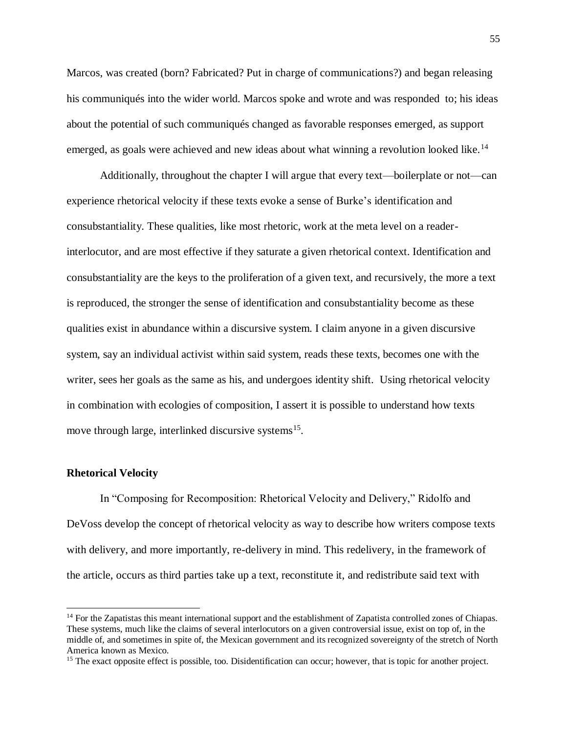Marcos, was created (born? Fabricated? Put in charge of communications?) and began releasing his communiqués into the wider world. Marcos spoke and wrote and was responded to; his ideas about the potential of such communiqués changed as favorable responses emerged, as support emerged, as goals were achieved and new ideas about what winning a revolution looked like.[14]

Additionally, throughout the chapter I will argue that every text—boilerplate or not—can experience rhetorical velocity if these texts evoke a sense of Burke's identification and consubstantiality. These qualities, like most rhetoric, work at the meta level on a reader-interlocutor, and are most effective if they saturate a given rhetorical context. Identification and consubstantiality are the keys to the proliferation of a given text, and recursively, the more a text is reproduced, the stronger the sense of identification and consubstantiality become as these qualities exist in abundance within a discursive system. I claim anyone in a given discursive system, say an individual activist within said system, reads these texts, becomes one with the writer, sees her goals as the same as his, and undergoes identity shift. Using rhetorical velocity in combination with ecologies of composition, I assert it is possible to understand how texts move through large, interlinked discursive systems[15].

**Rhetorical Velocity**

In "Composing for Recomposition: Rhetorical Velocity and Delivery," Ridolfo and DeVoss develop the concept of rhetorical velocity as way to describe how writers compose texts with delivery, and more importantly, re-delivery in mind. This redelivery, in the framework of the article, occurs as third parties take up a text, reconstitute it, and redistribute said text with

---

[14] For the Zapatistas this meant international support and the establishment of Zapatista controlled zones of Chiapas. These systems, much like the claims of several interlocutors on a given controversial issue, exist on top of, in the middle of, and sometimes in spite of, the Mexican government and its recognized sovereignty of the stretch of North America known as Mexico.

[15] The exact opposite effect is possible, too. Disidentification can occur; however, that is topic for another project.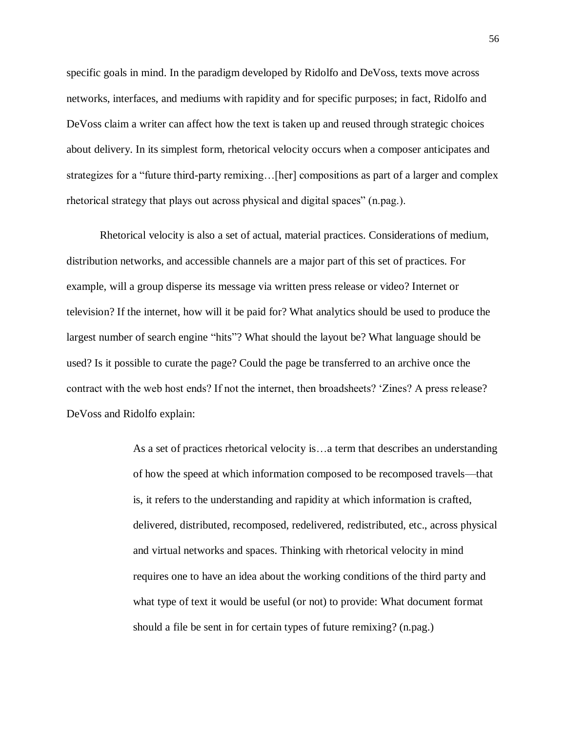specific goals in mind. In the paradigm developed by Ridolfo and DeVoss, texts move across networks, interfaces, and mediums with rapidity and for specific purposes; in fact, Ridolfo and DeVoss claim a writer can affect how the text is taken up and reused through strategic choices about delivery. In its simplest form, rhetorical velocity occurs when a composer anticipates and strategizes for a "future third-party remixing…[her] compositions as part of a larger and complex rhetorical strategy that plays out across physical and digital spaces" (n.pag.).

Rhetorical velocity is also a set of actual, material practices. Considerations of medium, distribution networks, and accessible channels are a major part of this set of practices. For example, will a group disperse its message via written press release or video? Internet or television? If the internet, how will it be paid for? What analytics should be used to produce the largest number of search engine "hits"? What should the layout be? What language should be used? Is it possible to curate the page? Could the page be transferred to an archive once the contract with the web host ends? If not the internet, then broadsheets? 'Zines? A press release? DeVoss and Ridolfo explain:

> As a set of practices rhetorical velocity is…a term that describes an understanding of how the speed at which information composed to be recomposed travels—that is, it refers to the understanding and rapidity at which information is crafted, delivered, distributed, recomposed, redelivered, redistributed, etc., across physical and virtual networks and spaces. Thinking with rhetorical velocity in mind requires one to have an idea about the working conditions of the third party and what type of text it would be useful (or not) to provide: What document format should a file be sent in for certain types of future remixing? (n.pag.)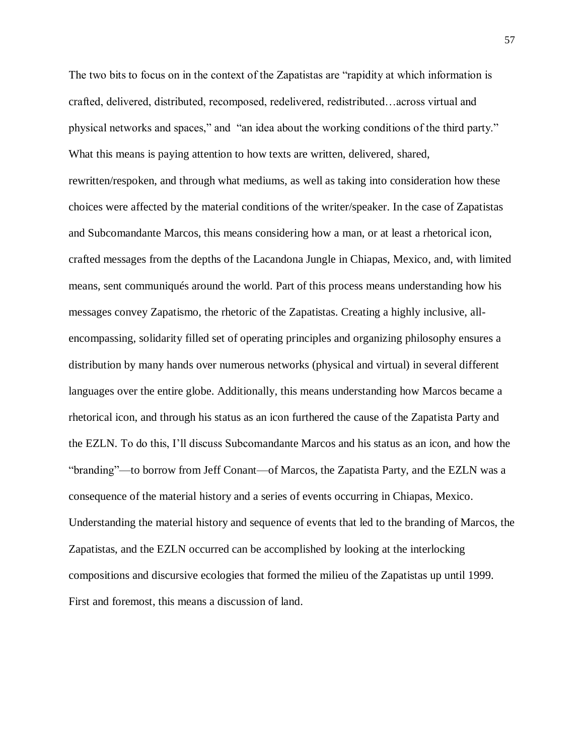The two bits to focus on in the context of the Zapatistas are "rapidity at which information is crafted, delivered, distributed, recomposed, redelivered, redistributed…across virtual and physical networks and spaces," and "an idea about the working conditions of the third party." What this means is paying attention to how texts are written, delivered, shared, rewritten/respoken, and through what mediums, as well as taking into consideration how these choices were affected by the material conditions of the writer/speaker. In the case of Zapatistas and Subcomandante Marcos, this means considering how a man, or at least a rhetorical icon, crafted messages from the depths of the Lacandona Jungle in Chiapas, Mexico, and, with limited means, sent communiqués around the world. Part of this process means understanding how his messages convey Zapatismo, the rhetoric of the Zapatistas. Creating a highly inclusive, all-encompassing, solidarity filled set of operating principles and organizing philosophy ensures a distribution by many hands over numerous networks (physical and virtual) in several different languages over the entire globe. Additionally, this means understanding how Marcos became a rhetorical icon, and through his status as an icon furthered the cause of the Zapatista Party and the EZLN. To do this, I'll discuss Subcomandante Marcos and his status as an icon, and how the "branding"—to borrow from Jeff Conant—of Marcos, the Zapatista Party, and the EZLN was a consequence of the material history and a series of events occurring in Chiapas, Mexico. Understanding the material history and sequence of events that led to the branding of Marcos, the Zapatistas, and the EZLN occurred can be accomplished by looking at the interlocking compositions and discursive ecologies that formed the milieu of the Zapatistas up until 1999. First and foremost, this means a discussion of land.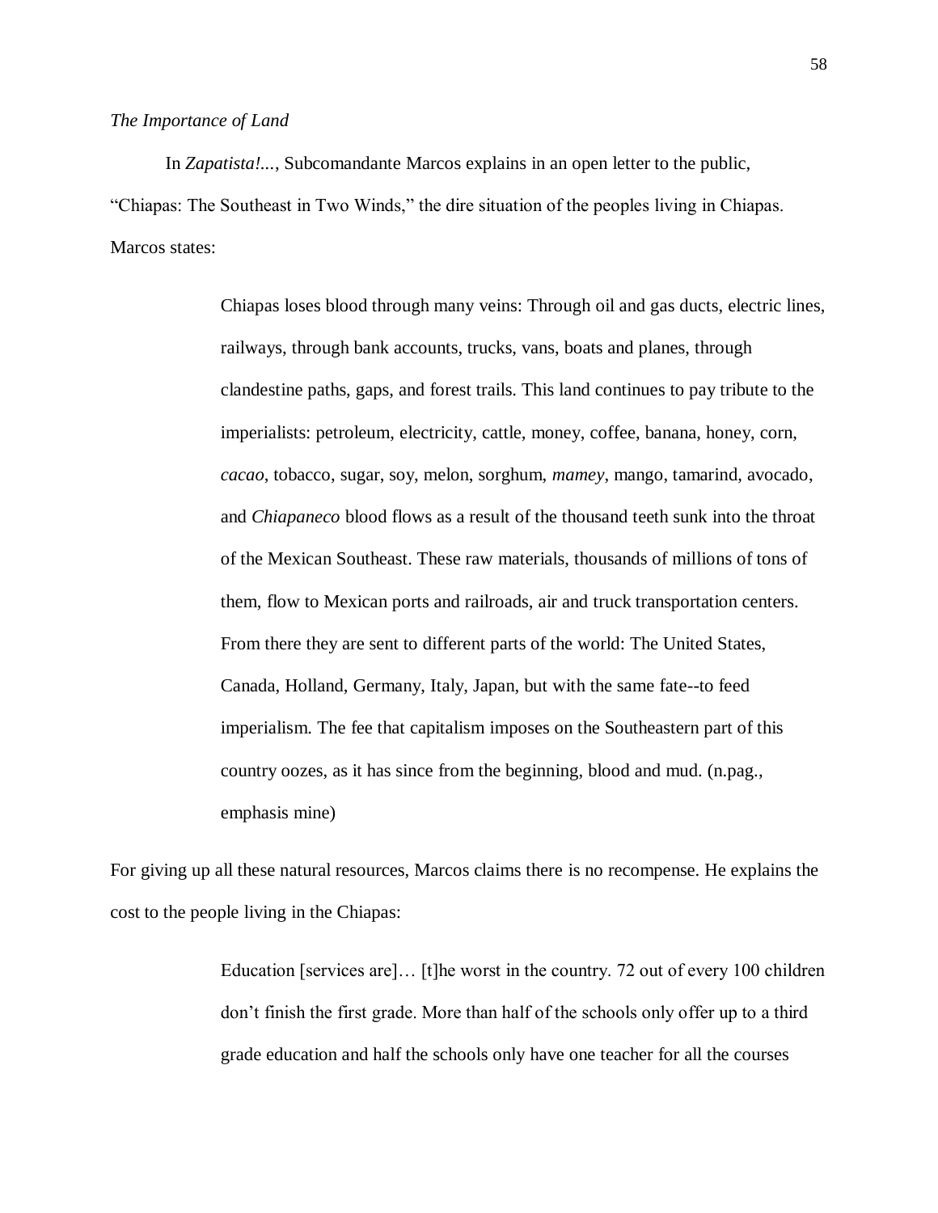*The Importance of Land*

In *Zapatista!...*, Subcomandante Marcos explains in an open letter to the public, "Chiapas: The Southeast in Two Winds," the dire situation of the peoples living in Chiapas. Marcos states:

> Chiapas loses blood through many veins: Through oil and gas ducts, electric lines, railways, through bank accounts, trucks, vans, boats and planes, through clandestine paths, gaps, and forest trails. This land continues to pay tribute to the imperialists: petroleum, electricity, cattle, money, coffee, banana, honey, corn, *cacao*, tobacco, sugar, soy, melon, sorghum, *mamey*, mango, tamarind, avocado, and *Chiapaneco* blood flows as a result of the thousand teeth sunk into the throat of the Mexican Southeast. These raw materials, thousands of millions of tons of them, flow to Mexican ports and railroads, air and truck transportation centers. From there they are sent to different parts of the world: The United States, Canada, Holland, Germany, Italy, Japan, but with the same fate--to feed imperialism. The fee that capitalism imposes on the Southeastern part of this country oozes, as it has since from the beginning, blood and mud. (n.pag., emphasis mine)

For giving up all these natural resources, Marcos claims there is no recompense. He explains the cost to the people living in the Chiapas:

> Education [services are]… [t]he worst in the country. 72 out of every 100 children don't finish the first grade. More than half of the schools only offer up to a third grade education and half the schools only have one teacher for all the courses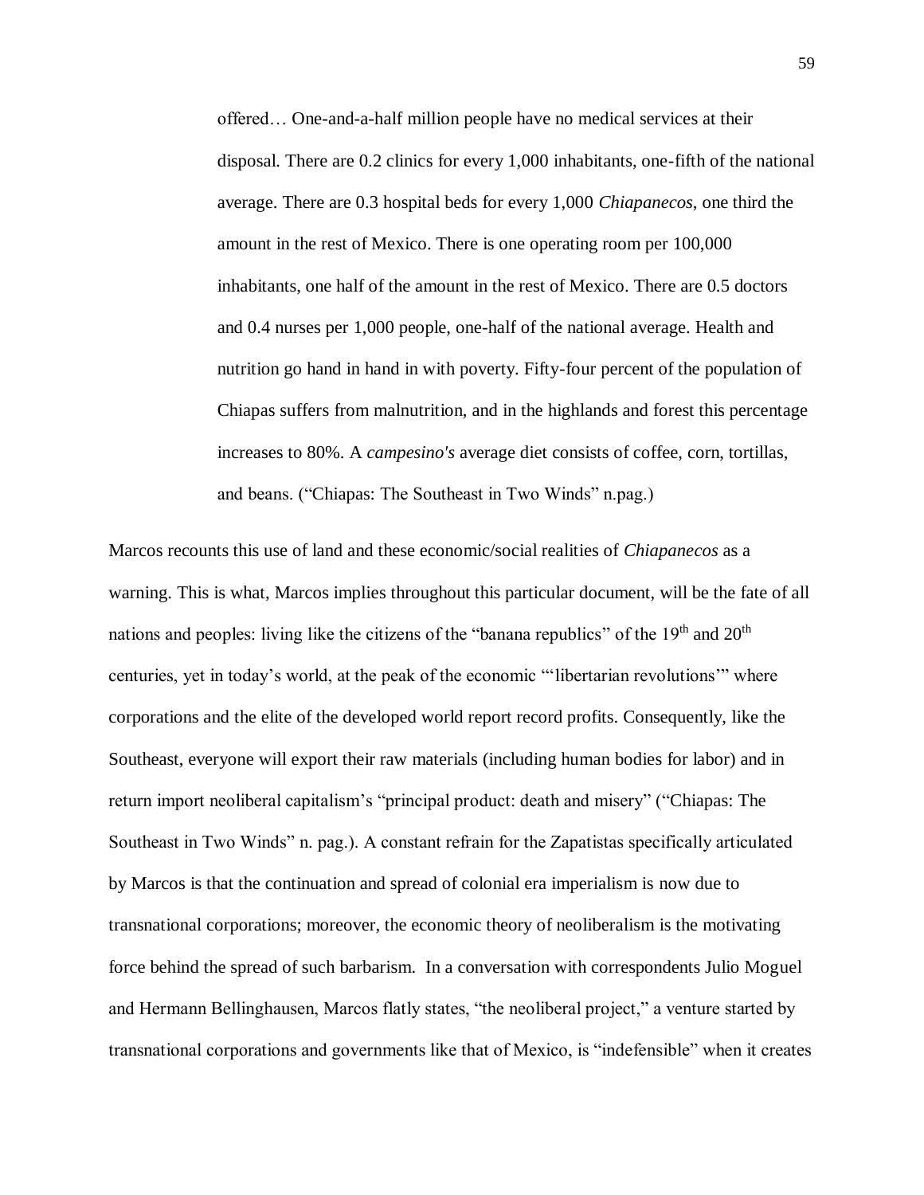> offered… One-and-a-half million people have no medical services at their disposal. There are 0.2 clinics for every 1,000 inhabitants, one-fifth of the national average. There are 0.3 hospital beds for every 1,000 *Chiapanecos*, one third the amount in the rest of Mexico. There is one operating room per 100,000 inhabitants, one half of the amount in the rest of Mexico. There are 0.5 doctors and 0.4 nurses per 1,000 people, one-half of the national average. Health and nutrition go hand in hand in with poverty. Fifty-four percent of the population of Chiapas suffers from malnutrition, and in the highlands and forest this percentage increases to 80%. A *campesino's* average diet consists of coffee, corn, tortillas, and beans. ("Chiapas: The Southeast in Two Winds" n.pag.)

Marcos recounts this use of land and these economic/social realities of *Chiapanecos* as a warning. This is what, Marcos implies throughout this particular document, will be the fate of all nations and peoples: living like the citizens of the "banana republics" of the 19th and 20th centuries, yet in today's world, at the peak of the economic "'libertarian revolutions'" where corporations and the elite of the developed world report record profits. Consequently, like the Southeast, everyone will export their raw materials (including human bodies for labor) and in return import neoliberal capitalism's "principal product: death and misery" ("Chiapas: The Southeast in Two Winds" n. pag.). A constant refrain for the Zapatistas specifically articulated by Marcos is that the continuation and spread of colonial era imperialism is now due to transnational corporations; moreover, the economic theory of neoliberalism is the motivating force behind the spread of such barbarism. In a conversation with correspondents Julio Moguel and Hermann Bellinghausen, Marcos flatly states, "the neoliberal project," a venture started by transnational corporations and governments like that of Mexico, is "indefensible" when it creates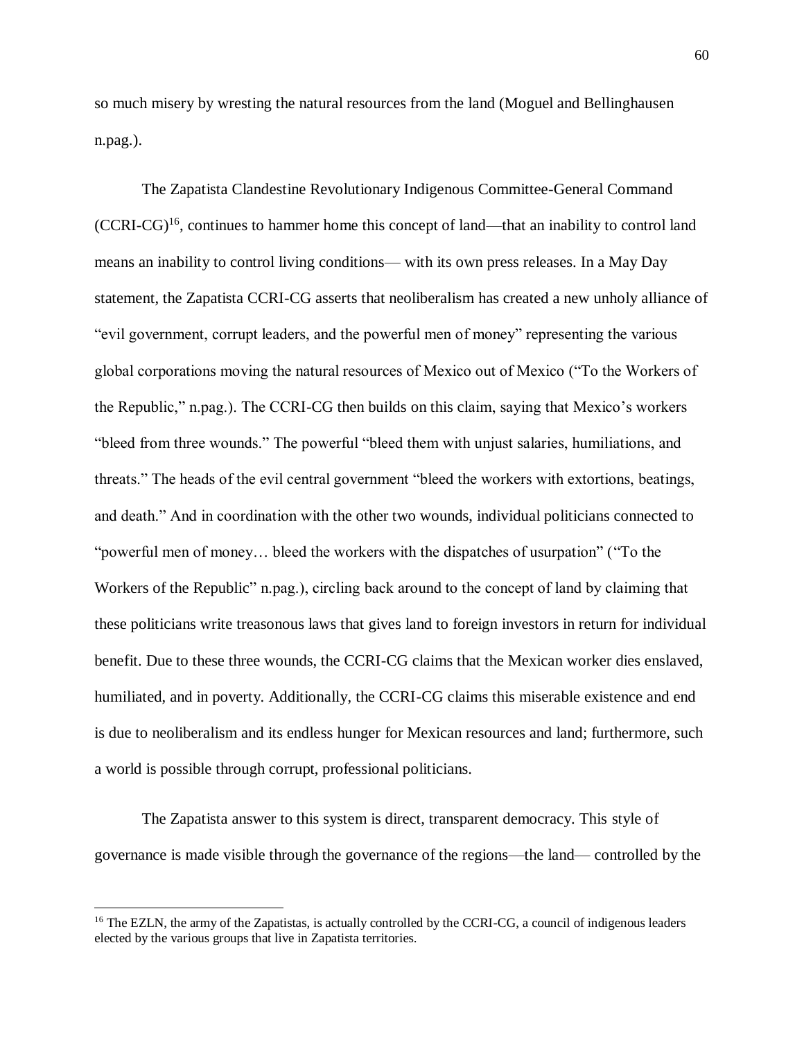so much misery by wresting the natural resources from the land (Moguel and Bellinghausen n.pag.).

The Zapatista Clandestine Revolutionary Indigenous Committee-General Command (CCRI-CG)[16], continues to hammer home this concept of land—that an inability to control land means an inability to control living conditions— with its own press releases. In a May Day statement, the Zapatista CCRI-CG asserts that neoliberalism has created a new unholy alliance of "evil government, corrupt leaders, and the powerful men of money" representing the various global corporations moving the natural resources of Mexico out of Mexico ("To the Workers of the Republic," n.pag.). The CCRI-CG then builds on this claim, saying that Mexico's workers "bleed from three wounds." The powerful "bleed them with unjust salaries, humiliations, and threats." The heads of the evil central government "bleed the workers with extortions, beatings, and death." And in coordination with the other two wounds, individual politicians connected to "powerful men of money… bleed the workers with the dispatches of usurpation" ("To the Workers of the Republic" n.pag.), circling back around to the concept of land by claiming that these politicians write treasonous laws that gives land to foreign investors in return for individual benefit. Due to these three wounds, the CCRI-CG claims that the Mexican worker dies enslaved, humiliated, and in poverty. Additionally, the CCRI-CG claims this miserable existence and end is due to neoliberalism and its endless hunger for Mexican resources and land; furthermore, such a world is possible through corrupt, professional politicians.

The Zapatista answer to this system is direct, transparent democracy. This style of governance is made visible through the governance of the regions—the land— controlled by the

[16] The EZLN, the army of the Zapatistas, is actually controlled by the CCRI-CG, a council of indigenous leaders elected by the various groups that live in Zapatista territories.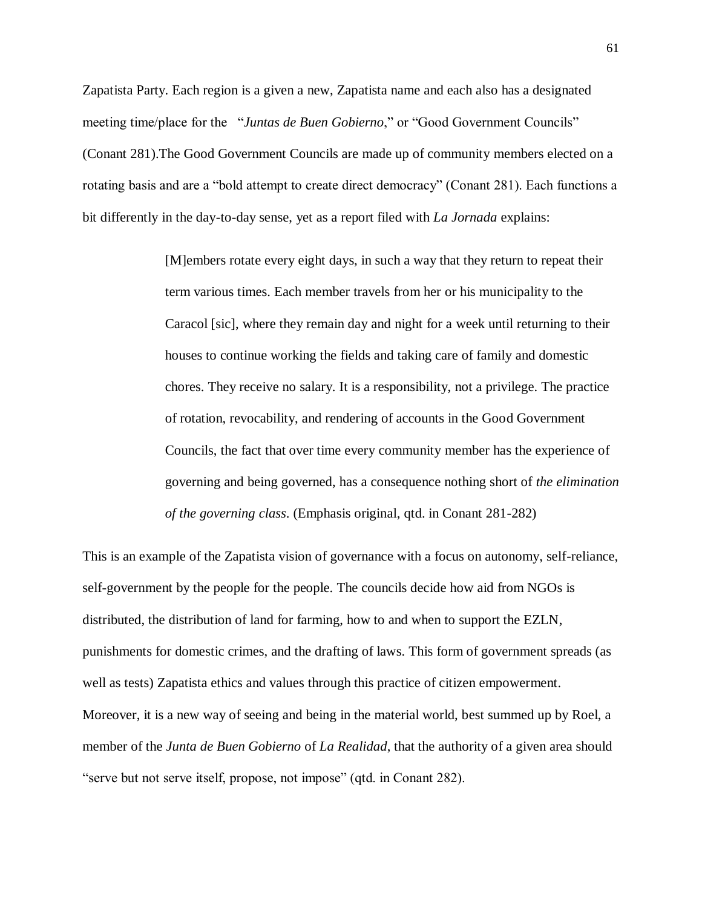Zapatista Party. Each region is a given a new, Zapatista name and each also has a designated meeting time/place for the "*Juntas de Buen Gobierno*," or "Good Government Councils" (Conant 281).The Good Government Councils are made up of community members elected on a rotating basis and are a "bold attempt to create direct democracy" (Conant 281). Each functions a bit differently in the day-to-day sense, yet as a report filed with *La Jornada* explains:

> [M]embers rotate every eight days, in such a way that they return to repeat their term various times. Each member travels from her or his municipality to the Caracol [sic], where they remain day and night for a week until returning to their houses to continue working the fields and taking care of family and domestic chores. They receive no salary. It is a responsibility, not a privilege. The practice of rotation, revocability, and rendering of accounts in the Good Government Councils, the fact that over time every community member has the experience of governing and being governed, has a consequence nothing short of *the elimination of the governing class*. (Emphasis original, qtd. in Conant 281-282)

This is an example of the Zapatista vision of governance with a focus on autonomy, self-reliance, self-government by the people for the people. The councils decide how aid from NGOs is distributed, the distribution of land for farming, how to and when to support the EZLN, punishments for domestic crimes, and the drafting of laws. This form of government spreads (as well as tests) Zapatista ethics and values through this practice of citizen empowerment. Moreover, it is a new way of seeing and being in the material world, best summed up by Roel, a member of the *Junta de Buen Gobierno* of *La Realidad*, that the authority of a given area should "serve but not serve itself, propose, not impose" (qtd. in Conant 282).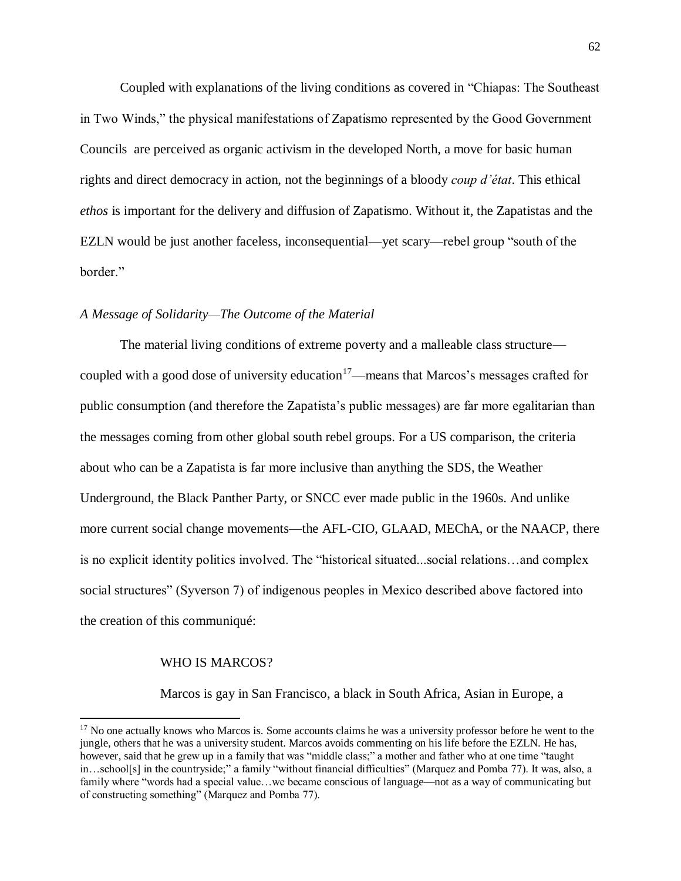Coupled with explanations of the living conditions as covered in "Chiapas: The Southeast in Two Winds," the physical manifestations of Zapatismo represented by the Good Government Councils  are perceived as organic activism in the developed North, a move for basic human rights and direct democracy in action, not the beginnings of a bloody *coup d'état*. This ethical *ethos* is important for the delivery and diffusion of Zapatismo. Without it, the Zapatistas and the EZLN would be just another faceless, inconsequential—yet scary—rebel group "south of the border."

*A Message of Solidarity—The Outcome of the Material*

The material living conditions of extreme poverty and a malleable class structure—coupled with a good dose of university education[17]—means that Marcos's messages crafted for public consumption (and therefore the Zapatista's public messages) are far more egalitarian than the messages coming from other global south rebel groups. For a US comparison, the criteria about who can be a Zapatista is far more inclusive than anything the SDS, the Weather Underground, the Black Panther Party, or SNCC ever made public in the 1960s. And unlike more current social change movements—the AFL-CIO, GLAAD, MEChA, or the NAACP, there is no explicit identity politics involved. The "historical situated...social relations…and complex social structures" (Syverson 7) of indigenous peoples in Mexico described above factored into the creation of this communiqué:

> WHO IS MARCOS?
>
> Marcos is gay in San Francisco, a black in South Africa, Asian in Europe, a

[17] No one actually knows who Marcos is. Some accounts claims he was a university professor before he went to the jungle, others that he was a university student. Marcos avoids commenting on his life before the EZLN. He has, however, said that he grew up in a family that was "middle class;" a mother and father who at one time "taught in…school[s] in the countryside;" a family "without financial difficulties" (Marquez and Pomba 77). It was, also, a family where "words had a special value…we became conscious of language—not as a way of communicating but of constructing something" (Marquez and Pomba 77).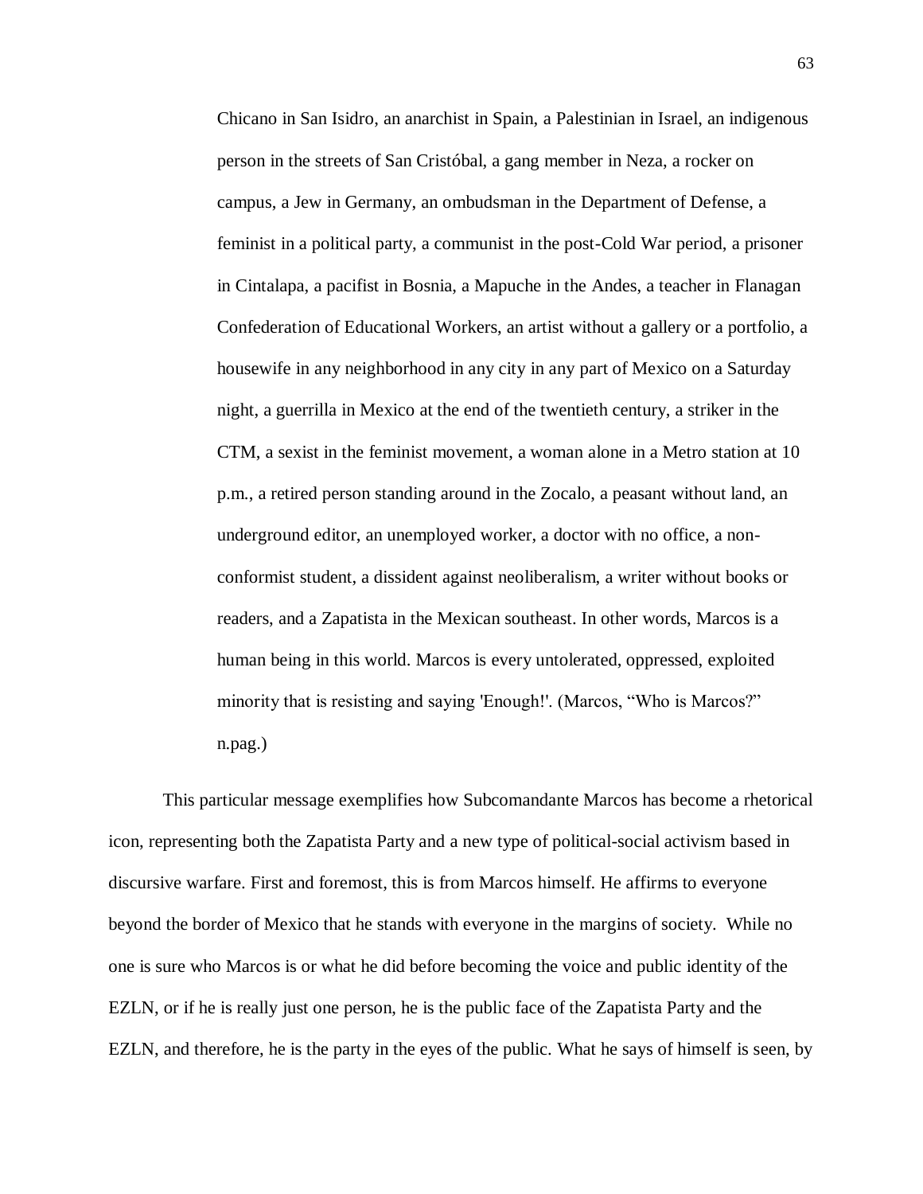> Chicano in San Isidro, an anarchist in Spain, a Palestinian in Israel, an indigenous person in the streets of San Cristóbal, a gang member in Neza, a rocker on campus, a Jew in Germany, an ombudsman in the Department of Defense, a feminist in a political party, a communist in the post-Cold War period, a prisoner in Cintalapa, a pacifist in Bosnia, a Mapuche in the Andes, a teacher in Flanagan Confederation of Educational Workers, an artist without a gallery or a portfolio, a housewife in any neighborhood in any city in any part of Mexico on a Saturday night, a guerrilla in Mexico at the end of the twentieth century, a striker in the CTM, a sexist in the feminist movement, a woman alone in a Metro station at 10 p.m., a retired person standing around in the Zocalo, a peasant without land, an underground editor, an unemployed worker, a doctor with no office, a non-conformist student, a dissident against neoliberalism, a writer without books or readers, and a Zapatista in the Mexican southeast. In other words, Marcos is a human being in this world. Marcos is every untolerated, oppressed, exploited minority that is resisting and saying 'Enough!'. (Marcos, "Who is Marcos?" n.pag.)

This particular message exemplifies how Subcomandante Marcos has become a rhetorical icon, representing both the Zapatista Party and a new type of political-social activism based in discursive warfare. First and foremost, this is from Marcos himself. He affirms to everyone beyond the border of Mexico that he stands with everyone in the margins of society. While no one is sure who Marcos is or what he did before becoming the voice and public identity of the EZLN, or if he is really just one person, he is the public face of the Zapatista Party and the EZLN, and therefore, he is the party in the eyes of the public. What he says of himself is seen, by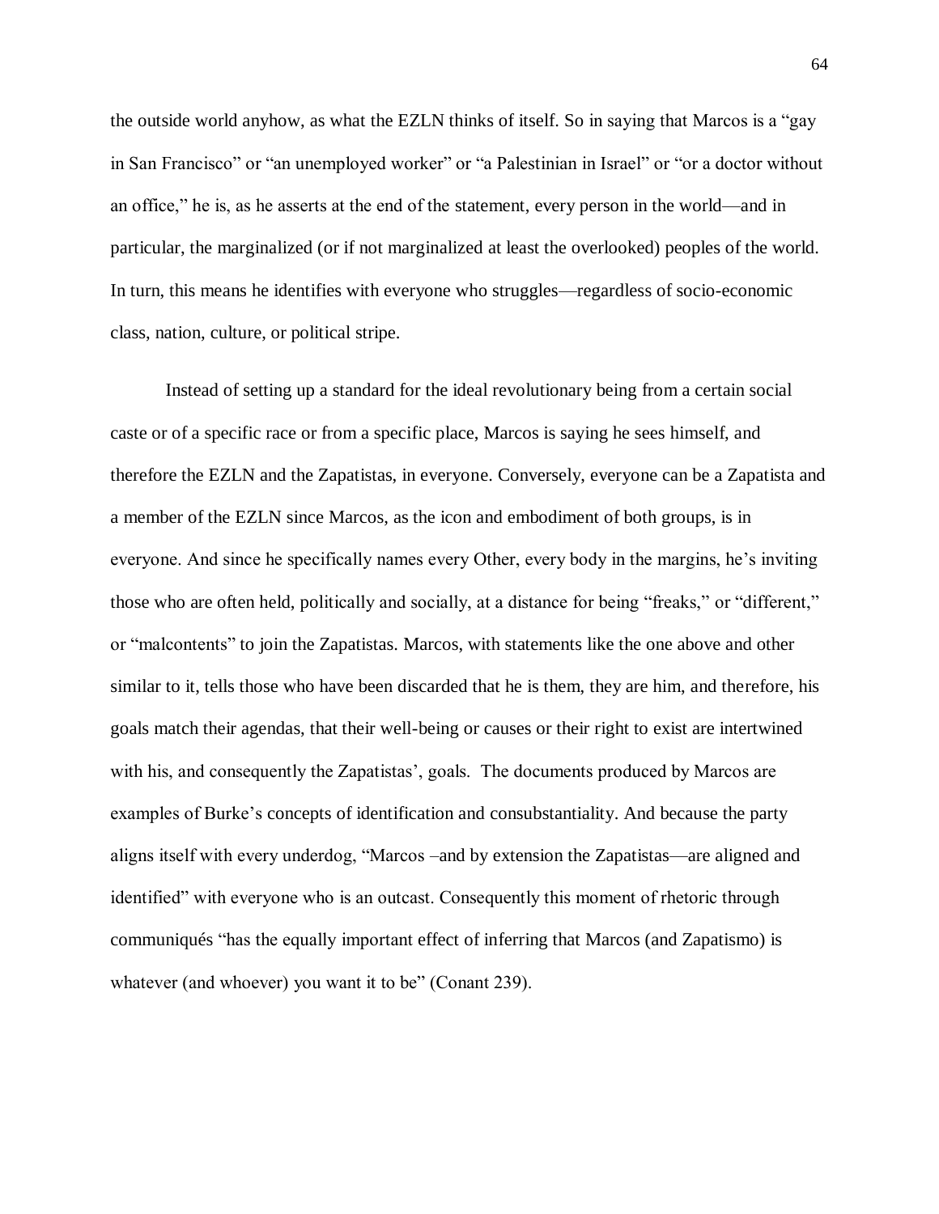the outside world anyhow, as what the EZLN thinks of itself. So in saying that Marcos is a "gay in San Francisco" or "an unemployed worker" or "a Palestinian in Israel" or "or a doctor without an office," he is, as he asserts at the end of the statement, every person in the world—and in particular, the marginalized (or if not marginalized at least the overlooked) peoples of the world. In turn, this means he identifies with everyone who struggles—regardless of socio-economic class, nation, culture, or political stripe.

Instead of setting up a standard for the ideal revolutionary being from a certain social caste or of a specific race or from a specific place, Marcos is saying he sees himself, and therefore the EZLN and the Zapatistas, in everyone. Conversely, everyone can be a Zapatista and a member of the EZLN since Marcos, as the icon and embodiment of both groups, is in everyone. And since he specifically names every Other, every body in the margins, he's inviting those who are often held, politically and socially, at a distance for being "freaks," or "different," or "malcontents" to join the Zapatistas. Marcos, with statements like the one above and other similar to it, tells those who have been discarded that he is them, they are him, and therefore, his goals match their agendas, that their well-being or causes or their right to exist are intertwined with his, and consequently the Zapatistas', goals. The documents produced by Marcos are examples of Burke's concepts of identification and consubstantiality. And because the party aligns itself with every underdog, "Marcos –and by extension the Zapatistas—are aligned and identified" with everyone who is an outcast. Consequently this moment of rhetoric through communiqués "has the equally important effect of inferring that Marcos (and Zapatismo) is whatever (and whoever) you want it to be" (Conant 239).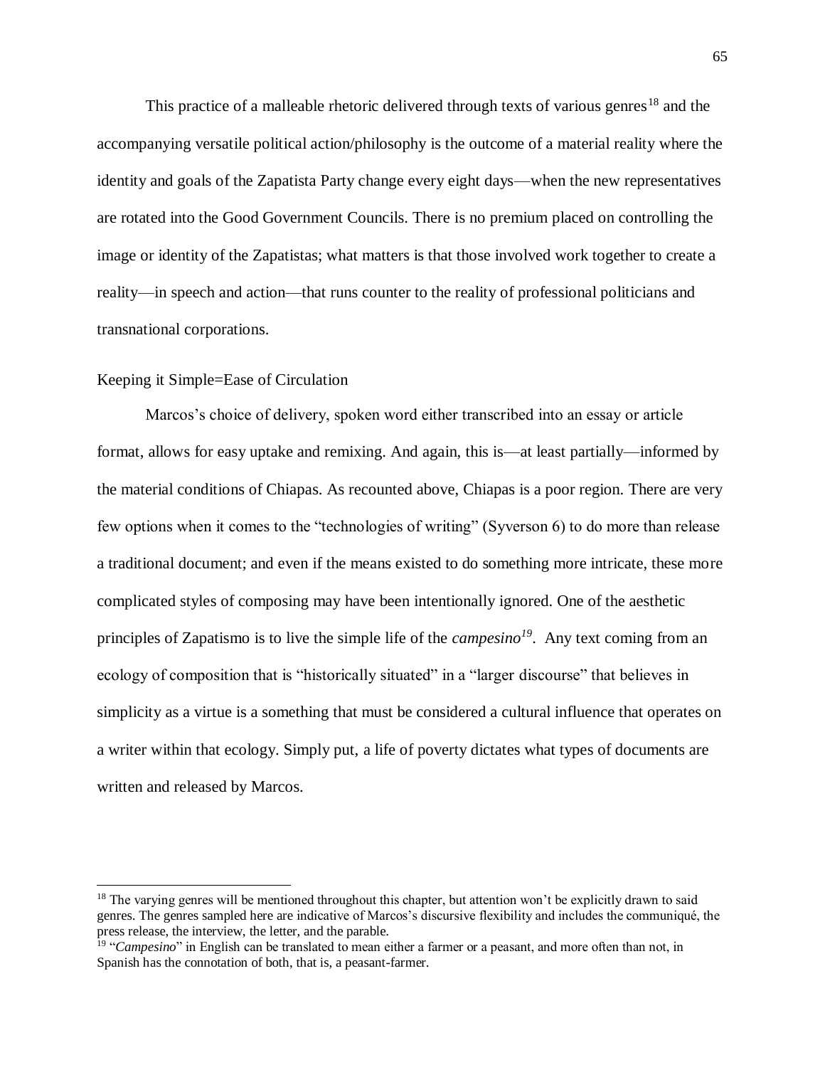This practice of a malleable rhetoric delivered through texts of various genres[18] and the accompanying versatile political action/philosophy is the outcome of a material reality where the identity and goals of the Zapatista Party change every eight days—when the new representatives are rotated into the Good Government Councils. There is no premium placed on controlling the image or identity of the Zapatistas; what matters is that those involved work together to create a reality—in speech and action—that runs counter to the reality of professional politicians and transnational corporations.

### Keeping it Simple=Ease of Circulation

Marcos's choice of delivery, spoken word either transcribed into an essay or article format, allows for easy uptake and remixing. And again, this is—at least partially—informed by the material conditions of Chiapas. As recounted above, Chiapas is a poor region. There are very few options when it comes to the "technologies of writing" (Syverson 6) to do more than release a traditional document; and even if the means existed to do something more intricate, these more complicated styles of composing may have been intentionally ignored. One of the aesthetic principles of Zapatismo is to live the simple life of the *campesino*[19]. Any text coming from an ecology of composition that is "historically situated" in a "larger discourse" that believes in simplicity as a virtue is a something that must be considered a cultural influence that operates on a writer within that ecology. Simply put, a life of poverty dictates what types of documents are written and released by Marcos.

---

[18] The varying genres will be mentioned throughout this chapter, but attention won't be explicitly drawn to said genres. The genres sampled here are indicative of Marcos's discursive flexibility and includes the communiqué, the press release, the interview, the letter, and the parable.

[19] "*Campesino*" in English can be translated to mean either a farmer or a peasant, and more often than not, in Spanish has the connotation of both, that is, a peasant-farmer.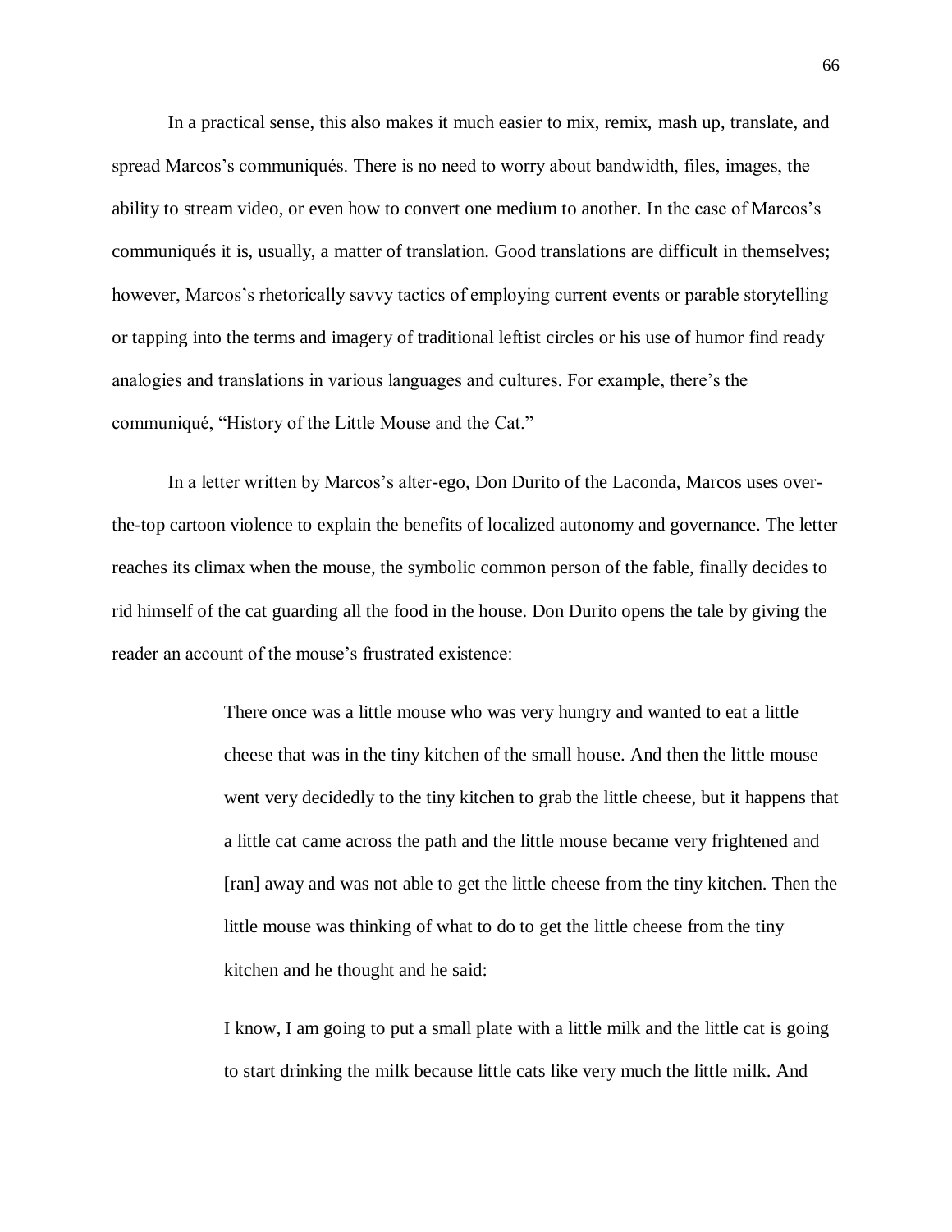In a practical sense, this also makes it much easier to mix, remix, mash up, translate, and spread Marcos's communiqués. There is no need to worry about bandwidth, files, images, the ability to stream video, or even how to convert one medium to another. In the case of Marcos's communiqués it is, usually, a matter of translation. Good translations are difficult in themselves; however, Marcos's rhetorically savvy tactics of employing current events or parable storytelling or tapping into the terms and imagery of traditional leftist circles or his use of humor find ready analogies and translations in various languages and cultures. For example, there's the communiqué, "History of the Little Mouse and the Cat."

In a letter written by Marcos's alter-ego, Don Durito of the Laconda, Marcos uses over-the-top cartoon violence to explain the benefits of localized autonomy and governance. The letter reaches its climax when the mouse, the symbolic common person of the fable, finally decides to rid himself of the cat guarding all the food in the house. Don Durito opens the tale by giving the reader an account of the mouse's frustrated existence:

> There once was a little mouse who was very hungry and wanted to eat a little cheese that was in the tiny kitchen of the small house. And then the little mouse went very decidedly to the tiny kitchen to grab the little cheese, but it happens that a little cat came across the path and the little mouse became very frightened and [ran] away and was not able to get the little cheese from the tiny kitchen. Then the little mouse was thinking of what to do to get the little cheese from the tiny kitchen and he thought and he said:
>
> I know, I am going to put a small plate with a little milk and the little cat is going to start drinking the milk because little cats like very much the little milk. And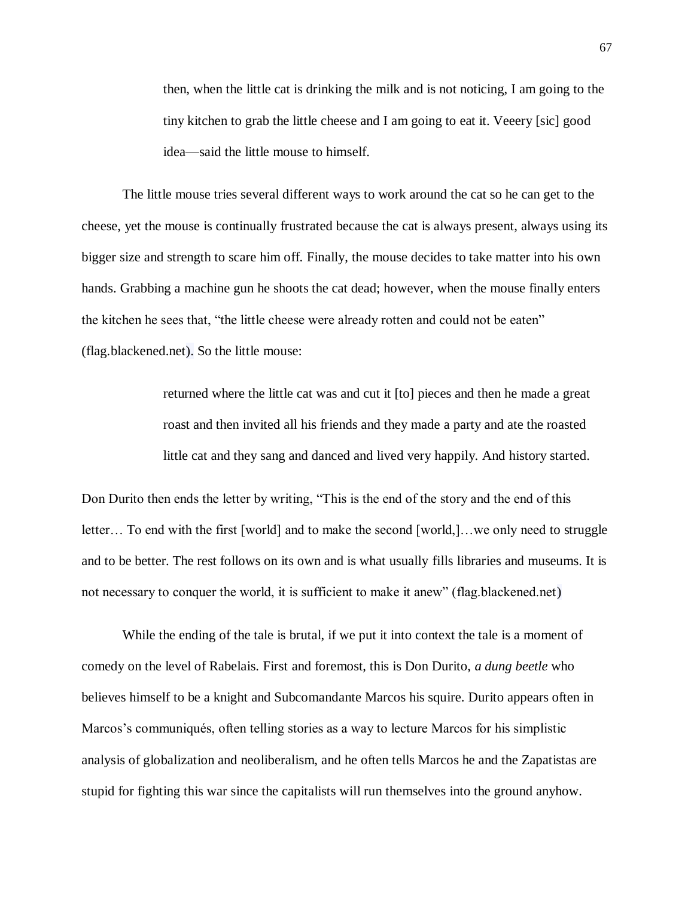> then, when the little cat is drinking the milk and is not noticing, I am going to the tiny kitchen to grab the little cheese and I am going to eat it. Veeery [sic] good idea—said the little mouse to himself.

The little mouse tries several different ways to work around the cat so he can get to the cheese, yet the mouse is continually frustrated because the cat is always present, always using its bigger size and strength to scare him off. Finally, the mouse decides to take matter into his own hands. Grabbing a machine gun he shoots the cat dead; however, when the mouse finally enters the kitchen he sees that, "the little cheese were already rotten and could not be eaten" (flag.blackened.net). So the little mouse:

> returned where the little cat was and cut it [to] pieces and then he made a great roast and then invited all his friends and they made a party and ate the roasted little cat and they sang and danced and lived very happily. And history started.

Don Durito then ends the letter by writing, "This is the end of the story and the end of this letter… To end with the first [world] and to make the second [world,]…we only need to struggle and to be better. The rest follows on its own and is what usually fills libraries and museums. It is not necessary to conquer the world, it is sufficient to make it anew" (flag.blackened.net)

While the ending of the tale is brutal, if we put it into context the tale is a moment of comedy on the level of Rabelais. First and foremost, this is Don Durito, *a dung beetle* who believes himself to be a knight and Subcomandante Marcos his squire. Durito appears often in Marcos's communiqués, often telling stories as a way to lecture Marcos for his simplistic analysis of globalization and neoliberalism, and he often tells Marcos he and the Zapatistas are stupid for fighting this war since the capitalists will run themselves into the ground anyhow.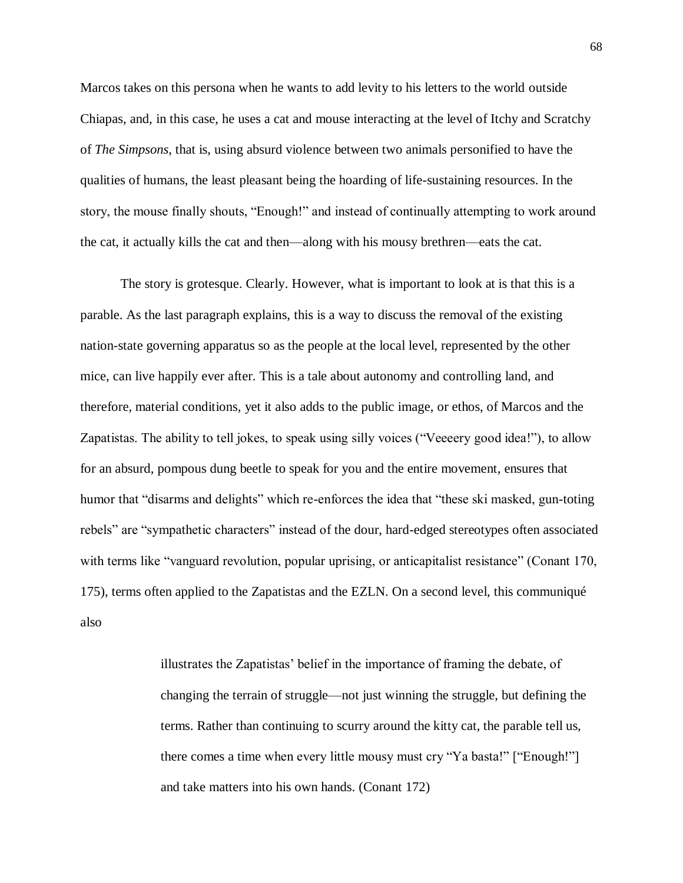Marcos takes on this persona when he wants to add levity to his letters to the world outside Chiapas, and, in this case, he uses a cat and mouse interacting at the level of Itchy and Scratchy of *The Simpsons*, that is, using absurd violence between two animals personified to have the qualities of humans, the least pleasant being the hoarding of life-sustaining resources. In the story, the mouse finally shouts, "Enough!" and instead of continually attempting to work around the cat, it actually kills the cat and then—along with his mousy brethren—eats the cat.

The story is grotesque. Clearly. However, what is important to look at is that this is a parable. As the last paragraph explains, this is a way to discuss the removal of the existing nation-state governing apparatus so as the people at the local level, represented by the other mice, can live happily ever after. This is a tale about autonomy and controlling land, and therefore, material conditions, yet it also adds to the public image, or ethos, of Marcos and the Zapatistas. The ability to tell jokes, to speak using silly voices ("Veeeery good idea!"), to allow for an absurd, pompous dung beetle to speak for you and the entire movement, ensures that humor that "disarms and delights" which re-enforces the idea that "these ski masked, gun-toting rebels" are "sympathetic characters" instead of the dour, hard-edged stereotypes often associated with terms like "vanguard revolution, popular uprising, or anticapitalist resistance" (Conant 170, 175), terms often applied to the Zapatistas and the EZLN. On a second level, this communiqué also

> illustrates the Zapatistas' belief in the importance of framing the debate, of changing the terrain of struggle—not just winning the struggle, but defining the terms. Rather than continuing to scurry around the kitty cat, the parable tell us, there comes a time when every little mousy must cry "Ya basta!" ["Enough!"] and take matters into his own hands. (Conant 172)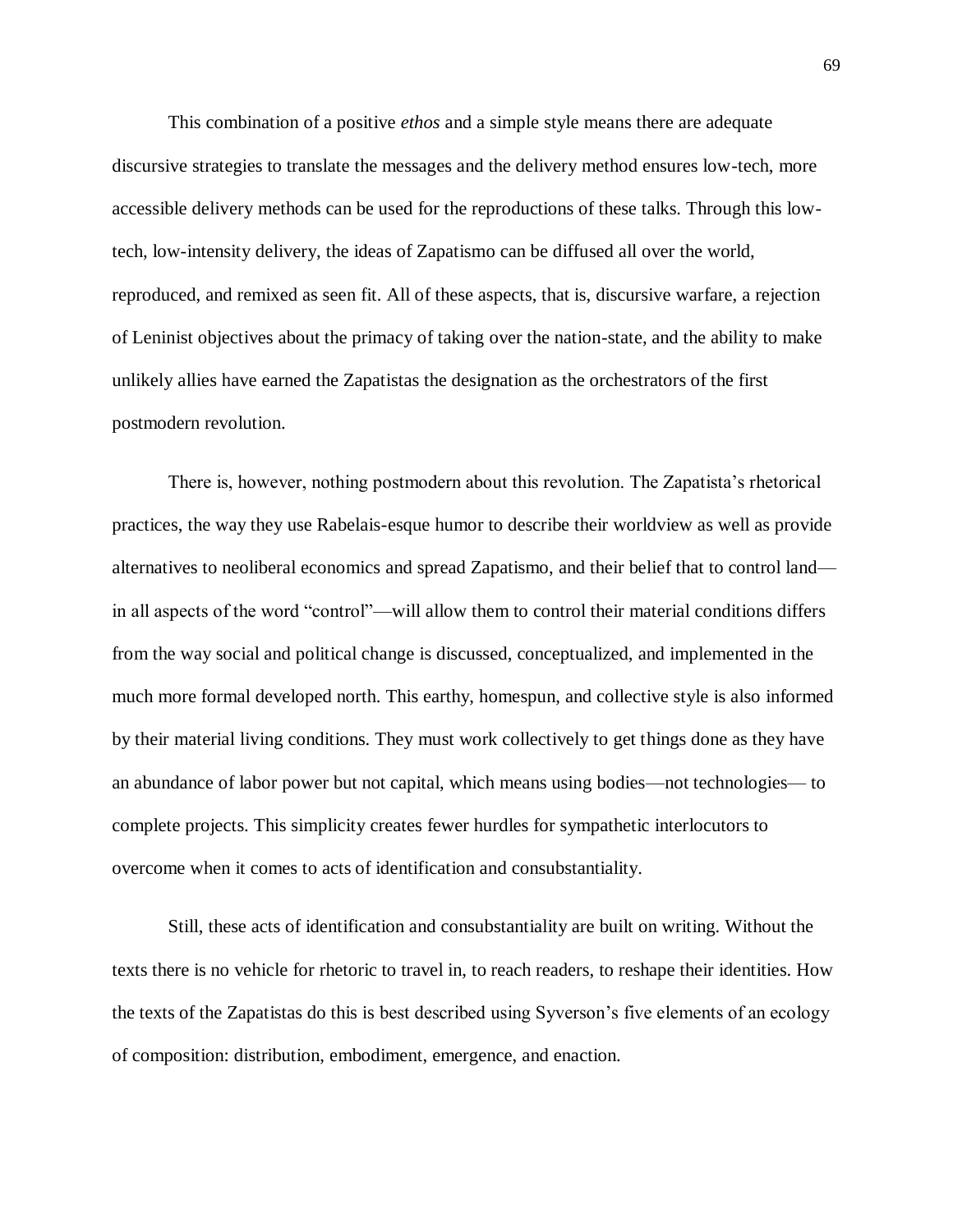This combination of a positive *ethos* and a simple style means there are adequate discursive strategies to translate the messages and the delivery method ensures low-tech, more accessible delivery methods can be used for the reproductions of these talks. Through this low-tech, low-intensity delivery, the ideas of Zapatismo can be diffused all over the world, reproduced, and remixed as seen fit. All of these aspects, that is, discursive warfare, a rejection of Leninist objectives about the primacy of taking over the nation-state, and the ability to make unlikely allies have earned the Zapatistas the designation as the orchestrators of the first postmodern revolution.

There is, however, nothing postmodern about this revolution. The Zapatista's rhetorical practices, the way they use Rabelais-esque humor to describe their worldview as well as provide alternatives to neoliberal economics and spread Zapatismo, and their belief that to control land—in all aspects of the word "control"—will allow them to control their material conditions differs from the way social and political change is discussed, conceptualized, and implemented in the much more formal developed north. This earthy, homespun, and collective style is also informed by their material living conditions. They must work collectively to get things done as they have an abundance of labor power but not capital, which means using bodies—not technologies— to complete projects. This simplicity creates fewer hurdles for sympathetic interlocutors to overcome when it comes to acts of identification and consubstantiality.

Still, these acts of identification and consubstantiality are built on writing. Without the texts there is no vehicle for rhetoric to travel in, to reach readers, to reshape their identities. How the texts of the Zapatistas do this is best described using Syverson's five elements of an ecology of composition: distribution, embodiment, emergence, and enaction.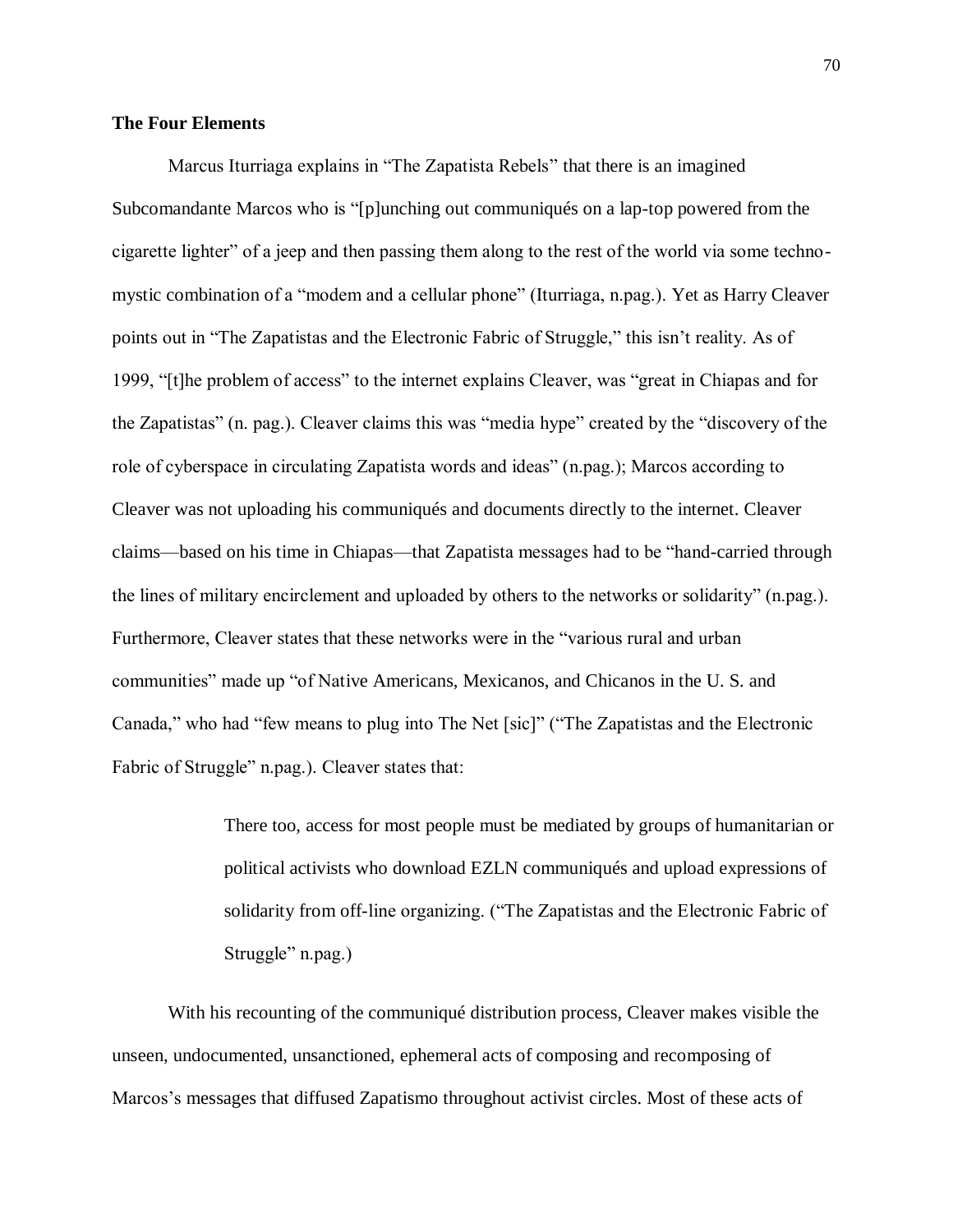**The Four Elements**

Marcus Iturriaga explains in "The Zapatista Rebels" that there is an imagined Subcomandante Marcos who is "[p]unching out communiqués on a lap-top powered from the cigarette lighter" of a jeep and then passing them along to the rest of the world via some techno-mystic combination of a "modem and a cellular phone" (Iturriaga, n.pag.). Yet as Harry Cleaver points out in "The Zapatistas and the Electronic Fabric of Struggle," this isn't reality. As of 1999, "[t]he problem of access" to the internet explains Cleaver, was "great in Chiapas and for the Zapatistas" (n. pag.). Cleaver claims this was "media hype" created by the "discovery of the role of cyberspace in circulating Zapatista words and ideas" (n.pag.); Marcos according to Cleaver was not uploading his communiqués and documents directly to the internet. Cleaver claims—based on his time in Chiapas—that Zapatista messages had to be "hand-carried through the lines of military encirclement and uploaded by others to the networks or solidarity" (n.pag.). Furthermore, Cleaver states that these networks were in the "various rural and urban communities" made up "of Native Americans, Mexicanos, and Chicanos in the U. S. and Canada," who had "few means to plug into The Net [sic]" ("The Zapatistas and the Electronic Fabric of Struggle" n.pag.). Cleaver states that:

> There too, access for most people must be mediated by groups of humanitarian or political activists who download EZLN communiqués and upload expressions of solidarity from off-line organizing. ("The Zapatistas and the Electronic Fabric of Struggle" n.pag.)

With his recounting of the communiqué distribution process, Cleaver makes visible the unseen, undocumented, unsanctioned, ephemeral acts of composing and recomposing of Marcos's messages that diffused Zapatismo throughout activist circles. Most of these acts of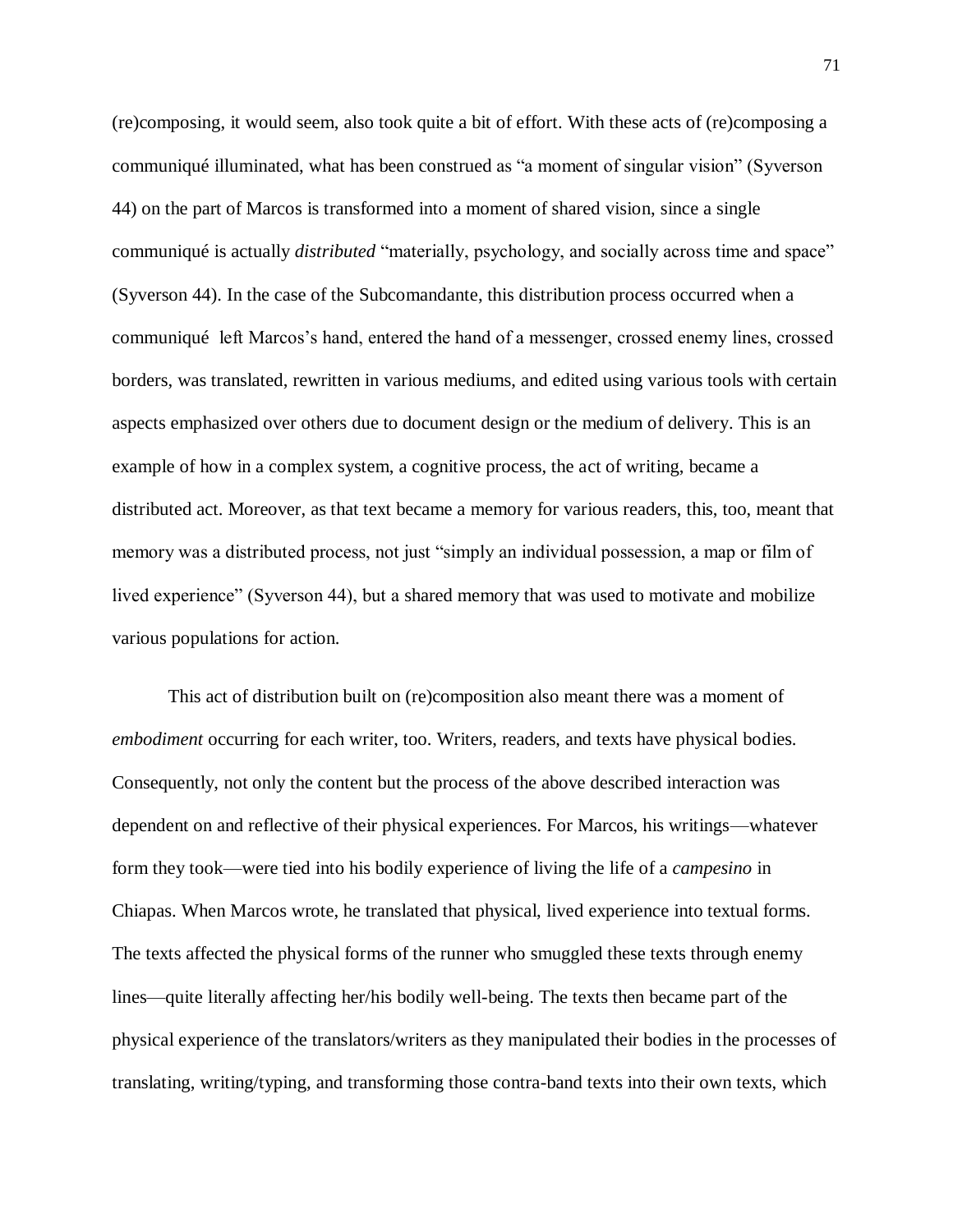(re)composing, it would seem, also took quite a bit of effort. With these acts of (re)composing a communiqué illuminated, what has been construed as "a moment of singular vision" (Syverson 44) on the part of Marcos is transformed into a moment of shared vision, since a single communiqué is actually *distributed* "materially, psychology, and socially across time and space" (Syverson 44). In the case of the Subcomandante, this distribution process occurred when a communiqué left Marcos's hand, entered the hand of a messenger, crossed enemy lines, crossed borders, was translated, rewritten in various mediums, and edited using various tools with certain aspects emphasized over others due to document design or the medium of delivery. This is an example of how in a complex system, a cognitive process, the act of writing, became a distributed act. Moreover, as that text became a memory for various readers, this, too, meant that memory was a distributed process, not just "simply an individual possession, a map or film of lived experience" (Syverson 44), but a shared memory that was used to motivate and mobilize various populations for action.

This act of distribution built on (re)composition also meant there was a moment of *embodiment* occurring for each writer, too. Writers, readers, and texts have physical bodies. Consequently, not only the content but the process of the above described interaction was dependent on and reflective of their physical experiences. For Marcos, his writings—whatever form they took—were tied into his bodily experience of living the life of a *campesino* in Chiapas. When Marcos wrote, he translated that physical, lived experience into textual forms. The texts affected the physical forms of the runner who smuggled these texts through enemy lines—quite literally affecting her/his bodily well-being. The texts then became part of the physical experience of the translators/writers as they manipulated their bodies in the processes of translating, writing/typing, and transforming those contra-band texts into their own texts, which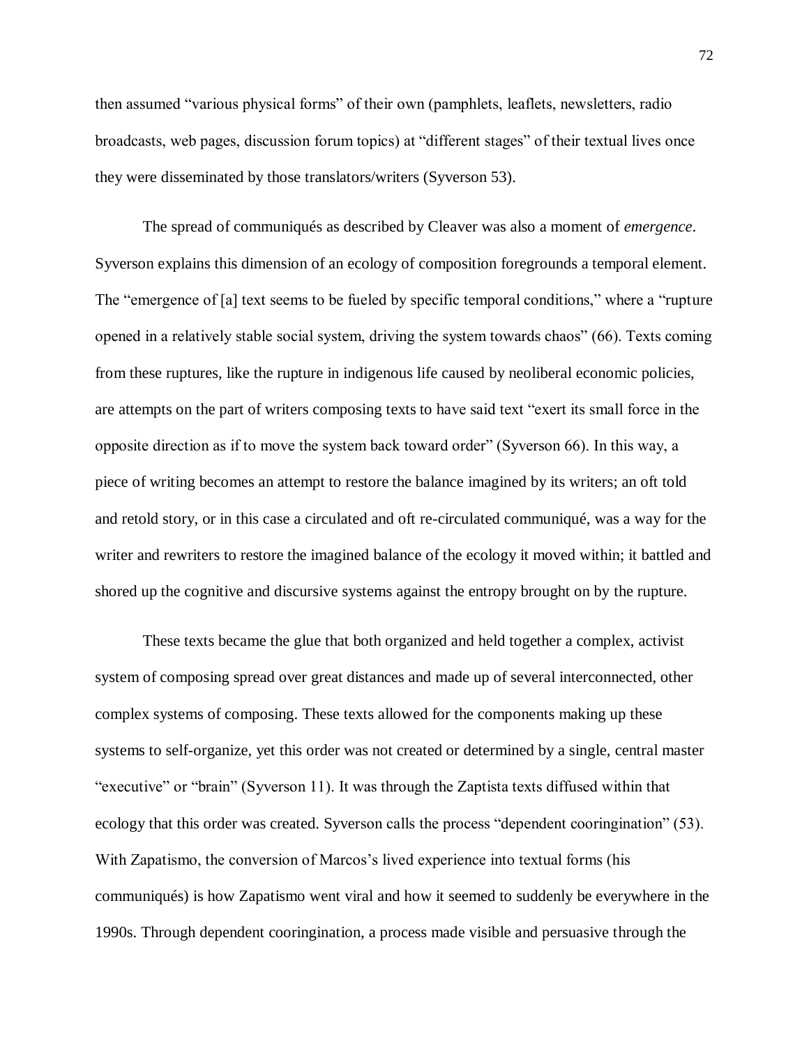then assumed "various physical forms" of their own (pamphlets, leaflets, newsletters, radio broadcasts, web pages, discussion forum topics) at "different stages" of their textual lives once they were disseminated by those translators/writers (Syverson 53).

The spread of communiqués as described by Cleaver was also a moment of *emergence*. Syverson explains this dimension of an ecology of composition foregrounds a temporal element. The "emergence of [a] text seems to be fueled by specific temporal conditions," where a "rupture opened in a relatively stable social system, driving the system towards chaos" (66). Texts coming from these ruptures, like the rupture in indigenous life caused by neoliberal economic policies, are attempts on the part of writers composing texts to have said text "exert its small force in the opposite direction as if to move the system back toward order" (Syverson 66). In this way, a piece of writing becomes an attempt to restore the balance imagined by its writers; an oft told and retold story, or in this case a circulated and oft re-circulated communiqué, was a way for the writer and rewriters to restore the imagined balance of the ecology it moved within; it battled and shored up the cognitive and discursive systems against the entropy brought on by the rupture.

These texts became the glue that both organized and held together a complex, activist system of composing spread over great distances and made up of several interconnected, other complex systems of composing. These texts allowed for the components making up these systems to self-organize, yet this order was not created or determined by a single, central master "executive" or "brain" (Syverson 11). It was through the Zaptista texts diffused within that ecology that this order was created. Syverson calls the process "dependent cooringination" (53). With Zapatismo, the conversion of Marcos's lived experience into textual forms (his communiqués) is how Zapatismo went viral and how it seemed to suddenly be everywhere in the 1990s. Through dependent cooringination, a process made visible and persuasive through the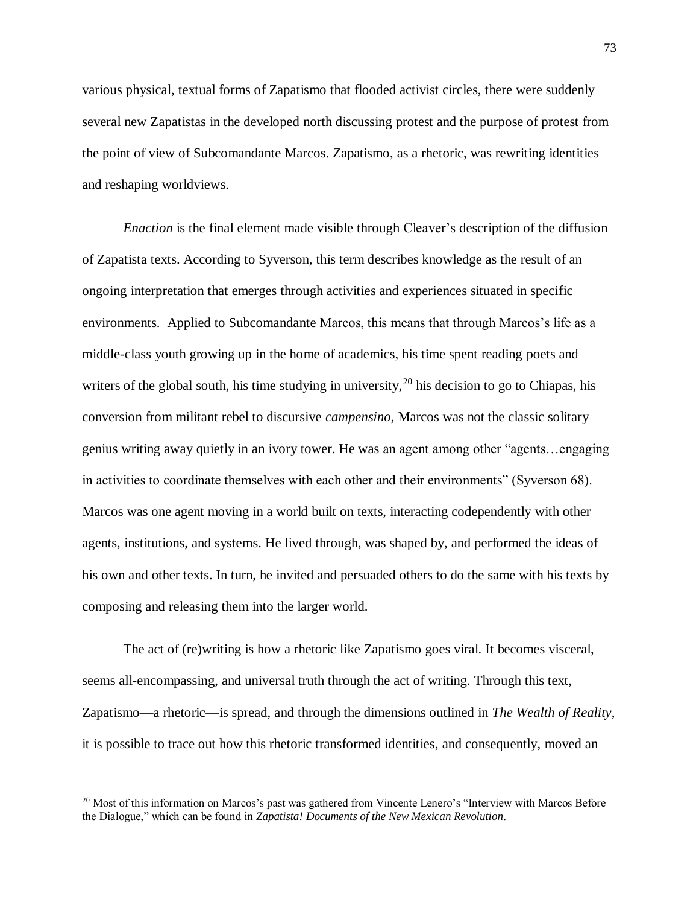various physical, textual forms of Zapatismo that flooded activist circles, there were suddenly several new Zapatistas in the developed north discussing protest and the purpose of protest from the point of view of Subcomandante Marcos. Zapatismo, as a rhetoric, was rewriting identities and reshaping worldviews.

*Enaction* is the final element made visible through Cleaver's description of the diffusion of Zapatista texts. According to Syverson, this term describes knowledge as the result of an ongoing interpretation that emerges through activities and experiences situated in specific environments. Applied to Subcomandante Marcos, this means that through Marcos's life as a middle-class youth growing up in the home of academics, his time spent reading poets and writers of the global south, his time studying in university,[20] his decision to go to Chiapas, his conversion from militant rebel to discursive *campensino*, Marcos was not the classic solitary genius writing away quietly in an ivory tower. He was an agent among other "agents…engaging in activities to coordinate themselves with each other and their environments" (Syverson 68). Marcos was one agent moving in a world built on texts, interacting codependently with other agents, institutions, and systems. He lived through, was shaped by, and performed the ideas of his own and other texts. In turn, he invited and persuaded others to do the same with his texts by composing and releasing them into the larger world.

The act of (re)writing is how a rhetoric like Zapatismo goes viral. It becomes visceral, seems all-encompassing, and universal truth through the act of writing. Through this text, Zapatismo—a rhetoric—is spread, and through the dimensions outlined in *The Wealth of Reality*, it is possible to trace out how this rhetoric transformed identities, and consequently, moved an

[20] Most of this information on Marcos's past was gathered from Vincente Lenero's "Interview with Marcos Before the Dialogue," which can be found in *Zapatista! Documents of the New Mexican Revolution*.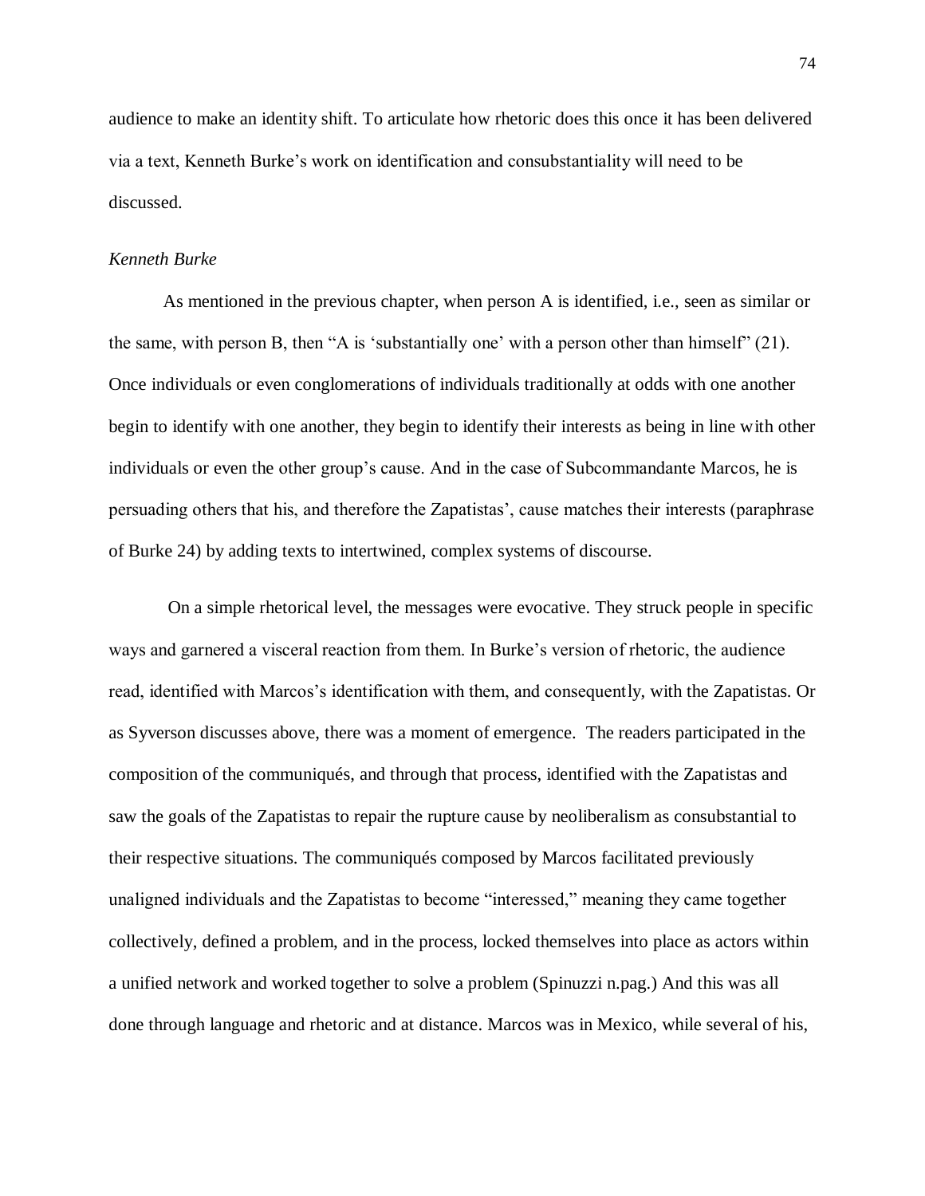audience to make an identity shift. To articulate how rhetoric does this once it has been delivered via a text, Kenneth Burke's work on identification and consubstantiality will need to be discussed.

### *Kenneth Burke*

As mentioned in the previous chapter, when person A is identified, i.e., seen as similar or the same, with person B, then "A is 'substantially one' with a person other than himself" (21). Once individuals or even conglomerations of individuals traditionally at odds with one another begin to identify with one another, they begin to identify their interests as being in line with other individuals or even the other group's cause. And in the case of Subcommandante Marcos, he is persuading others that his, and therefore the Zapatistas', cause matches their interests (paraphrase of Burke 24) by adding texts to intertwined, complex systems of discourse.

On a simple rhetorical level, the messages were evocative. They struck people in specific ways and garnered a visceral reaction from them. In Burke's version of rhetoric, the audience read, identified with Marcos's identification with them, and consequently, with the Zapatistas. Or as Syverson discusses above, there was a moment of emergence. The readers participated in the composition of the communiqués, and through that process, identified with the Zapatistas and saw the goals of the Zapatistas to repair the rupture cause by neoliberalism as consubstantial to their respective situations. The communiqués composed by Marcos facilitated previously unaligned individuals and the Zapatistas to become "interessed," meaning they came together collectively, defined a problem, and in the process, locked themselves into place as actors within a unified network and worked together to solve a problem (Spinuzzi n.pag.) And this was all done through language and rhetoric and at distance. Marcos was in Mexico, while several of his,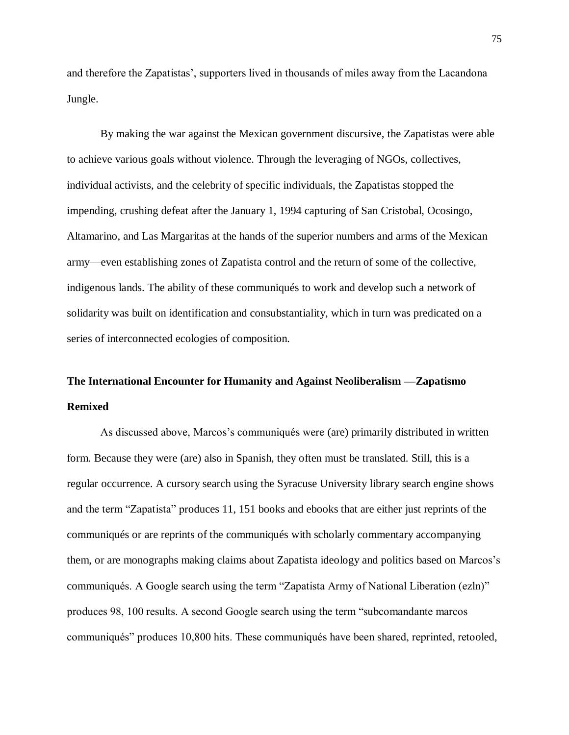and therefore the Zapatistas', supporters lived in thousands of miles away from the Lacandona Jungle.

By making the war against the Mexican government discursive, the Zapatistas were able to achieve various goals without violence. Through the leveraging of NGOs, collectives, individual activists, and the celebrity of specific individuals, the Zapatistas stopped the impending, crushing defeat after the January 1, 1994 capturing of San Cristobal, Ocosingo, Altamarino, and Las Margaritas at the hands of the superior numbers and arms of the Mexican army—even establishing zones of Zapatista control and the return of some of the collective, indigenous lands. The ability of these communiqués to work and develop such a network of solidarity was built on identification and consubstantiality, which in turn was predicated on a series of interconnected ecologies of composition.

## The International Encounter for Humanity and Against Neoliberalism —Zapatismo Remixed

As discussed above, Marcos's communiqués were (are) primarily distributed in written form. Because they were (are) also in Spanish, they often must be translated. Still, this is a regular occurrence. A cursory search using the Syracuse University library search engine shows and the term "Zapatista" produces 11, 151 books and ebooks that are either just reprints of the communiqués or are reprints of the communiqués with scholarly commentary accompanying them, or are monographs making claims about Zapatista ideology and politics based on Marcos's communiqués. A Google search using the term "Zapatista Army of National Liberation (ezln)" produces 98, 100 results. A second Google search using the term "subcomandante marcos communiqués" produces 10,800 hits. These communiqués have been shared, reprinted, retooled,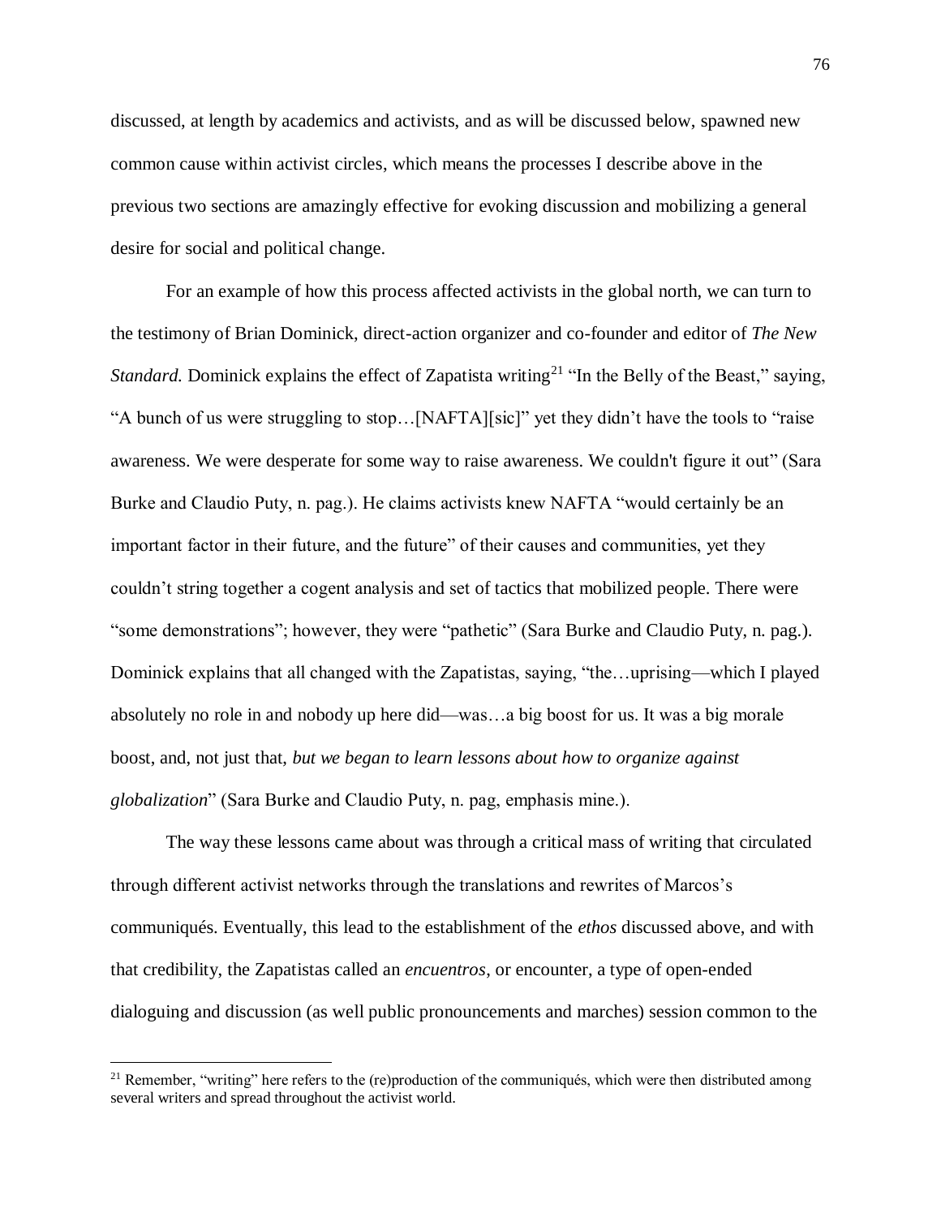discussed, at length by academics and activists, and as will be discussed below, spawned new common cause within activist circles, which means the processes I describe above in the previous two sections are amazingly effective for evoking discussion and mobilizing a general desire for social and political change.

For an example of how this process affected activists in the global north, we can turn to the testimony of Brian Dominick, direct-action organizer and co-founder and editor of *The New Standard.* Dominick explains the effect of Zapatista writing[21] "In the Belly of the Beast," saying, "A bunch of us were struggling to stop…[NAFTA][sic]" yet they didn't have the tools to "raise awareness. We were desperate for some way to raise awareness. We couldn't figure it out" (Sara Burke and Claudio Puty, n. pag.). He claims activists knew NAFTA "would certainly be an important factor in their future, and the future" of their causes and communities, yet they couldn't string together a cogent analysis and set of tactics that mobilized people. There were "some demonstrations"; however, they were "pathetic" (Sara Burke and Claudio Puty, n. pag.). Dominick explains that all changed with the Zapatistas, saying, "the…uprising—which I played absolutely no role in and nobody up here did—was…a big boost for us. It was a big morale boost, and, not just that, *but we began to learn lessons about how to organize against globalization*" (Sara Burke and Claudio Puty, n. pag, emphasis mine.).

The way these lessons came about was through a critical mass of writing that circulated through different activist networks through the translations and rewrites of Marcos's communiqués. Eventually, this lead to the establishment of the *ethos* discussed above, and with that credibility, the Zapatistas called an *encuentros*, or encounter, a type of open-ended dialoguing and discussion (as well public pronouncements and marches) session common to the

[21] Remember, "writing" here refers to the (re)production of the communiqués, which were then distributed among several writers and spread throughout the activist world.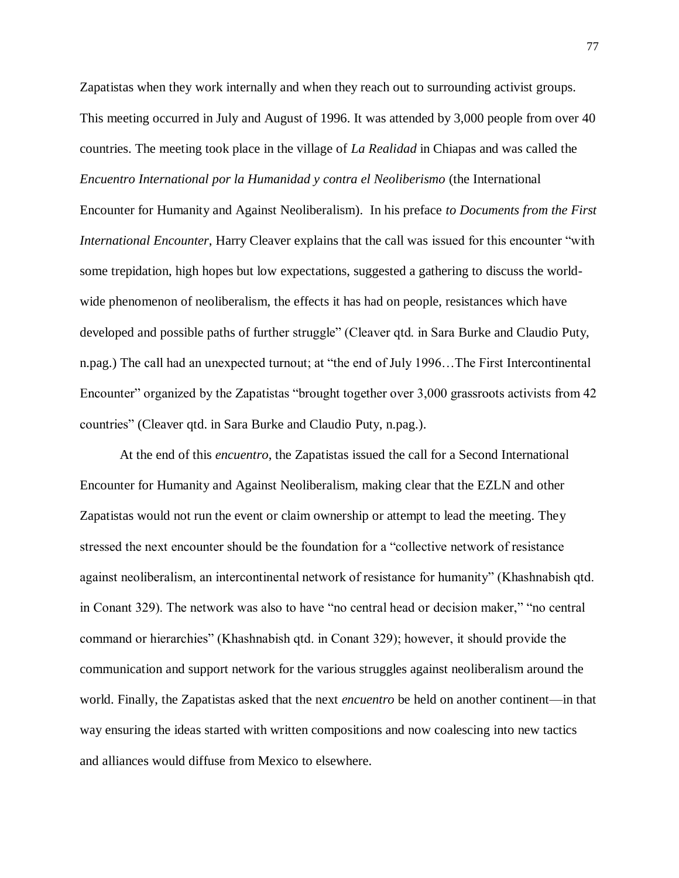Zapatistas when they work internally and when they reach out to surrounding activist groups. This meeting occurred in July and August of 1996. It was attended by 3,000 people from over 40 countries. The meeting took place in the village of *La Realidad* in Chiapas and was called the *Encuentro International por la Humanidad y contra el Neoliberismo* (the International Encounter for Humanity and Against Neoliberalism). In his preface *to Documents from the First International Encounter*, Harry Cleaver explains that the call was issued for this encounter "with some trepidation, high hopes but low expectations, suggested a gathering to discuss the world-wide phenomenon of neoliberalism, the effects it has had on people, resistances which have developed and possible paths of further struggle" (Cleaver qtd. in Sara Burke and Claudio Puty, n.pag.) The call had an unexpected turnout; at "the end of July 1996…The First Intercontinental Encounter" organized by the Zapatistas "brought together over 3,000 grassroots activists from 42 countries" (Cleaver qtd. in Sara Burke and Claudio Puty, n.pag.).

At the end of this *encuentro*, the Zapatistas issued the call for a Second International Encounter for Humanity and Against Neoliberalism, making clear that the EZLN and other Zapatistas would not run the event or claim ownership or attempt to lead the meeting. They stressed the next encounter should be the foundation for a "collective network of resistance against neoliberalism, an intercontinental network of resistance for humanity" (Khashnabish qtd. in Conant 329). The network was also to have "no central head or decision maker," "no central command or hierarchies" (Khashnabish qtd. in Conant 329); however, it should provide the communication and support network for the various struggles against neoliberalism around the world. Finally, the Zapatistas asked that the next *encuentro* be held on another continent—in that way ensuring the ideas started with written compositions and now coalescing into new tactics and alliances would diffuse from Mexico to elsewhere.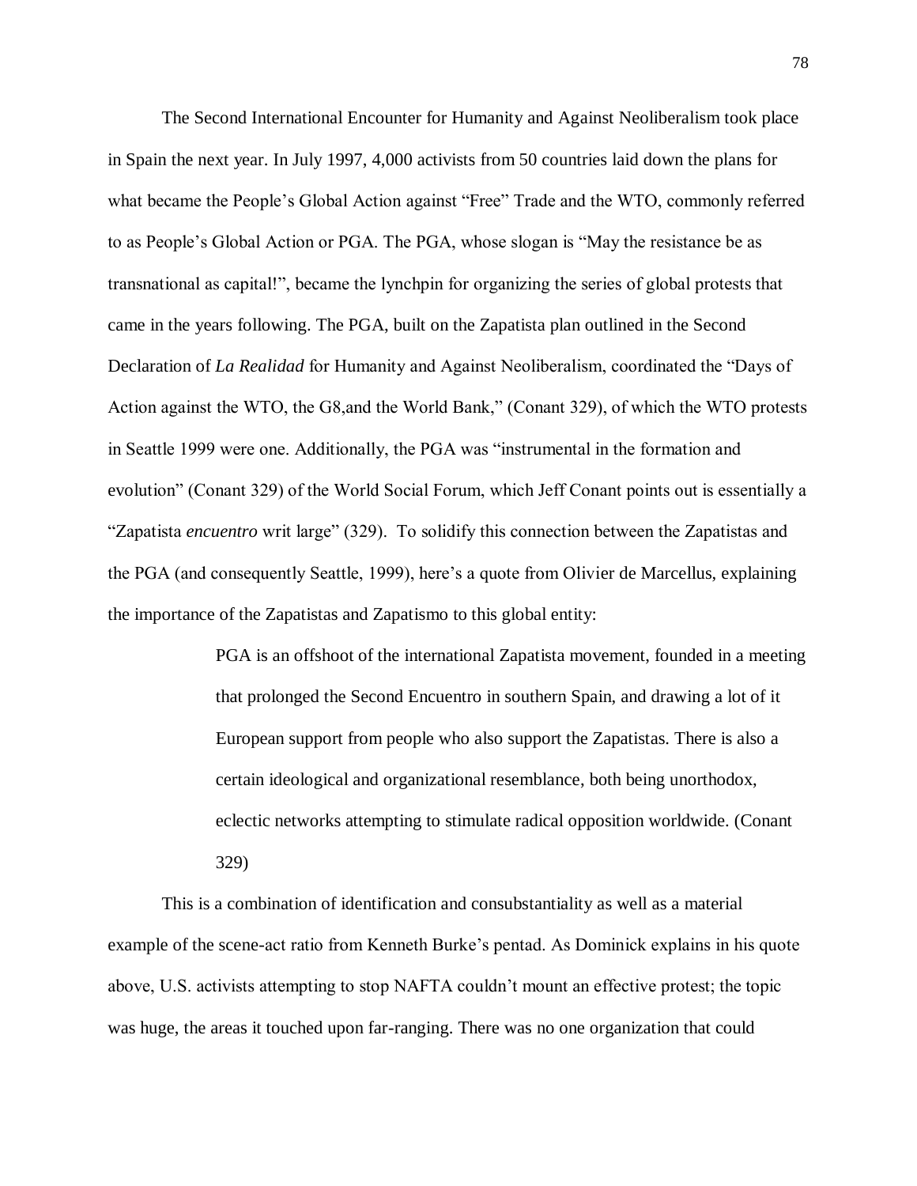The Second International Encounter for Humanity and Against Neoliberalism took place in Spain the next year. In July 1997, 4,000 activists from 50 countries laid down the plans for what became the People's Global Action against "Free" Trade and the WTO, commonly referred to as People's Global Action or PGA. The PGA, whose slogan is "May the resistance be as transnational as capital!", became the lynchpin for organizing the series of global protests that came in the years following. The PGA, built on the Zapatista plan outlined in the Second Declaration of *La Realidad* for Humanity and Against Neoliberalism, coordinated the "Days of Action against the WTO, the G8,and the World Bank," (Conant 329), of which the WTO protests in Seattle 1999 were one. Additionally, the PGA was "instrumental in the formation and evolution" (Conant 329) of the World Social Forum, which Jeff Conant points out is essentially a "Zapatista *encuentro* writ large" (329). To solidify this connection between the Zapatistas and the PGA (and consequently Seattle, 1999), here's a quote from Olivier de Marcellus, explaining the importance of the Zapatistas and Zapatismo to this global entity:

> PGA is an offshoot of the international Zapatista movement, founded in a meeting that prolonged the Second Encuentro in southern Spain, and drawing a lot of it European support from people who also support the Zapatistas. There is also a certain ideological and organizational resemblance, both being unorthodox, eclectic networks attempting to stimulate radical opposition worldwide. (Conant 329)

This is a combination of identification and consubstantiality as well as a material example of the scene-act ratio from Kenneth Burke's pentad. As Dominick explains in his quote above, U.S. activists attempting to stop NAFTA couldn't mount an effective protest; the topic was huge, the areas it touched upon far-ranging. There was no one organization that could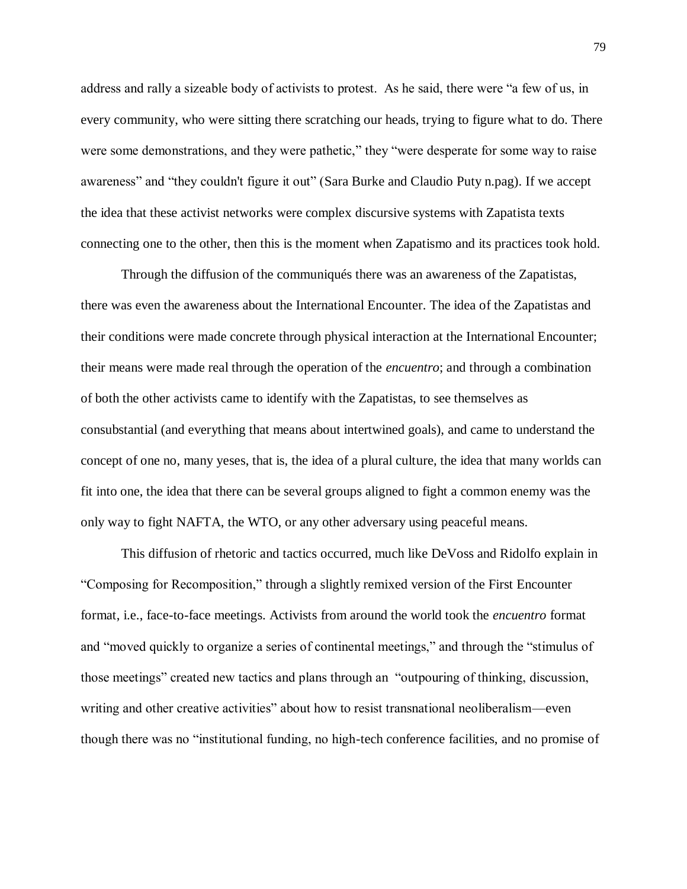address and rally a sizeable body of activists to protest. As he said, there were "a few of us, in every community, who were sitting there scratching our heads, trying to figure what to do. There were some demonstrations, and they were pathetic," they "were desperate for some way to raise awareness" and "they couldn't figure it out" (Sara Burke and Claudio Puty n.pag). If we accept the idea that these activist networks were complex discursive systems with Zapatista texts connecting one to the other, then this is the moment when Zapatismo and its practices took hold.

Through the diffusion of the communiqués there was an awareness of the Zapatistas, there was even the awareness about the International Encounter. The idea of the Zapatistas and their conditions were made concrete through physical interaction at the International Encounter; their means were made real through the operation of the *encuentro*; and through a combination of both the other activists came to identify with the Zapatistas, to see themselves as consubstantial (and everything that means about intertwined goals), and came to understand the concept of one no, many yeses, that is, the idea of a plural culture, the idea that many worlds can fit into one, the idea that there can be several groups aligned to fight a common enemy was the only way to fight NAFTA, the WTO, or any other adversary using peaceful means.

This diffusion of rhetoric and tactics occurred, much like DeVoss and Ridolfo explain in "Composing for Recomposition," through a slightly remixed version of the First Encounter format, i.e., face-to-face meetings. Activists from around the world took the *encuentro* format and "moved quickly to organize a series of continental meetings," and through the "stimulus of those meetings" created new tactics and plans through an "outpouring of thinking, discussion, writing and other creative activities" about how to resist transnational neoliberalism—even though there was no "institutional funding, no high-tech conference facilities, and no promise of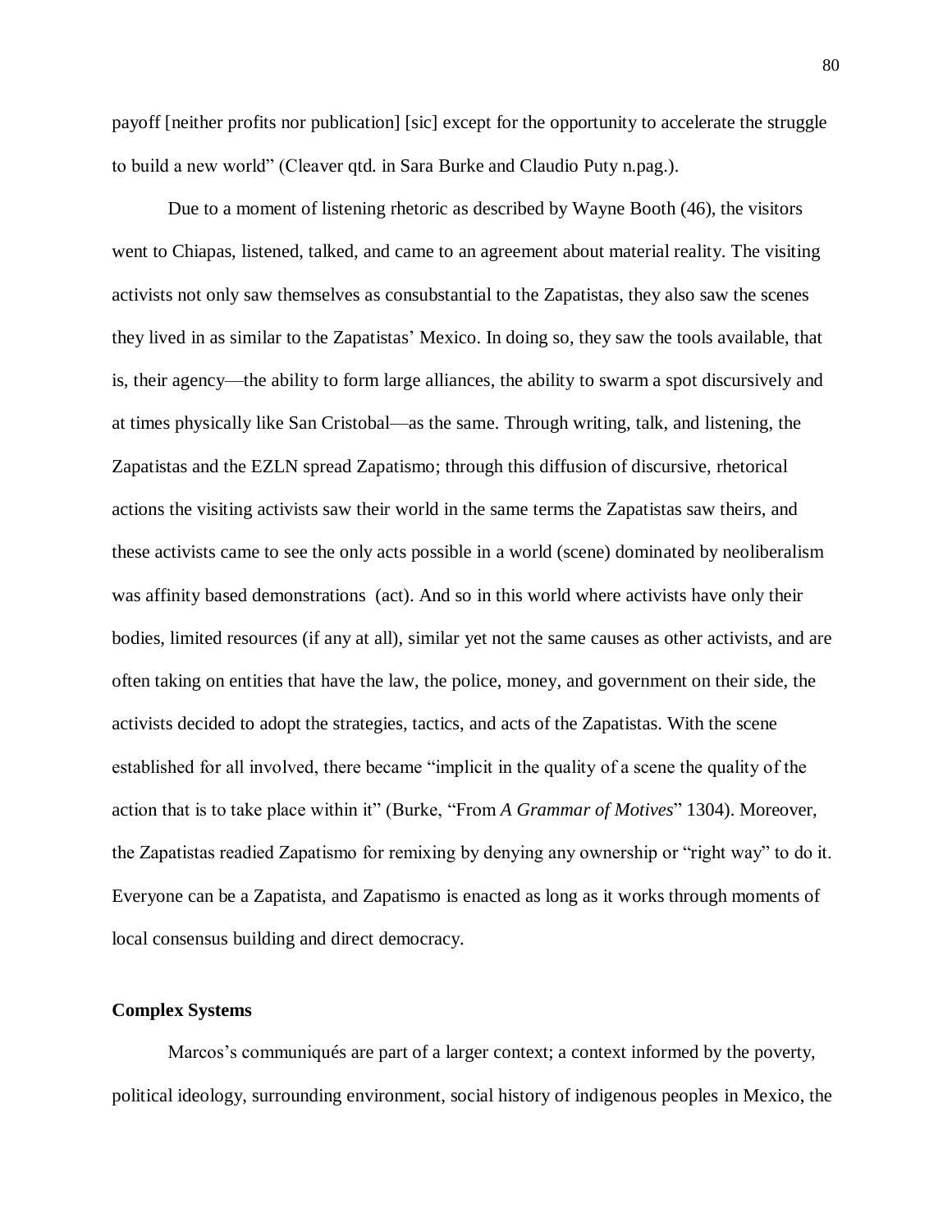payoff [neither profits nor publication] [sic] except for the opportunity to accelerate the struggle to build a new world" (Cleaver qtd. in Sara Burke and Claudio Puty n.pag.).

Due to a moment of listening rhetoric as described by Wayne Booth (46), the visitors went to Chiapas, listened, talked, and came to an agreement about material reality. The visiting activists not only saw themselves as consubstantial to the Zapatistas, they also saw the scenes they lived in as similar to the Zapatistas' Mexico. In doing so, they saw the tools available, that is, their agency—the ability to form large alliances, the ability to swarm a spot discursively and at times physically like San Cristobal—as the same. Through writing, talk, and listening, the Zapatistas and the EZLN spread Zapatismo; through this diffusion of discursive, rhetorical actions the visiting activists saw their world in the same terms the Zapatistas saw theirs, and these activists came to see the only acts possible in a world (scene) dominated by neoliberalism was affinity based demonstrations (act). And so in this world where activists have only their bodies, limited resources (if any at all), similar yet not the same causes as other activists, and are often taking on entities that have the law, the police, money, and government on their side, the activists decided to adopt the strategies, tactics, and acts of the Zapatistas. With the scene established for all involved, there became "implicit in the quality of a scene the quality of the action that is to take place within it" (Burke, "From *A Grammar of Motives*" 1304). Moreover, the Zapatistas readied Zapatismo for remixing by denying any ownership or "right way" to do it. Everyone can be a Zapatista, and Zapatismo is enacted as long as it works through moments of local consensus building and direct democracy.

## Complex Systems

Marcos's communiqués are part of a larger context; a context informed by the poverty, political ideology, surrounding environment, social history of indigenous peoples in Mexico, the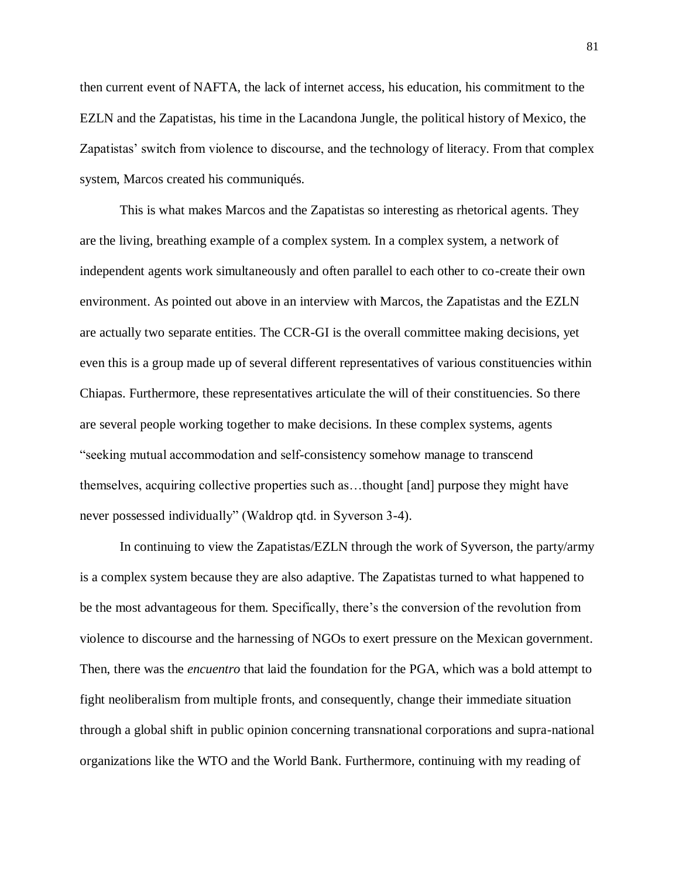then current event of NAFTA, the lack of internet access, his education, his commitment to the EZLN and the Zapatistas, his time in the Lacandona Jungle, the political history of Mexico, the Zapatistas' switch from violence to discourse, and the technology of literacy. From that complex system, Marcos created his communiqués.

This is what makes Marcos and the Zapatistas so interesting as rhetorical agents. They are the living, breathing example of a complex system. In a complex system, a network of independent agents work simultaneously and often parallel to each other to co-create their own environment. As pointed out above in an interview with Marcos, the Zapatistas and the EZLN are actually two separate entities. The CCR-GI is the overall committee making decisions, yet even this is a group made up of several different representatives of various constituencies within Chiapas. Furthermore, these representatives articulate the will of their constituencies. So there are several people working together to make decisions. In these complex systems, agents "seeking mutual accommodation and self-consistency somehow manage to transcend themselves, acquiring collective properties such as…thought [and] purpose they might have never possessed individually" (Waldrop qtd. in Syverson 3-4).

In continuing to view the Zapatistas/EZLN through the work of Syverson, the party/army is a complex system because they are also adaptive. The Zapatistas turned to what happened to be the most advantageous for them. Specifically, there's the conversion of the revolution from violence to discourse and the harnessing of NGOs to exert pressure on the Mexican government. Then, there was the *encuentro* that laid the foundation for the PGA, which was a bold attempt to fight neoliberalism from multiple fronts, and consequently, change their immediate situation through a global shift in public opinion concerning transnational corporations and supra-national organizations like the WTO and the World Bank. Furthermore, continuing with my reading of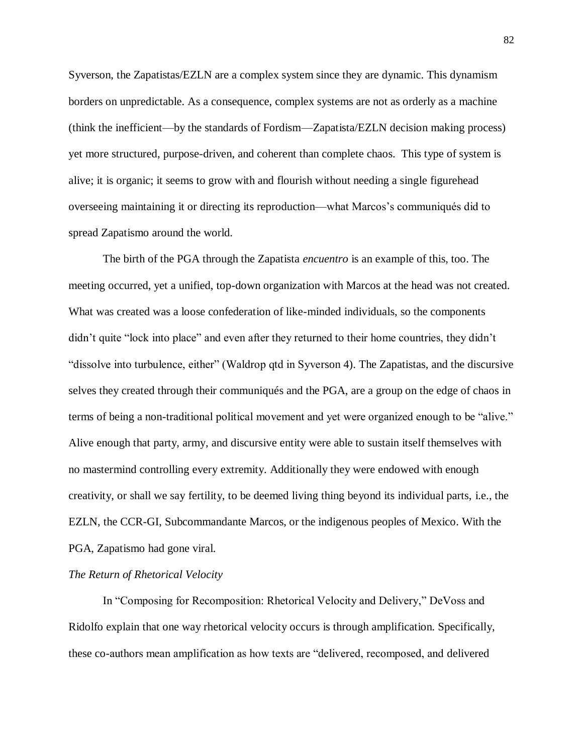Syverson, the Zapatistas/EZLN are a complex system since they are dynamic. This dynamism borders on unpredictable. As a consequence, complex systems are not as orderly as a machine (think the inefficient—by the standards of Fordism—Zapatista/EZLN decision making process) yet more structured, purpose-driven, and coherent than complete chaos. This type of system is alive; it is organic; it seems to grow with and flourish without needing a single figurehead overseeing maintaining it or directing its reproduction—what Marcos's communiqués did to spread Zapatismo around the world.

The birth of the PGA through the Zapatista *encuentro* is an example of this, too. The meeting occurred, yet a unified, top-down organization with Marcos at the head was not created. What was created was a loose confederation of like-minded individuals, so the components didn't quite "lock into place" and even after they returned to their home countries, they didn't "dissolve into turbulence, either" (Waldrop qtd in Syverson 4). The Zapatistas, and the discursive selves they created through their communiqués and the PGA, are a group on the edge of chaos in terms of being a non-traditional political movement and yet were organized enough to be "alive." Alive enough that party, army, and discursive entity were able to sustain itself themselves with no mastermind controlling every extremity. Additionally they were endowed with enough creativity, or shall we say fertility, to be deemed living thing beyond its individual parts, i.e., the EZLN, the CCR-GI, Subcommandante Marcos, or the indigenous peoples of Mexico. With the PGA, Zapatismo had gone viral.

*The Return of Rhetorical Velocity*

In "Composing for Recomposition: Rhetorical Velocity and Delivery," DeVoss and Ridolfo explain that one way rhetorical velocity occurs is through amplification. Specifically, these co-authors mean amplification as how texts are "delivered, recomposed, and delivered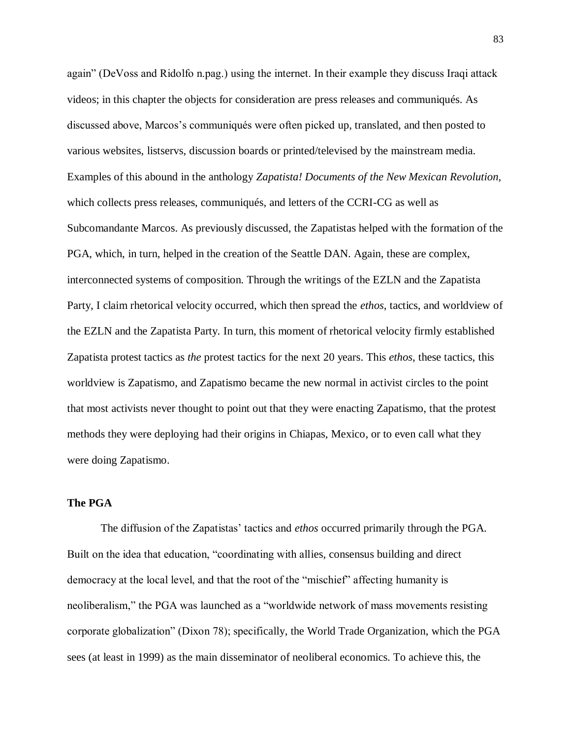again" (DeVoss and Ridolfo n.pag.) using the internet. In their example they discuss Iraqi attack videos; in this chapter the objects for consideration are press releases and communiqués. As discussed above, Marcos's communiqués were often picked up, translated, and then posted to various websites, listservs, discussion boards or printed/televised by the mainstream media. Examples of this abound in the anthology *Zapatista! Documents of the New Mexican Revolution,* which collects press releases, communiqués, and letters of the CCRI-CG as well as Subcomandante Marcos. As previously discussed, the Zapatistas helped with the formation of the PGA, which, in turn, helped in the creation of the Seattle DAN. Again, these are complex, interconnected systems of composition. Through the writings of the EZLN and the Zapatista Party, I claim rhetorical velocity occurred, which then spread the *ethos*, tactics, and worldview of the EZLN and the Zapatista Party. In turn, this moment of rhetorical velocity firmly established Zapatista protest tactics as *the* protest tactics for the next 20 years. This *ethos,* these tactics, this worldview is Zapatismo, and Zapatismo became the new normal in activist circles to the point that most activists never thought to point out that they were enacting Zapatismo, that the protest methods they were deploying had their origins in Chiapas, Mexico, or to even call what they were doing Zapatismo.

**The PGA**

The diffusion of the Zapatistas' tactics and *ethos* occurred primarily through the PGA. Built on the idea that education, "coordinating with allies, consensus building and direct democracy at the local level, and that the root of the "mischief" affecting humanity is neoliberalism," the PGA was launched as a "worldwide network of mass movements resisting corporate globalization" (Dixon 78); specifically, the World Trade Organization, which the PGA sees (at least in 1999) as the main disseminator of neoliberal economics. To achieve this, the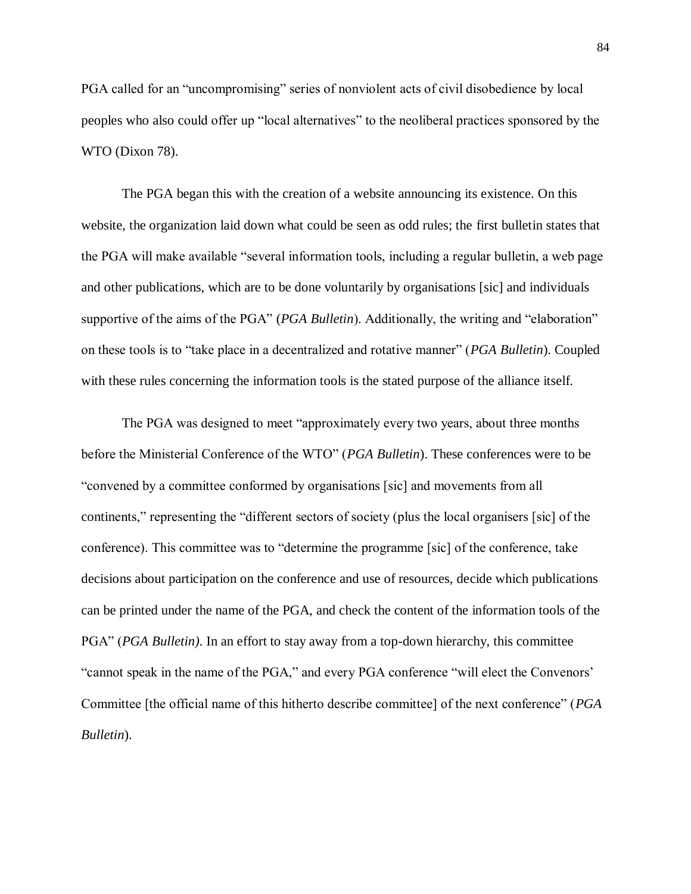PGA called for an "uncompromising" series of nonviolent acts of civil disobedience by local peoples who also could offer up "local alternatives" to the neoliberal practices sponsored by the WTO (Dixon 78).

The PGA began this with the creation of a website announcing its existence. On this website, the organization laid down what could be seen as odd rules; the first bulletin states that the PGA will make available "several information tools, including a regular bulletin, a web page and other publications, which are to be done voluntarily by organisations [sic] and individuals supportive of the aims of the PGA" (*PGA Bulletin*). Additionally, the writing and "elaboration" on these tools is to "take place in a decentralized and rotative manner" (*PGA Bulletin*). Coupled with these rules concerning the information tools is the stated purpose of the alliance itself.

The PGA was designed to meet "approximately every two years, about three months before the Ministerial Conference of the WTO" (*PGA Bulletin*). These conferences were to be "convened by a committee conformed by organisations [sic] and movements from all continents," representing the "different sectors of society (plus the local organisers [sic] of the conference). This committee was to "determine the programme [sic] of the conference, take decisions about participation on the conference and use of resources, decide which publications can be printed under the name of the PGA, and check the content of the information tools of the PGA" (*PGA Bulletin)*. In an effort to stay away from a top-down hierarchy, this committee "cannot speak in the name of the PGA," and every PGA conference "will elect the Convenors' Committee [the official name of this hitherto describe committee] of the next conference" (*PGA Bulletin*).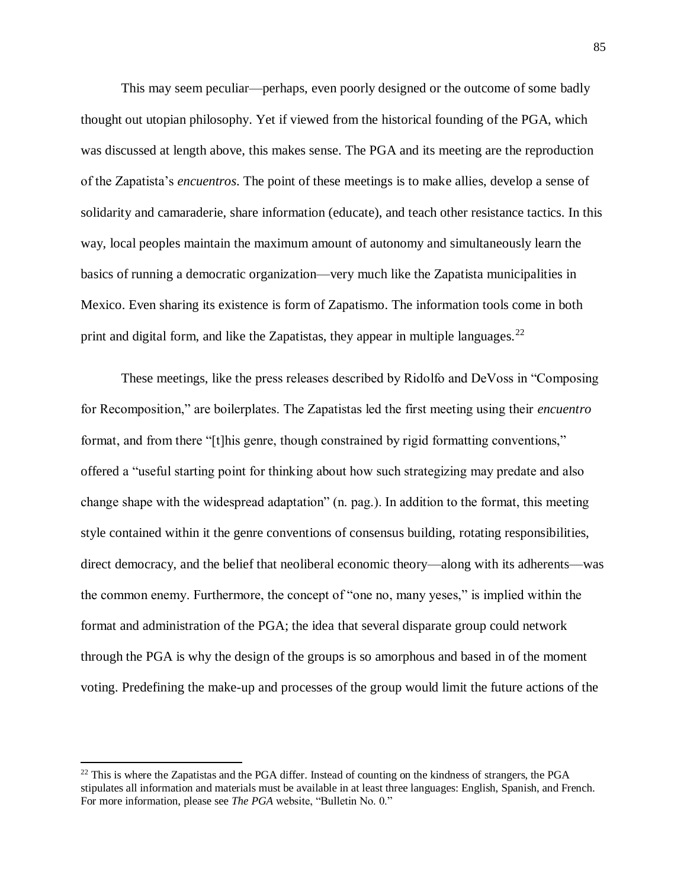This may seem peculiar—perhaps, even poorly designed or the outcome of some badly thought out utopian philosophy. Yet if viewed from the historical founding of the PGA, which was discussed at length above, this makes sense. The PGA and its meeting are the reproduction of the Zapatista's *encuentros*. The point of these meetings is to make allies, develop a sense of solidarity and camaraderie, share information (educate), and teach other resistance tactics. In this way, local peoples maintain the maximum amount of autonomy and simultaneously learn the basics of running a democratic organization—very much like the Zapatista municipalities in Mexico. Even sharing its existence is form of Zapatismo. The information tools come in both print and digital form, and like the Zapatistas, they appear in multiple languages.[22]

These meetings, like the press releases described by Ridolfo and DeVoss in "Composing for Recomposition," are boilerplates. The Zapatistas led the first meeting using their *encuentro* format, and from there "[t]his genre, though constrained by rigid formatting conventions," offered a "useful starting point for thinking about how such strategizing may predate and also change shape with the widespread adaptation" (n. pag.). In addition to the format, this meeting style contained within it the genre conventions of consensus building, rotating responsibilities, direct democracy, and the belief that neoliberal economic theory—along with its adherents—was the common enemy. Furthermore, the concept of "one no, many yeses," is implied within the format and administration of the PGA; the idea that several disparate group could network through the PGA is why the design of the groups is so amorphous and based in of the moment voting. Predefining the make-up and processes of the group would limit the future actions of the

[22] This is where the Zapatistas and the PGA differ. Instead of counting on the kindness of strangers, the PGA stipulates all information and materials must be available in at least three languages: English, Spanish, and French. For more information, please see *The PGA* website, "Bulletin No. 0."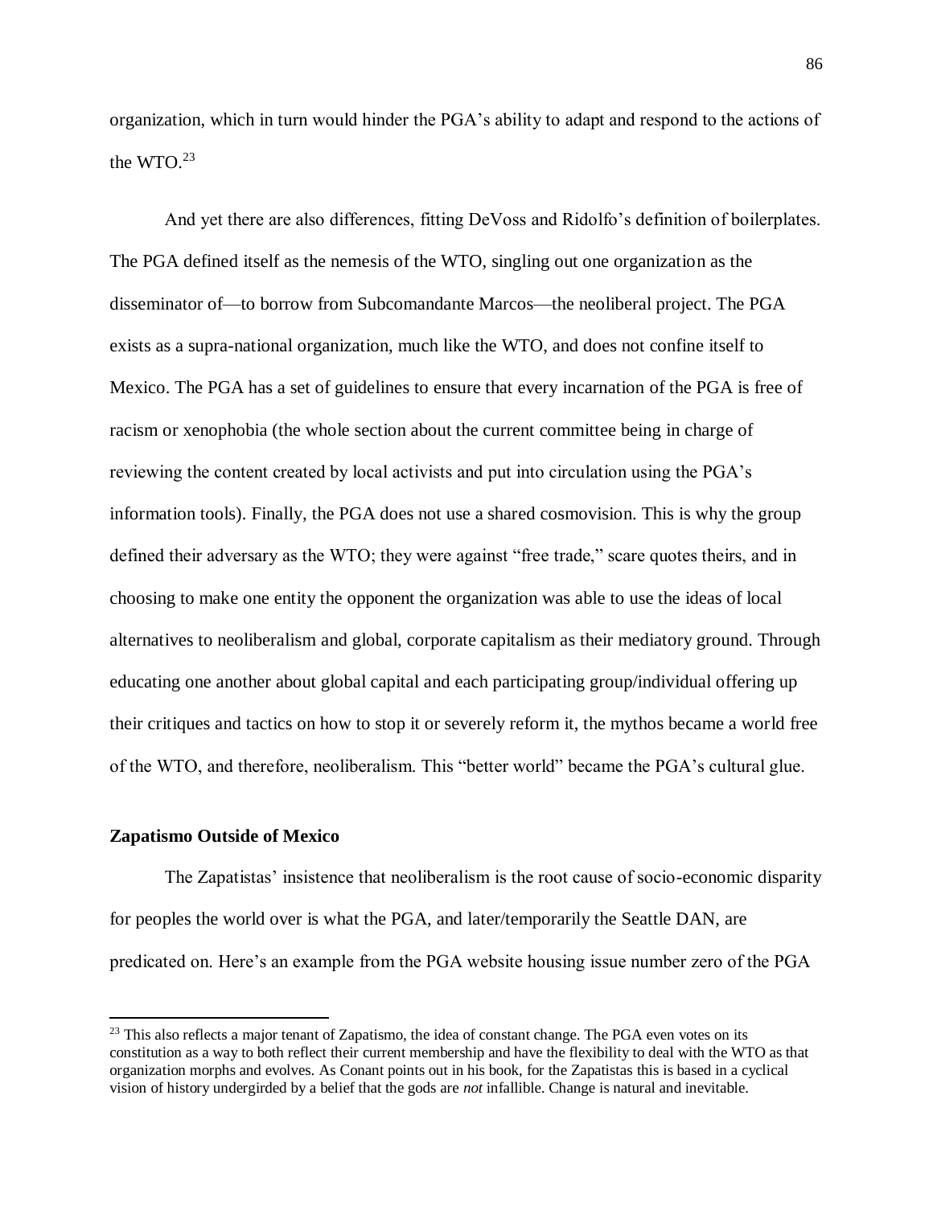organization, which in turn would hinder the PGA's ability to adapt and respond to the actions of the WTO.[23]

And yet there are also differences, fitting DeVoss and Ridolfo's definition of boilerplates. The PGA defined itself as the nemesis of the WTO, singling out one organization as the disseminator of—to borrow from Subcomandante Marcos—the neoliberal project. The PGA exists as a supra-national organization, much like the WTO, and does not confine itself to Mexico. The PGA has a set of guidelines to ensure that every incarnation of the PGA is free of racism or xenophobia (the whole section about the current committee being in charge of reviewing the content created by local activists and put into circulation using the PGA's information tools). Finally, the PGA does not use a shared cosmovision. This is why the group defined their adversary as the WTO; they were against "free trade," scare quotes theirs, and in choosing to make one entity the opponent the organization was able to use the ideas of local alternatives to neoliberalism and global, corporate capitalism as their mediatory ground. Through educating one another about global capital and each participating group/individual offering up their critiques and tactics on how to stop it or severely reform it, the mythos became a world free of the WTO, and therefore, neoliberalism. This "better world" became the PGA's cultural glue.

### Zapatismo Outside of Mexico

The Zapatistas' insistence that neoliberalism is the root cause of socio-economic disparity for peoples the world over is what the PGA, and later/temporarily the Seattle DAN, are predicated on. Here's an example from the PGA website housing issue number zero of the PGA

---

[23] This also reflects a major tenant of Zapatismo, the idea of constant change. The PGA even votes on its constitution as a way to both reflect their current membership and have the flexibility to deal with the WTO as that organization morphs and evolves. As Conant points out in his book, for the Zapatistas this is based in a cyclical vision of history undergirded by a belief that the gods are *not* infallible. Change is natural and inevitable.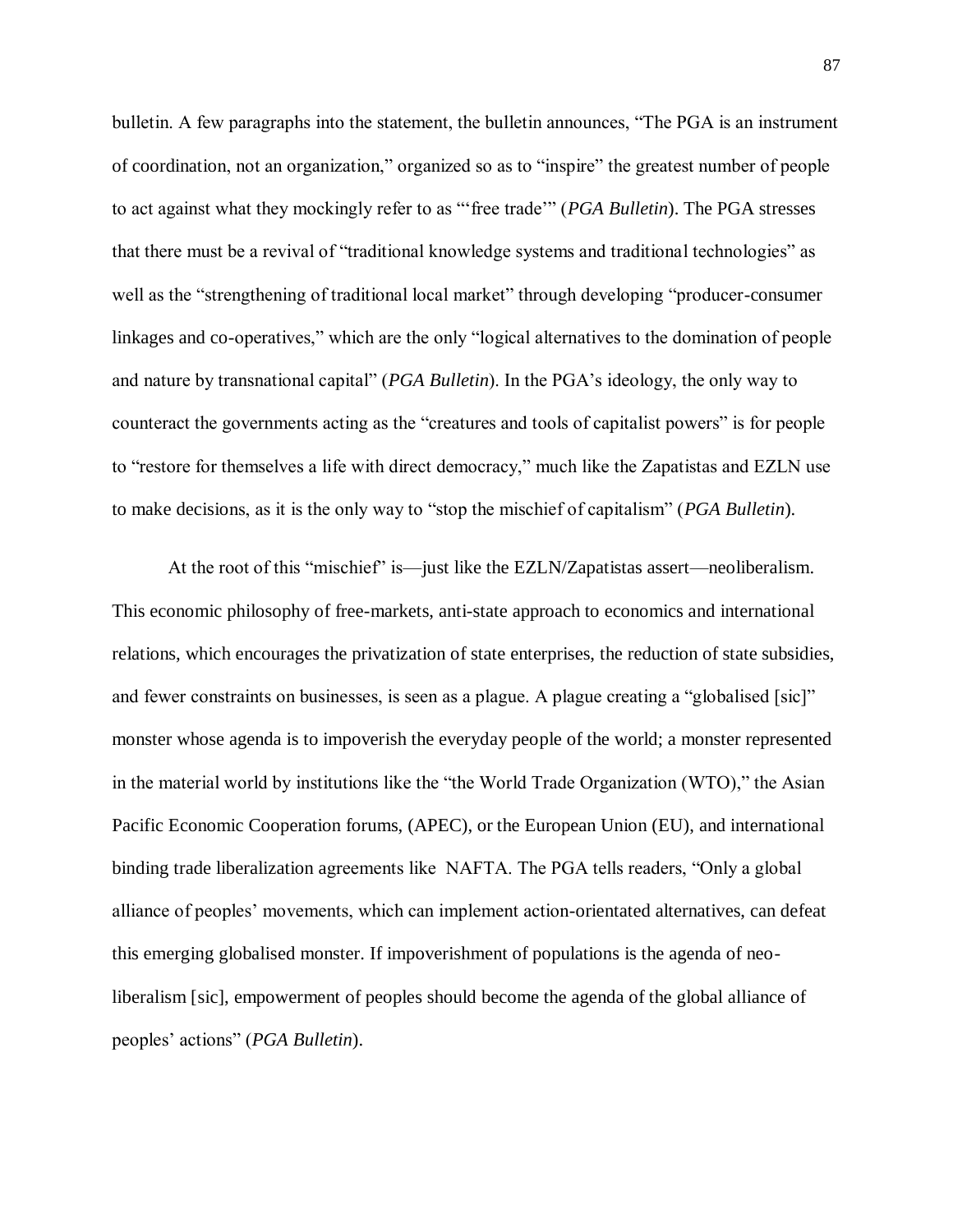bulletin. A few paragraphs into the statement, the bulletin announces, "The PGA is an instrument of coordination, not an organization," organized so as to "inspire" the greatest number of people to act against what they mockingly refer to as "'free trade'" (*PGA Bulletin*). The PGA stresses that there must be a revival of "traditional knowledge systems and traditional technologies" as well as the "strengthening of traditional local market" through developing "producer-consumer linkages and co-operatives," which are the only "logical alternatives to the domination of people and nature by transnational capital" (*PGA Bulletin*). In the PGA's ideology, the only way to counteract the governments acting as the "creatures and tools of capitalist powers" is for people to "restore for themselves a life with direct democracy," much like the Zapatistas and EZLN use to make decisions, as it is the only way to "stop the mischief of capitalism" (*PGA Bulletin*).

At the root of this "mischief" is—just like the EZLN/Zapatistas assert—neoliberalism. This economic philosophy of free-markets, anti-state approach to economics and international relations, which encourages the privatization of state enterprises, the reduction of state subsidies, and fewer constraints on businesses, is seen as a plague. A plague creating a "globalised [sic]" monster whose agenda is to impoverish the everyday people of the world; a monster represented in the material world by institutions like the "the World Trade Organization (WTO)," the Asian Pacific Economic Cooperation forums, (APEC), or the European Union (EU), and international binding trade liberalization agreements like NAFTA. The PGA tells readers, "Only a global alliance of peoples' movements, which can implement action-orientated alternatives, can defeat this emerging globalised monster. If impoverishment of populations is the agenda of neo-liberalism [sic], empowerment of peoples should become the agenda of the global alliance of peoples' actions" (*PGA Bulletin*).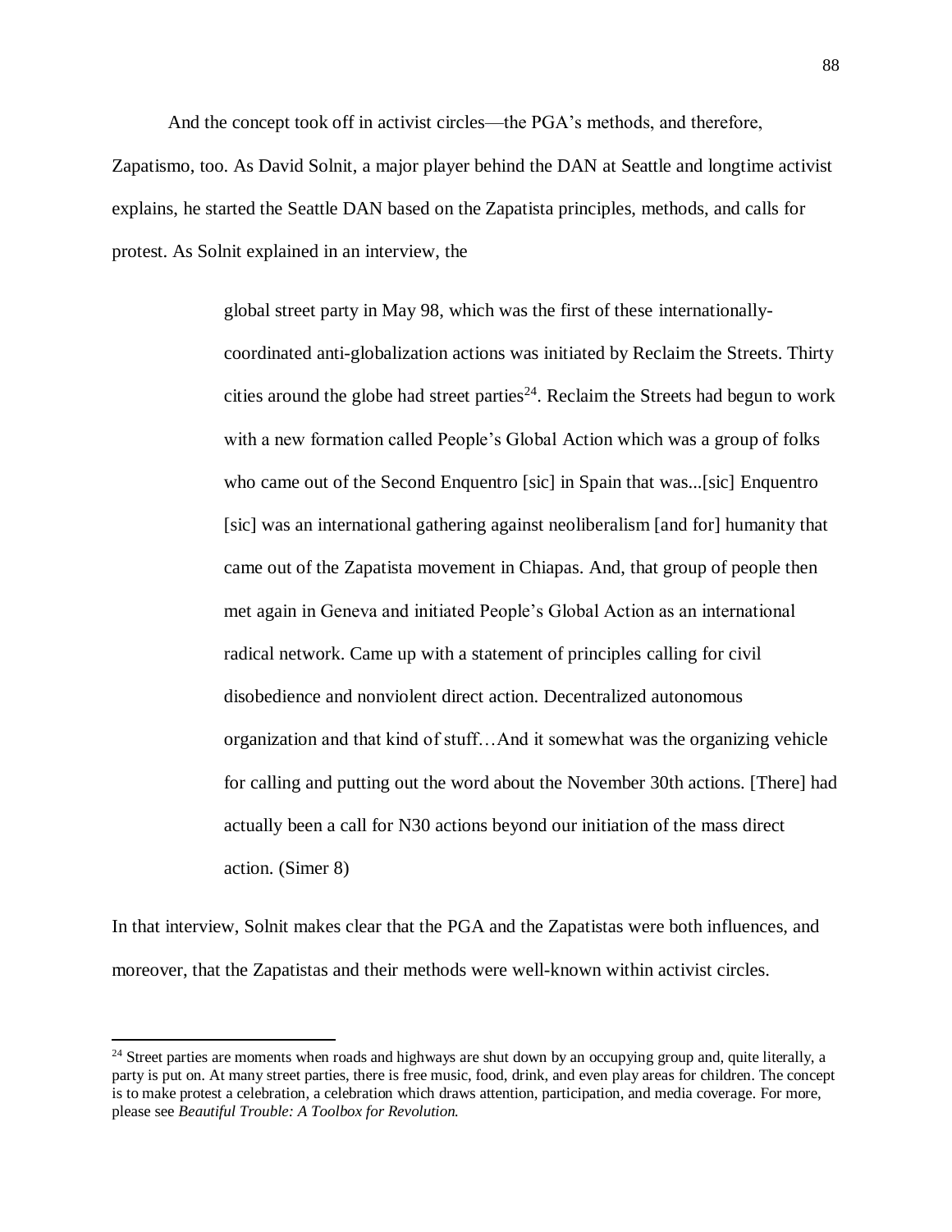And the concept took off in activist circles—the PGA's methods, and therefore, Zapatismo, too. As David Solnit, a major player behind the DAN at Seattle and longtime activist explains, he started the Seattle DAN based on the Zapatista principles, methods, and calls for protest. As Solnit explained in an interview, the

> global street party in May 98, which was the first of these internationally-coordinated anti-globalization actions was initiated by Reclaim the Streets. Thirty cities around the globe had street parties[24]. Reclaim the Streets had begun to work with a new formation called People's Global Action which was a group of folks who came out of the Second Enquentro [sic] in Spain that was...[sic] Enquentro [sic] was an international gathering against neoliberalism [and for] humanity that came out of the Zapatista movement in Chiapas. And, that group of people then met again in Geneva and initiated People's Global Action as an international radical network. Came up with a statement of principles calling for civil disobedience and nonviolent direct action. Decentralized autonomous organization and that kind of stuff…And it somewhat was the organizing vehicle for calling and putting out the word about the November 30th actions. [There] had actually been a call for N30 actions beyond our initiation of the mass direct action. (Simer 8)

In that interview, Solnit makes clear that the PGA and the Zapatistas were both influences, and moreover, that the Zapatistas and their methods were well-known within activist circles.

---

[24] Street parties are moments when roads and highways are shut down by an occupying group and, quite literally, a party is put on. At many street parties, there is free music, food, drink, and even play areas for children. The concept is to make protest a celebration, a celebration which draws attention, participation, and media coverage. For more, please see *Beautiful Trouble: A Toolbox for Revolution.*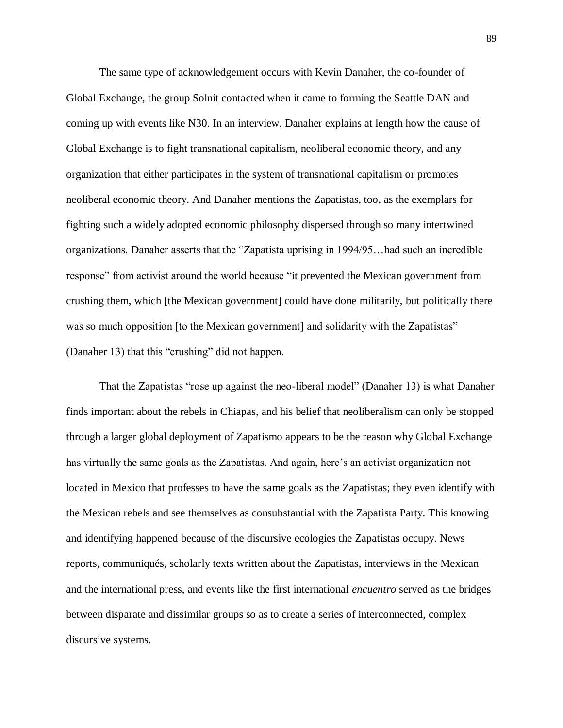The same type of acknowledgement occurs with Kevin Danaher, the co-founder of Global Exchange, the group Solnit contacted when it came to forming the Seattle DAN and coming up with events like N30. In an interview, Danaher explains at length how the cause of Global Exchange is to fight transnational capitalism, neoliberal economic theory, and any organization that either participates in the system of transnational capitalism or promotes neoliberal economic theory. And Danaher mentions the Zapatistas, too, as the exemplars for fighting such a widely adopted economic philosophy dispersed through so many intertwined organizations. Danaher asserts that the "Zapatista uprising in 1994/95…had such an incredible response" from activist around the world because "it prevented the Mexican government from crushing them, which [the Mexican government] could have done militarily, but politically there was so much opposition [to the Mexican government] and solidarity with the Zapatistas" (Danaher 13) that this "crushing" did not happen.

That the Zapatistas "rose up against the neo-liberal model" (Danaher 13) is what Danaher finds important about the rebels in Chiapas, and his belief that neoliberalism can only be stopped through a larger global deployment of Zapatismo appears to be the reason why Global Exchange has virtually the same goals as the Zapatistas. And again, here's an activist organization not located in Mexico that professes to have the same goals as the Zapatistas; they even identify with the Mexican rebels and see themselves as consubstantial with the Zapatista Party. This knowing and identifying happened because of the discursive ecologies the Zapatistas occupy. News reports, communiqués, scholarly texts written about the Zapatistas, interviews in the Mexican and the international press, and events like the first international *encuentro* served as the bridges between disparate and dissimilar groups so as to create a series of interconnected, complex discursive systems.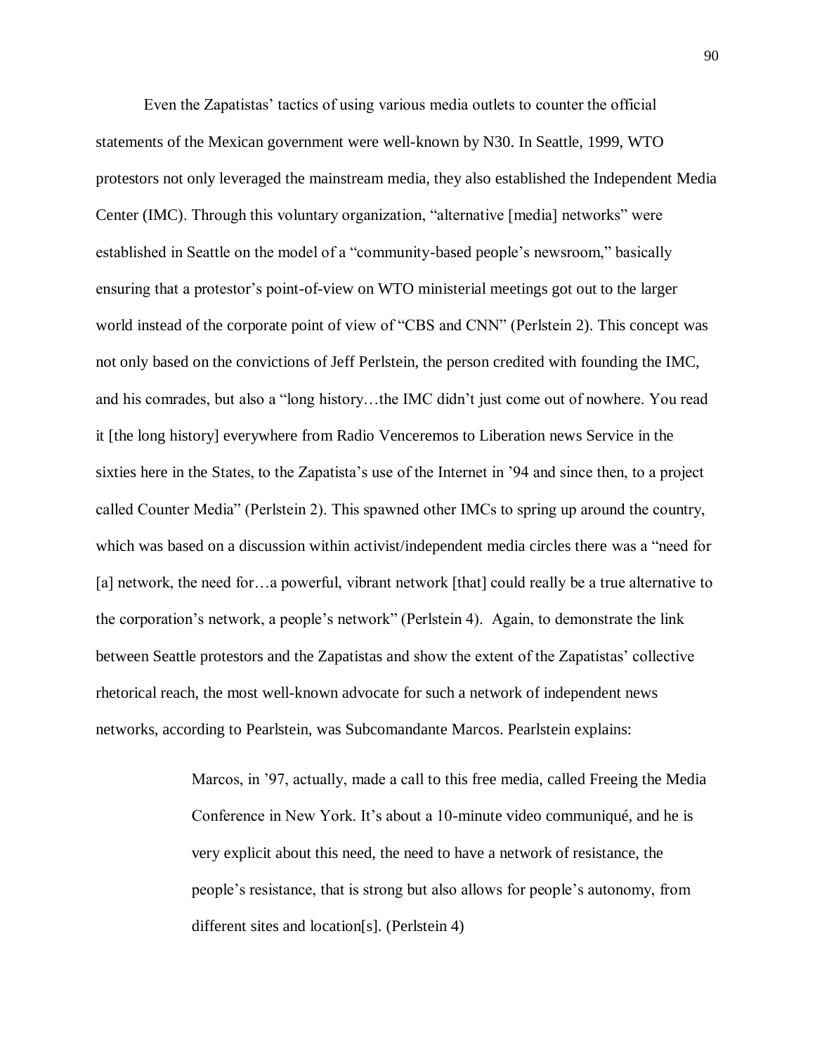Even the Zapatistas' tactics of using various media outlets to counter the official statements of the Mexican government were well-known by N30. In Seattle, 1999, WTO protestors not only leveraged the mainstream media, they also established the Independent Media Center (IMC). Through this voluntary organization, "alternative [media] networks" were established in Seattle on the model of a "community-based people's newsroom," basically ensuring that a protestor's point-of-view on WTO ministerial meetings got out to the larger world instead of the corporate point of view of "CBS and CNN" (Perlstein 2). This concept was not only based on the convictions of Jeff Perlstein, the person credited with founding the IMC, and his comrades, but also a "long history…the IMC didn't just come out of nowhere. You read it [the long history] everywhere from Radio Venceremos to Liberation news Service in the sixties here in the States, to the Zapatista's use of the Internet in '94 and since then, to a project called Counter Media" (Perlstein 2). This spawned other IMCs to spring up around the country, which was based on a discussion within activist/independent media circles there was a "need for [a] network, the need for…a powerful, vibrant network [that] could really be a true alternative to the corporation's network, a people's network" (Perlstein 4). Again, to demonstrate the link between Seattle protestors and the Zapatistas and show the extent of the Zapatistas' collective rhetorical reach, the most well-known advocate for such a network of independent news networks, according to Pearlstein, was Subcomandante Marcos. Pearlstein explains:

> Marcos, in '97, actually, made a call to this free media, called Freeing the Media Conference in New York. It's about a 10-minute video communiqué, and he is very explicit about this need, the need to have a network of resistance, the people's resistance, that is strong but also allows for people's autonomy, from different sites and location[s]. (Perlstein 4)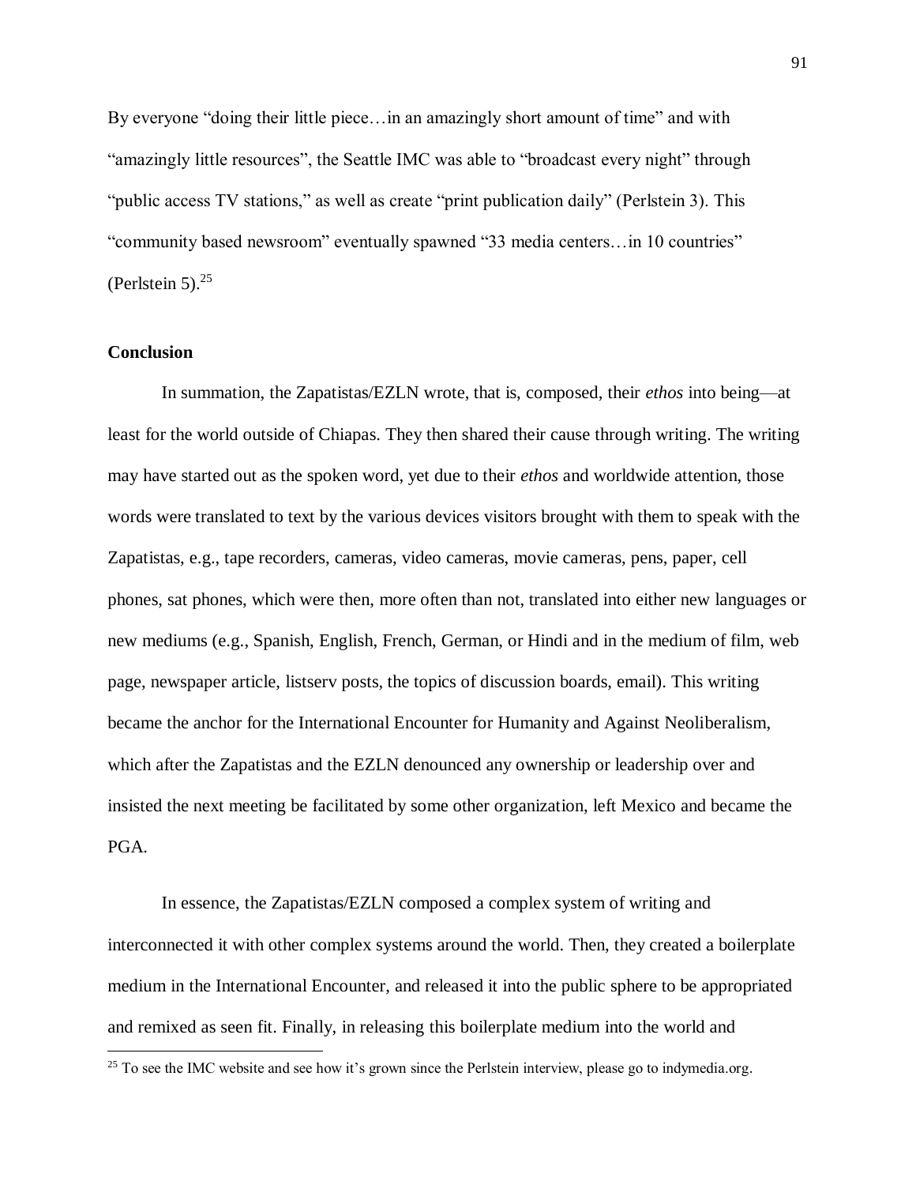By everyone "doing their little piece…in an amazingly short amount of time" and with "amazingly little resources", the Seattle IMC was able to "broadcast every night" through "public access TV stations," as well as create "print publication daily" (Perlstein 3). This "community based newsroom" eventually spawned "33 media centers…in 10 countries" (Perlstein 5).[25]

## Conclusion

In summation, the Zapatistas/EZLN wrote, that is, composed, their *ethos* into being—at least for the world outside of Chiapas. They then shared their cause through writing. The writing may have started out as the spoken word, yet due to their *ethos* and worldwide attention, those words were translated to text by the various devices visitors brought with them to speak with the Zapatistas, e.g., tape recorders, cameras, video cameras, movie cameras, pens, paper, cell phones, sat phones, which were then, more often than not, translated into either new languages or new mediums (e.g., Spanish, English, French, German, or Hindi and in the medium of film, web page, newspaper article, listserv posts, the topics of discussion boards, email). This writing became the anchor for the International Encounter for Humanity and Against Neoliberalism, which after the Zapatistas and the EZLN denounced any ownership or leadership over and insisted the next meeting be facilitated by some other organization, left Mexico and became the PGA.

In essence, the Zapatistas/EZLN composed a complex system of writing and interconnected it with other complex systems around the world. Then, they created a boilerplate medium in the International Encounter, and released it into the public sphere to be appropriated and remixed as seen fit. Finally, in releasing this boilerplate medium into the world and

[25] To see the IMC website and see how it's grown since the Perlstein interview, please go to indymedia.org.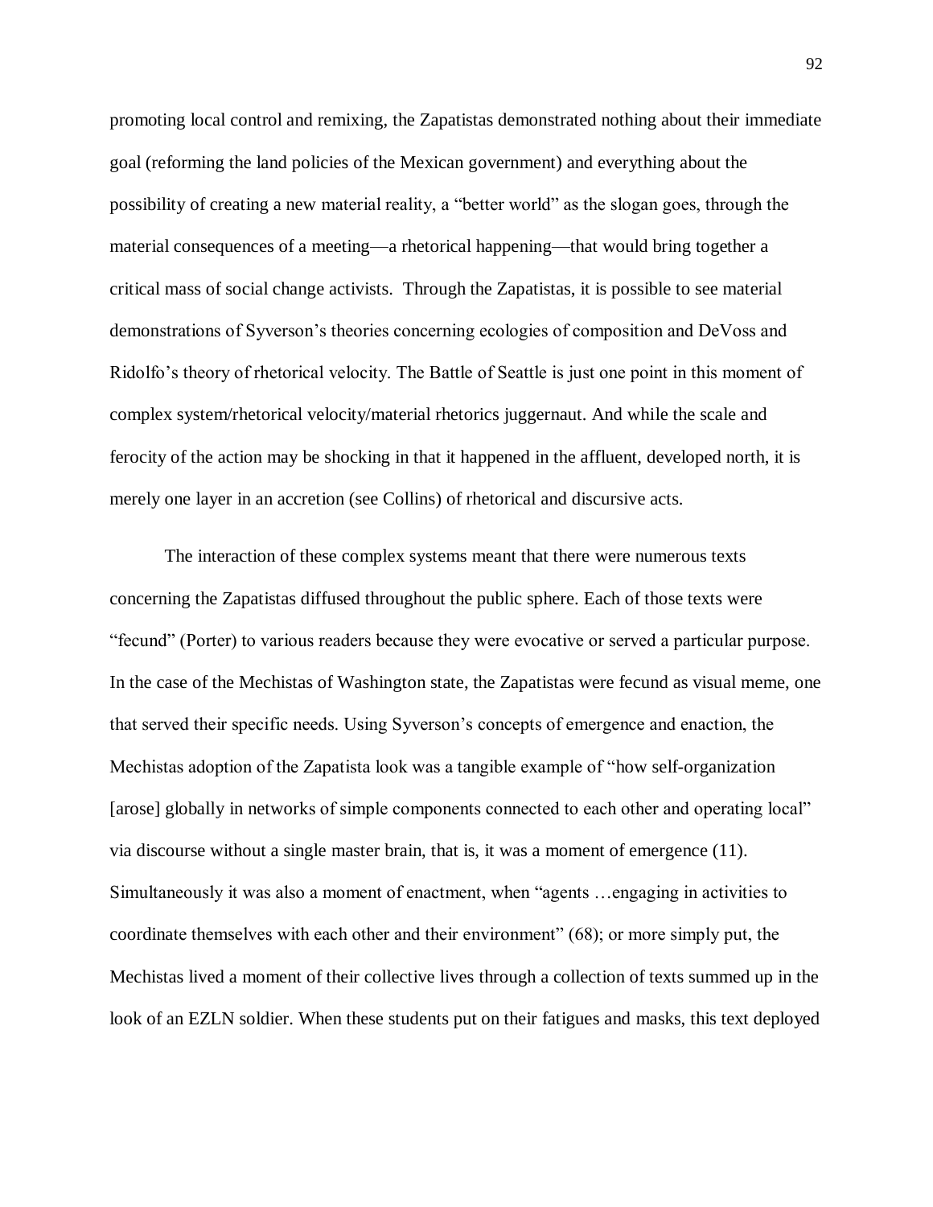promoting local control and remixing, the Zapatistas demonstrated nothing about their immediate goal (reforming the land policies of the Mexican government) and everything about the possibility of creating a new material reality, a "better world" as the slogan goes, through the material consequences of a meeting—a rhetorical happening—that would bring together a critical mass of social change activists. Through the Zapatistas, it is possible to see material demonstrations of Syverson's theories concerning ecologies of composition and DeVoss and Ridolfo's theory of rhetorical velocity. The Battle of Seattle is just one point in this moment of complex system/rhetorical velocity/material rhetorics juggernaut. And while the scale and ferocity of the action may be shocking in that it happened in the affluent, developed north, it is merely one layer in an accretion (see Collins) of rhetorical and discursive acts.

The interaction of these complex systems meant that there were numerous texts concerning the Zapatistas diffused throughout the public sphere. Each of those texts were "fecund" (Porter) to various readers because they were evocative or served a particular purpose. In the case of the Mechistas of Washington state, the Zapatistas were fecund as visual meme, one that served their specific needs. Using Syverson's concepts of emergence and enaction, the Mechistas adoption of the Zapatista look was a tangible example of "how self-organization [arose] globally in networks of simple components connected to each other and operating local" via discourse without a single master brain, that is, it was a moment of emergence (11). Simultaneously it was also a moment of enactment, when "agents …engaging in activities to coordinate themselves with each other and their environment" (68); or more simply put, the Mechistas lived a moment of their collective lives through a collection of texts summed up in the look of an EZLN soldier. When these students put on their fatigues and masks, this text deployed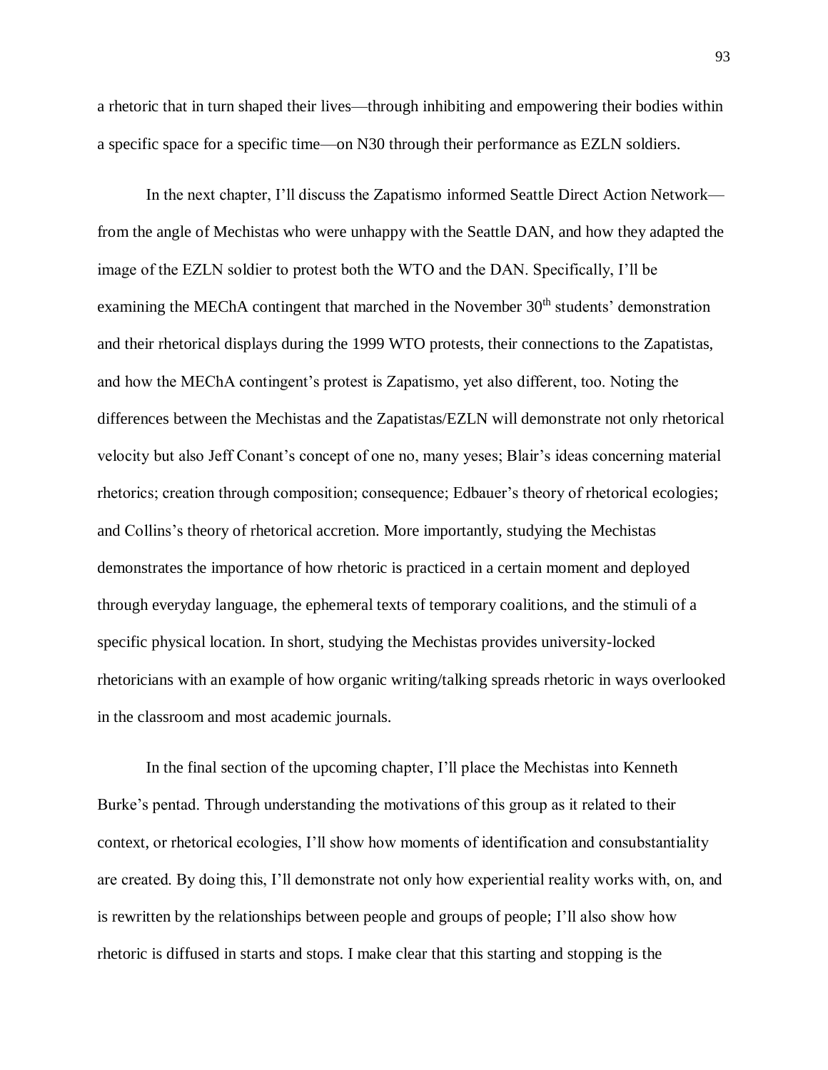a rhetoric that in turn shaped their lives—through inhibiting and empowering their bodies within a specific space for a specific time—on N30 through their performance as EZLN soldiers.

In the next chapter, I'll discuss the Zapatismo informed Seattle Direct Action Network—from the angle of Mechistas who were unhappy with the Seattle DAN, and how they adapted the image of the EZLN soldier to protest both the WTO and the DAN. Specifically, I'll be examining the MEChA contingent that marched in the November 30th students' demonstration and their rhetorical displays during the 1999 WTO protests, their connections to the Zapatistas, and how the MEChA contingent's protest is Zapatismo, yet also different, too. Noting the differences between the Mechistas and the Zapatistas/EZLN will demonstrate not only rhetorical velocity but also Jeff Conant's concept of one no, many yeses; Blair's ideas concerning material rhetorics; creation through composition; consequence; Edbauer's theory of rhetorical ecologies; and Collins's theory of rhetorical accretion. More importantly, studying the Mechistas demonstrates the importance of how rhetoric is practiced in a certain moment and deployed through everyday language, the ephemeral texts of temporary coalitions, and the stimuli of a specific physical location. In short, studying the Mechistas provides university-locked rhetoricians with an example of how organic writing/talking spreads rhetoric in ways overlooked in the classroom and most academic journals.

In the final section of the upcoming chapter, I'll place the Mechistas into Kenneth Burke's pentad. Through understanding the motivations of this group as it related to their context, or rhetorical ecologies, I'll show how moments of identification and consubstantiality are created. By doing this, I'll demonstrate not only how experiential reality works with, on, and is rewritten by the relationships between people and groups of people; I'll also show how rhetoric is diffused in starts and stops. I make clear that this starting and stopping is the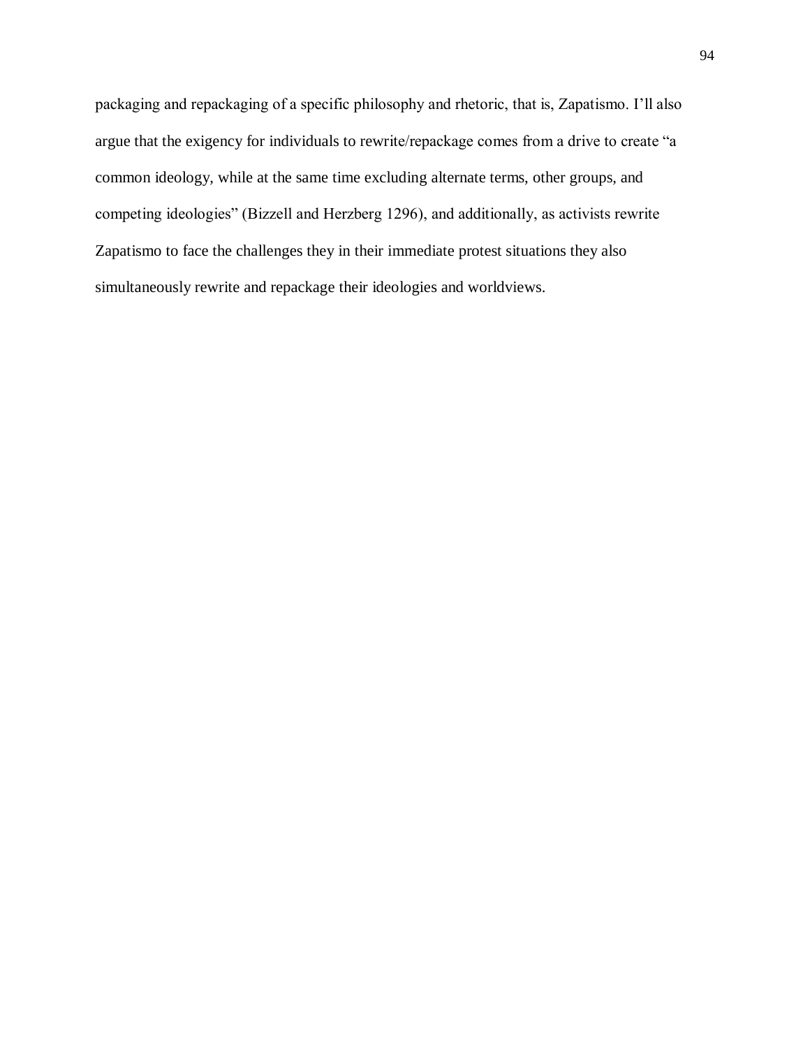packaging and repackaging of a specific philosophy and rhetoric, that is, Zapatismo. I'll also argue that the exigency for individuals to rewrite/repackage comes from a drive to create "a common ideology, while at the same time excluding alternate terms, other groups, and competing ideologies" (Bizzell and Herzberg 1296), and additionally, as activists rewrite Zapatismo to face the challenges they in their immediate protest situations they also simultaneously rewrite and repackage their ideologies and worldviews.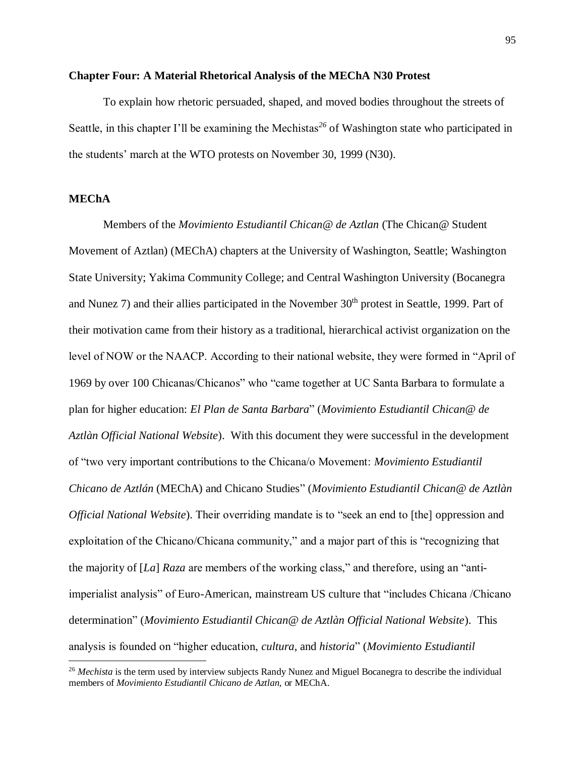**Chapter Four: A Material Rhetorical Analysis of the MEChA N30 Protest**

To explain how rhetoric persuaded, shaped, and moved bodies throughout the streets of Seattle, in this chapter I'll be examining the Mechistas[26] of Washington state who participated in the students' march at the WTO protests on November 30, 1999 (N30).

**MEChA**

Members of the *Movimiento Estudiantil Chican@ de Aztlan* (The Chican@ Student Movement of Aztlan) (MEChA) chapters at the University of Washington, Seattle; Washington State University; Yakima Community College; and Central Washington University (Bocanegra and Nunez 7) and their allies participated in the November 30th protest in Seattle, 1999. Part of their motivation came from their history as a traditional, hierarchical activist organization on the level of NOW or the NAACP. According to their national website, they were formed in "April of 1969 by over 100 Chicanas/Chicanos" who "came together at UC Santa Barbara to formulate a plan for higher education: *El Plan de Santa Barbara*" (*Movimiento Estudiantil Chican@ de Aztlàn Official National Website*). With this document they were successful in the development of "two very important contributions to the Chicana/o Movement: *Movimiento Estudiantil Chicano de Aztlán* (MEChA) and Chicano Studies" (*Movimiento Estudiantil Chican@ de Aztlàn Official National Website*). Their overriding mandate is to "seek an end to [the] oppression and exploitation of the Chicano/Chicana community," and a major part of this is "recognizing that the majority of [*La*] *Raza* are members of the working class," and therefore, using an "anti-imperialist analysis" of Euro-American, mainstream US culture that "includes Chicana /Chicano determination" (*Movimiento Estudiantil Chican@ de Aztlàn Official National Website*). This analysis is founded on "higher education, *cultura*, and *historia*" (*Movimiento Estudiantil*

[26] *Mechista* is the term used by interview subjects Randy Nunez and Miguel Bocanegra to describe the individual members of *Movimiento Estudiantil Chicano de Aztlan*, or MEChA.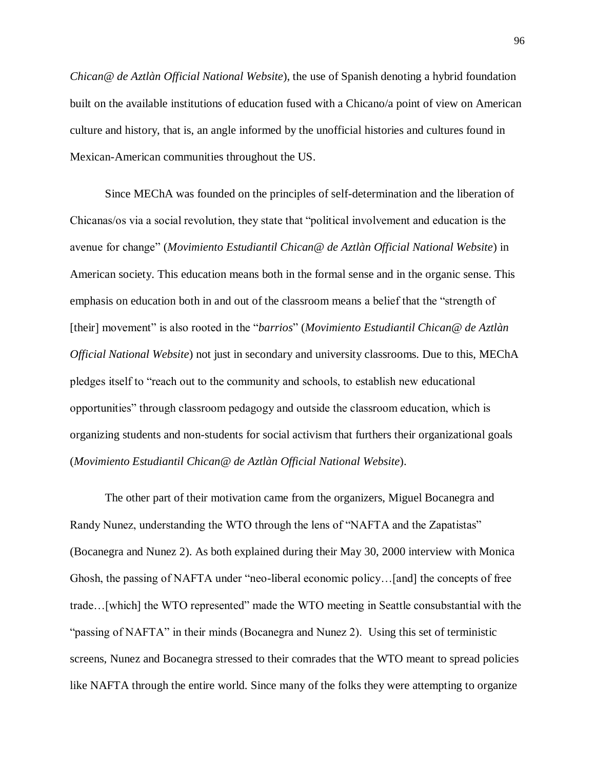*Chican@ de Aztlàn Official National Website*), the use of Spanish denoting a hybrid foundation built on the available institutions of education fused with a Chicano/a point of view on American culture and history, that is, an angle informed by the unofficial histories and cultures found in Mexican-American communities throughout the US.

Since MEChA was founded on the principles of self-determination and the liberation of Chicanas/os via a social revolution, they state that "political involvement and education is the avenue for change" (*Movimiento Estudiantil Chican@ de Aztlàn Official National Website*) in American society. This education means both in the formal sense and in the organic sense. This emphasis on education both in and out of the classroom means a belief that the "strength of [their] movement" is also rooted in the "*barrios*" (*Movimiento Estudiantil Chican@ de Aztlàn Official National Website*) not just in secondary and university classrooms. Due to this, MEChA pledges itself to "reach out to the community and schools, to establish new educational opportunities" through classroom pedagogy and outside the classroom education, which is organizing students and non-students for social activism that furthers their organizational goals (*Movimiento Estudiantil Chican@ de Aztlàn Official National Website*).

The other part of their motivation came from the organizers, Miguel Bocanegra and Randy Nunez, understanding the WTO through the lens of "NAFTA and the Zapatistas" (Bocanegra and Nunez 2). As both explained during their May 30, 2000 interview with Monica Ghosh, the passing of NAFTA under "neo-liberal economic policy…[and] the concepts of free trade…[which] the WTO represented" made the WTO meeting in Seattle consubstantial with the "passing of NAFTA" in their minds (Bocanegra and Nunez 2). Using this set of terministic screens, Nunez and Bocanegra stressed to their comrades that the WTO meant to spread policies like NAFTA through the entire world. Since many of the folks they were attempting to organize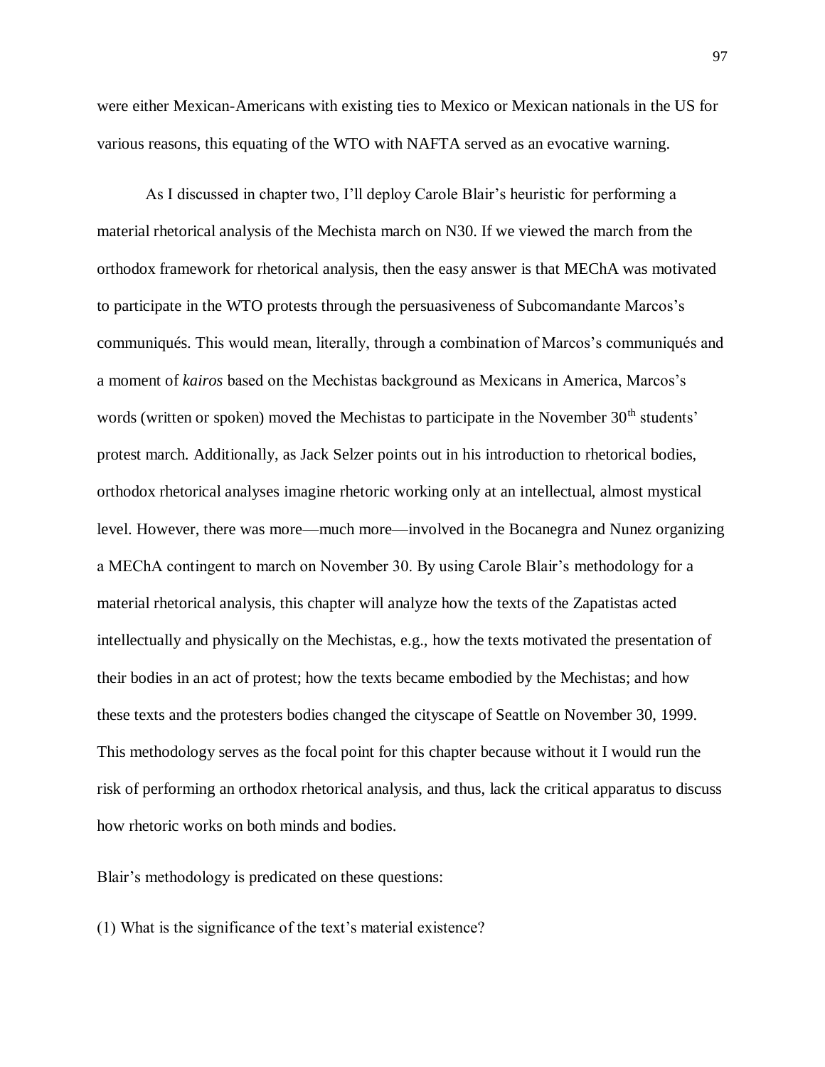were either Mexican-Americans with existing ties to Mexico or Mexican nationals in the US for various reasons, this equating of the WTO with NAFTA served as an evocative warning.

As I discussed in chapter two, I'll deploy Carole Blair's heuristic for performing a material rhetorical analysis of the Mechista march on N30. If we viewed the march from the orthodox framework for rhetorical analysis, then the easy answer is that MEChA was motivated to participate in the WTO protests through the persuasiveness of Subcomandante Marcos's communiqués. This would mean, literally, through a combination of Marcos's communiqués and a moment of *kairos* based on the Mechistas background as Mexicans in America, Marcos's words (written or spoken) moved the Mechistas to participate in the November 30th students' protest march. Additionally, as Jack Selzer points out in his introduction to rhetorical bodies, orthodox rhetorical analyses imagine rhetoric working only at an intellectual, almost mystical level. However, there was more—much more—involved in the Bocanegra and Nunez organizing a MEChA contingent to march on November 30. By using Carole Blair's methodology for a material rhetorical analysis, this chapter will analyze how the texts of the Zapatistas acted intellectually and physically on the Mechistas, e.g., how the texts motivated the presentation of their bodies in an act of protest; how the texts became embodied by the Mechistas; and how these texts and the protesters bodies changed the cityscape of Seattle on November 30, 1999. This methodology serves as the focal point for this chapter because without it I would run the risk of performing an orthodox rhetorical analysis, and thus, lack the critical apparatus to discuss how rhetoric works on both minds and bodies.

Blair's methodology is predicated on these questions:

(1) What is the significance of the text's material existence?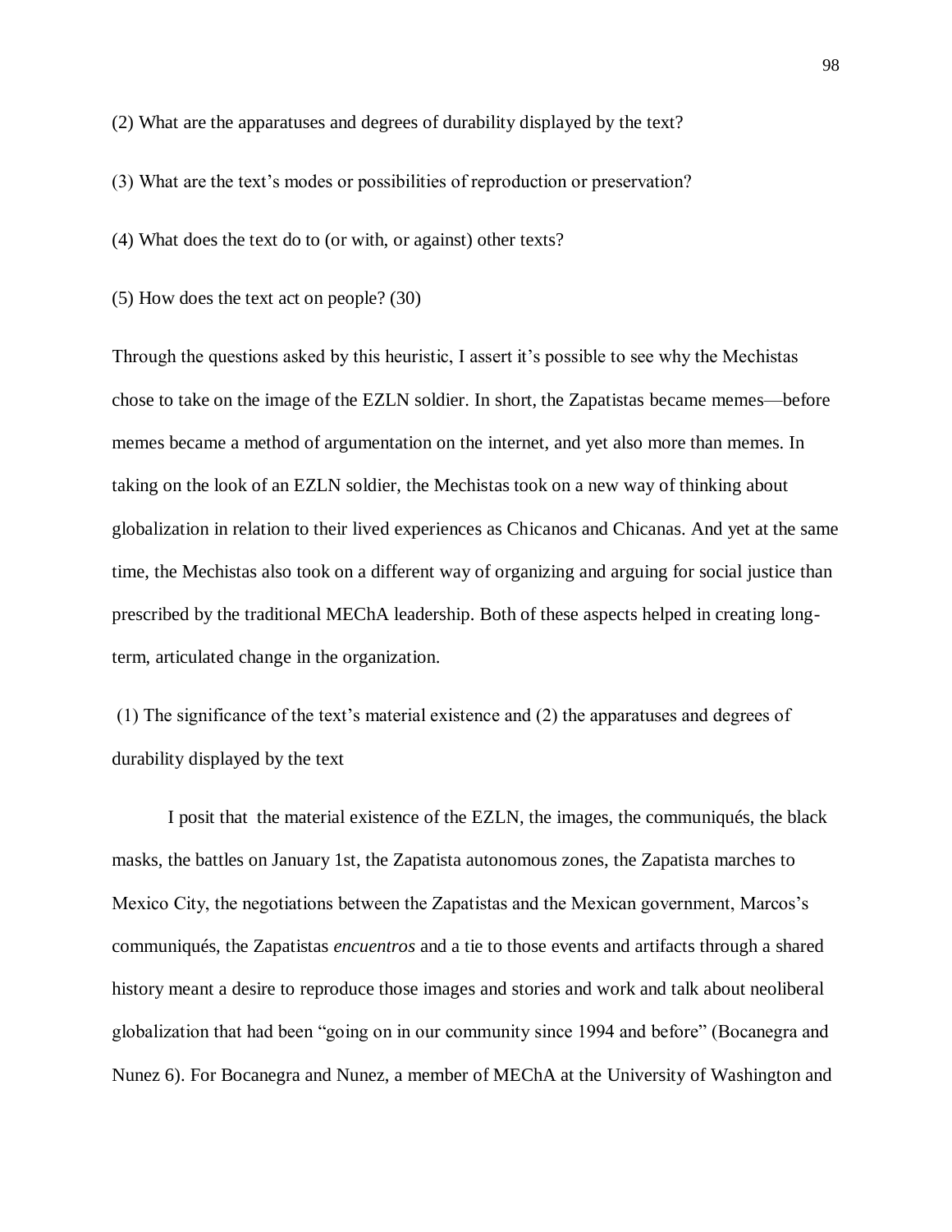(2) What are the apparatuses and degrees of durability displayed by the text?

(3) What are the text's modes or possibilities of reproduction or preservation?

(4) What does the text do to (or with, or against) other texts?

(5) How does the text act on people? (30)

Through the questions asked by this heuristic, I assert it's possible to see why the Mechistas chose to take on the image of the EZLN soldier. In short, the Zapatistas became memes—before memes became a method of argumentation on the internet, and yet also more than memes. In taking on the look of an EZLN soldier, the Mechistas took on a new way of thinking about globalization in relation to their lived experiences as Chicanos and Chicanas. And yet at the same time, the Mechistas also took on a different way of organizing and arguing for social justice than prescribed by the traditional MEChA leadership. Both of these aspects helped in creating long-term, articulated change in the organization.

(1) The significance of the text's material existence and (2) the apparatuses and degrees of durability displayed by the text

I posit that the material existence of the EZLN, the images, the communiqués, the black masks, the battles on January 1st, the Zapatista autonomous zones, the Zapatista marches to Mexico City, the negotiations between the Zapatistas and the Mexican government, Marcos's communiqués, the Zapatistas *encuentros* and a tie to those events and artifacts through a shared history meant a desire to reproduce those images and stories and work and talk about neoliberal globalization that had been "going on in our community since 1994 and before" (Bocanegra and Nunez 6). For Bocanegra and Nunez, a member of MEChA at the University of Washington and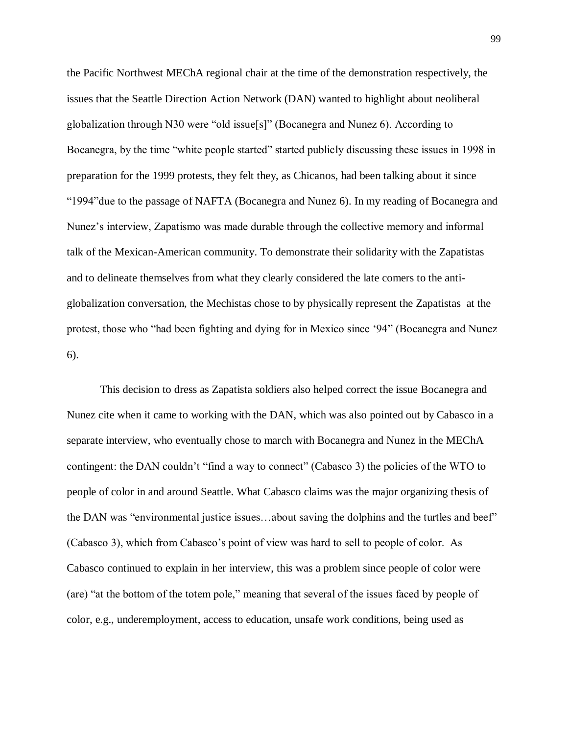the Pacific Northwest MEChA regional chair at the time of the demonstration respectively, the issues that the Seattle Direction Action Network (DAN) wanted to highlight about neoliberal globalization through N30 were "old issue[s]" (Bocanegra and Nunez 6). According to Bocanegra, by the time "white people started" started publicly discussing these issues in 1998 in preparation for the 1999 protests, they felt they, as Chicanos, had been talking about it since "1994"due to the passage of NAFTA (Bocanegra and Nunez 6). In my reading of Bocanegra and Nunez's interview, Zapatismo was made durable through the collective memory and informal talk of the Mexican-American community. To demonstrate their solidarity with the Zapatistas and to delineate themselves from what they clearly considered the late comers to the anti-globalization conversation, the Mechistas chose to by physically represent the Zapatistas at the protest, those who "had been fighting and dying for in Mexico since '94" (Bocanegra and Nunez 6).

This decision to dress as Zapatista soldiers also helped correct the issue Bocanegra and Nunez cite when it came to working with the DAN, which was also pointed out by Cabasco in a separate interview, who eventually chose to march with Bocanegra and Nunez in the MEChA contingent: the DAN couldn't "find a way to connect" (Cabasco 3) the policies of the WTO to people of color in and around Seattle. What Cabasco claims was the major organizing thesis of the DAN was "environmental justice issues…about saving the dolphins and the turtles and beef" (Cabasco 3), which from Cabasco's point of view was hard to sell to people of color. As Cabasco continued to explain in her interview, this was a problem since people of color were (are) "at the bottom of the totem pole," meaning that several of the issues faced by people of color, e.g., underemployment, access to education, unsafe work conditions, being used as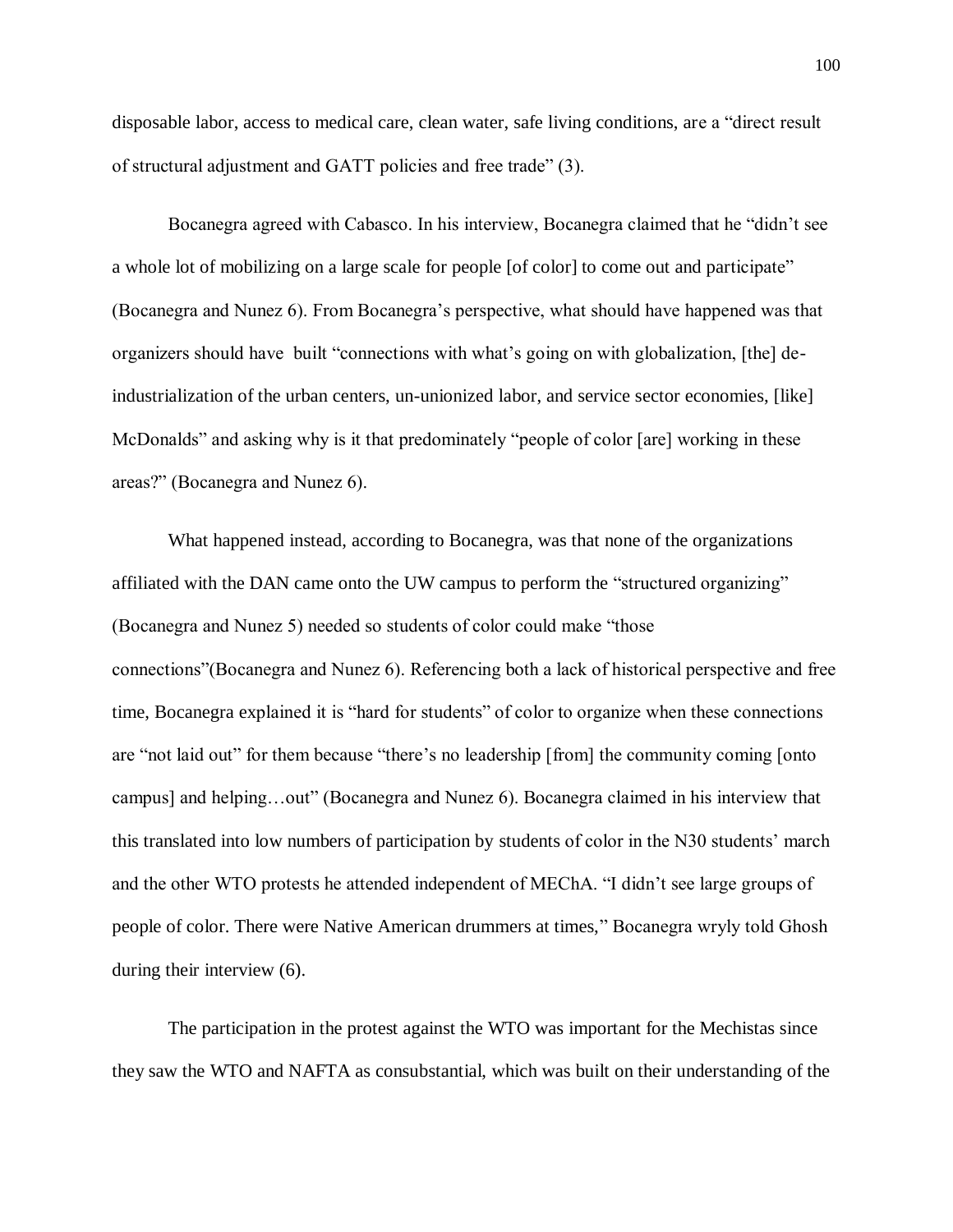disposable labor, access to medical care, clean water, safe living conditions, are a "direct result of structural adjustment and GATT policies and free trade" (3).

Bocanegra agreed with Cabasco. In his interview, Bocanegra claimed that he "didn't see a whole lot of mobilizing on a large scale for people [of color] to come out and participate" (Bocanegra and Nunez 6). From Bocanegra's perspective, what should have happened was that organizers should have  built "connections with what's going on with globalization, [the] de-industrialization of the urban centers, un-unionized labor, and service sector economies, [like] McDonalds" and asking why is it that predominately "people of color [are] working in these areas?" (Bocanegra and Nunez 6).

What happened instead, according to Bocanegra, was that none of the organizations affiliated with the DAN came onto the UW campus to perform the "structured organizing" (Bocanegra and Nunez 5) needed so students of color could make "those connections"(Bocanegra and Nunez 6). Referencing both a lack of historical perspective and free time, Bocanegra explained it is "hard for students" of color to organize when these connections are "not laid out" for them because "there's no leadership [from] the community coming [onto campus] and helping…out" (Bocanegra and Nunez 6). Bocanegra claimed in his interview that this translated into low numbers of participation by students of color in the N30 students' march and the other WTO protests he attended independent of MEChA. "I didn't see large groups of people of color. There were Native American drummers at times," Bocanegra wryly told Ghosh during their interview (6).

The participation in the protest against the WTO was important for the Mechistas since they saw the WTO and NAFTA as consubstantial, which was built on their understanding of the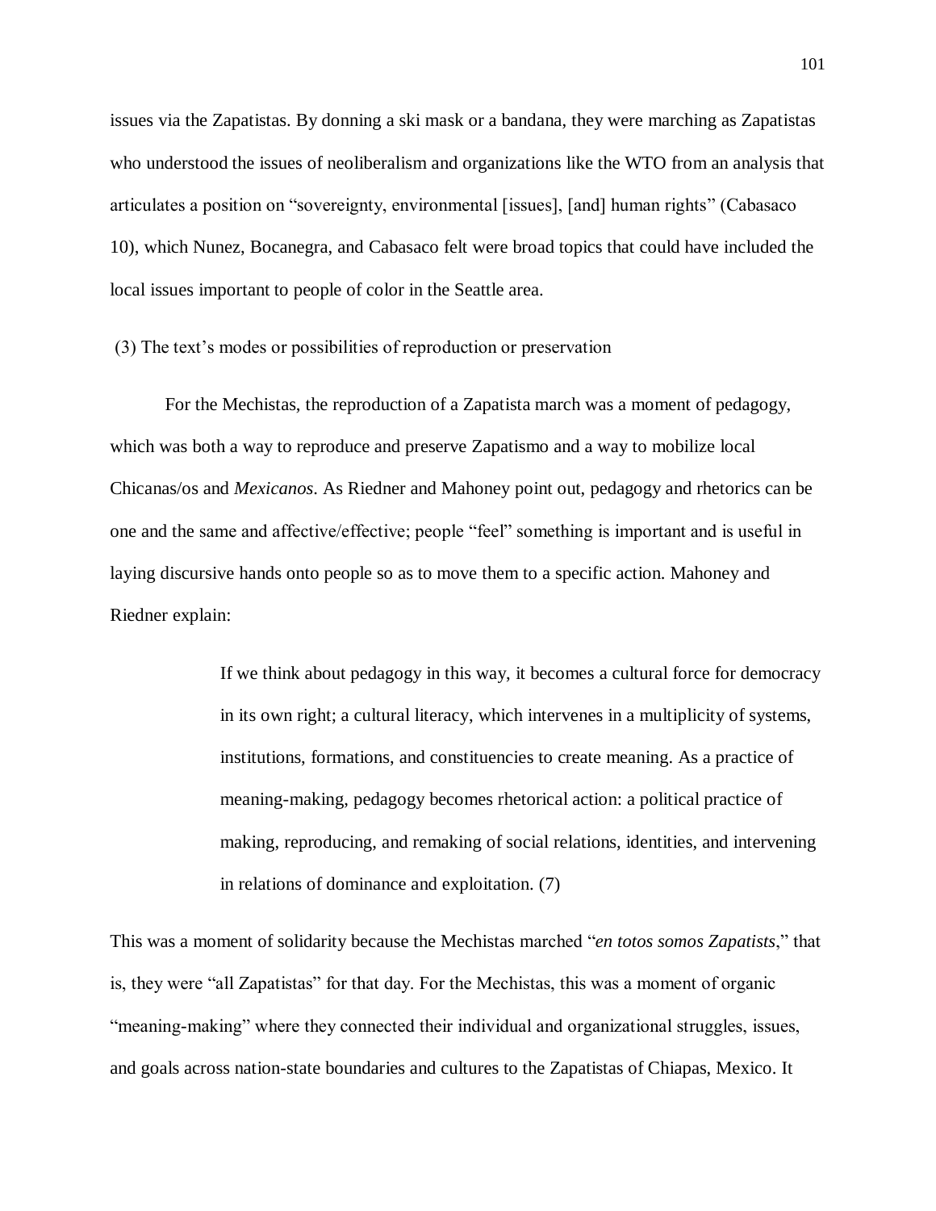issues via the Zapatistas. By donning a ski mask or a bandana, they were marching as Zapatistas who understood the issues of neoliberalism and organizations like the WTO from an analysis that articulates a position on "sovereignty, environmental [issues], [and] human rights" (Cabasaco 10), which Nunez, Bocanegra, and Cabasaco felt were broad topics that could have included the local issues important to people of color in the Seattle area.

(3) The text's modes or possibilities of reproduction or preservation

For the Mechistas, the reproduction of a Zapatista march was a moment of pedagogy, which was both a way to reproduce and preserve Zapatismo and a way to mobilize local Chicanas/os and *Mexicanos*. As Riedner and Mahoney point out, pedagogy and rhetorics can be one and the same and affective/effective; people "feel" something is important and is useful in laying discursive hands onto people so as to move them to a specific action. Mahoney and Riedner explain:

> If we think about pedagogy in this way, it becomes a cultural force for democracy in its own right; a cultural literacy, which intervenes in a multiplicity of systems, institutions, formations, and constituencies to create meaning. As a practice of meaning-making, pedagogy becomes rhetorical action: a political practice of making, reproducing, and remaking of social relations, identities, and intervening in relations of dominance and exploitation. (7)

This was a moment of solidarity because the Mechistas marched "*en totos somos Zapatists*," that is, they were "all Zapatistas" for that day. For the Mechistas, this was a moment of organic "meaning-making" where they connected their individual and organizational struggles, issues, and goals across nation-state boundaries and cultures to the Zapatistas of Chiapas, Mexico. It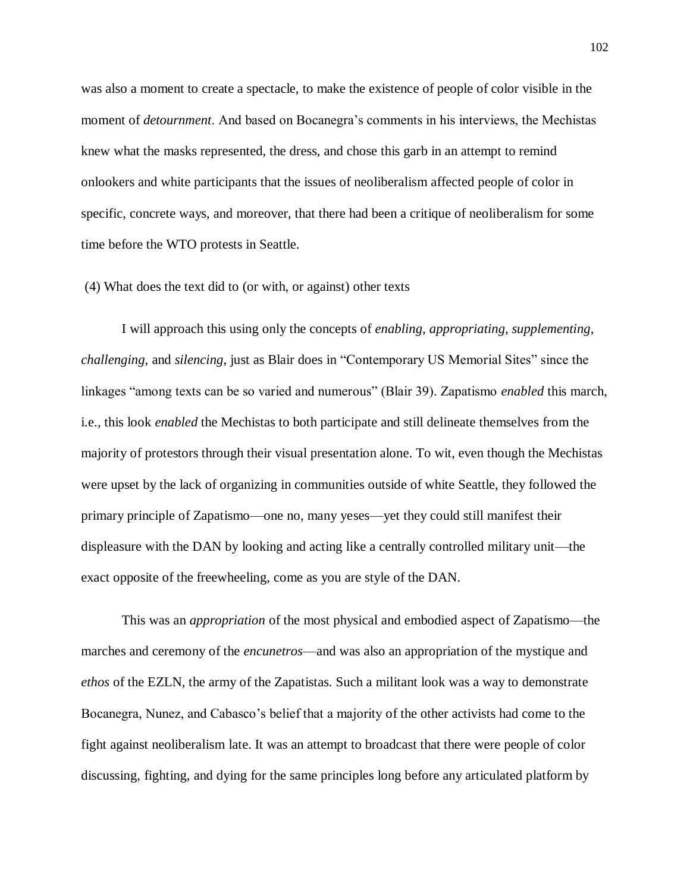was also a moment to create a spectacle, to make the existence of people of color visible in the moment of *detournment*. And based on Bocanegra's comments in his interviews, the Mechistas knew what the masks represented, the dress, and chose this garb in an attempt to remind onlookers and white participants that the issues of neoliberalism affected people of color in specific, concrete ways, and moreover, that there had been a critique of neoliberalism for some time before the WTO protests in Seattle.

(4) What does the text did to (or with, or against) other texts

I will approach this using only the concepts of *enabling, appropriating, supplementing, challenging,* and *silencing,* just as Blair does in "Contemporary US Memorial Sites" since the linkages "among texts can be so varied and numerous" (Blair 39). Zapatismo *enabled* this march, i.e., this look *enabled* the Mechistas to both participate and still delineate themselves from the majority of protestors through their visual presentation alone. To wit, even though the Mechistas were upset by the lack of organizing in communities outside of white Seattle, they followed the primary principle of Zapatismo—one no, many yeses—yet they could still manifest their displeasure with the DAN by looking and acting like a centrally controlled military unit—the exact opposite of the freewheeling, come as you are style of the DAN.

This was an *appropriation* of the most physical and embodied aspect of Zapatismo—the marches and ceremony of the *encunetros*—and was also an appropriation of the mystique and *ethos* of the EZLN, the army of the Zapatistas. Such a militant look was a way to demonstrate Bocanegra, Nunez, and Cabasco's belief that a majority of the other activists had come to the fight against neoliberalism late. It was an attempt to broadcast that there were people of color discussing, fighting, and dying for the same principles long before any articulated platform by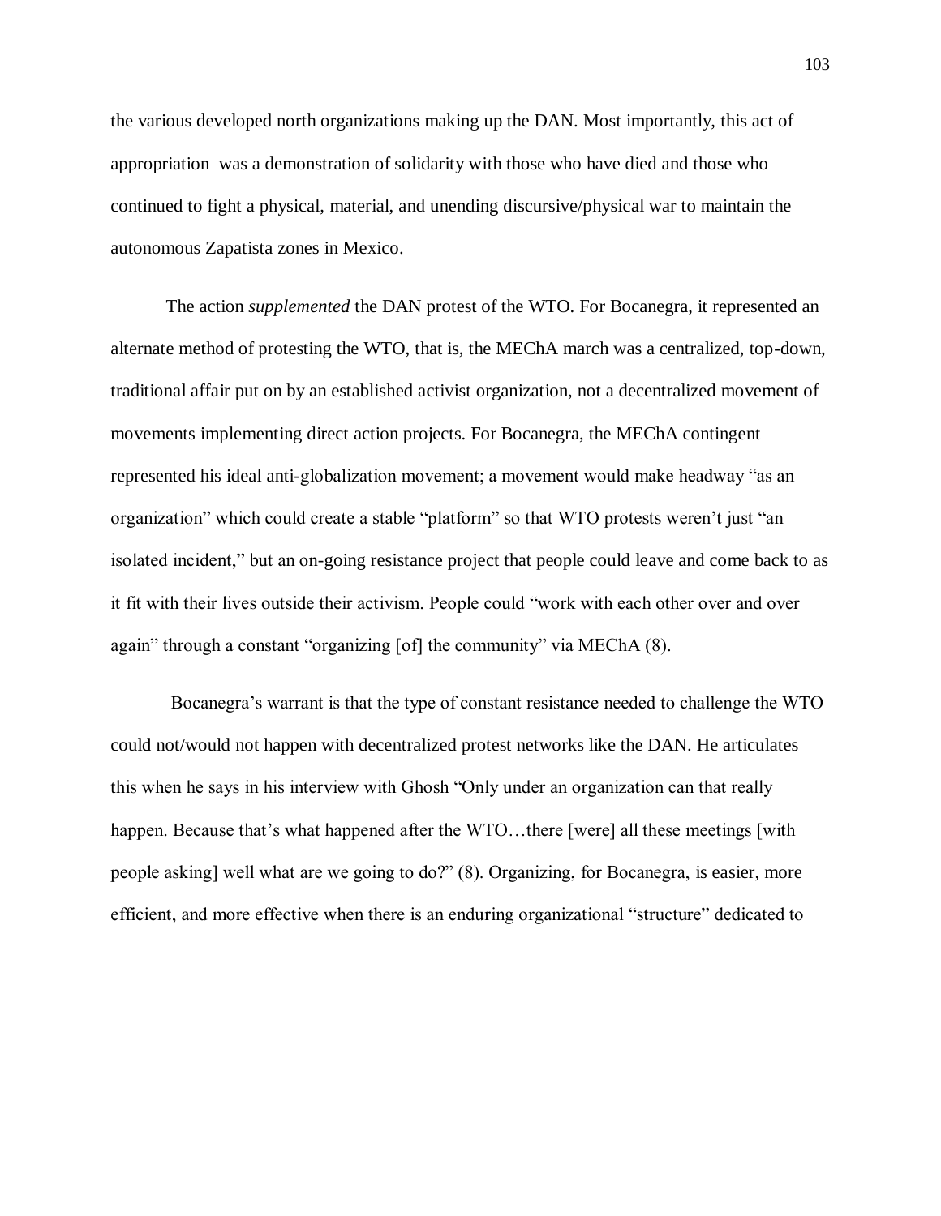the various developed north organizations making up the DAN. Most importantly, this act of appropriation was a demonstration of solidarity with those who have died and those who continued to fight a physical, material, and unending discursive/physical war to maintain the autonomous Zapatista zones in Mexico.

The action *supplemented* the DAN protest of the WTO. For Bocanegra, it represented an alternate method of protesting the WTO, that is, the MEChA march was a centralized, top-down, traditional affair put on by an established activist organization, not a decentralized movement of movements implementing direct action projects. For Bocanegra, the MEChA contingent represented his ideal anti-globalization movement; a movement would make headway "as an organization" which could create a stable "platform" so that WTO protests weren't just "an isolated incident," but an on-going resistance project that people could leave and come back to as it fit with their lives outside their activism. People could "work with each other over and over again" through a constant "organizing [of] the community" via MEChA (8).

Bocanegra's warrant is that the type of constant resistance needed to challenge the WTO could not/would not happen with decentralized protest networks like the DAN. He articulates this when he says in his interview with Ghosh "Only under an organization can that really happen. Because that's what happened after the WTO…there [were] all these meetings [with people asking] well what are we going to do?" (8). Organizing, for Bocanegra, is easier, more efficient, and more effective when there is an enduring organizational "structure" dedicated to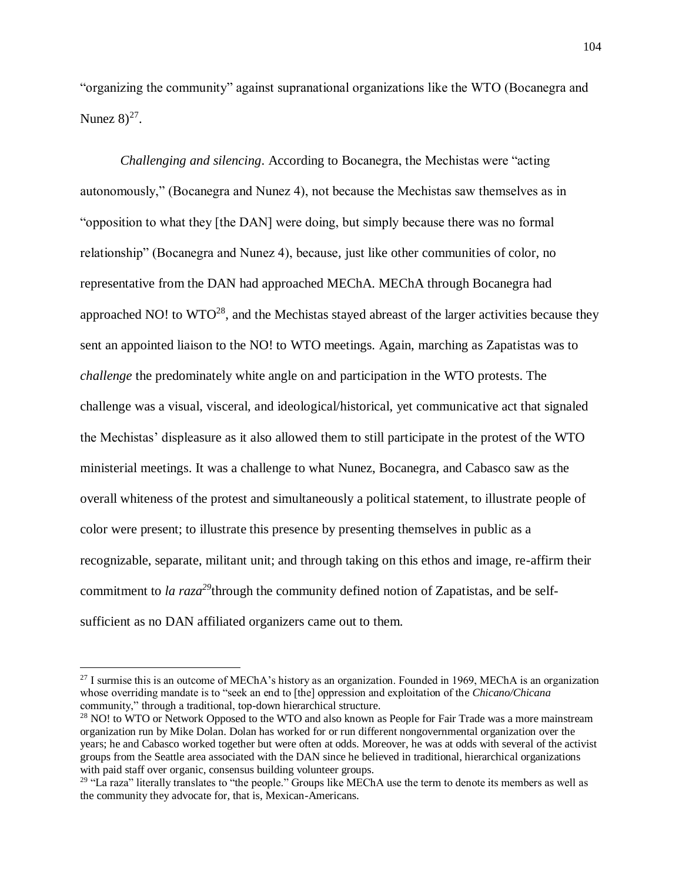"organizing the community" against supranational organizations like the WTO (Bocanegra and Nunez 8)[27].

*Challenging and silencing*. According to Bocanegra, the Mechistas were "acting autonomously," (Bocanegra and Nunez 4), not because the Mechistas saw themselves as in "opposition to what they [the DAN] were doing, but simply because there was no formal relationship" (Bocanegra and Nunez 4), because, just like other communities of color, no representative from the DAN had approached MEChA. MEChA through Bocanegra had approached NO! to WTO[28], and the Mechistas stayed abreast of the larger activities because they sent an appointed liaison to the NO! to WTO meetings. Again, marching as Zapatistas was to *challenge* the predominately white angle on and participation in the WTO protests. The challenge was a visual, visceral, and ideological/historical, yet communicative act that signaled the Mechistas' displeasure as it also allowed them to still participate in the protest of the WTO ministerial meetings. It was a challenge to what Nunez, Bocanegra, and Cabasco saw as the overall whiteness of the protest and simultaneously a political statement, to illustrate people of color were present; to illustrate this presence by presenting themselves in public as a recognizable, separate, militant unit; and through taking on this ethos and image, re-affirm their commitment to *la raza*[29]through the community defined notion of Zapatistas, and be self-sufficient as no DAN affiliated organizers came out to them.

---

[27] I surmise this is an outcome of MEChA's history as an organization. Founded in 1969, MEChA is an organization whose overriding mandate is to "seek an end to [the] oppression and exploitation of the *Chicano/Chicana* community," through a traditional, top-down hierarchical structure.

[28] NO! to WTO or Network Opposed to the WTO and also known as People for Fair Trade was a more mainstream organization run by Mike Dolan. Dolan has worked for or run different nongovernmental organization over the years; he and Cabasco worked together but were often at odds. Moreover, he was at odds with several of the activist groups from the Seattle area associated with the DAN since he believed in traditional, hierarchical organizations with paid staff over organic, consensus building volunteer groups.

[29] "La raza" literally translates to "the people." Groups like MEChA use the term to denote its members as well as the community they advocate for, that is, Mexican-Americans.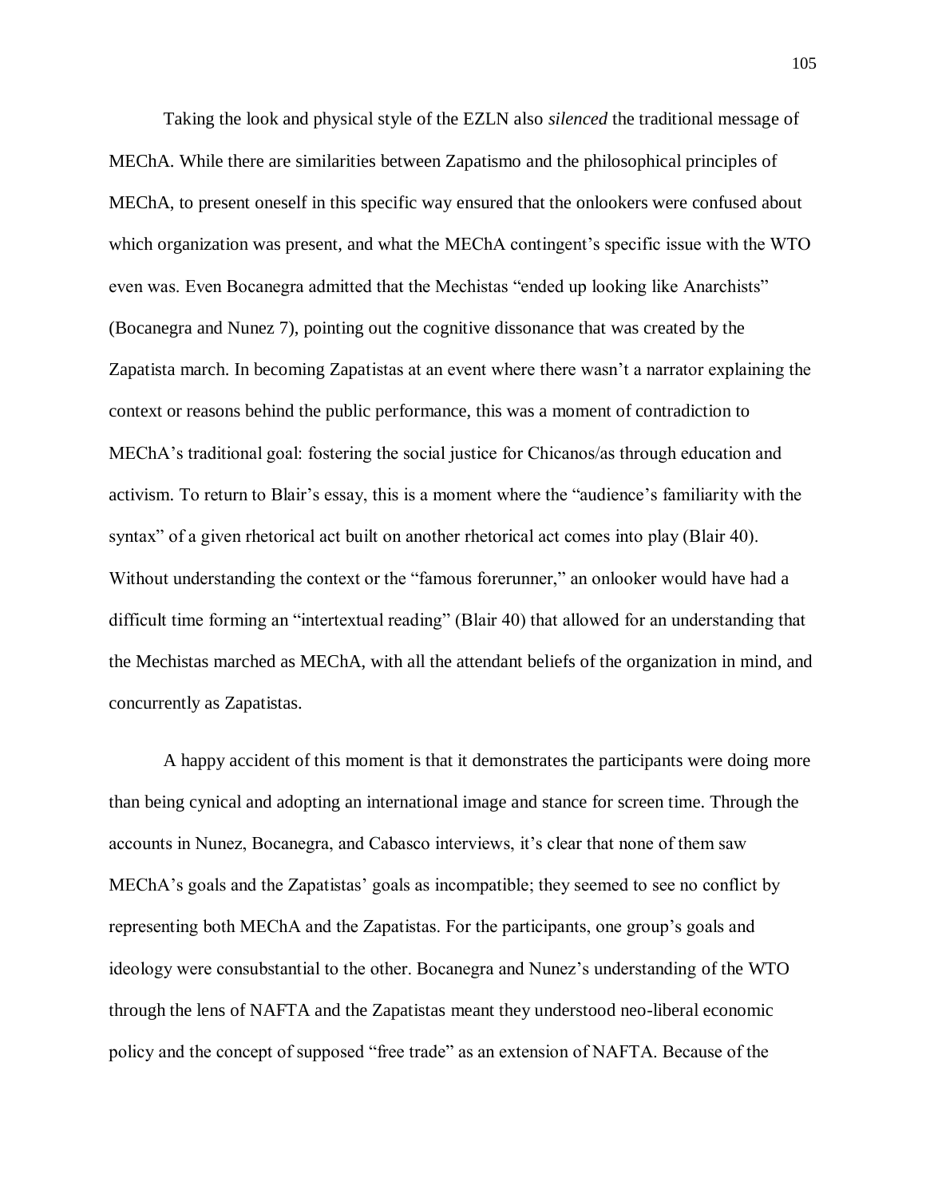Taking the look and physical style of the EZLN also *silenced* the traditional message of MEChA. While there are similarities between Zapatismo and the philosophical principles of MEChA, to present oneself in this specific way ensured that the onlookers were confused about which organization was present, and what the MEChA contingent's specific issue with the WTO even was. Even Bocanegra admitted that the Mechistas "ended up looking like Anarchists" (Bocanegra and Nunez 7), pointing out the cognitive dissonance that was created by the Zapatista march. In becoming Zapatistas at an event where there wasn't a narrator explaining the context or reasons behind the public performance, this was a moment of contradiction to MEChA's traditional goal: fostering the social justice for Chicanos/as through education and activism. To return to Blair's essay, this is a moment where the "audience's familiarity with the syntax" of a given rhetorical act built on another rhetorical act comes into play (Blair 40). Without understanding the context or the "famous forerunner," an onlooker would have had a difficult time forming an "intertextual reading" (Blair 40) that allowed for an understanding that the Mechistas marched as MEChA, with all the attendant beliefs of the organization in mind, and concurrently as Zapatistas.

A happy accident of this moment is that it demonstrates the participants were doing more than being cynical and adopting an international image and stance for screen time. Through the accounts in Nunez, Bocanegra, and Cabasco interviews, it's clear that none of them saw MEChA's goals and the Zapatistas' goals as incompatible; they seemed to see no conflict by representing both MEChA and the Zapatistas. For the participants, one group's goals and ideology were consubstantial to the other. Bocanegra and Nunez's understanding of the WTO through the lens of NAFTA and the Zapatistas meant they understood neo-liberal economic policy and the concept of supposed "free trade" as an extension of NAFTA. Because of the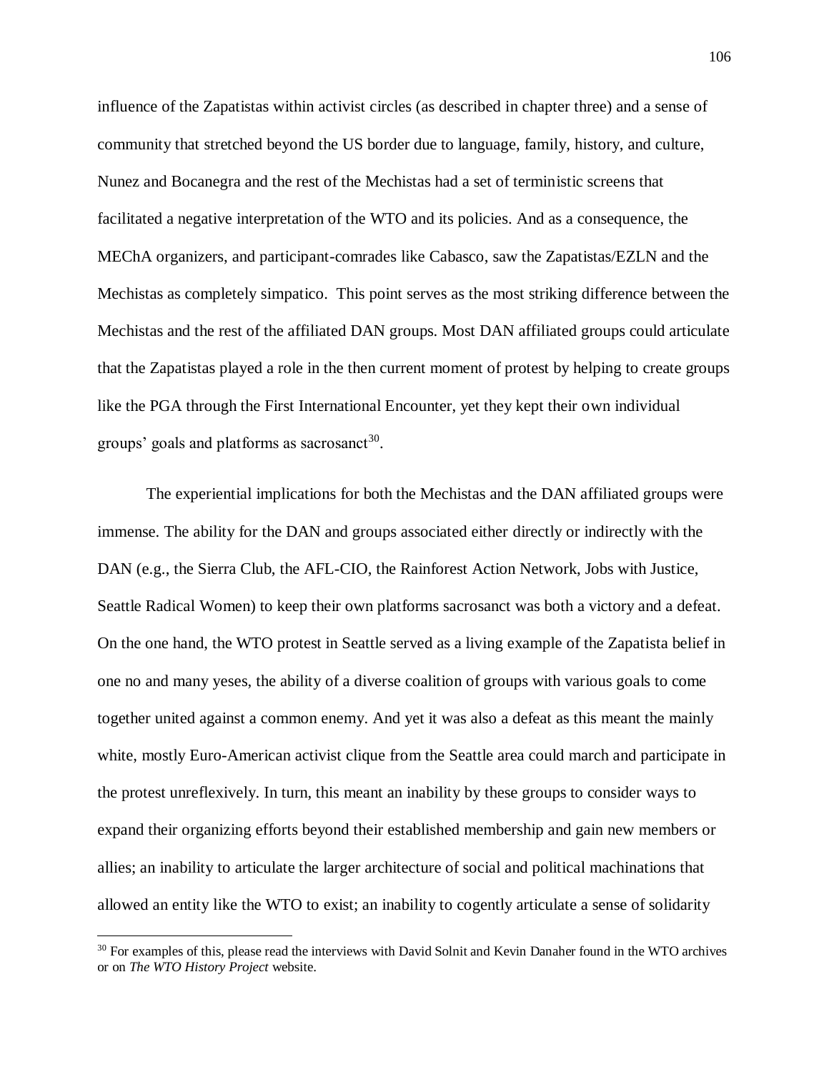influence of the Zapatistas within activist circles (as described in chapter three) and a sense of community that stretched beyond the US border due to language, family, history, and culture, Nunez and Bocanegra and the rest of the Mechistas had a set of terministic screens that facilitated a negative interpretation of the WTO and its policies. And as a consequence, the MEChA organizers, and participant-comrades like Cabasco, saw the Zapatistas/EZLN and the Mechistas as completely simpatico.  This point serves as the most striking difference between the Mechistas and the rest of the affiliated DAN groups. Most DAN affiliated groups could articulate that the Zapatistas played a role in the then current moment of protest by helping to create groups like the PGA through the First International Encounter, yet they kept their own individual groups' goals and platforms as sacrosanct[30].

The experiential implications for both the Mechistas and the DAN affiliated groups were immense. The ability for the DAN and groups associated either directly or indirectly with the DAN (e.g., the Sierra Club, the AFL-CIO, the Rainforest Action Network, Jobs with Justice, Seattle Radical Women) to keep their own platforms sacrosanct was both a victory and a defeat. On the one hand, the WTO protest in Seattle served as a living example of the Zapatista belief in one no and many yeses, the ability of a diverse coalition of groups with various goals to come together united against a common enemy. And yet it was also a defeat as this meant the mainly white, mostly Euro-American activist clique from the Seattle area could march and participate in the protest unreflexively. In turn, this meant an inability by these groups to consider ways to expand their organizing efforts beyond their established membership and gain new members or allies; an inability to articulate the larger architecture of social and political machinations that allowed an entity like the WTO to exist; an inability to cogently articulate a sense of solidarity

[30] For examples of this, please read the interviews with David Solnit and Kevin Danaher found in the WTO archives or on *The WTO History Project* website.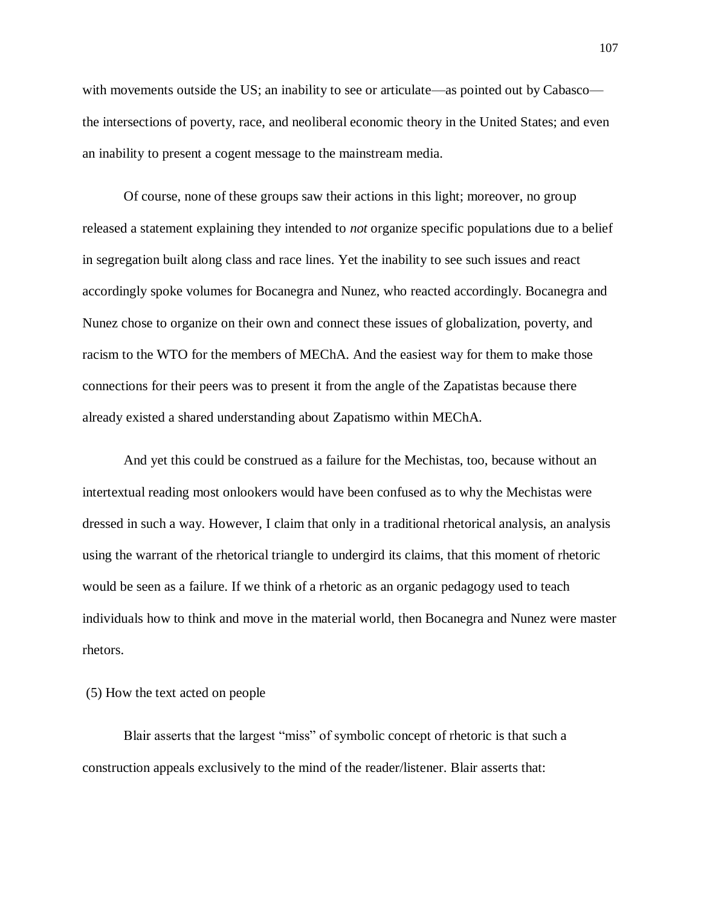with movements outside the US; an inability to see or articulate—as pointed out by Cabasco—the intersections of poverty, race, and neoliberal economic theory in the United States; and even an inability to present a cogent message to the mainstream media.

Of course, none of these groups saw their actions in this light; moreover, no group released a statement explaining they intended to *not* organize specific populations due to a belief in segregation built along class and race lines. Yet the inability to see such issues and react accordingly spoke volumes for Bocanegra and Nunez, who reacted accordingly. Bocanegra and Nunez chose to organize on their own and connect these issues of globalization, poverty, and racism to the WTO for the members of MEChA. And the easiest way for them to make those connections for their peers was to present it from the angle of the Zapatistas because there already existed a shared understanding about Zapatismo within MEChA.

And yet this could be construed as a failure for the Mechistas, too, because without an intertextual reading most onlookers would have been confused as to why the Mechistas were dressed in such a way. However, I claim that only in a traditional rhetorical analysis, an analysis using the warrant of the rhetorical triangle to undergird its claims, that this moment of rhetoric would be seen as a failure. If we think of a rhetoric as an organic pedagogy used to teach individuals how to think and move in the material world, then Bocanegra and Nunez were master rhetors.

(5) How the text acted on people

Blair asserts that the largest "miss" of symbolic concept of rhetoric is that such a construction appeals exclusively to the mind of the reader/listener. Blair asserts that: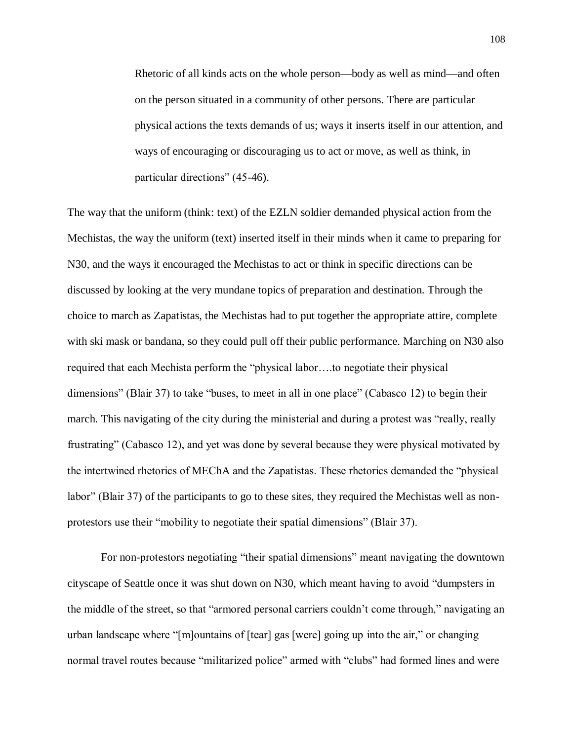> Rhetoric of all kinds acts on the whole person—body as well as mind—and often on the person situated in a community of other persons. There are particular physical actions the texts demands of us; ways it inserts itself in our attention, and ways of encouraging or discouraging us to act or move, as well as think, in particular directions" (45-46).

The way that the uniform (think: text) of the EZLN soldier demanded physical action from the Mechistas, the way the uniform (text) inserted itself in their minds when it came to preparing for N30, and the ways it encouraged the Mechistas to act or think in specific directions can be discussed by looking at the very mundane topics of preparation and destination. Through the choice to march as Zapatistas, the Mechistas had to put together the appropriate attire, complete with ski mask or bandana, so they could pull off their public performance. Marching on N30 also required that each Mechista perform the "physical labor….to negotiate their physical dimensions" (Blair 37) to take "buses, to meet in all in one place" (Cabasco 12) to begin their march. This navigating of the city during the ministerial and during a protest was "really, really frustrating" (Cabasco 12), and yet was done by several because they were physical motivated by the intertwined rhetorics of MEChA and the Zapatistas. These rhetorics demanded the "physical labor" (Blair 37) of the participants to go to these sites, they required the Mechistas well as non-protestors use their "mobility to negotiate their spatial dimensions" (Blair 37).

For non-protestors negotiating "their spatial dimensions" meant navigating the downtown cityscape of Seattle once it was shut down on N30, which meant having to avoid "dumpsters in the middle of the street, so that "armored personal carriers couldn't come through," navigating an urban landscape where "[m]ountains of [tear] gas [were] going up into the air," or changing normal travel routes because "militarized police" armed with "clubs" had formed lines and were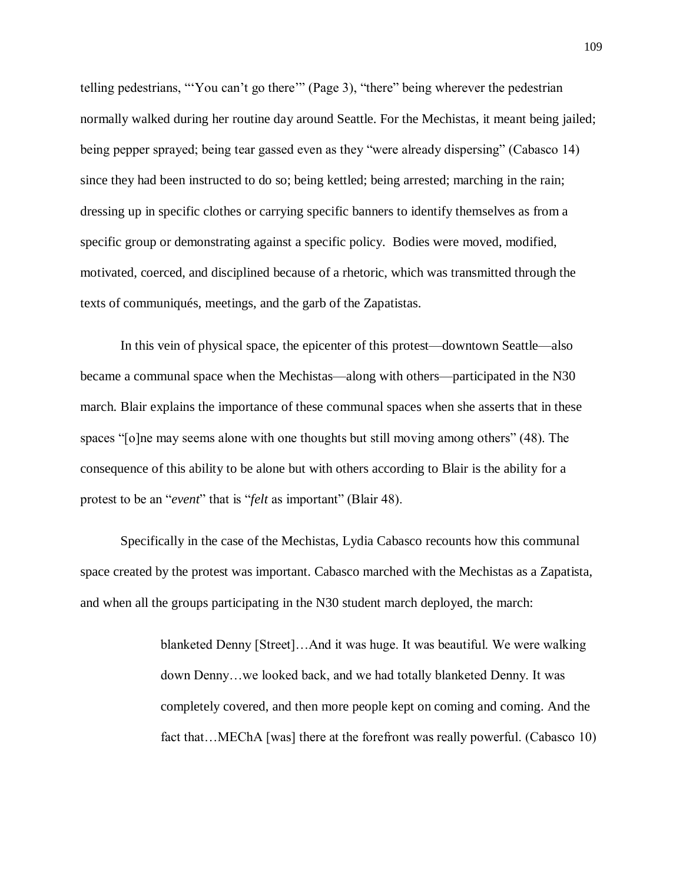telling pedestrians, "'You can't go there'" (Page 3), "there" being wherever the pedestrian normally walked during her routine day around Seattle. For the Mechistas, it meant being jailed; being pepper sprayed; being tear gassed even as they "were already dispersing" (Cabasco 14) since they had been instructed to do so; being kettled; being arrested; marching in the rain; dressing up in specific clothes or carrying specific banners to identify themselves as from a specific group or demonstrating against a specific policy. Bodies were moved, modified, motivated, coerced, and disciplined because of a rhetoric, which was transmitted through the texts of communiqués, meetings, and the garb of the Zapatistas.

In this vein of physical space, the epicenter of this protest—downtown Seattle—also became a communal space when the Mechistas—along with others—participated in the N30 march. Blair explains the importance of these communal spaces when she asserts that in these spaces "[o]ne may seems alone with one thoughts but still moving among others" (48). The consequence of this ability to be alone but with others according to Blair is the ability for a protest to be an "*event*" that is "*felt* as important" (Blair 48).

Specifically in the case of the Mechistas, Lydia Cabasco recounts how this communal space created by the protest was important. Cabasco marched with the Mechistas as a Zapatista, and when all the groups participating in the N30 student march deployed, the march:

> blanketed Denny [Street]…And it was huge. It was beautiful. We were walking down Denny…we looked back, and we had totally blanketed Denny. It was completely covered, and then more people kept on coming and coming. And the fact that…MEChA [was] there at the forefront was really powerful. (Cabasco 10)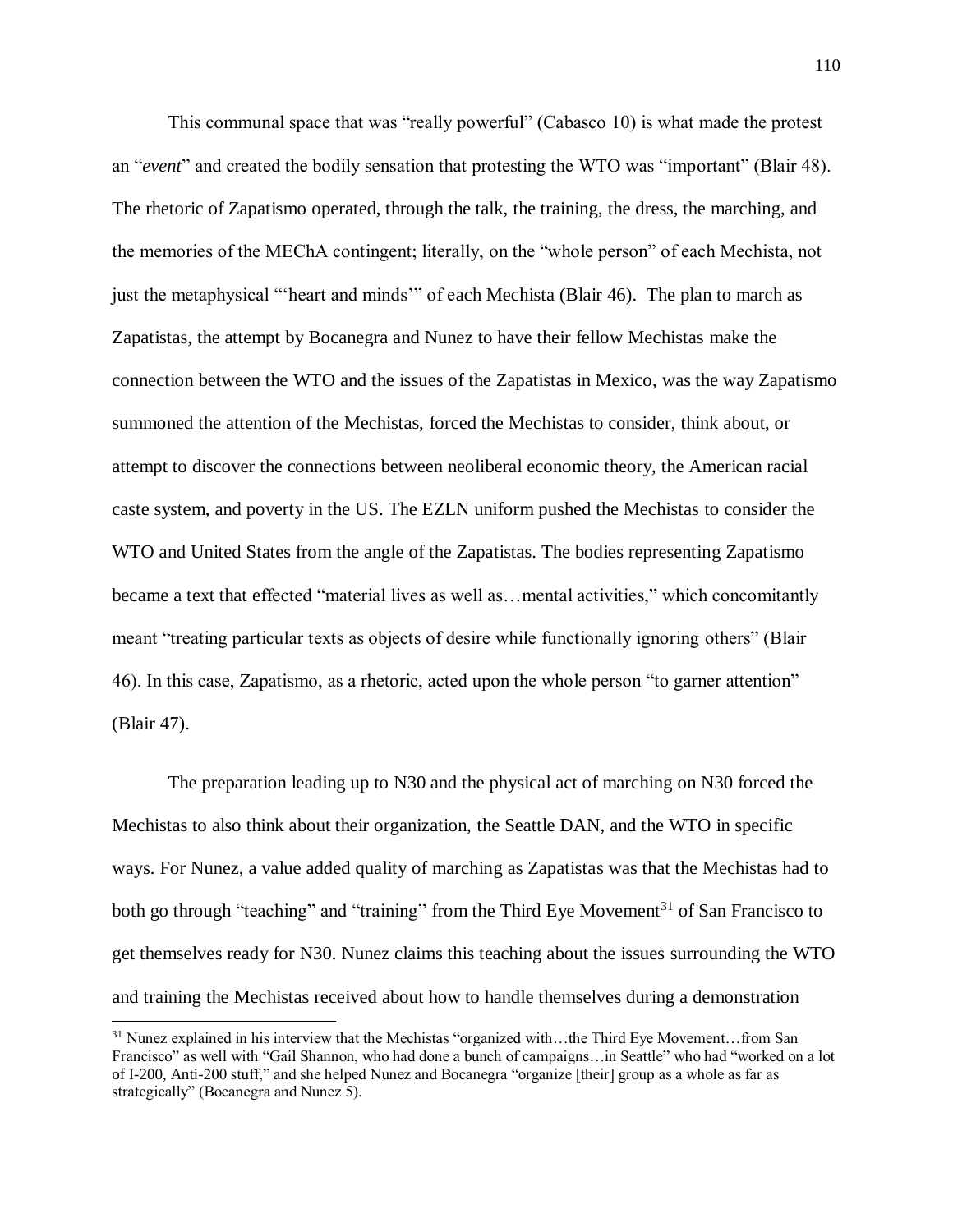This communal space that was "really powerful" (Cabasco 10) is what made the protest an "*event*" and created the bodily sensation that protesting the WTO was "important" (Blair 48). The rhetoric of Zapatismo operated, through the talk, the training, the dress, the marching, and the memories of the MEChA contingent; literally, on the "whole person" of each Mechista, not just the metaphysical "'heart and minds'" of each Mechista (Blair 46). The plan to march as Zapatistas, the attempt by Bocanegra and Nunez to have their fellow Mechistas make the connection between the WTO and the issues of the Zapatistas in Mexico, was the way Zapatismo summoned the attention of the Mechistas, forced the Mechistas to consider, think about, or attempt to discover the connections between neoliberal economic theory, the American racial caste system, and poverty in the US. The EZLN uniform pushed the Mechistas to consider the WTO and United States from the angle of the Zapatistas. The bodies representing Zapatismo became a text that effected "material lives as well as…mental activities," which concomitantly meant "treating particular texts as objects of desire while functionally ignoring others" (Blair 46). In this case, Zapatismo, as a rhetoric, acted upon the whole person "to garner attention" (Blair 47).

The preparation leading up to N30 and the physical act of marching on N30 forced the Mechistas to also think about their organization, the Seattle DAN, and the WTO in specific ways. For Nunez, a value added quality of marching as Zapatistas was that the Mechistas had to both go through "teaching" and "training" from the Third Eye Movement[31] of San Francisco to get themselves ready for N30. Nunez claims this teaching about the issues surrounding the WTO and training the Mechistas received about how to handle themselves during a demonstration

[31] Nunez explained in his interview that the Mechistas "organized with…the Third Eye Movement…from San Francisco" as well with "Gail Shannon, who had done a bunch of campaigns…in Seattle" who had "worked on a lot of I-200, Anti-200 stuff," and she helped Nunez and Bocanegra "organize [their] group as a whole as far as strategically" (Bocanegra and Nunez 5).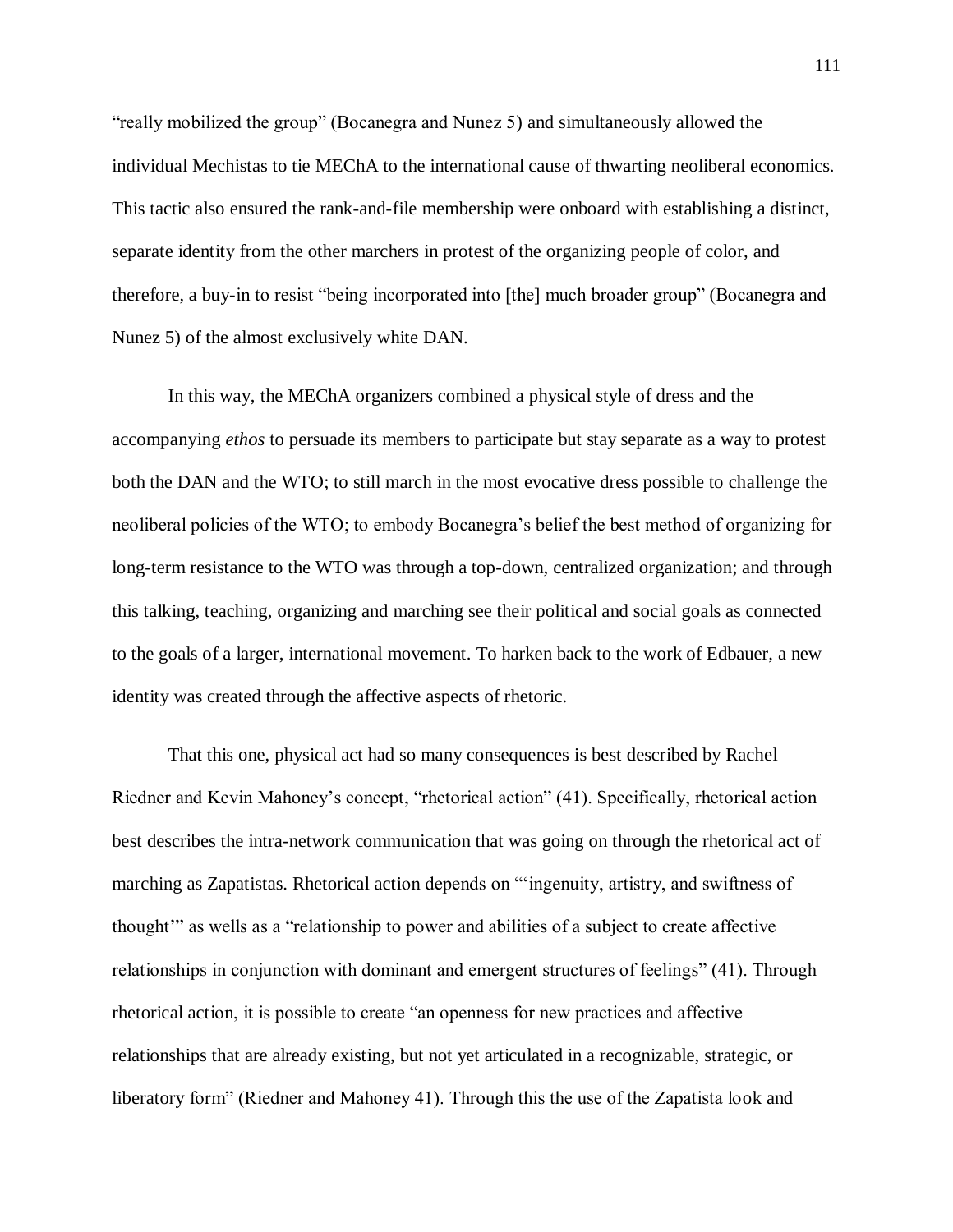"really mobilized the group" (Bocanegra and Nunez 5) and simultaneously allowed the individual Mechistas to tie MEChA to the international cause of thwarting neoliberal economics. This tactic also ensured the rank-and-file membership were onboard with establishing a distinct, separate identity from the other marchers in protest of the organizing people of color, and therefore, a buy-in to resist "being incorporated into [the] much broader group" (Bocanegra and Nunez 5) of the almost exclusively white DAN.

In this way, the MEChA organizers combined a physical style of dress and the accompanying *ethos* to persuade its members to participate but stay separate as a way to protest both the DAN and the WTO; to still march in the most evocative dress possible to challenge the neoliberal policies of the WTO; to embody Bocanegra's belief the best method of organizing for long-term resistance to the WTO was through a top-down, centralized organization; and through this talking, teaching, organizing and marching see their political and social goals as connected to the goals of a larger, international movement. To harken back to the work of Edbauer, a new identity was created through the affective aspects of rhetoric.

That this one, physical act had so many consequences is best described by Rachel Riedner and Kevin Mahoney's concept, "rhetorical action" (41). Specifically, rhetorical action best describes the intra-network communication that was going on through the rhetorical act of marching as Zapatistas. Rhetorical action depends on "'ingenuity, artistry, and swiftness of thought'" as wells as a "relationship to power and abilities of a subject to create affective relationships in conjunction with dominant and emergent structures of feelings" (41). Through rhetorical action, it is possible to create "an openness for new practices and affective relationships that are already existing, but not yet articulated in a recognizable, strategic, or liberatory form" (Riedner and Mahoney 41). Through this the use of the Zapatista look and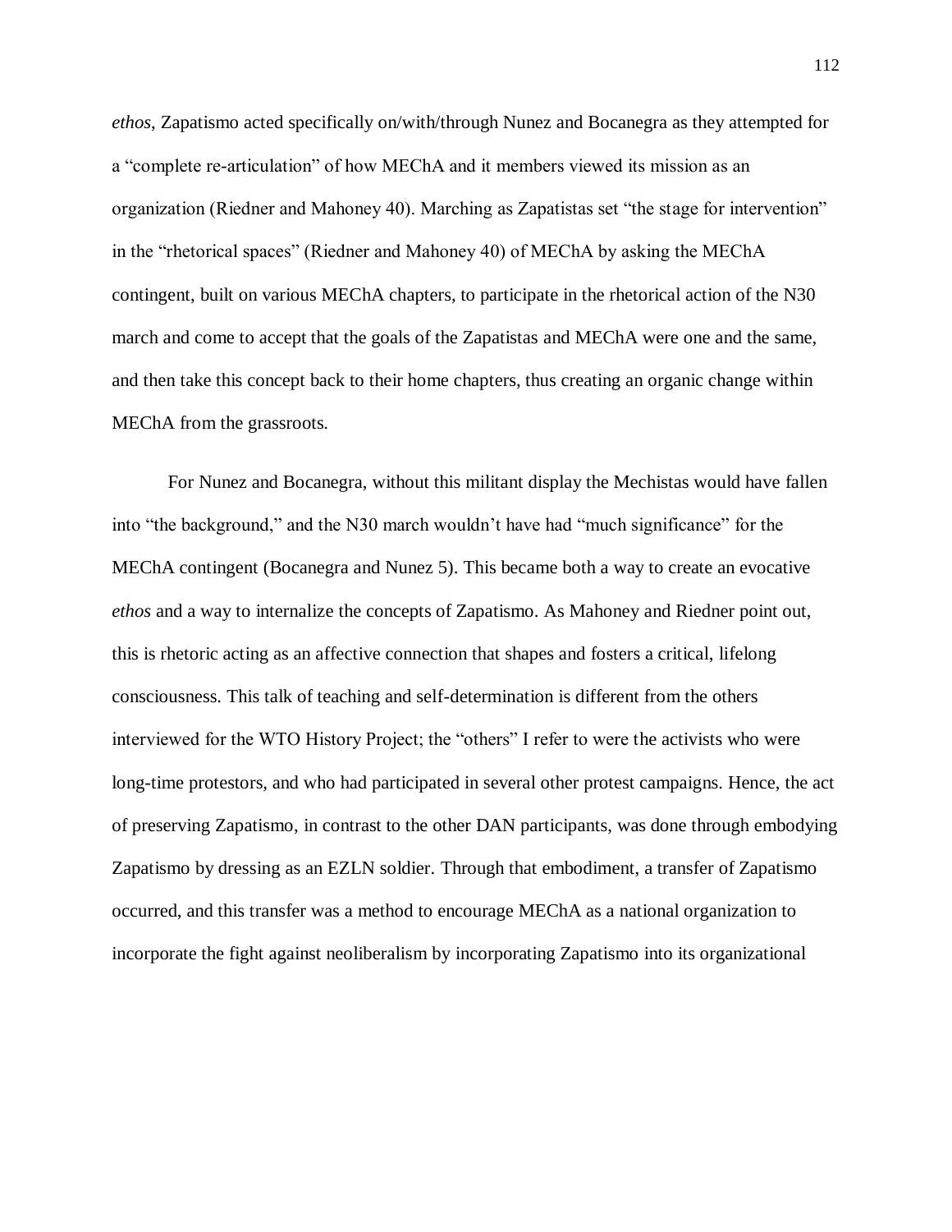*ethos*, Zapatismo acted specifically on/with/through Nunez and Bocanegra as they attempted for a "complete re-articulation" of how MEChA and it members viewed its mission as an organization (Riedner and Mahoney 40). Marching as Zapatistas set "the stage for intervention" in the "rhetorical spaces" (Riedner and Mahoney 40) of MEChA by asking the MEChA contingent, built on various MEChA chapters, to participate in the rhetorical action of the N30 march and come to accept that the goals of the Zapatistas and MEChA were one and the same, and then take this concept back to their home chapters, thus creating an organic change within MEChA from the grassroots.

For Nunez and Bocanegra, without this militant display the Mechistas would have fallen into "the background," and the N30 march wouldn't have had "much significance" for the MEChA contingent (Bocanegra and Nunez 5). This became both a way to create an evocative *ethos* and a way to internalize the concepts of Zapatismo. As Mahoney and Riedner point out, this is rhetoric acting as an affective connection that shapes and fosters a critical, lifelong consciousness. This talk of teaching and self-determination is different from the others interviewed for the WTO History Project; the "others" I refer to were the activists who were long-time protestors, and who had participated in several other protest campaigns. Hence, the act of preserving Zapatismo, in contrast to the other DAN participants, was done through embodying Zapatismo by dressing as an EZLN soldier. Through that embodiment, a transfer of Zapatismo occurred, and this transfer was a method to encourage MEChA as a national organization to incorporate the fight against neoliberalism by incorporating Zapatismo into its organizational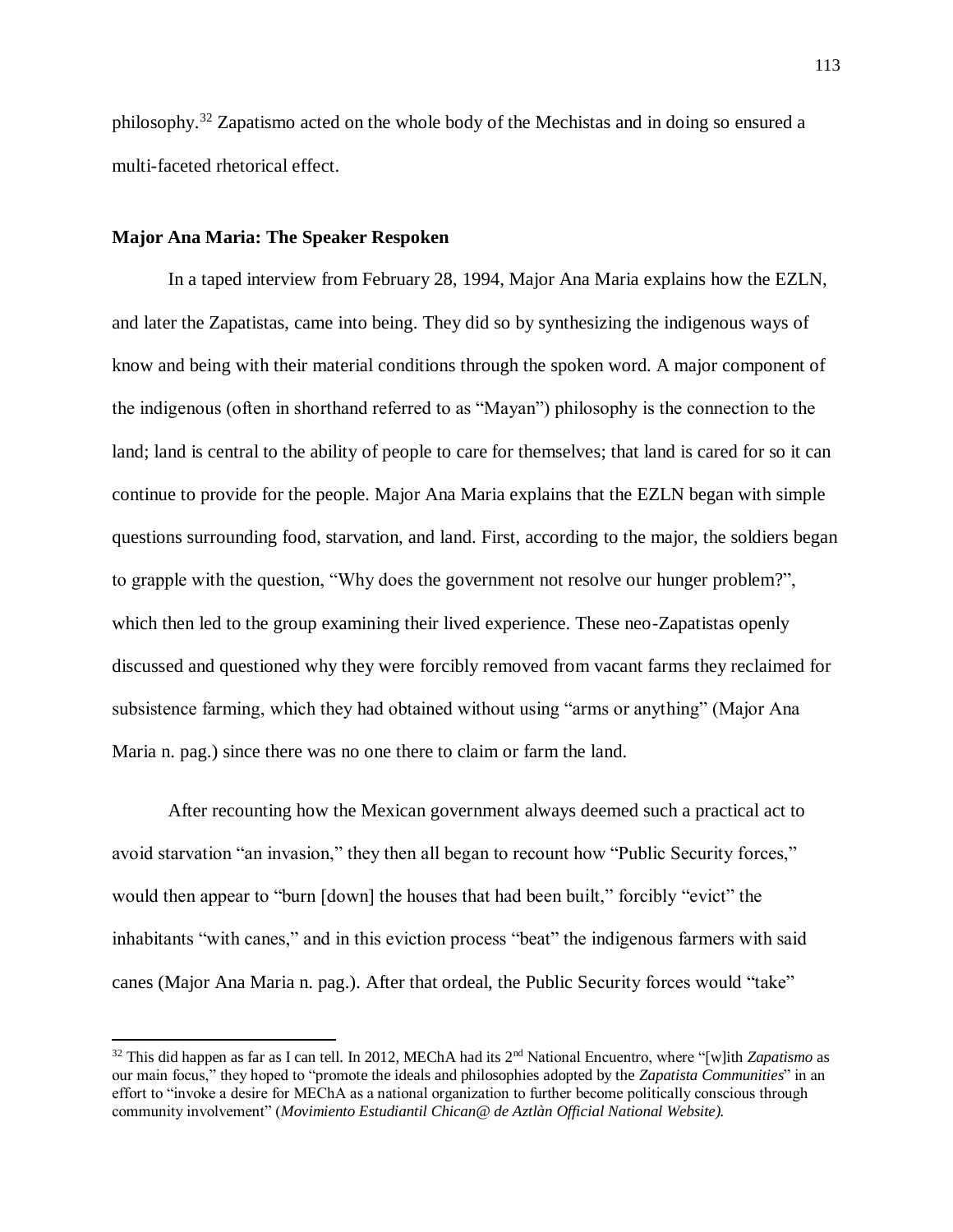philosophy.[32] Zapatismo acted on the whole body of the Mechistas and in doing so ensured a multi-faceted rhetorical effect.

**Major Ana Maria: The Speaker Respoken**

In a taped interview from February 28, 1994, Major Ana Maria explains how the EZLN, and later the Zapatistas, came into being. They did so by synthesizing the indigenous ways of know and being with their material conditions through the spoken word. A major component of the indigenous (often in shorthand referred to as "Mayan") philosophy is the connection to the land; land is central to the ability of people to care for themselves; that land is cared for so it can continue to provide for the people. Major Ana Maria explains that the EZLN began with simple questions surrounding food, starvation, and land. First, according to the major, the soldiers began to grapple with the question, "Why does the government not resolve our hunger problem?", which then led to the group examining their lived experience. These neo-Zapatistas openly discussed and questioned why they were forcibly removed from vacant farms they reclaimed for subsistence farming, which they had obtained without using "arms or anything" (Major Ana Maria n. pag.) since there was no one there to claim or farm the land.

After recounting how the Mexican government always deemed such a practical act to avoid starvation "an invasion," they then all began to recount how "Public Security forces," would then appear to "burn [down] the houses that had been built," forcibly "evict" the inhabitants "with canes," and in this eviction process "beat" the indigenous farmers with said canes (Major Ana Maria n. pag.). After that ordeal, the Public Security forces would "take"

---

[32] This did happen as far as I can tell. In 2012, MEChA had its 2nd National Encuentro, where "[w]ith *Zapatismo* as our main focus," they hoped to "promote the ideals and philosophies adopted by the *Zapatista Communities*" in an effort to "invoke a desire for MEChA as a national organization to further become politically conscious through community involvement" (*Movimiento Estudiantil Chican@ de Aztlàn Official National Website).*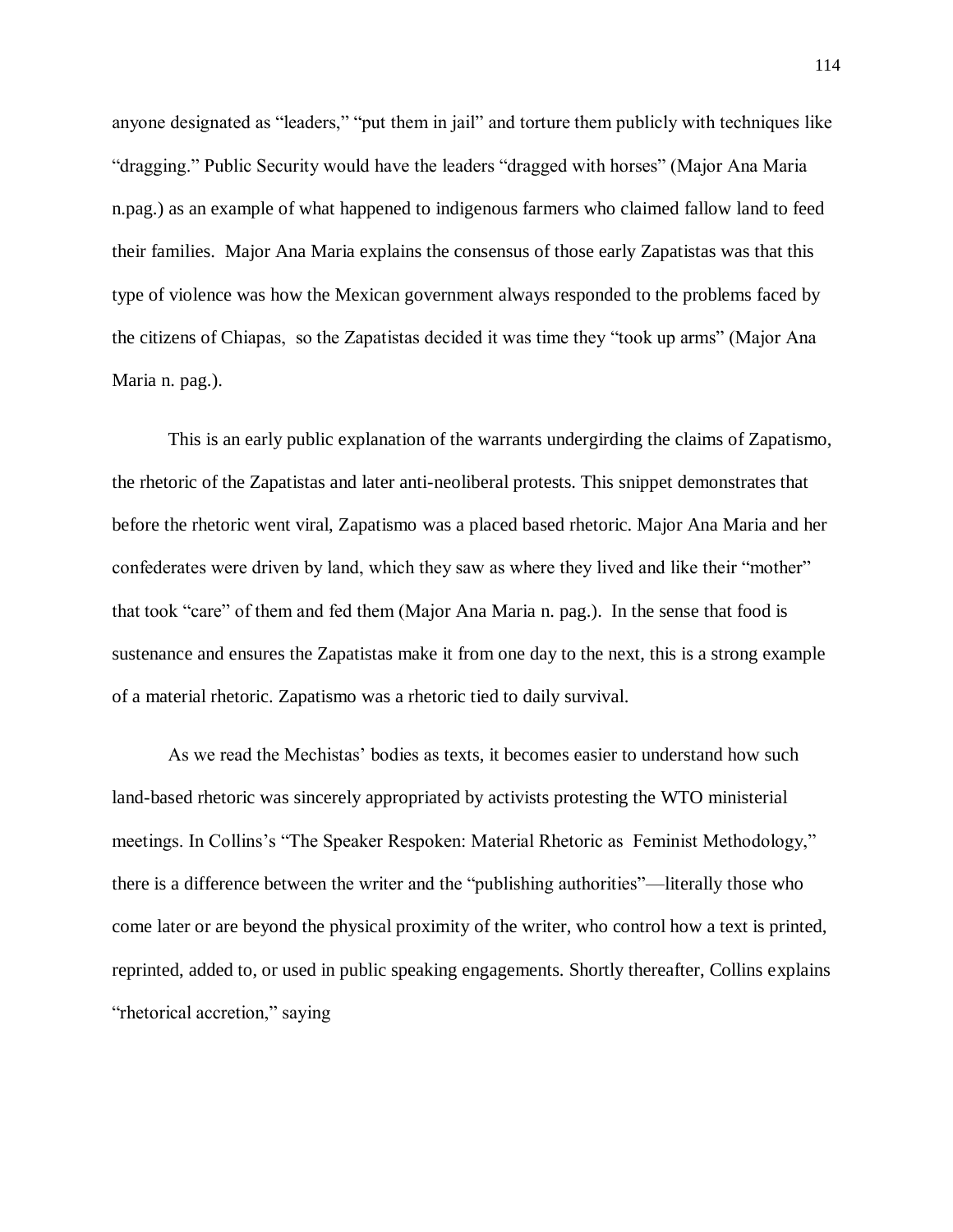anyone designated as "leaders," "put them in jail" and torture them publicly with techniques like "dragging." Public Security would have the leaders "dragged with horses" (Major Ana Maria n.pag.) as an example of what happened to indigenous farmers who claimed fallow land to feed their families. Major Ana Maria explains the consensus of those early Zapatistas was that this type of violence was how the Mexican government always responded to the problems faced by the citizens of Chiapas, so the Zapatistas decided it was time they "took up arms" (Major Ana Maria n. pag.).

This is an early public explanation of the warrants undergirding the claims of Zapatismo, the rhetoric of the Zapatistas and later anti-neoliberal protests. This snippet demonstrates that before the rhetoric went viral, Zapatismo was a placed based rhetoric. Major Ana Maria and her confederates were driven by land, which they saw as where they lived and like their "mother" that took "care" of them and fed them (Major Ana Maria n. pag.). In the sense that food is sustenance and ensures the Zapatistas make it from one day to the next, this is a strong example of a material rhetoric. Zapatismo was a rhetoric tied to daily survival.

As we read the Mechistas' bodies as texts, it becomes easier to understand how such land-based rhetoric was sincerely appropriated by activists protesting the WTO ministerial meetings. In Collins's "The Speaker Respoken: Material Rhetoric as Feminist Methodology," there is a difference between the writer and the "publishing authorities"—literally those who come later or are beyond the physical proximity of the writer, who control how a text is printed, reprinted, added to, or used in public speaking engagements. Shortly thereafter, Collins explains "rhetorical accretion," saying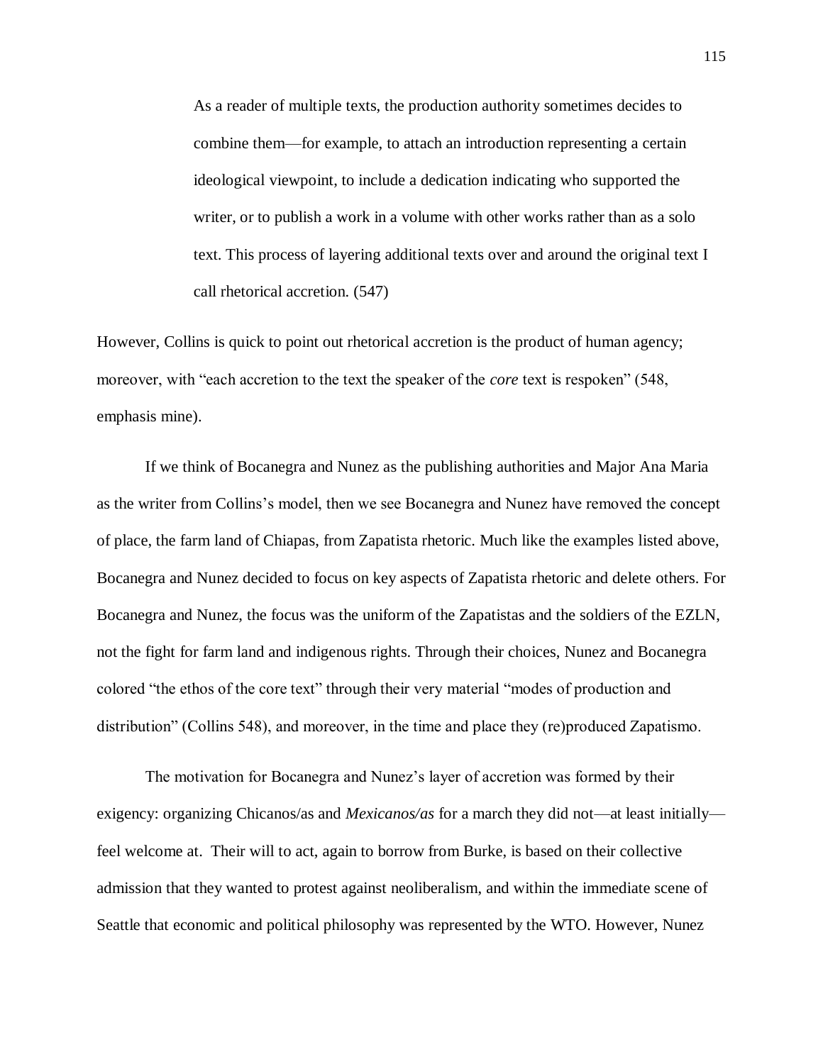> As a reader of multiple texts, the production authority sometimes decides to combine them—for example, to attach an introduction representing a certain ideological viewpoint, to include a dedication indicating who supported the writer, or to publish a work in a volume with other works rather than as a solo text. This process of layering additional texts over and around the original text I call rhetorical accretion. (547)

However, Collins is quick to point out rhetorical accretion is the product of human agency; moreover, with "each accretion to the text the speaker of the *core* text is respoken" (548, emphasis mine).

If we think of Bocanegra and Nunez as the publishing authorities and Major Ana Maria as the writer from Collins's model, then we see Bocanegra and Nunez have removed the concept of place, the farm land of Chiapas, from Zapatista rhetoric. Much like the examples listed above, Bocanegra and Nunez decided to focus on key aspects of Zapatista rhetoric and delete others. For Bocanegra and Nunez, the focus was the uniform of the Zapatistas and the soldiers of the EZLN, not the fight for farm land and indigenous rights. Through their choices, Nunez and Bocanegra colored "the ethos of the core text" through their very material "modes of production and distribution" (Collins 548), and moreover, in the time and place they (re)produced Zapatismo.

The motivation for Bocanegra and Nunez's layer of accretion was formed by their exigency: organizing Chicanos/as and *Mexicanos/as* for a march they did not—at least initially—feel welcome at. Their will to act, again to borrow from Burke, is based on their collective admission that they wanted to protest against neoliberalism, and within the immediate scene of Seattle that economic and political philosophy was represented by the WTO. However, Nunez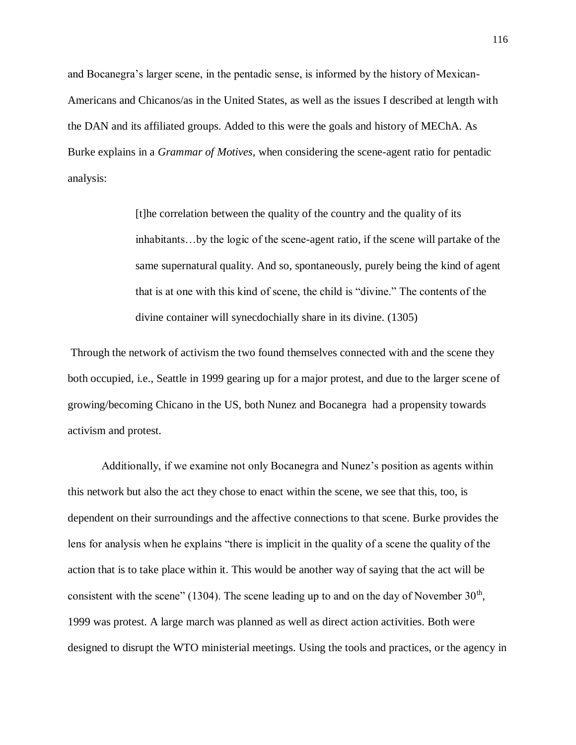and Bocanegra's larger scene, in the pentadic sense, is informed by the history of Mexican-Americans and Chicanos/as in the United States, as well as the issues I described at length with the DAN and its affiliated groups. Added to this were the goals and history of MEChA. As Burke explains in a *Grammar of Motives*, when considering the scene-agent ratio for pentadic analysis:

> [t]he correlation between the quality of the country and the quality of its inhabitants…by the logic of the scene-agent ratio, if the scene will partake of the same supernatural quality. And so, spontaneously, purely being the kind of agent that is at one with this kind of scene, the child is "divine." The contents of the divine container will synecdochially share in its divine. (1305)

Through the network of activism the two found themselves connected with and the scene they both occupied, i.e., Seattle in 1999 gearing up for a major protest, and due to the larger scene of growing/becoming Chicano in the US, both Nunez and Bocanegra had a propensity towards activism and protest.

Additionally, if we examine not only Bocanegra and Nunez's position as agents within this network but also the act they chose to enact within the scene, we see that this, too, is dependent on their surroundings and the affective connections to that scene. Burke provides the lens for analysis when he explains "there is implicit in the quality of a scene the quality of the action that is to take place within it. This would be another way of saying that the act will be consistent with the scene" (1304). The scene leading up to and on the day of November 30th, 1999 was protest. A large march was planned as well as direct action activities. Both were designed to disrupt the WTO ministerial meetings. Using the tools and practices, or the agency in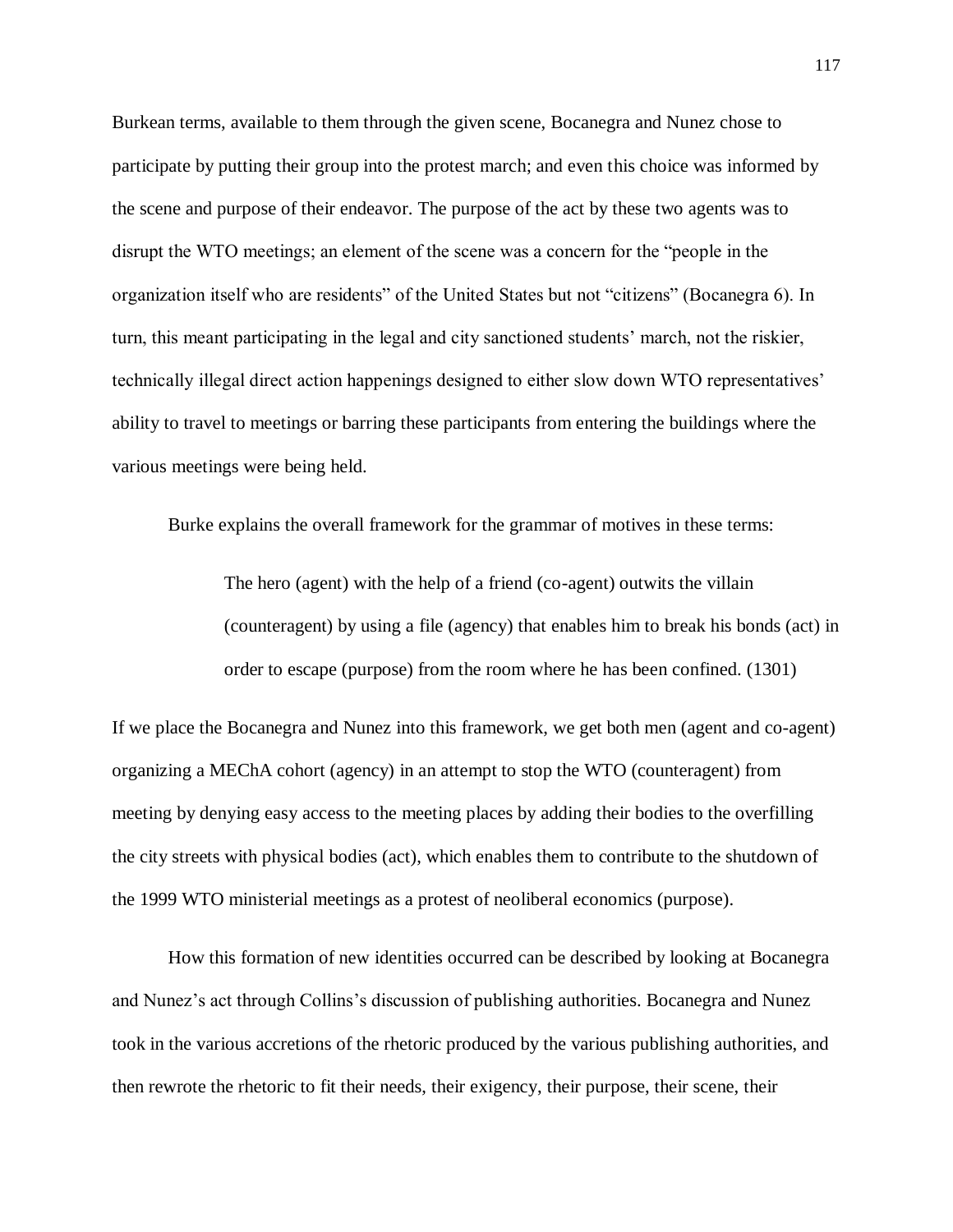Burkean terms, available to them through the given scene, Bocanegra and Nunez chose to participate by putting their group into the protest march; and even this choice was informed by the scene and purpose of their endeavor. The purpose of the act by these two agents was to disrupt the WTO meetings; an element of the scene was a concern for the "people in the organization itself who are residents" of the United States but not "citizens" (Bocanegra 6). In turn, this meant participating in the legal and city sanctioned students' march, not the riskier, technically illegal direct action happenings designed to either slow down WTO representatives' ability to travel to meetings or barring these participants from entering the buildings where the various meetings were being held.

Burke explains the overall framework for the grammar of motives in these terms:

> The hero (agent) with the help of a friend (co-agent) outwits the villain (counteragent) by using a file (agency) that enables him to break his bonds (act) in order to escape (purpose) from the room where he has been confined. (1301)

If we place the Bocanegra and Nunez into this framework, we get both men (agent and co-agent) organizing a MEChA cohort (agency) in an attempt to stop the WTO (counteragent) from meeting by denying easy access to the meeting places by adding their bodies to the overfilling the city streets with physical bodies (act), which enables them to contribute to the shutdown of the 1999 WTO ministerial meetings as a protest of neoliberal economics (purpose).

How this formation of new identities occurred can be described by looking at Bocanegra and Nunez's act through Collins's discussion of publishing authorities. Bocanegra and Nunez took in the various accretions of the rhetoric produced by the various publishing authorities, and then rewrote the rhetoric to fit their needs, their exigency, their purpose, their scene, their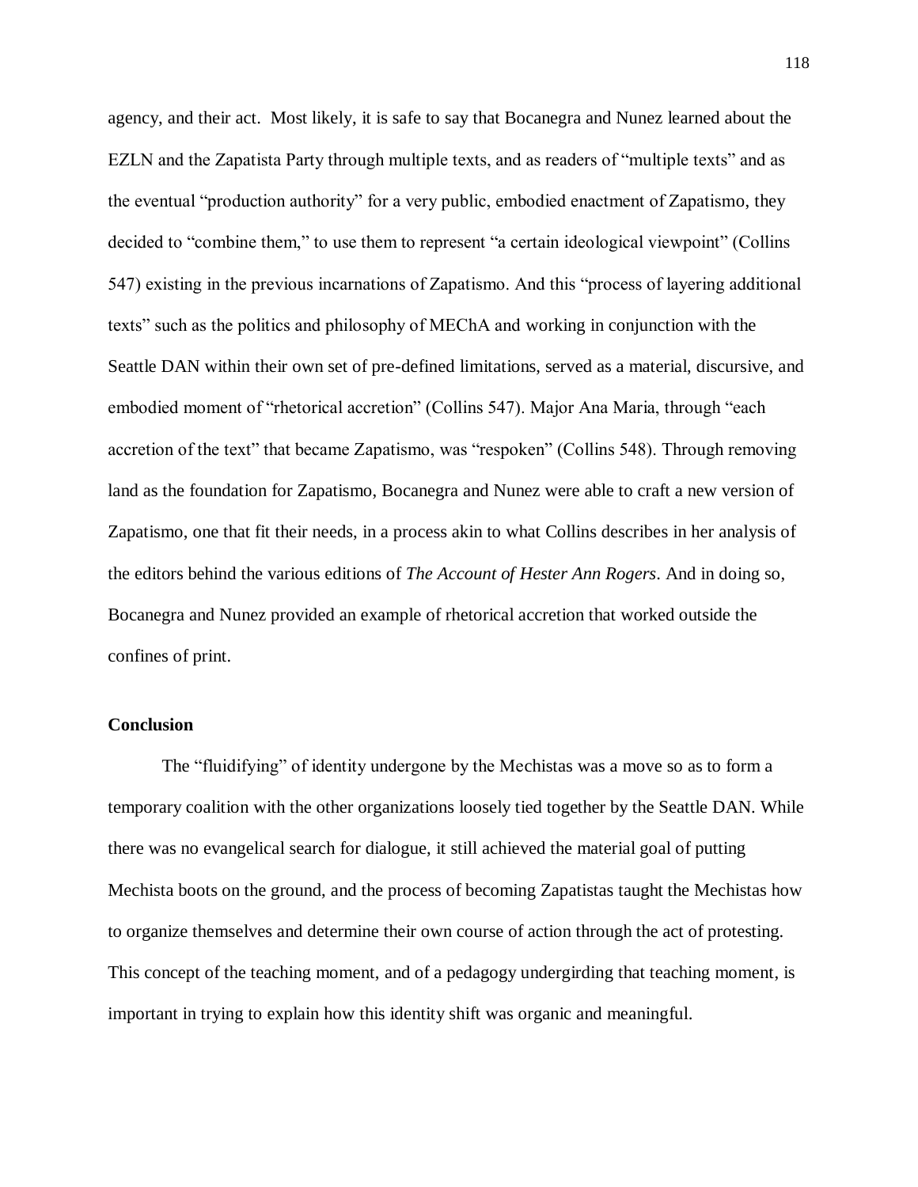agency, and their act. Most likely, it is safe to say that Bocanegra and Nunez learned about the EZLN and the Zapatista Party through multiple texts, and as readers of "multiple texts" and as the eventual "production authority" for a very public, embodied enactment of Zapatismo, they decided to "combine them," to use them to represent "a certain ideological viewpoint" (Collins 547) existing in the previous incarnations of Zapatismo. And this "process of layering additional texts" such as the politics and philosophy of MEChA and working in conjunction with the Seattle DAN within their own set of pre-defined limitations, served as a material, discursive, and embodied moment of "rhetorical accretion" (Collins 547). Major Ana Maria, through "each accretion of the text" that became Zapatismo, was "respoken" (Collins 548). Through removing land as the foundation for Zapatismo, Bocanegra and Nunez were able to craft a new version of Zapatismo, one that fit their needs, in a process akin to what Collins describes in her analysis of the editors behind the various editions of *The Account of Hester Ann Rogers*. And in doing so, Bocanegra and Nunez provided an example of rhetorical accretion that worked outside the confines of print.

**Conclusion**

The "fluidifying" of identity undergone by the Mechistas was a move so as to form a temporary coalition with the other organizations loosely tied together by the Seattle DAN. While there was no evangelical search for dialogue, it still achieved the material goal of putting Mechista boots on the ground, and the process of becoming Zapatistas taught the Mechistas how to organize themselves and determine their own course of action through the act of protesting. This concept of the teaching moment, and of a pedagogy undergirding that teaching moment, is important in trying to explain how this identity shift was organic and meaningful.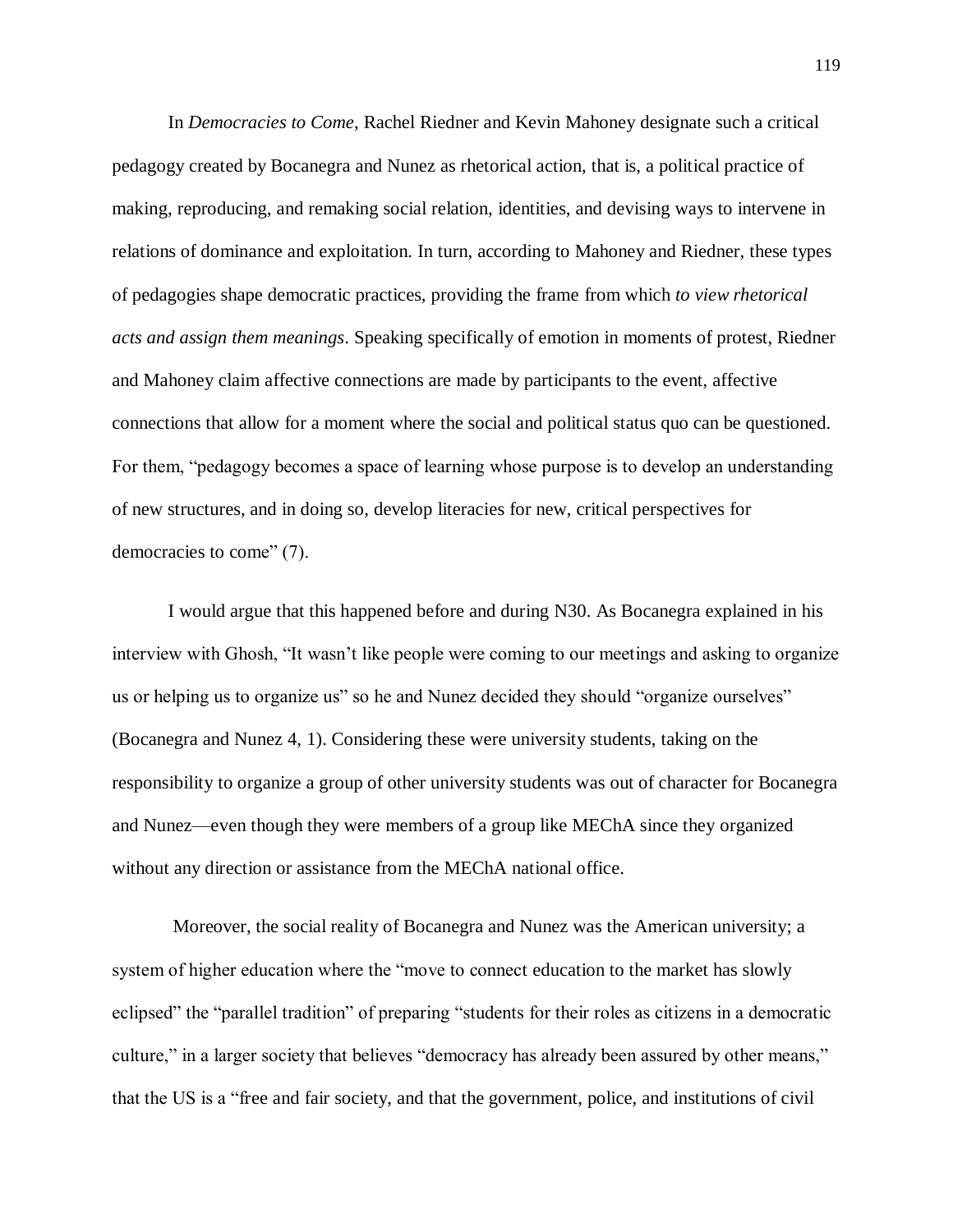In *Democracies to Come*, Rachel Riedner and Kevin Mahoney designate such a critical pedagogy created by Bocanegra and Nunez as rhetorical action, that is, a political practice of making, reproducing, and remaking social relation, identities, and devising ways to intervene in relations of dominance and exploitation. In turn, according to Mahoney and Riedner, these types of pedagogies shape democratic practices, providing the frame from which *to view rhetorical acts and assign them meanings*. Speaking specifically of emotion in moments of protest, Riedner and Mahoney claim affective connections are made by participants to the event, affective connections that allow for a moment where the social and political status quo can be questioned. For them, "pedagogy becomes a space of learning whose purpose is to develop an understanding of new structures, and in doing so, develop literacies for new, critical perspectives for democracies to come" (7).

I would argue that this happened before and during N30. As Bocanegra explained in his interview with Ghosh, "It wasn't like people were coming to our meetings and asking to organize us or helping us to organize us" so he and Nunez decided they should "organize ourselves" (Bocanegra and Nunez 4, 1). Considering these were university students, taking on the responsibility to organize a group of other university students was out of character for Bocanegra and Nunez—even though they were members of a group like MEChA since they organized without any direction or assistance from the MEChA national office.

Moreover, the social reality of Bocanegra and Nunez was the American university; a system of higher education where the "move to connect education to the market has slowly eclipsed" the "parallel tradition" of preparing "students for their roles as citizens in a democratic culture," in a larger society that believes "democracy has already been assured by other means," that the US is a "free and fair society, and that the government, police, and institutions of civil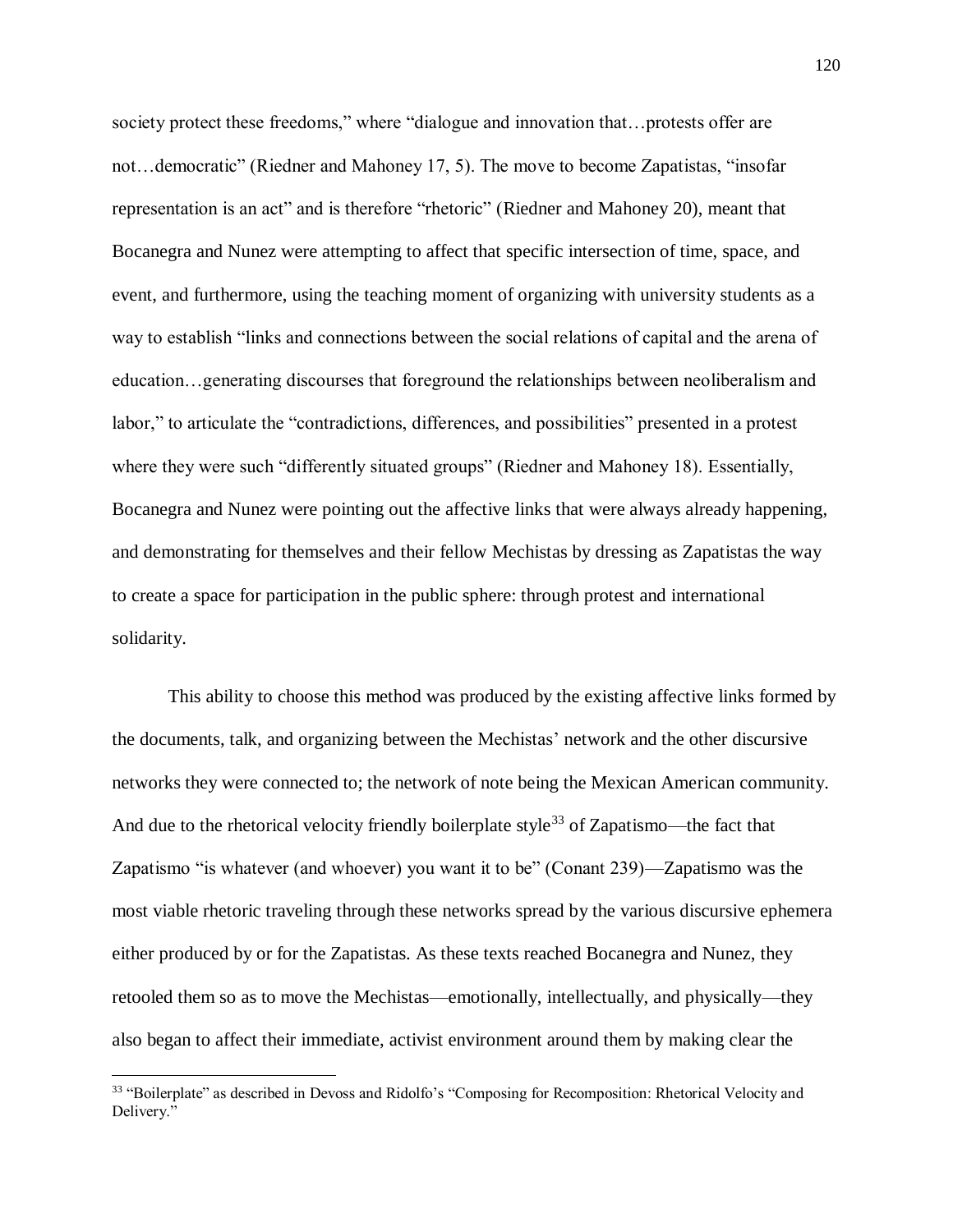society protect these freedoms," where "dialogue and innovation that…protests offer are not…democratic" (Riedner and Mahoney 17, 5). The move to become Zapatistas, "insofar representation is an act" and is therefore "rhetoric" (Riedner and Mahoney 20), meant that Bocanegra and Nunez were attempting to affect that specific intersection of time, space, and event, and furthermore, using the teaching moment of organizing with university students as a way to establish "links and connections between the social relations of capital and the arena of education…generating discourses that foreground the relationships between neoliberalism and labor," to articulate the "contradictions, differences, and possibilities" presented in a protest where they were such "differently situated groups" (Riedner and Mahoney 18). Essentially, Bocanegra and Nunez were pointing out the affective links that were always already happening, and demonstrating for themselves and their fellow Mechistas by dressing as Zapatistas the way to create a space for participation in the public sphere: through protest and international solidarity.

This ability to choose this method was produced by the existing affective links formed by the documents, talk, and organizing between the Mechistas' network and the other discursive networks they were connected to; the network of note being the Mexican American community. And due to the rhetorical velocity friendly boilerplate style[33] of Zapatismo—the fact that Zapatismo "is whatever (and whoever) you want it to be" (Conant 239)—Zapatismo was the most viable rhetoric traveling through these networks spread by the various discursive ephemera either produced by or for the Zapatistas. As these texts reached Bocanegra and Nunez, they retooled them so as to move the Mechistas—emotionally, intellectually, and physically—they also began to affect their immediate, activist environment around them by making clear the

[33] "Boilerplate" as described in Devoss and Ridolfo's "Composing for Recomposition: Rhetorical Velocity and Delivery."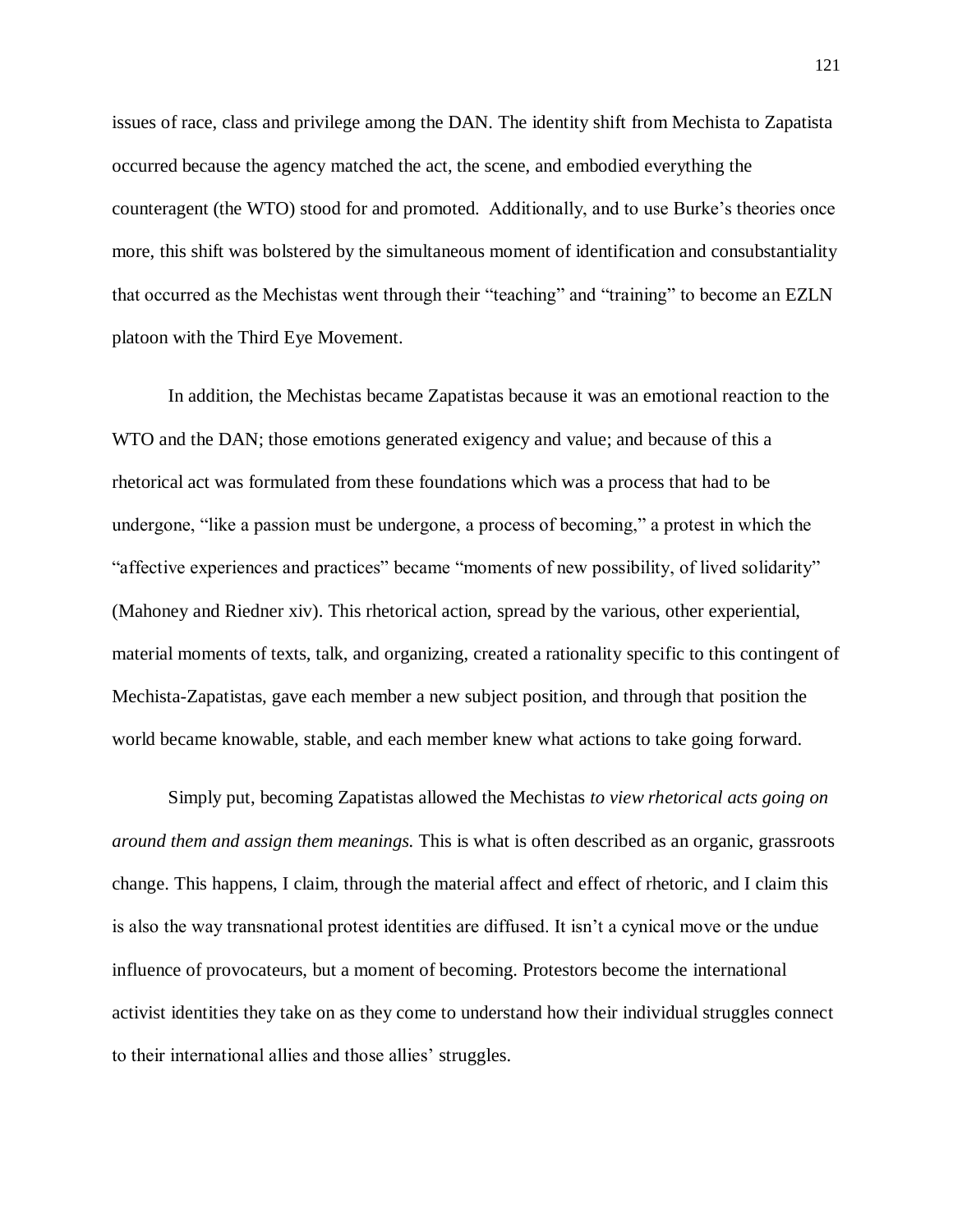issues of race, class and privilege among the DAN. The identity shift from Mechista to Zapatista occurred because the agency matched the act, the scene, and embodied everything the counteragent (the WTO) stood for and promoted. Additionally, and to use Burke's theories once more, this shift was bolstered by the simultaneous moment of identification and consubstantiality that occurred as the Mechistas went through their "teaching" and "training" to become an EZLN platoon with the Third Eye Movement.

In addition, the Mechistas became Zapatistas because it was an emotional reaction to the WTO and the DAN; those emotions generated exigency and value; and because of this a rhetorical act was formulated from these foundations which was a process that had to be undergone, "like a passion must be undergone, a process of becoming," a protest in which the "affective experiences and practices" became "moments of new possibility, of lived solidarity" (Mahoney and Riedner xiv). This rhetorical action, spread by the various, other experiential, material moments of texts, talk, and organizing, created a rationality specific to this contingent of Mechista-Zapatistas, gave each member a new subject position, and through that position the world became knowable, stable, and each member knew what actions to take going forward.

Simply put, becoming Zapatistas allowed the Mechistas *to view rhetorical acts going on around them and assign them meanings.* This is what is often described as an organic, grassroots change. This happens, I claim, through the material affect and effect of rhetoric, and I claim this is also the way transnational protest identities are diffused. It isn't a cynical move or the undue influence of provocateurs, but a moment of becoming. Protestors become the international activist identities they take on as they come to understand how their individual struggles connect to their international allies and those allies' struggles.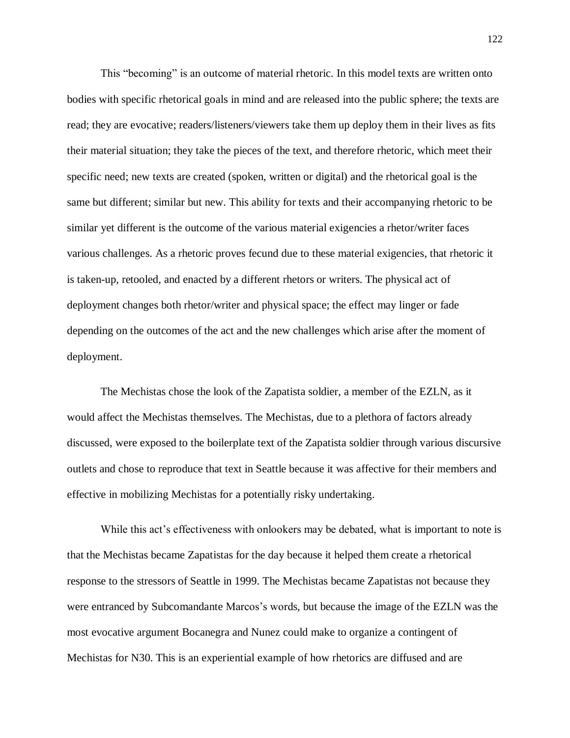This "becoming" is an outcome of material rhetoric. In this model texts are written onto bodies with specific rhetorical goals in mind and are released into the public sphere; the texts are read; they are evocative; readers/listeners/viewers take them up deploy them in their lives as fits their material situation; they take the pieces of the text, and therefore rhetoric, which meet their specific need; new texts are created (spoken, written or digital) and the rhetorical goal is the same but different; similar but new. This ability for texts and their accompanying rhetoric to be similar yet different is the outcome of the various material exigencies a rhetor/writer faces various challenges. As a rhetoric proves fecund due to these material exigencies, that rhetoric it is taken-up, retooled, and enacted by a different rhetors or writers. The physical act of deployment changes both rhetor/writer and physical space; the effect may linger or fade depending on the outcomes of the act and the new challenges which arise after the moment of deployment.

The Mechistas chose the look of the Zapatista soldier, a member of the EZLN, as it would affect the Mechistas themselves. The Mechistas, due to a plethora of factors already discussed, were exposed to the boilerplate text of the Zapatista soldier through various discursive outlets and chose to reproduce that text in Seattle because it was affective for their members and effective in mobilizing Mechistas for a potentially risky undertaking.

While this act's effectiveness with onlookers may be debated, what is important to note is that the Mechistas became Zapatistas for the day because it helped them create a rhetorical response to the stressors of Seattle in 1999. The Mechistas became Zapatistas not because they were entranced by Subcomandante Marcos's words, but because the image of the EZLN was the most evocative argument Bocanegra and Nunez could make to organize a contingent of Mechistas for N30. This is an experiential example of how rhetorics are diffused and are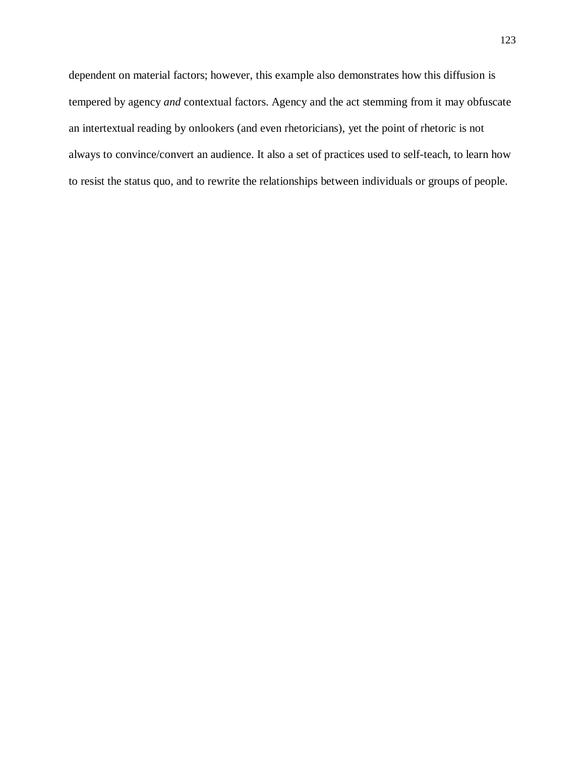dependent on material factors; however, this example also demonstrates how this diffusion is tempered by agency *and* contextual factors. Agency and the act stemming from it may obfuscate an intertextual reading by onlookers (and even rhetoricians), yet the point of rhetoric is not always to convince/convert an audience. It also a set of practices used to self-teach, to learn how to resist the status quo, and to rewrite the relationships between individuals or groups of people.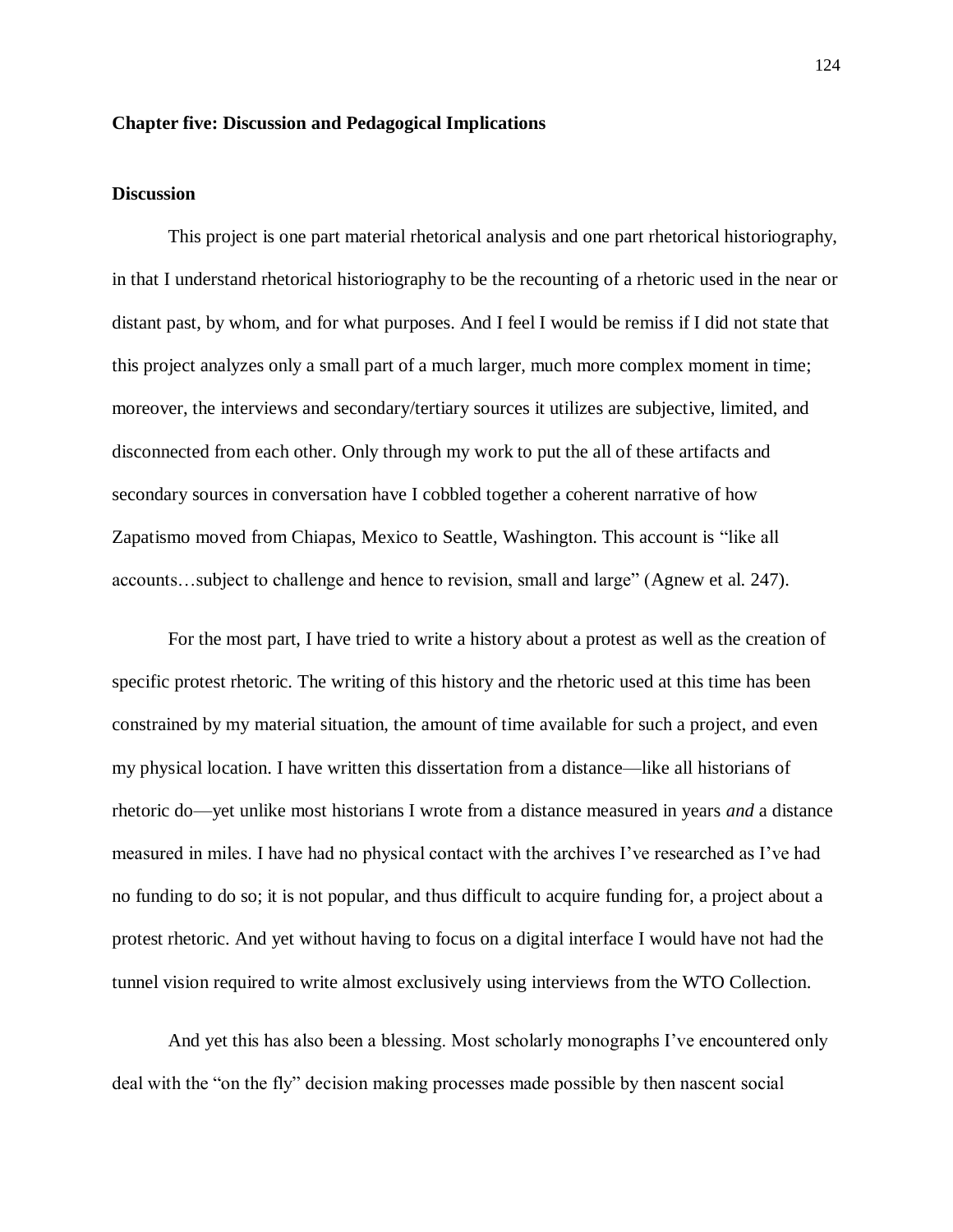## Chapter five: Discussion and Pedagogical Implications

### Discussion

This project is one part material rhetorical analysis and one part rhetorical historiography, in that I understand rhetorical historiography to be the recounting of a rhetoric used in the near or distant past, by whom, and for what purposes. And I feel I would be remiss if I did not state that this project analyzes only a small part of a much larger, much more complex moment in time; moreover, the interviews and secondary/tertiary sources it utilizes are subjective, limited, and disconnected from each other. Only through my work to put the all of these artifacts and secondary sources in conversation have I cobbled together a coherent narrative of how Zapatismo moved from Chiapas, Mexico to Seattle, Washington. This account is "like all accounts…subject to challenge and hence to revision, small and large" (Agnew et al. 247).

For the most part, I have tried to write a history about a protest as well as the creation of specific protest rhetoric. The writing of this history and the rhetoric used at this time has been constrained by my material situation, the amount of time available for such a project, and even my physical location. I have written this dissertation from a distance—like all historians of rhetoric do—yet unlike most historians I wrote from a distance measured in years *and* a distance measured in miles. I have had no physical contact with the archives I've researched as I've had no funding to do so; it is not popular, and thus difficult to acquire funding for, a project about a protest rhetoric. And yet without having to focus on a digital interface I would have not had the tunnel vision required to write almost exclusively using interviews from the WTO Collection.

And yet this has also been a blessing. Most scholarly monographs I've encountered only deal with the "on the fly" decision making processes made possible by then nascent social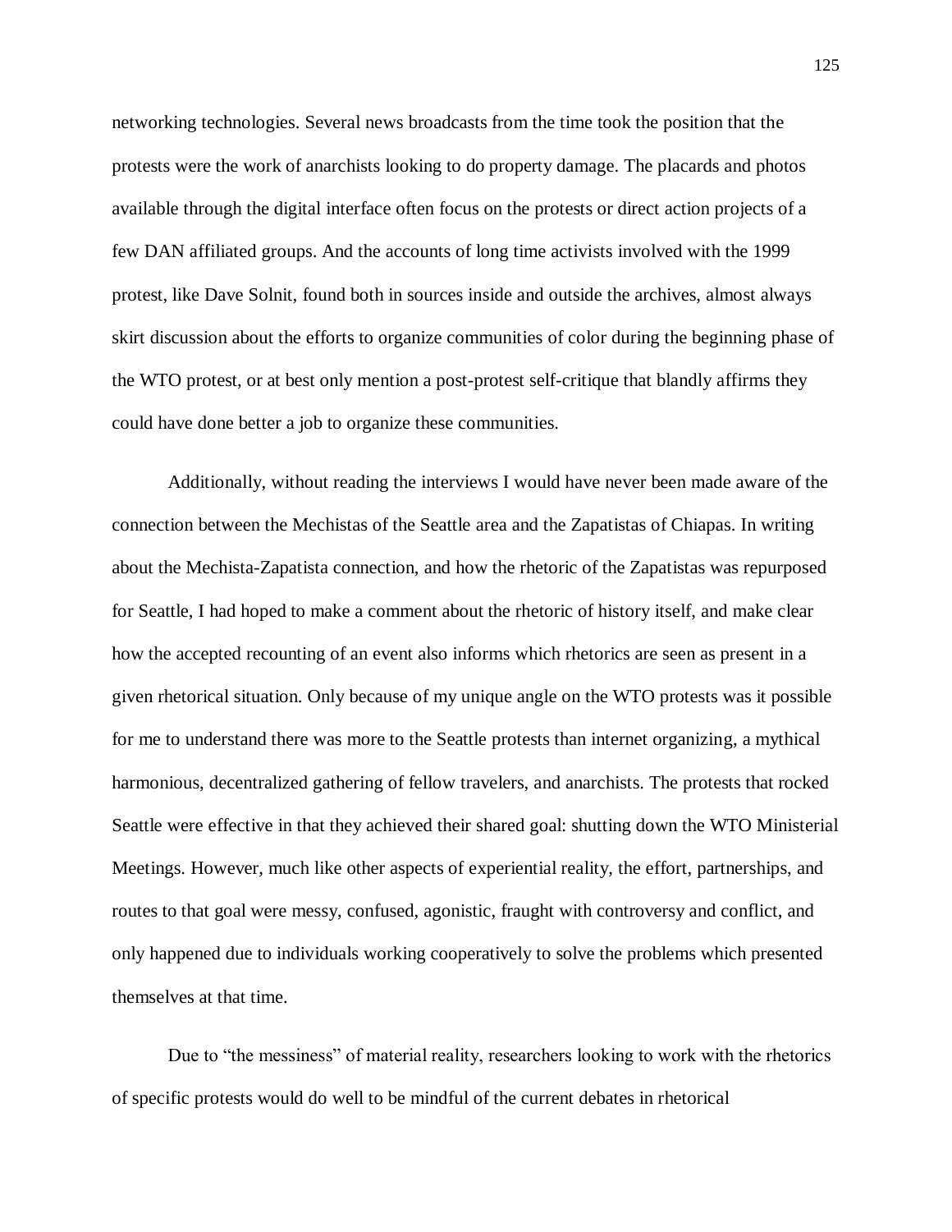networking technologies. Several news broadcasts from the time took the position that the protests were the work of anarchists looking to do property damage. The placards and photos available through the digital interface often focus on the protests or direct action projects of a few DAN affiliated groups. And the accounts of long time activists involved with the 1999 protest, like Dave Solnit, found both in sources inside and outside the archives, almost always skirt discussion about the efforts to organize communities of color during the beginning phase of the WTO protest, or at best only mention a post-protest self-critique that blandly affirms they could have done better a job to organize these communities.

Additionally, without reading the interviews I would have never been made aware of the connection between the Mechistas of the Seattle area and the Zapatistas of Chiapas. In writing about the Mechista-Zapatista connection, and how the rhetoric of the Zapatistas was repurposed for Seattle, I had hoped to make a comment about the rhetoric of history itself, and make clear how the accepted recounting of an event also informs which rhetorics are seen as present in a given rhetorical situation. Only because of my unique angle on the WTO protests was it possible for me to understand there was more to the Seattle protests than internet organizing, a mythical harmonious, decentralized gathering of fellow travelers, and anarchists. The protests that rocked Seattle were effective in that they achieved their shared goal: shutting down the WTO Ministerial Meetings. However, much like other aspects of experiential reality, the effort, partnerships, and routes to that goal were messy, confused, agonistic, fraught with controversy and conflict, and only happened due to individuals working cooperatively to solve the problems which presented themselves at that time.

Due to "the messiness" of material reality, researchers looking to work with the rhetorics of specific protests would do well to be mindful of the current debates in rhetorical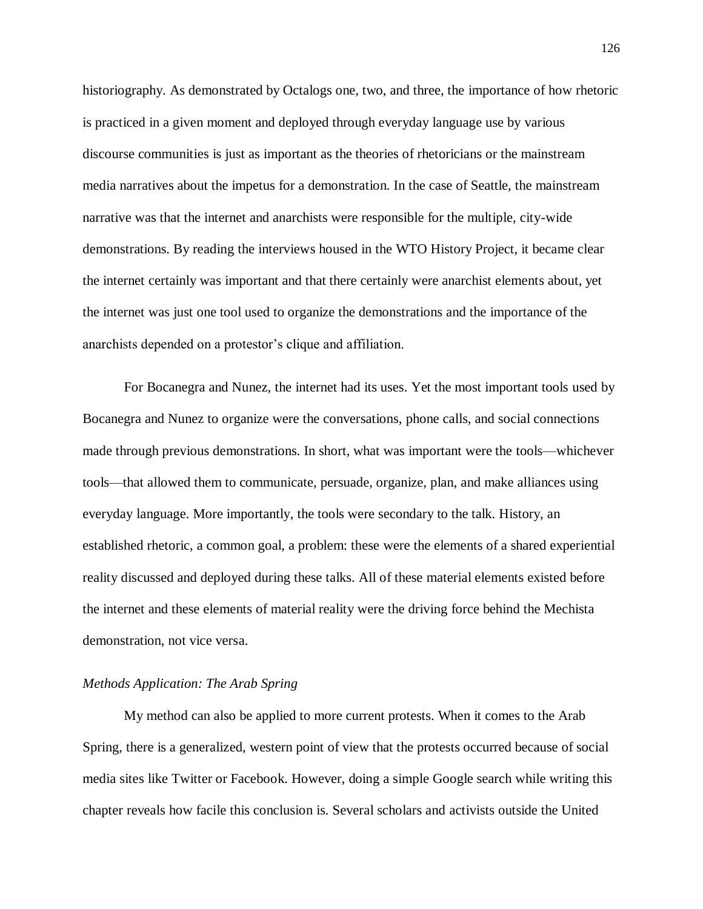historiography. As demonstrated by Octalogs one, two, and three, the importance of how rhetoric is practiced in a given moment and deployed through everyday language use by various discourse communities is just as important as the theories of rhetoricians or the mainstream media narratives about the impetus for a demonstration. In the case of Seattle, the mainstream narrative was that the internet and anarchists were responsible for the multiple, city-wide demonstrations. By reading the interviews housed in the WTO History Project, it became clear the internet certainly was important and that there certainly were anarchist elements about, yet the internet was just one tool used to organize the demonstrations and the importance of the anarchists depended on a protestor's clique and affiliation.

For Bocanegra and Nunez, the internet had its uses. Yet the most important tools used by Bocanegra and Nunez to organize were the conversations, phone calls, and social connections made through previous demonstrations. In short, what was important were the tools—whichever tools—that allowed them to communicate, persuade, organize, plan, and make alliances using everyday language. More importantly, the tools were secondary to the talk. History, an established rhetoric, a common goal, a problem: these were the elements of a shared experiential reality discussed and deployed during these talks. All of these material elements existed before the internet and these elements of material reality were the driving force behind the Mechista demonstration, not vice versa.

### *Methods Application: The Arab Spring*

My method can also be applied to more current protests. When it comes to the Arab Spring, there is a generalized, western point of view that the protests occurred because of social media sites like Twitter or Facebook. However, doing a simple Google search while writing this chapter reveals how facile this conclusion is. Several scholars and activists outside the United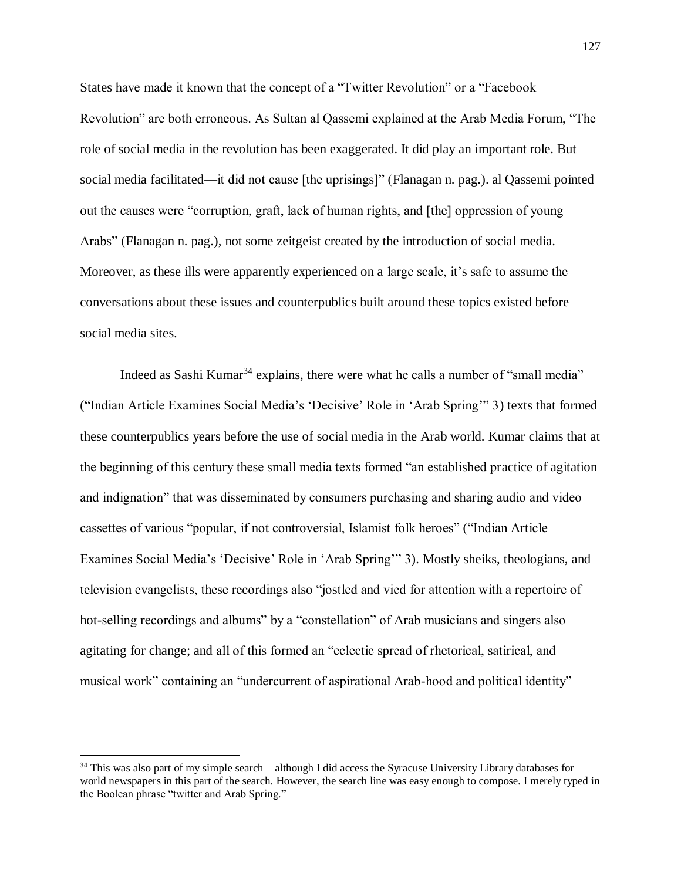States have made it known that the concept of a "Twitter Revolution" or a "Facebook Revolution" are both erroneous. As Sultan al Qassemi explained at the Arab Media Forum, "The role of social media in the revolution has been exaggerated. It did play an important role. But social media facilitated—it did not cause [the uprisings]" (Flanagan n. pag.). al Qassemi pointed out the causes were "corruption, graft, lack of human rights, and [the] oppression of young Arabs" (Flanagan n. pag.), not some zeitgeist created by the introduction of social media. Moreover, as these ills were apparently experienced on a large scale, it's safe to assume the conversations about these issues and counterpublics built around these topics existed before social media sites.

Indeed as Sashi Kumar[34] explains, there were what he calls a number of "small media" ("Indian Article Examines Social Media's 'Decisive' Role in 'Arab Spring'" 3) texts that formed these counterpublics years before the use of social media in the Arab world. Kumar claims that at the beginning of this century these small media texts formed "an established practice of agitation and indignation" that was disseminated by consumers purchasing and sharing audio and video cassettes of various "popular, if not controversial, Islamist folk heroes" ("Indian Article Examines Social Media's 'Decisive' Role in 'Arab Spring'" 3). Mostly sheiks, theologians, and television evangelists, these recordings also "jostled and vied for attention with a repertoire of hot-selling recordings and albums" by a "constellation" of Arab musicians and singers also agitating for change; and all of this formed an "eclectic spread of rhetorical, satirical, and musical work" containing an "undercurrent of aspirational Arab-hood and political identity"

[34] This was also part of my simple search—although I did access the Syracuse University Library databases for world newspapers in this part of the search. However, the search line was easy enough to compose. I merely typed in the Boolean phrase "twitter and Arab Spring."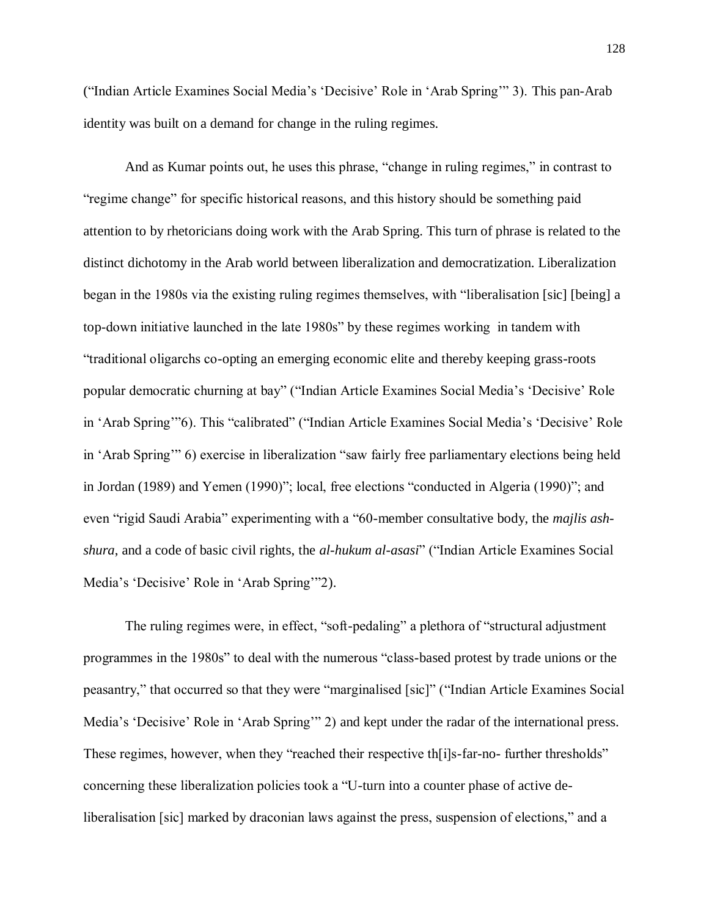(“Indian Article Examines Social Media’s ‘Decisive’ Role in ‘Arab Spring’” 3). This pan-Arab identity was built on a demand for change in the ruling regimes.

And as Kumar points out, he uses this phrase, “change in ruling regimes,” in contrast to “regime change” for specific historical reasons, and this history should be something paid attention to by rhetoricians doing work with the Arab Spring. This turn of phrase is related to the distinct dichotomy in the Arab world between liberalization and democratization. Liberalization began in the 1980s via the existing ruling regimes themselves, with “liberalisation [sic] [being] a top-down initiative launched in the late 1980s” by these regimes working in tandem with “traditional oligarchs co-opting an emerging economic elite and thereby keeping grass-roots popular democratic churning at bay” (“Indian Article Examines Social Media’s ‘Decisive’ Role in ‘Arab Spring’”6). This “calibrated” (“Indian Article Examines Social Media’s ‘Decisive’ Role in ‘Arab Spring’” 6) exercise in liberalization “saw fairly free parliamentary elections being held in Jordan (1989) and Yemen (1990)”; local, free elections “conducted in Algeria (1990)”; and even “rigid Saudi Arabia” experimenting with a “60-member consultative body, the *majlis ash-shura*, and a code of basic civil rights, the *al-hukum al-asasi*” (“Indian Article Examines Social Media’s ‘Decisive’ Role in ‘Arab Spring’”2).

The ruling regimes were, in effect, “soft-pedaling” a plethora of “structural adjustment programmes in the 1980s” to deal with the numerous “class-based protest by trade unions or the peasantry,” that occurred so that they were “marginalised [sic]” (“Indian Article Examines Social Media’s ‘Decisive’ Role in ‘Arab Spring’” 2) and kept under the radar of the international press. These regimes, however, when they “reached their respective th[i]s-far-no- further thresholds” concerning these liberalization policies took a “U-turn into a counter phase of active de-liberalisation [sic] marked by draconian laws against the press, suspension of elections,” and a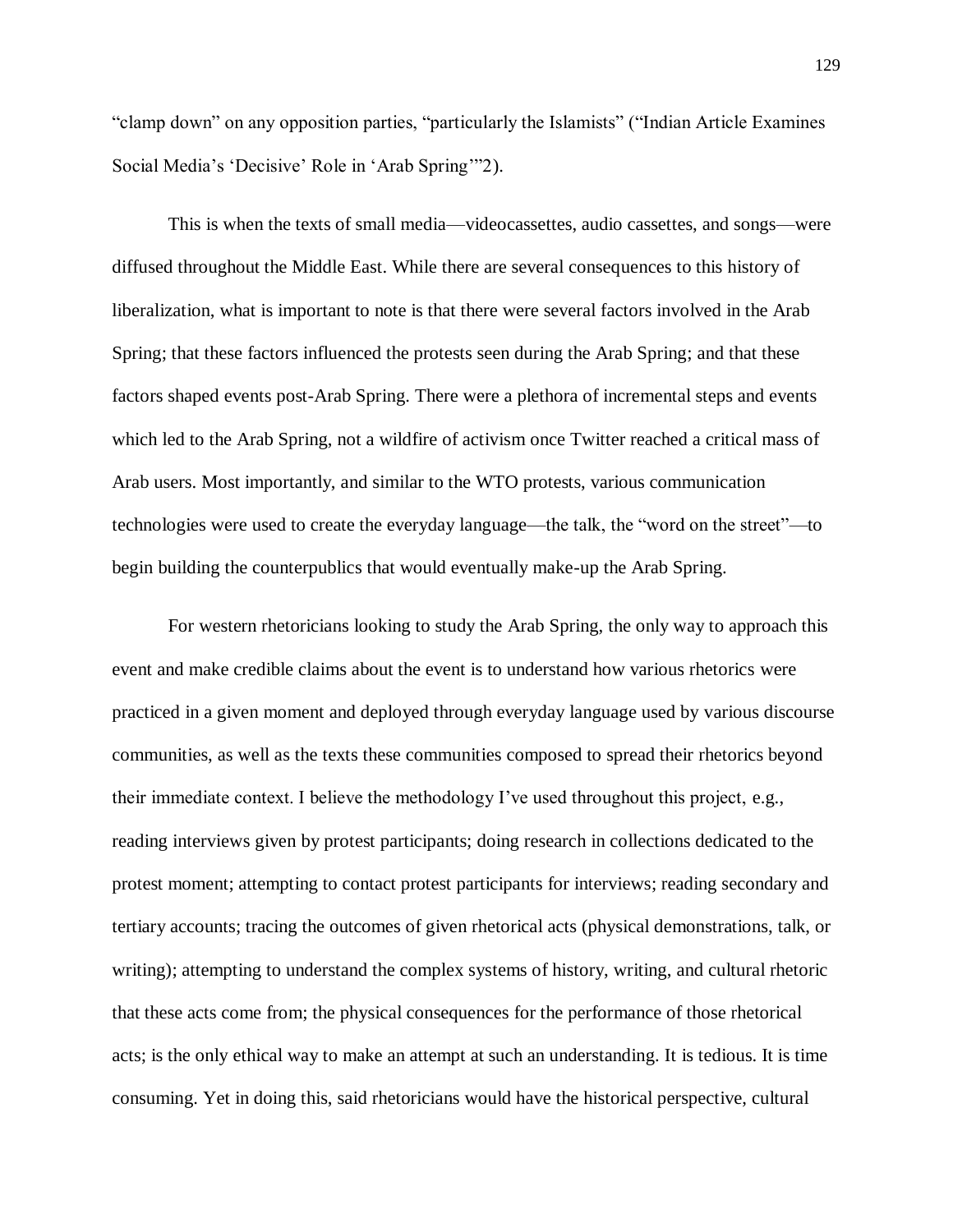"clamp down" on any opposition parties, "particularly the Islamists" ("Indian Article Examines Social Media's 'Decisive' Role in 'Arab Spring'"2).

This is when the texts of small media—videocassettes, audio cassettes, and songs—were diffused throughout the Middle East. While there are several consequences to this history of liberalization, what is important to note is that there were several factors involved in the Arab Spring; that these factors influenced the protests seen during the Arab Spring; and that these factors shaped events post-Arab Spring. There were a plethora of incremental steps and events which led to the Arab Spring, not a wildfire of activism once Twitter reached a critical mass of Arab users. Most importantly, and similar to the WTO protests, various communication technologies were used to create the everyday language—the talk, the "word on the street"—to begin building the counterpublics that would eventually make-up the Arab Spring.

For western rhetoricians looking to study the Arab Spring, the only way to approach this event and make credible claims about the event is to understand how various rhetorics were practiced in a given moment and deployed through everyday language used by various discourse communities, as well as the texts these communities composed to spread their rhetorics beyond their immediate context. I believe the methodology I've used throughout this project, e.g., reading interviews given by protest participants; doing research in collections dedicated to the protest moment; attempting to contact protest participants for interviews; reading secondary and tertiary accounts; tracing the outcomes of given rhetorical acts (physical demonstrations, talk, or writing); attempting to understand the complex systems of history, writing, and cultural rhetoric that these acts come from; the physical consequences for the performance of those rhetorical acts; is the only ethical way to make an attempt at such an understanding. It is tedious. It is time consuming. Yet in doing this, said rhetoricians would have the historical perspective, cultural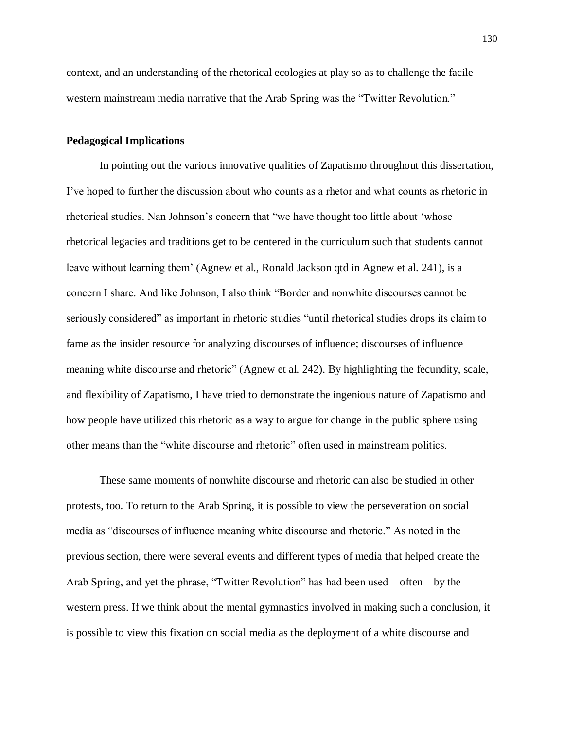context, and an understanding of the rhetorical ecologies at play so as to challenge the facile western mainstream media narrative that the Arab Spring was the "Twitter Revolution."

## Pedagogical Implications

In pointing out the various innovative qualities of Zapatismo throughout this dissertation, I've hoped to further the discussion about who counts as a rhetor and what counts as rhetoric in rhetorical studies. Nan Johnson's concern that "we have thought too little about 'whose rhetorical legacies and traditions get to be centered in the curriculum such that students cannot leave without learning them' (Agnew et al., Ronald Jackson qtd in Agnew et al. 241), is a concern I share. And like Johnson, I also think "Border and nonwhite discourses cannot be seriously considered" as important in rhetoric studies "until rhetorical studies drops its claim to fame as the insider resource for analyzing discourses of influence; discourses of influence meaning white discourse and rhetoric" (Agnew et al. 242). By highlighting the fecundity, scale, and flexibility of Zapatismo, I have tried to demonstrate the ingenious nature of Zapatismo and how people have utilized this rhetoric as a way to argue for change in the public sphere using other means than the "white discourse and rhetoric" often used in mainstream politics.

These same moments of nonwhite discourse and rhetoric can also be studied in other protests, too. To return to the Arab Spring, it is possible to view the perseveration on social media as "discourses of influence meaning white discourse and rhetoric." As noted in the previous section, there were several events and different types of media that helped create the Arab Spring, and yet the phrase, "Twitter Revolution" has had been used—often—by the western press. If we think about the mental gymnastics involved in making such a conclusion, it is possible to view this fixation on social media as the deployment of a white discourse and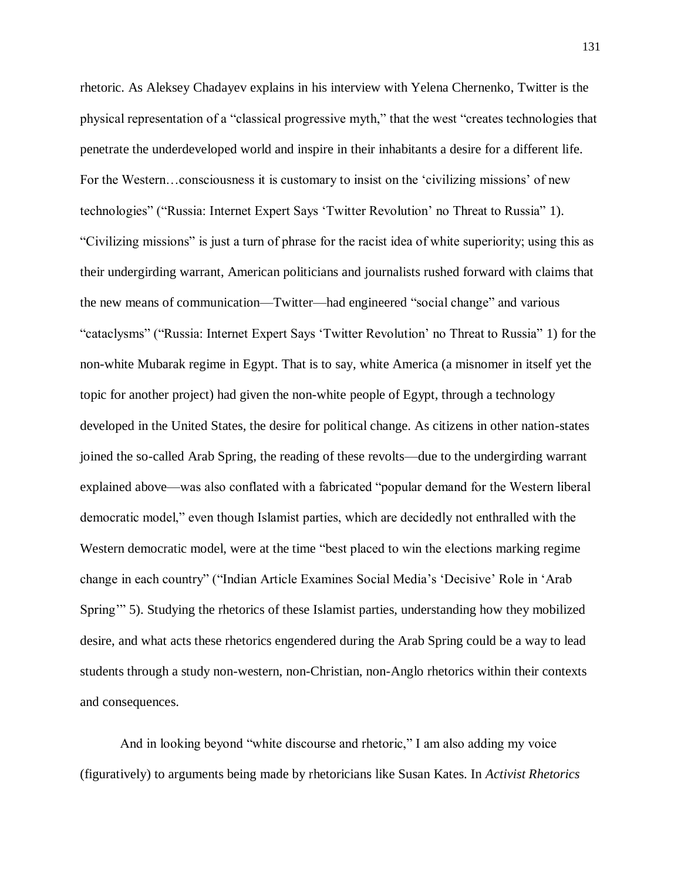rhetoric. As Aleksey Chadayev explains in his interview with Yelena Chernenko, Twitter is the physical representation of a "classical progressive myth," that the west "creates technologies that penetrate the underdeveloped world and inspire in their inhabitants a desire for a different life. For the Western…consciousness it is customary to insist on the 'civilizing missions' of new technologies" ("Russia: Internet Expert Says 'Twitter Revolution' no Threat to Russia" 1). "Civilizing missions" is just a turn of phrase for the racist idea of white superiority; using this as their undergirding warrant, American politicians and journalists rushed forward with claims that the new means of communication—Twitter—had engineered "social change" and various "cataclysms" ("Russia: Internet Expert Says 'Twitter Revolution' no Threat to Russia" 1) for the non-white Mubarak regime in Egypt. That is to say, white America (a misnomer in itself yet the topic for another project) had given the non-white people of Egypt, through a technology developed in the United States, the desire for political change. As citizens in other nation-states joined the so-called Arab Spring, the reading of these revolts—due to the undergirding warrant explained above—was also conflated with a fabricated "popular demand for the Western liberal democratic model," even though Islamist parties, which are decidedly not enthralled with the Western democratic model, were at the time "best placed to win the elections marking regime change in each country" ("Indian Article Examines Social Media's 'Decisive' Role in 'Arab Spring'" 5). Studying the rhetorics of these Islamist parties, understanding how they mobilized desire, and what acts these rhetorics engendered during the Arab Spring could be a way to lead students through a study non-western, non-Christian, non-Anglo rhetorics within their contexts and consequences.

And in looking beyond "white discourse and rhetoric," I am also adding my voice (figuratively) to arguments being made by rhetoricians like Susan Kates. In *Activist Rhetorics*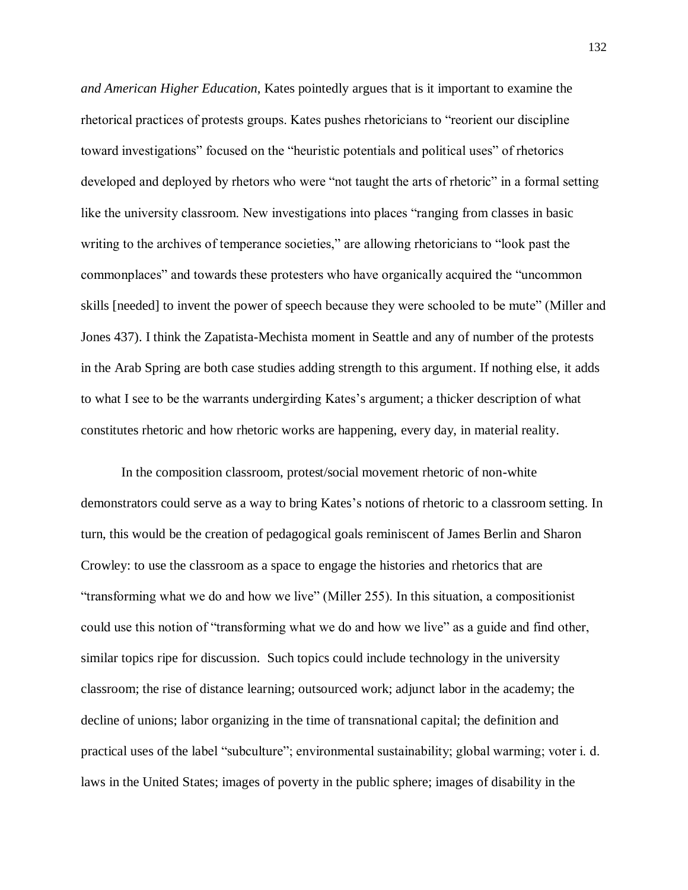*and American Higher Education*, Kates pointedly argues that is it important to examine the rhetorical practices of protests groups. Kates pushes rhetoricians to "reorient our discipline toward investigations" focused on the "heuristic potentials and political uses" of rhetorics developed and deployed by rhetors who were "not taught the arts of rhetoric" in a formal setting like the university classroom. New investigations into places "ranging from classes in basic writing to the archives of temperance societies," are allowing rhetoricians to "look past the commonplaces" and towards these protesters who have organically acquired the "uncommon skills [needed] to invent the power of speech because they were schooled to be mute" (Miller and Jones 437). I think the Zapatista-Mechista moment in Seattle and any of number of the protests in the Arab Spring are both case studies adding strength to this argument. If nothing else, it adds to what I see to be the warrants undergirding Kates's argument; a thicker description of what constitutes rhetoric and how rhetoric works are happening, every day, in material reality.

In the composition classroom, protest/social movement rhetoric of non-white demonstrators could serve as a way to bring Kates's notions of rhetoric to a classroom setting. In turn, this would be the creation of pedagogical goals reminiscent of James Berlin and Sharon Crowley: to use the classroom as a space to engage the histories and rhetorics that are "transforming what we do and how we live" (Miller 255). In this situation, a compositionist could use this notion of "transforming what we do and how we live" as a guide and find other, similar topics ripe for discussion. Such topics could include technology in the university classroom; the rise of distance learning; outsourced work; adjunct labor in the academy; the decline of unions; labor organizing in the time of transnational capital; the definition and practical uses of the label "subculture"; environmental sustainability; global warming; voter i. d. laws in the United States; images of poverty in the public sphere; images of disability in the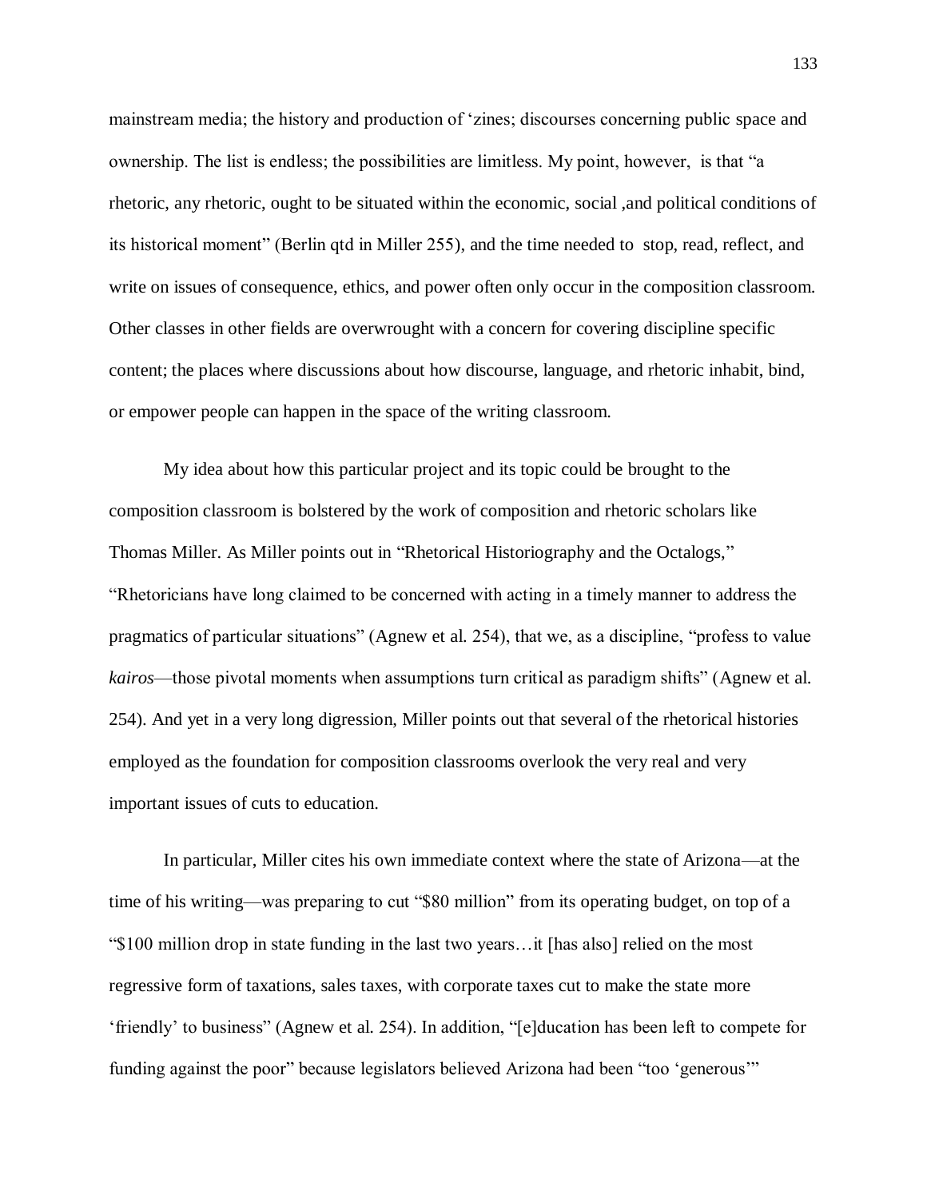mainstream media; the history and production of 'zines; discourses concerning public space and ownership. The list is endless; the possibilities are limitless. My point, however, is that "a rhetoric, any rhetoric, ought to be situated within the economic, social ,and political conditions of its historical moment" (Berlin qtd in Miller 255), and the time needed to stop, read, reflect, and write on issues of consequence, ethics, and power often only occur in the composition classroom. Other classes in other fields are overwrought with a concern for covering discipline specific content; the places where discussions about how discourse, language, and rhetoric inhabit, bind, or empower people can happen in the space of the writing classroom.

My idea about how this particular project and its topic could be brought to the composition classroom is bolstered by the work of composition and rhetoric scholars like Thomas Miller. As Miller points out in "Rhetorical Historiography and the Octalogs," "Rhetoricians have long claimed to be concerned with acting in a timely manner to address the pragmatics of particular situations" (Agnew et al. 254), that we, as a discipline, "profess to value *kairos*—those pivotal moments when assumptions turn critical as paradigm shifts" (Agnew et al. 254). And yet in a very long digression, Miller points out that several of the rhetorical histories employed as the foundation for composition classrooms overlook the very real and very important issues of cuts to education.

In particular, Miller cites his own immediate context where the state of Arizona—at the time of his writing—was preparing to cut "$80 million" from its operating budget, on top of a "$100 million drop in state funding in the last two years…it [has also] relied on the most regressive form of taxations, sales taxes, with corporate taxes cut to make the state more 'friendly' to business" (Agnew et al. 254). In addition, "[e]ducation has been left to compete for funding against the poor" because legislators believed Arizona had been "too 'generous'"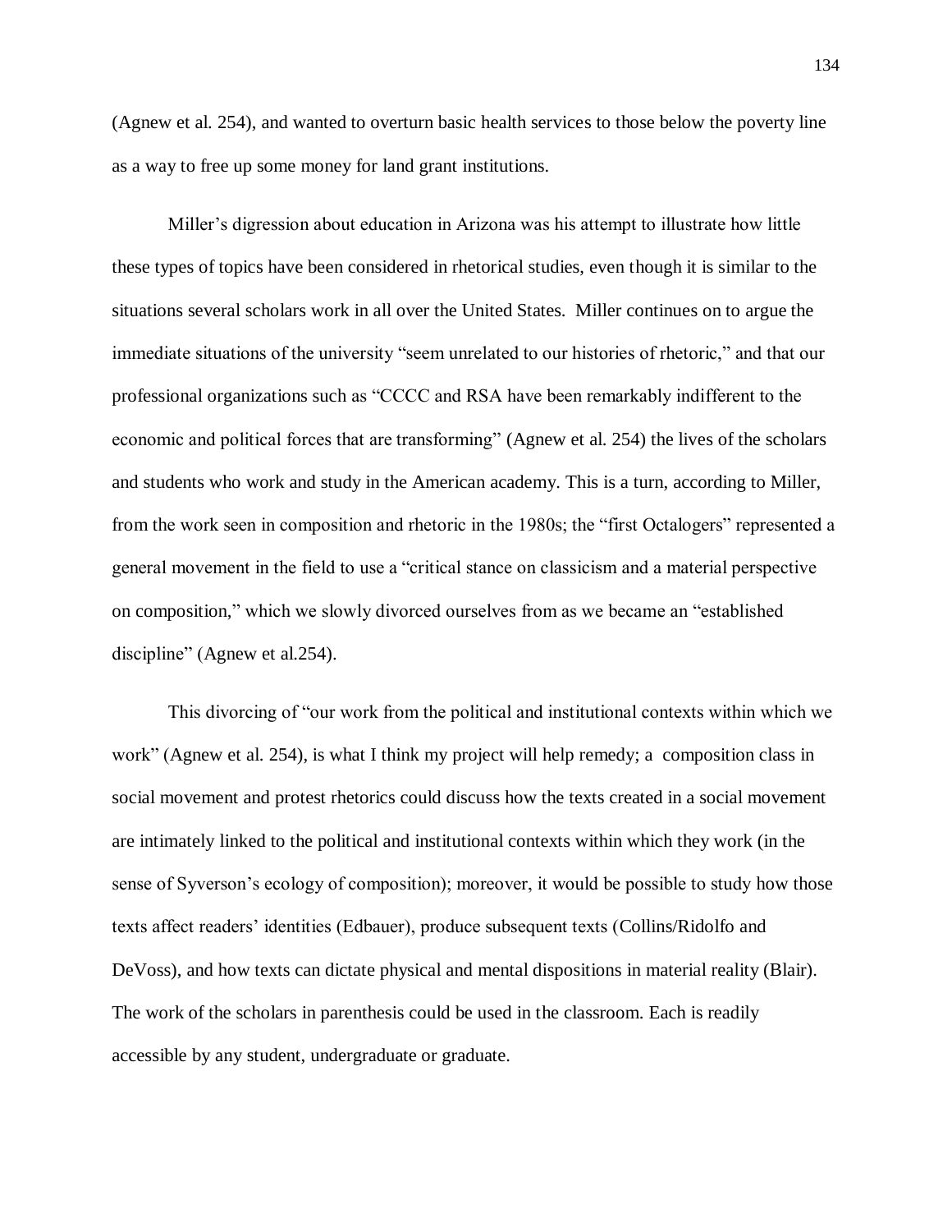(Agnew et al. 254), and wanted to overturn basic health services to those below the poverty line as a way to free up some money for land grant institutions.

Miller's digression about education in Arizona was his attempt to illustrate how little these types of topics have been considered in rhetorical studies, even though it is similar to the situations several scholars work in all over the United States. Miller continues on to argue the immediate situations of the university "seem unrelated to our histories of rhetoric," and that our professional organizations such as "CCCC and RSA have been remarkably indifferent to the economic and political forces that are transforming" (Agnew et al. 254) the lives of the scholars and students who work and study in the American academy. This is a turn, according to Miller, from the work seen in composition and rhetoric in the 1980s; the "first Octalogers" represented a general movement in the field to use a "critical stance on classicism and a material perspective on composition," which we slowly divorced ourselves from as we became an "established discipline" (Agnew et al.254).

This divorcing of "our work from the political and institutional contexts within which we work" (Agnew et al. 254), is what I think my project will help remedy; a composition class in social movement and protest rhetorics could discuss how the texts created in a social movement are intimately linked to the political and institutional contexts within which they work (in the sense of Syverson's ecology of composition); moreover, it would be possible to study how those texts affect readers' identities (Edbauer), produce subsequent texts (Collins/Ridolfo and DeVoss), and how texts can dictate physical and mental dispositions in material reality (Blair). The work of the scholars in parenthesis could be used in the classroom. Each is readily accessible by any student, undergraduate or graduate.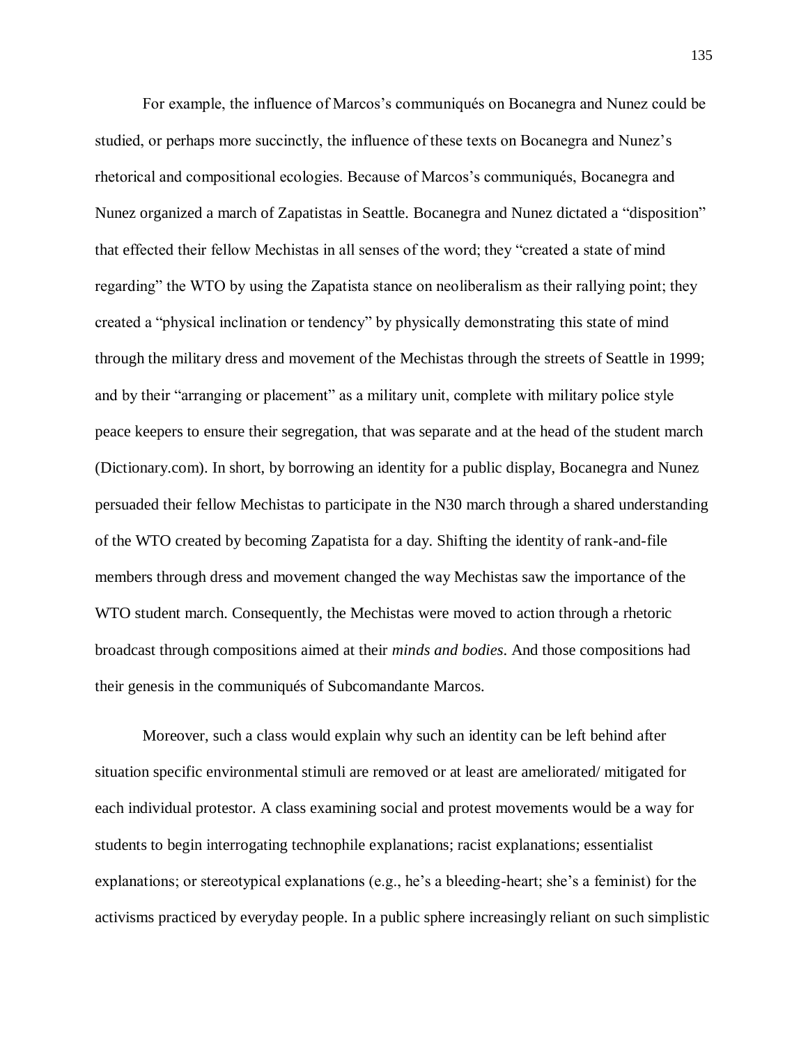For example, the influence of Marcos's communiqués on Bocanegra and Nunez could be studied, or perhaps more succinctly, the influence of these texts on Bocanegra and Nunez's rhetorical and compositional ecologies. Because of Marcos's communiqués, Bocanegra and Nunez organized a march of Zapatistas in Seattle. Bocanegra and Nunez dictated a "disposition" that effected their fellow Mechistas in all senses of the word; they "created a state of mind regarding" the WTO by using the Zapatista stance on neoliberalism as their rallying point; they created a "physical inclination or tendency" by physically demonstrating this state of mind through the military dress and movement of the Mechistas through the streets of Seattle in 1999; and by their "arranging or placement" as a military unit, complete with military police style peace keepers to ensure their segregation, that was separate and at the head of the student march (Dictionary.com). In short, by borrowing an identity for a public display, Bocanegra and Nunez persuaded their fellow Mechistas to participate in the N30 march through a shared understanding of the WTO created by becoming Zapatista for a day. Shifting the identity of rank-and-file members through dress and movement changed the way Mechistas saw the importance of the WTO student march. Consequently, the Mechistas were moved to action through a rhetoric broadcast through compositions aimed at their *minds and bodies*. And those compositions had their genesis in the communiqués of Subcomandante Marcos.

Moreover, such a class would explain why such an identity can be left behind after situation specific environmental stimuli are removed or at least are ameliorated/ mitigated for each individual protestor. A class examining social and protest movements would be a way for students to begin interrogating technophile explanations; racist explanations; essentialist explanations; or stereotypical explanations (e.g., he's a bleeding-heart; she's a feminist) for the activisms practiced by everyday people. In a public sphere increasingly reliant on such simplistic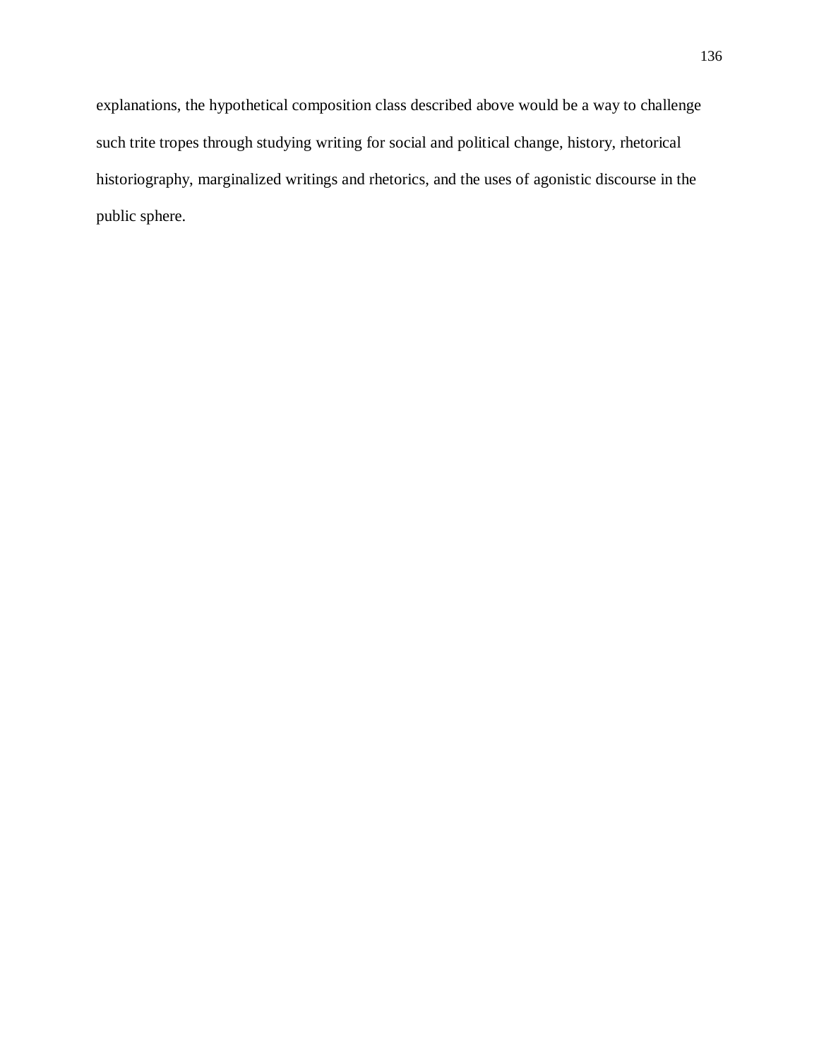explanations, the hypothetical composition class described above would be a way to challenge such trite tropes through studying writing for social and political change, history, rhetorical historiography, marginalized writings and rhetorics, and the uses of agonistic discourse in the public sphere.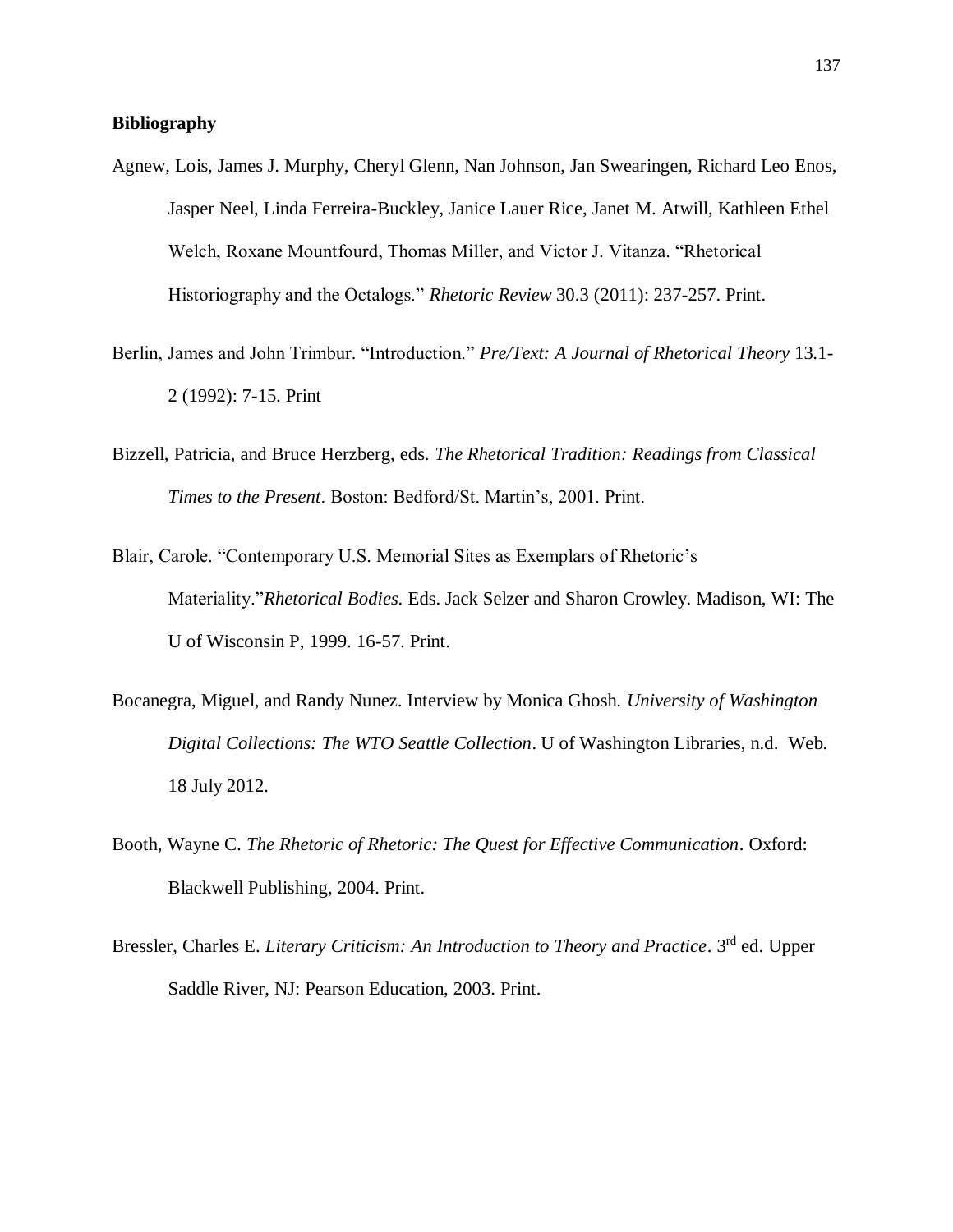**Bibliography**

Agnew, Lois, James J. Murphy, Cheryl Glenn, Nan Johnson, Jan Swearingen, Richard Leo Enos, Jasper Neel, Linda Ferreira-Buckley, Janice Lauer Rice, Janet M. Atwill, Kathleen Ethel Welch, Roxane Mountfourd, Thomas Miller, and Victor J. Vitanza. "Rhetorical Historiography and the Octalogs." *Rhetoric Review* 30.3 (2011): 237-257. Print.

Berlin, James and John Trimbur. "Introduction." *Pre/Text: A Journal of Rhetorical Theory* 13.1-2 (1992): 7-15. Print

Bizzell, Patricia, and Bruce Herzberg, eds. *The Rhetorical Tradition: Readings from Classical Times to the Present*. Boston: Bedford/St. Martin's, 2001. Print.

Blair, Carole. "Contemporary U.S. Memorial Sites as Exemplars of Rhetoric's Materiality."*Rhetorical Bodies.* Eds. Jack Selzer and Sharon Crowley. Madison, WI: The U of Wisconsin P, 1999. 16-57. Print.

Bocanegra, Miguel, and Randy Nunez. Interview by Monica Ghosh. *University of Washington Digital Collections: The WTO Seattle Collection*. U of Washington Libraries, n.d. Web. 18 July 2012.

Booth, Wayne C. *The Rhetoric of Rhetoric: The Quest for Effective Communication*. Oxford: Blackwell Publishing, 2004. Print.

Bressler, Charles E. *Literary Criticism: An Introduction to Theory and Practice*. 3rd ed. Upper Saddle River, NJ: Pearson Education, 2003. Print.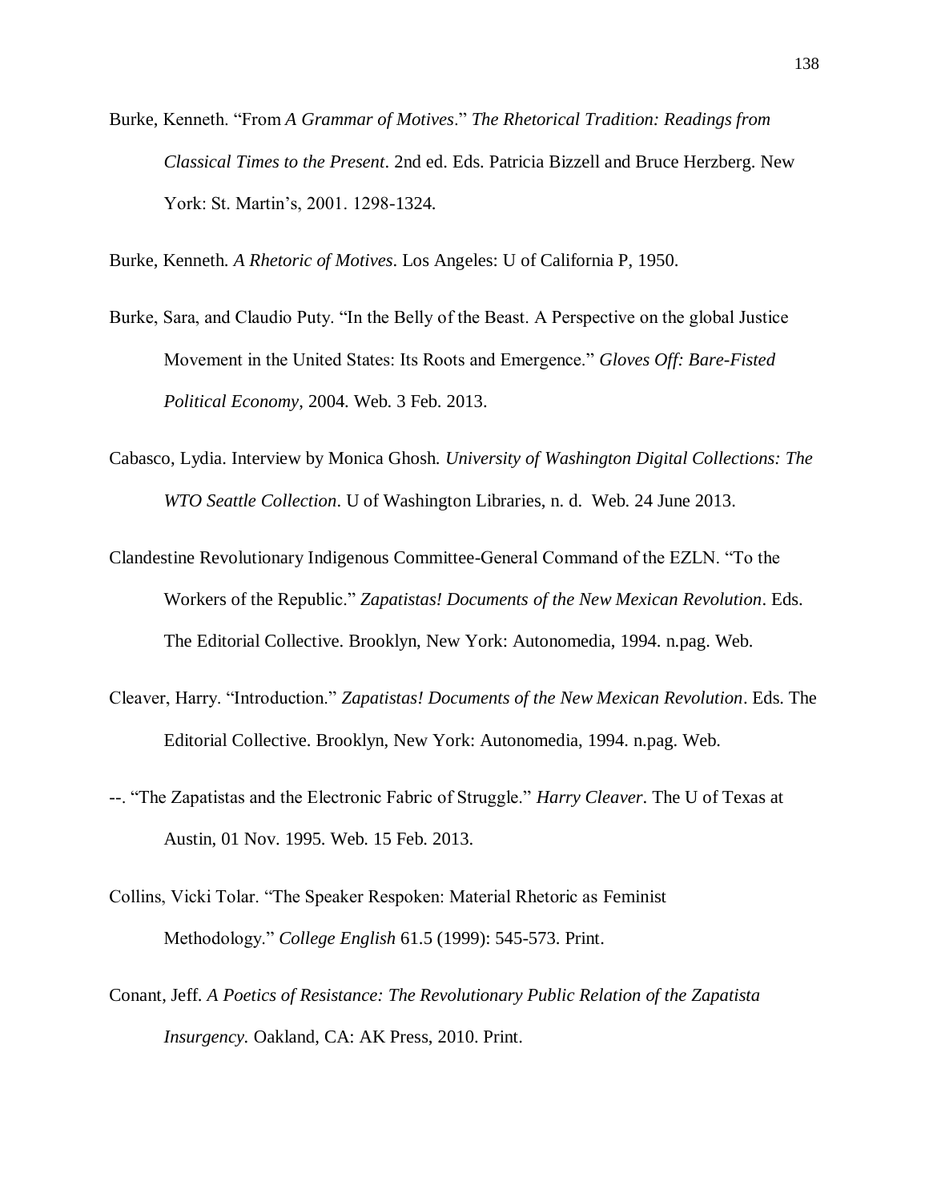Burke, Kenneth. "From *A Grammar of Motives*." *The Rhetorical Tradition: Readings from Classical Times to the Present*. 2nd ed. Eds. Patricia Bizzell and Bruce Herzberg. New York: St. Martin's, 2001. 1298-1324.

Burke, Kenneth. *A Rhetoric of Motives*. Los Angeles: U of California P, 1950.

Burke, Sara, and Claudio Puty. "In the Belly of the Beast. A Perspective on the global Justice Movement in the United States: Its Roots and Emergence." *Gloves Off: Bare-Fisted Political Economy*, 2004. Web. 3 Feb. 2013.

Cabasco, Lydia. Interview by Monica Ghosh. *University of Washington Digital Collections: The WTO Seattle Collection*. U of Washington Libraries, n. d. Web. 24 June 2013.

Clandestine Revolutionary Indigenous Committee-General Command of the EZLN. "To the Workers of the Republic." *Zapatistas! Documents of the New Mexican Revolution*. Eds. The Editorial Collective. Brooklyn, New York: Autonomedia, 1994. n.pag. Web.

Cleaver, Harry. "Introduction." *Zapatistas! Documents of the New Mexican Revolution*. Eds. The Editorial Collective. Brooklyn, New York: Autonomedia, 1994. n.pag. Web.

--. "The Zapatistas and the Electronic Fabric of Struggle." *Harry Cleaver*. The U of Texas at Austin, 01 Nov. 1995. Web. 15 Feb. 2013.

Collins, Vicki Tolar. "The Speaker Respoken: Material Rhetoric as Feminist Methodology." *College English* 61.5 (1999): 545-573. Print.

Conant, Jeff. *A Poetics of Resistance: The Revolutionary Public Relation of the Zapatista Insurgency.* Oakland, CA: AK Press, 2010. Print.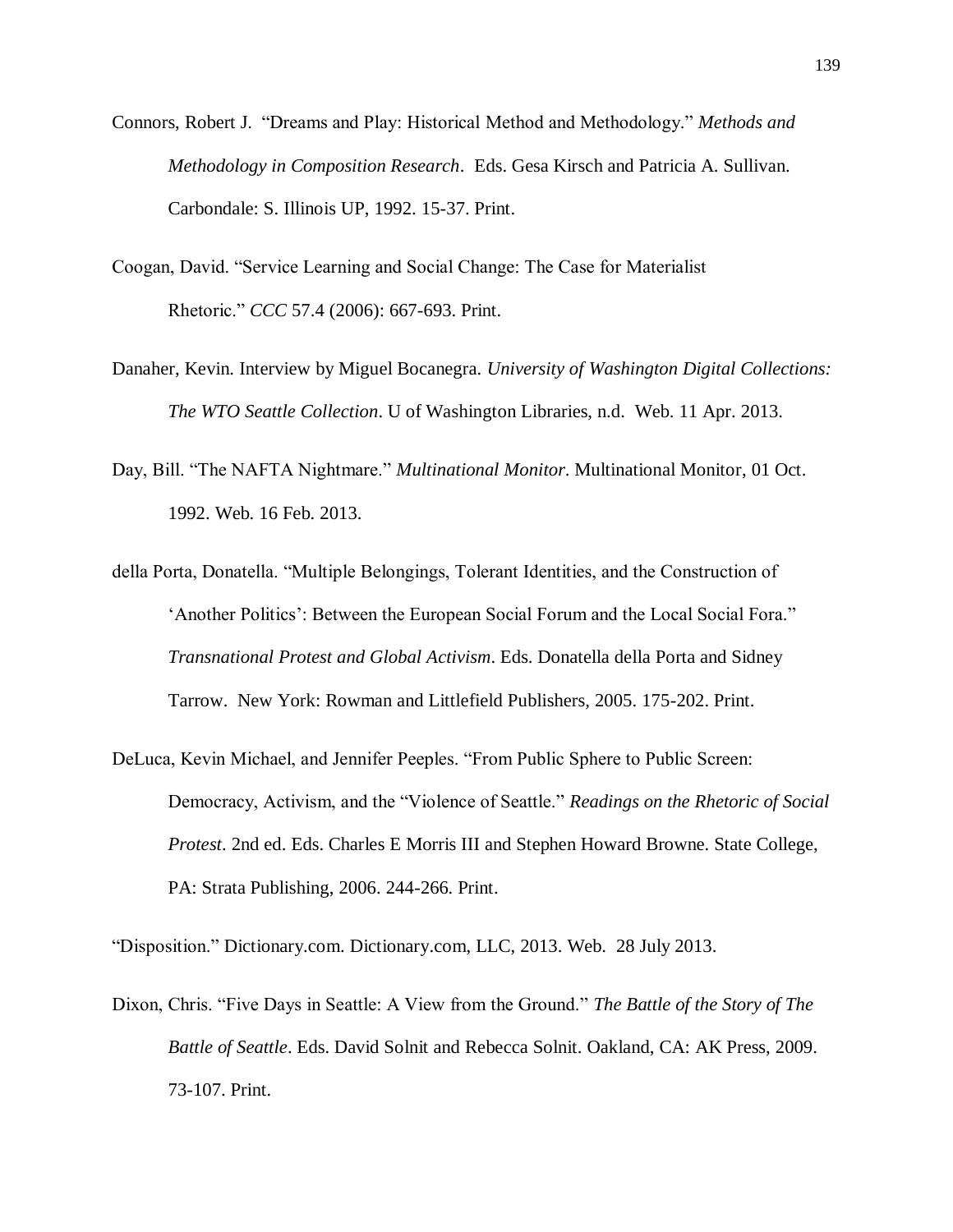Connors, Robert J. "Dreams and Play: Historical Method and Methodology." *Methods and Methodology in Composition Research*. Eds. Gesa Kirsch and Patricia A. Sullivan. Carbondale: S. Illinois UP, 1992. 15-37. Print.

Coogan, David. "Service Learning and Social Change: The Case for Materialist Rhetoric." *CCC* 57.4 (2006): 667-693. Print.

Danaher, Kevin. Interview by Miguel Bocanegra. *University of Washington Digital Collections: The WTO Seattle Collection*. U of Washington Libraries, n.d. Web. 11 Apr. 2013.

Day, Bill. "The NAFTA Nightmare." *Multinational Monitor*. Multinational Monitor, 01 Oct. 1992. Web. 16 Feb. 2013.

della Porta, Donatella. "Multiple Belongings, Tolerant Identities, and the Construction of 'Another Politics': Between the European Social Forum and the Local Social Fora." *Transnational Protest and Global Activism*. Eds. Donatella della Porta and Sidney Tarrow. New York: Rowman and Littlefield Publishers, 2005. 175-202. Print.

DeLuca, Kevin Michael, and Jennifer Peeples. "From Public Sphere to Public Screen: Democracy, Activism, and the "Violence of Seattle." *Readings on the Rhetoric of Social Protest*. 2nd ed. Eds. Charles E Morris III and Stephen Howard Browne. State College, PA: Strata Publishing, 2006. 244-266. Print.

"Disposition." Dictionary.com. Dictionary.com, LLC, 2013. Web. 28 July 2013.

Dixon, Chris. "Five Days in Seattle: A View from the Ground." *The Battle of the Story of The Battle of Seattle*. Eds. David Solnit and Rebecca Solnit. Oakland, CA: AK Press, 2009. 73-107. Print.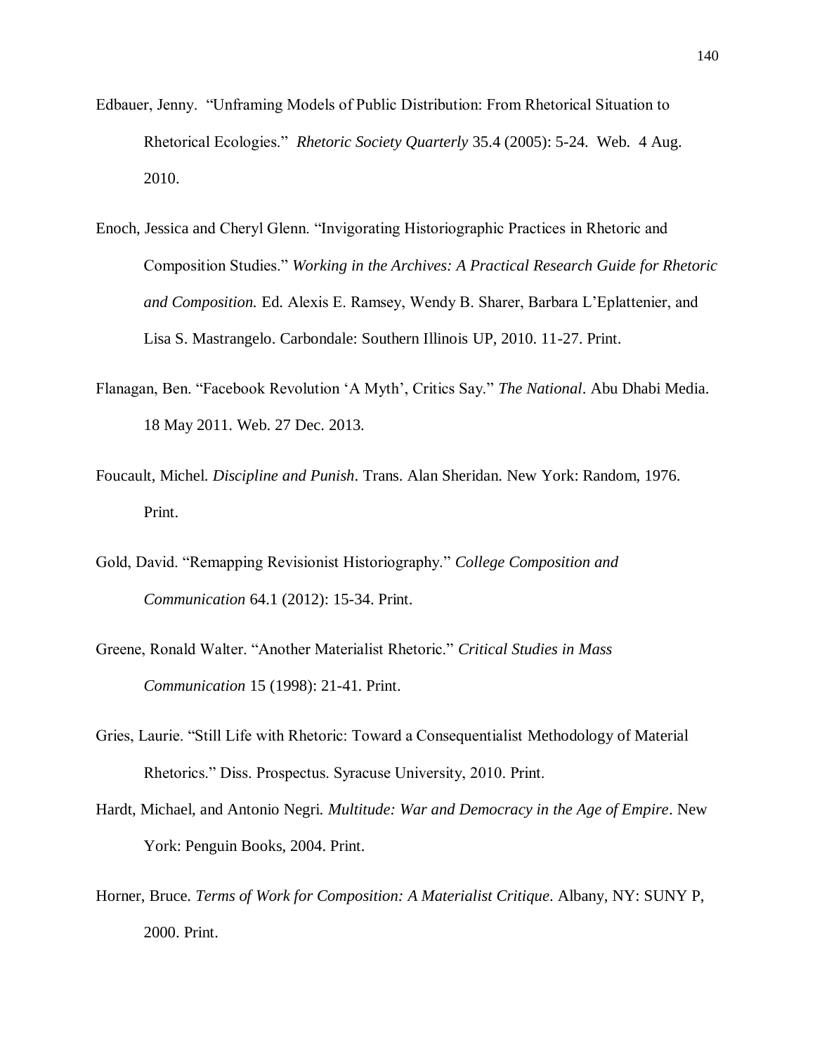Edbauer, Jenny. "Unframing Models of Public Distribution: From Rhetorical Situation to Rhetorical Ecologies." *Rhetoric Society Quarterly* 35.4 (2005): 5-24. Web. 4 Aug. 2010.

Enoch, Jessica and Cheryl Glenn. "Invigorating Historiographic Practices in Rhetoric and Composition Studies." *Working in the Archives: A Practical Research Guide for Rhetoric and Composition.* Ed. Alexis E. Ramsey, Wendy B. Sharer, Barbara L'Eplattenier, and Lisa S. Mastrangelo. Carbondale: Southern Illinois UP, 2010. 11-27. Print.

Flanagan, Ben. "Facebook Revolution 'A Myth', Critics Say." *The National*. Abu Dhabi Media. 18 May 2011. Web. 27 Dec. 2013.

Foucault, Michel. *Discipline and Punish*. Trans. Alan Sheridan. New York: Random, 1976. Print.

Gold, David. "Remapping Revisionist Historiography." *College Composition and Communication* 64.1 (2012): 15-34. Print.

Greene, Ronald Walter. "Another Materialist Rhetoric." *Critical Studies in Mass Communication* 15 (1998): 21-41. Print.

Gries, Laurie. "Still Life with Rhetoric: Toward a Consequentialist Methodology of Material Rhetorics." Diss. Prospectus. Syracuse University, 2010. Print.

Hardt, Michael, and Antonio Negri. *Multitude: War and Democracy in the Age of Empire*. New York: Penguin Books, 2004. Print.

Horner, Bruce. *Terms of Work for Composition: A Materialist Critique*. Albany, NY: SUNY P, 2000. Print.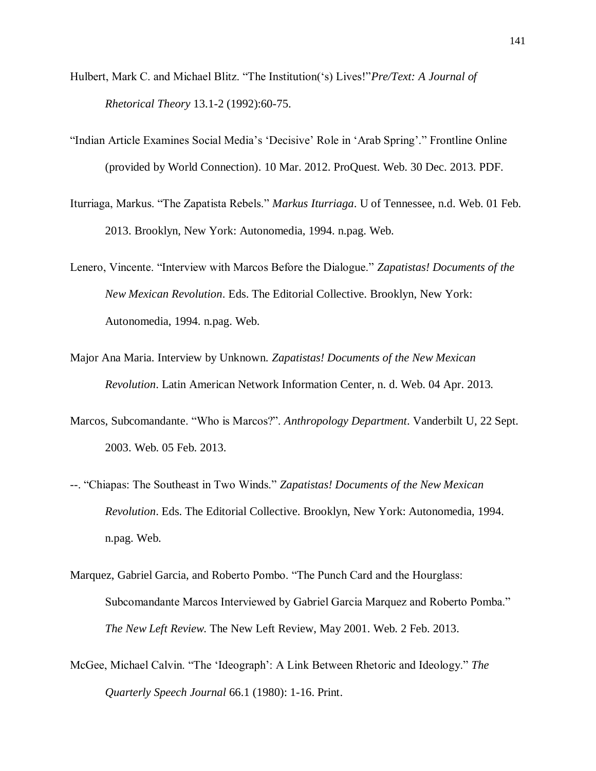Hulbert, Mark C. and Michael Blitz. "The Institution('s) Lives!"*Pre/Text: A Journal of Rhetorical Theory* 13.1-2 (1992):60-75.

"Indian Article Examines Social Media's 'Decisive' Role in 'Arab Spring'." Frontline Online (provided by World Connection). 10 Mar. 2012. ProQuest. Web. 30 Dec. 2013. PDF.

Iturriaga, Markus. "The Zapatista Rebels." *Markus Iturriaga*. U of Tennessee, n.d. Web. 01 Feb. 2013. Brooklyn, New York: Autonomedia, 1994. n.pag. Web.

Lenero, Vincente. "Interview with Marcos Before the Dialogue." *Zapatistas! Documents of the New Mexican Revolution*. Eds. The Editorial Collective. Brooklyn, New York: Autonomedia, 1994. n.pag. Web.

Major Ana Maria. Interview by Unknown. *Zapatistas! Documents of the New Mexican Revolution*. Latin American Network Information Center, n. d. Web. 04 Apr. 2013.

Marcos, Subcomandante. "Who is Marcos?". *Anthropology Department*. Vanderbilt U, 22 Sept. 2003. Web. 05 Feb. 2013.

--. "Chiapas: The Southeast in Two Winds." *Zapatistas! Documents of the New Mexican Revolution*. Eds. The Editorial Collective. Brooklyn, New York: Autonomedia, 1994. n.pag. Web.

Marquez, Gabriel Garcia, and Roberto Pombo. "The Punch Card and the Hourglass: Subcomandante Marcos Interviewed by Gabriel Garcia Marquez and Roberto Pomba." *The New Left Review.* The New Left Review, May 2001. Web. 2 Feb. 2013.

McGee, Michael Calvin. "The 'Ideograph': A Link Between Rhetoric and Ideology." *The Quarterly Speech Journal* 66.1 (1980): 1-16. Print.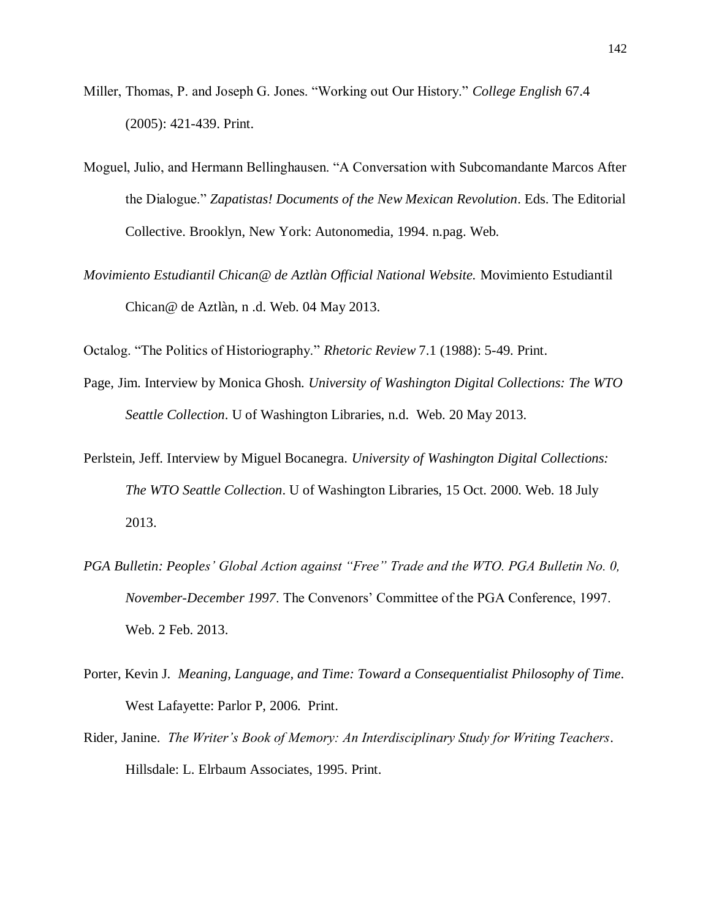Miller, Thomas, P. and Joseph G. Jones. "Working out Our History." *College English* 67.4 (2005): 421-439. Print.

Moguel, Julio, and Hermann Bellinghausen. "A Conversation with Subcomandante Marcos After the Dialogue." *Zapatistas! Documents of the New Mexican Revolution*. Eds. The Editorial Collective. Brooklyn, New York: Autonomedia, 1994. n.pag. Web.

*Movimiento Estudiantil Chican@ de Aztlàn Official National Website.* Movimiento Estudiantil Chican@ de Aztlàn, n .d. Web. 04 May 2013.

Octalog. "The Politics of Historiography." *Rhetoric Review* 7.1 (1988): 5-49. Print.

Page, Jim. Interview by Monica Ghosh. *University of Washington Digital Collections: The WTO Seattle Collection*. U of Washington Libraries, n.d. Web. 20 May 2013.

Perlstein, Jeff. Interview by Miguel Bocanegra. *University of Washington Digital Collections: The WTO Seattle Collection*. U of Washington Libraries, 15 Oct. 2000. Web. 18 July 2013.

*PGA Bulletin: Peoples' Global Action against "Free" Trade and the WTO. PGA Bulletin No. 0, November-December 1997*. The Convenors' Committee of the PGA Conference, 1997. Web. 2 Feb. 2013.

Porter, Kevin J. *Meaning, Language, and Time: Toward a Consequentialist Philosophy of Time*. West Lafayette: Parlor P, 2006. Print.

Rider, Janine. *The Writer's Book of Memory: An Interdisciplinary Study for Writing Teachers*. Hillsdale: L. Elrbaum Associates, 1995. Print.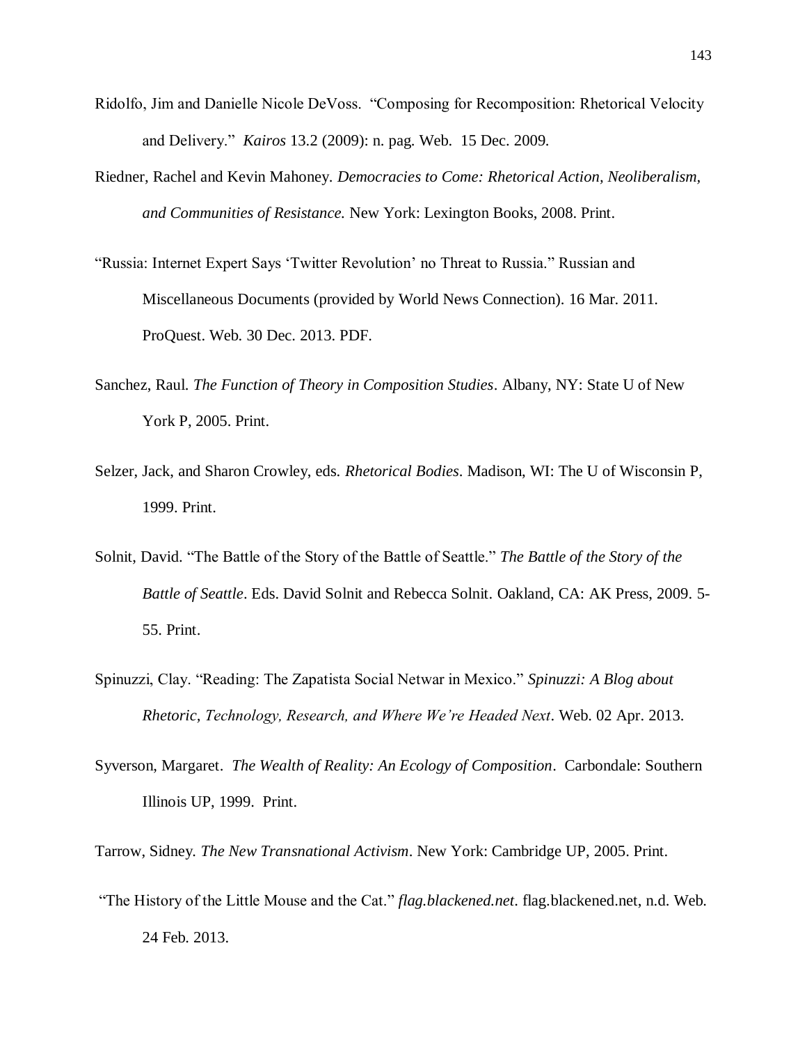Ridolfo, Jim and Danielle Nicole DeVoss. "Composing for Recomposition: Rhetorical Velocity and Delivery." *Kairos* 13.2 (2009): n. pag. Web. 15 Dec. 2009.

Riedner, Rachel and Kevin Mahoney. *Democracies to Come: Rhetorical Action, Neoliberalism, and Communities of Resistance.* New York: Lexington Books, 2008. Print.

"Russia: Internet Expert Says 'Twitter Revolution' no Threat to Russia." Russian and Miscellaneous Documents (provided by World News Connection). 16 Mar. 2011. ProQuest. Web. 30 Dec. 2013. PDF.

Sanchez, Raul. *The Function of Theory in Composition Studies*. Albany, NY: State U of New York P, 2005. Print.

Selzer, Jack, and Sharon Crowley, eds. *Rhetorical Bodies*. Madison, WI: The U of Wisconsin P, 1999. Print.

Solnit, David. "The Battle of the Story of the Battle of Seattle." *The Battle of the Story of the Battle of Seattle*. Eds. David Solnit and Rebecca Solnit. Oakland, CA: AK Press, 2009. 5-55. Print.

Spinuzzi, Clay. "Reading: The Zapatista Social Netwar in Mexico." *Spinuzzi: A Blog about Rhetoric, Technology, Research, and Where We're Headed Next*. Web. 02 Apr. 2013.

Syverson, Margaret. *The Wealth of Reality: An Ecology of Composition*. Carbondale: Southern Illinois UP, 1999. Print.

Tarrow, Sidney. *The New Transnational Activism*. New York: Cambridge UP, 2005. Print.

"The History of the Little Mouse and the Cat." *flag.blackened.net*. flag.blackened.net, n.d. Web. 24 Feb. 2013.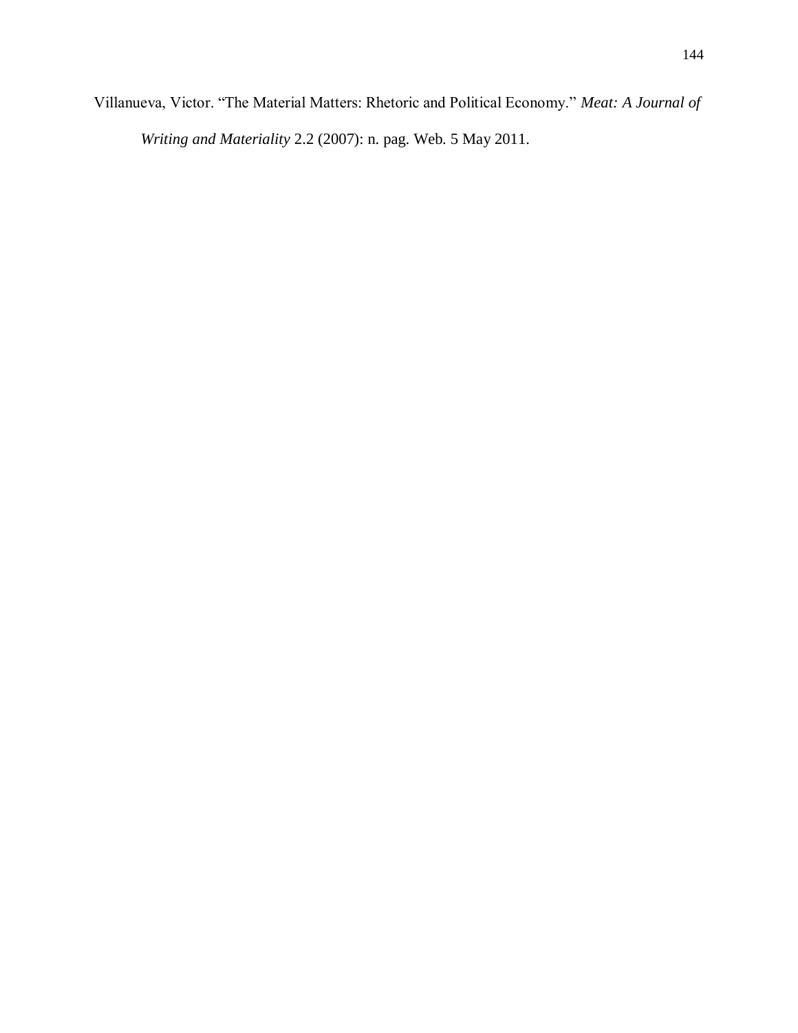Villanueva, Victor. "The Material Matters: Rhetoric and Political Economy." *Meat: A Journal of Writing and Materiality* 2.2 (2007): n. pag. Web. 5 May 2011.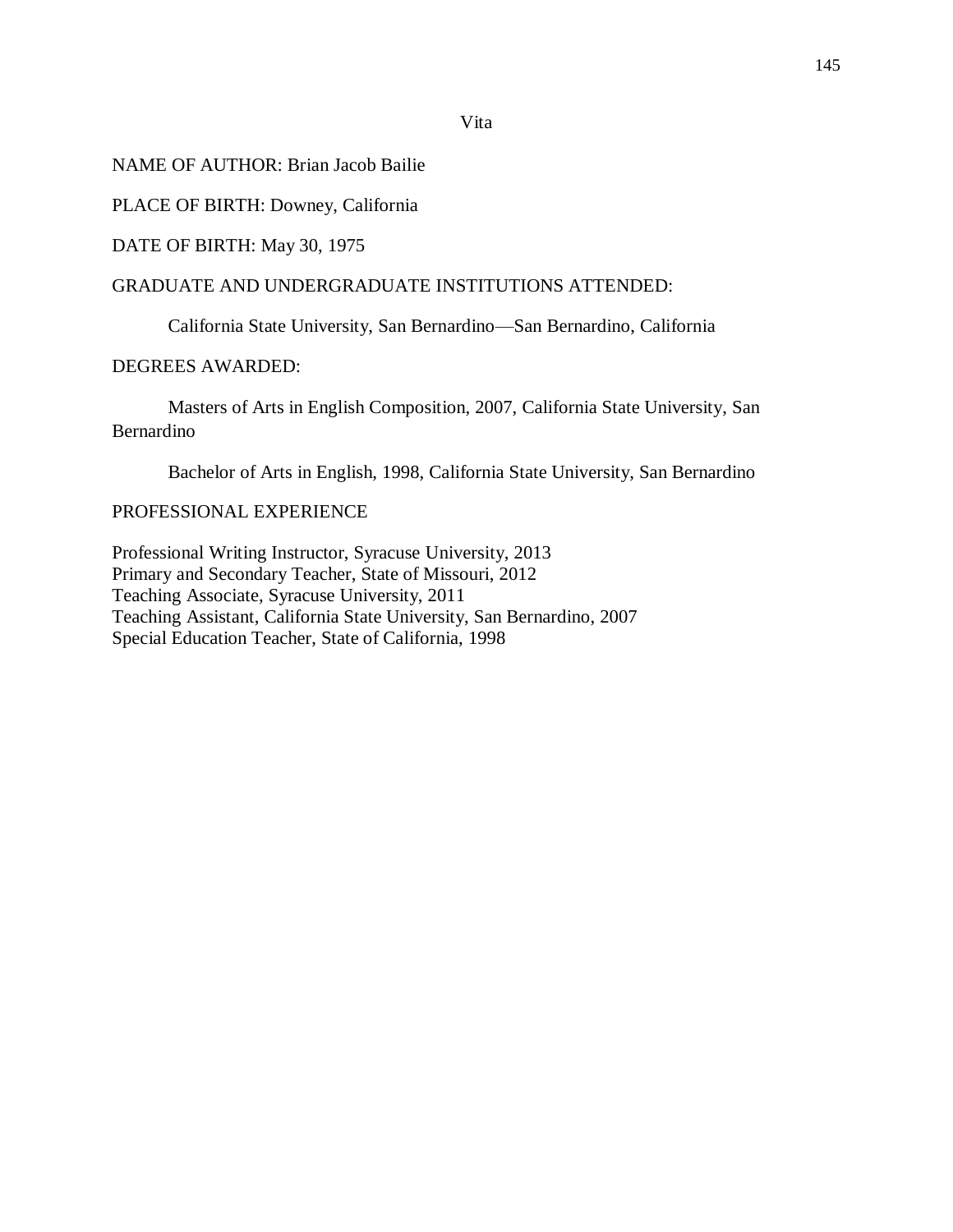# Vita

NAME OF AUTHOR: Brian Jacob Bailie

PLACE OF BIRTH: Downey, California

DATE OF BIRTH: May 30, 1975

GRADUATE AND UNDERGRADUATE INSTITUTIONS ATTENDED:

California State University, San Bernardino—San Bernardino, California

DEGREES AWARDED:

Masters of Arts in English Composition, 2007, California State University, San Bernardino

Bachelor of Arts in English, 1998, California State University, San Bernardino

PROFESSIONAL EXPERIENCE

Professional Writing Instructor, Syracuse University, 2013
Primary and Secondary Teacher, State of Missouri, 2012
Teaching Associate, Syracuse University, 2011
Teaching Assistant, California State University, San Bernardino, 2007
Special Education Teacher, State of California, 1998